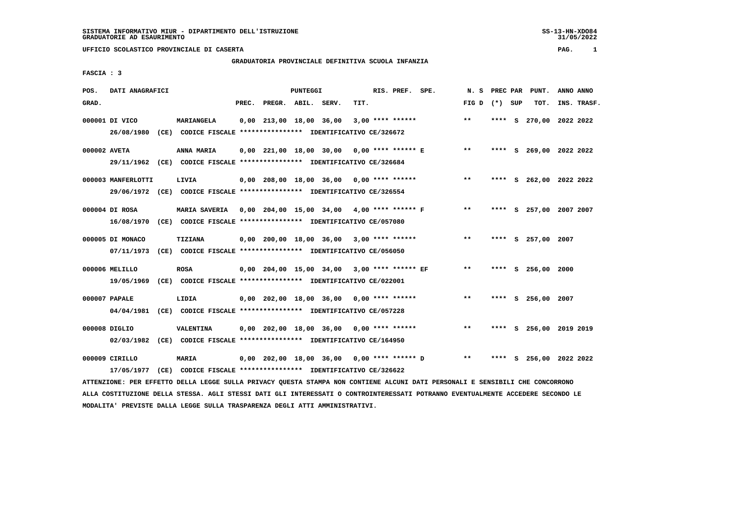SISTEMA INFORMATIVO MIUR - DIPARTIMENTO DELL'ISTRUZIONE
GRADUATORIE AD ESAURIMENTO

UFFICIO SCOLASTICO PROVINCIALE DI CASERTA

GRADUATORIA PROVINCIALE DEFINITIVA SCUOLA INFANZIA

FASCIA : 3

| POS. GRAD. | DATI ANAGRAFICI | | PREC. | PREGR. | ABIL. | SERV. | TIT. | RIS. PREF. SPE. | N. S FIG D | PREC PAR (*) | SUP | PUNT. TOT. | ANNO INS. | ANNO TRASF. |
|---|---|---|---|---|---|---|---|---|---|---|---|---|---|---|
| 000001 | DI VICO | MARIANGELA | 0,00 | 213,00 | 18,00 | 36,00 | 3,00 | **** ****** | ** | **** | S | 270,00 | 2022 | 2022 |
| | 26/08/1980 (CE) CODICE FISCALE **************** IDENTIFICATIVO CE/326672 | | | | | | | | | | | | | |
| 000002 | AVETA | ANNA MARIA | 0,00 | 221,00 | 18,00 | 30,00 | 0,00 | **** ****** E | ** | **** | S | 269,00 | 2022 | 2022 |
| | 29/11/1962 (CE) CODICE FISCALE **************** IDENTIFICATIVO CE/326684 | | | | | | | | | | | | | |
| 000003 | MANFERLOTTI | LIVIA | 0,00 | 208,00 | 18,00 | 36,00 | 0,00 | **** ****** | ** | **** | S | 262,00 | 2022 | 2022 |
| | 29/06/1972 (CE) CODICE FISCALE **************** IDENTIFICATIVO CE/326554 | | | | | | | | | | | | | |
| 000004 | DI ROSA | MARIA SAVERIA | 0,00 | 204,00 | 15,00 | 34,00 | 4,00 | **** ****** F | ** | **** | S | 257,00 | 2007 | 2007 |
| | 16/08/1970 (CE) CODICE FISCALE **************** IDENTIFICATIVO CE/057080 | | | | | | | | | | | | | |
| 000005 | DI MONACO | TIZIANA | 0,00 | 200,00 | 18,00 | 36,00 | 3,00 | **** ****** | ** | **** | S | 257,00 | 2007 | |
| | 07/11/1973 (CE) CODICE FISCALE **************** IDENTIFICATIVO CE/056050 | | | | | | | | | | | | | |
| 000006 | MELILLO | ROSA | 0,00 | 204,00 | 15,00 | 34,00 | 3,00 | **** ****** EF | ** | **** | S | 256,00 | 2000 | |
| | 19/05/1969 (CE) CODICE FISCALE **************** IDENTIFICATIVO CE/022001 | | | | | | | | | | | | | |
| 000007 | PAPALE | LIDIA | 0,00 | 202,00 | 18,00 | 36,00 | 0,00 | **** ****** | ** | **** | S | 256,00 | 2007 | |
| | 04/04/1981 (CE) CODICE FISCALE **************** IDENTIFICATIVO CE/057228 | | | | | | | | | | | | | |
| 000008 | DIGLIO | VALENTINA | 0,00 | 202,00 | 18,00 | 36,00 | 0,00 | **** ****** | ** | **** | S | 256,00 | 2019 | 2019 |
| | 02/03/1982 (CE) CODICE FISCALE **************** IDENTIFICATIVO CE/164950 | | | | | | | | | | | | | |
| 000009 | CIRILLO | MARIA | 0,00 | 202,00 | 18,00 | 36,00 | 0,00 | **** ****** D | ** | **** | S | 256,00 | 2022 | 2022 |
| | 17/05/1977 (CE) CODICE FISCALE **************** IDENTIFICATIVO CE/326622 | | | | | | | | | | | | | |

ATTENZIONE: PER EFFETTO DELLA LEGGE SULLA PRIVACY QUESTA STAMPA NON CONTIENE ALCUNI DATI PERSONALI E SENSIBILI CHE CONCORRONO ALLA COSTITUZIONE DELLA STESSA. AGLI STESSI DATI GLI INTERESSATI O CONTROINTERESSATI POTRANNO EVENTUALMENTE ACCEDERE SECONDO LE MODALITA' PREVISTE DALLA LEGGE SULLA TRASPARENZA DEGLI ATTI AMMINISTRATIVI.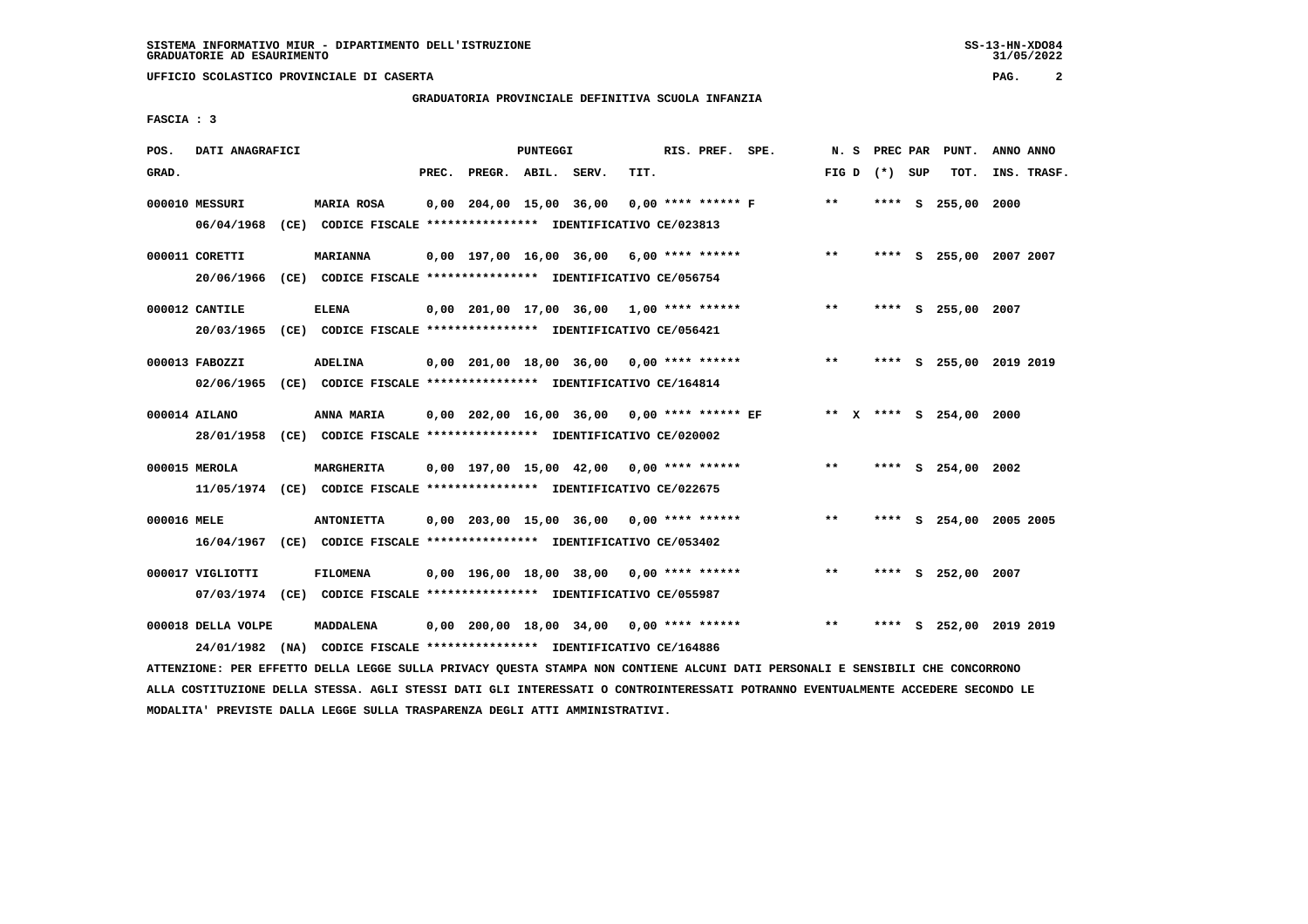SISTEMA INFORMATIVO MIUR - DIPARTIMENTO DELL'ISTRUZIONE
GRADUATORIE AD ESAURIMENTO

UFFICIO SCOLASTICO PROVINCIALE DI CASERTA

GRADUATORIA PROVINCIALE DEFINITIVA SCUOLA INFANZIA

FASCIA : 3

| POS. GRAD. | DATI ANAGRAFICI | | PREC. | PREGR. | ABIL. | SERV. | TIT. | RIS. PREF. SPE. | N. S FIG D | PREC PAR (*) SUP | PUNT. TOT. | ANNO INS. | ANNO TRASF. |
|---|---|---|---|---|---|---|---|---|---|---|---|---|---|
| 000010 | MESSURI | MARIA ROSA | 0,00 | 204,00 | 15,00 | 36,00 | 0,00 | **** ****** F | ** | **** S | 255,00 | 2000 | |
| | 06/04/1968 (CE) CODICE FISCALE **************** IDENTIFICATIVO CE/023813 | | | | | | | | | | | | |
| 000011 | CORETTI | MARIANNA | 0,00 | 197,00 | 16,00 | 36,00 | 6,00 | **** ****** | ** | **** S | 255,00 | 2007 | 2007 |
| | 20/06/1966 (CE) CODICE FISCALE **************** IDENTIFICATIVO CE/056754 | | | | | | | | | | | | |
| 000012 | CANTILE | ELENA | 0,00 | 201,00 | 17,00 | 36,00 | 1,00 | **** ****** | ** | **** S | 255,00 | 2007 | |
| | 20/03/1965 (CE) CODICE FISCALE **************** IDENTIFICATIVO CE/056421 | | | | | | | | | | | | |
| 000013 | FABOZZI | ADELINA | 0,00 | 201,00 | 18,00 | 36,00 | 0,00 | **** ****** | ** | **** S | 255,00 | 2019 | 2019 |
| | 02/06/1965 (CE) CODICE FISCALE **************** IDENTIFICATIVO CE/164814 | | | | | | | | | | | | |
| 000014 | AILANO | ANNA MARIA | 0,00 | 202,00 | 16,00 | 36,00 | 0,00 | **** ****** EF | ** X | **** S | 254,00 | 2000 | |
| | 28/01/1958 (CE) CODICE FISCALE **************** IDENTIFICATIVO CE/020002 | | | | | | | | | | | | |
| 000015 | MEROLA | MARGHERITA | 0,00 | 197,00 | 15,00 | 42,00 | 0,00 | **** ****** | ** | **** S | 254,00 | 2002 | |
| | 11/05/1974 (CE) CODICE FISCALE **************** IDENTIFICATIVO CE/022675 | | | | | | | | | | | | |
| 000016 | MELE | ANTONIETTA | 0,00 | 203,00 | 15,00 | 36,00 | 0,00 | **** ****** | ** | **** S | 254,00 | 2005 | 2005 |
| | 16/04/1967 (CE) CODICE FISCALE **************** IDENTIFICATIVO CE/053402 | | | | | | | | | | | | |
| 000017 | VIGLIOTTI | FILOMENA | 0,00 | 196,00 | 18,00 | 38,00 | 0,00 | **** ****** | ** | **** S | 252,00 | 2007 | |
| | 07/03/1974 (CE) CODICE FISCALE **************** IDENTIFICATIVO CE/055987 | | | | | | | | | | | | |
| 000018 | DELLA VOLPE | MADDALENA | 0,00 | 200,00 | 18,00 | 34,00 | 0,00 | **** ****** | ** | **** S | 252,00 | 2019 | 2019 |
| | 24/01/1982 (NA) CODICE FISCALE **************** IDENTIFICATIVO CE/164886 | | | | | | | | | | | | |

ATTENZIONE: PER EFFETTO DELLA LEGGE SULLA PRIVACY QUESTA STAMPA NON CONTIENE ALCUNI DATI PERSONALI E SENSIBILI CHE CONCORRONO ALLA COSTITUZIONE DELLA STESSA. AGLI STESSI DATI GLI INTERESSATI O CONTROINTERESSATI POTRANNO EVENTUALMENTE ACCEDERE SECONDO LE MODALITA' PREVISTE DALLA LEGGE SULLA TRASPARENZA DEGLI ATTI AMMINISTRATIVI.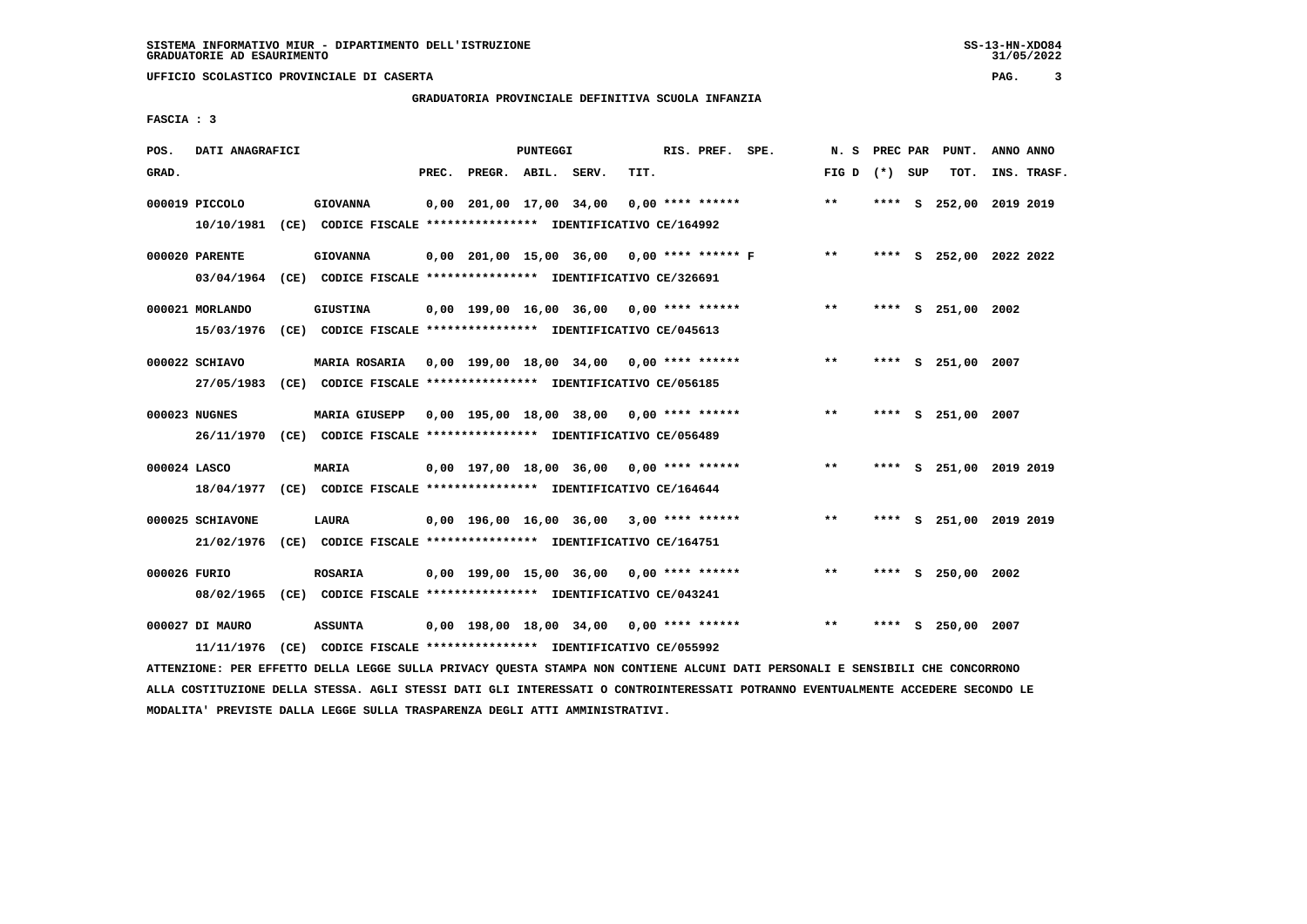SISTEMA INFORMATIVO MIUR - DIPARTIMENTO DELL'ISTRUZIONE
GRADUATORIE AD ESAURIMENTO

UFFICIO SCOLASTICO PROVINCIALE DI CASERTA

GRADUATORIA PROVINCIALE DEFINITIVA SCUOLA INFANZIA

FASCIA : 3

| POS. GRAD. | DATI ANAGRAFICI | | PREC. | PREGR. | ABIL. | SERV. | TIT. | RIS. PREF. | SPE. | N. S FIG D | PREC PAR (*) | SUP | PUNT. TOT. | ANNO INS. | ANNO TRASF. |
|---|---|---|---|---|---|---|---|---|---|---|---|---|---|---|---|
| 000019 | PICCOLO | GIOVANNA | 0,00 | 201,00 | 17,00 | 34,00 | 0,00 | **** ****** | | ** | **** | S | 252,00 | 2019 | 2019 |
| | 10/10/1981 (CE) CODICE FISCALE **************** IDENTIFICATIVO CE/164992 | | | | | | | | | | | | | | |
| 000020 | PARENTE | GIOVANNA | 0,00 | 201,00 | 15,00 | 36,00 | 0,00 | **** ****** | F | ** | **** | S | 252,00 | 2022 | 2022 |
| | 03/04/1964 (CE) CODICE FISCALE **************** IDENTIFICATIVO CE/326691 | | | | | | | | | | | | | | |
| 000021 | MORLANDO | GIUSTINA | 0,00 | 199,00 | 16,00 | 36,00 | 0,00 | **** ****** | | ** | **** | S | 251,00 | 2002 | |
| | 15/03/1976 (CE) CODICE FISCALE **************** IDENTIFICATIVO CE/045613 | | | | | | | | | | | | | | |
| 000022 | SCHIAVO | MARIA ROSARIA | 0,00 | 199,00 | 18,00 | 34,00 | 0,00 | **** ****** | | ** | **** | S | 251,00 | 2007 | |
| | 27/05/1983 (CE) CODICE FISCALE **************** IDENTIFICATIVO CE/056185 | | | | | | | | | | | | | | |
| 000023 | NUGNES | MARIA GIUSEPP | 0,00 | 195,00 | 18,00 | 38,00 | 0,00 | **** ****** | | ** | **** | S | 251,00 | 2007 | |
| | 26/11/1970 (CE) CODICE FISCALE **************** IDENTIFICATIVO CE/056489 | | | | | | | | | | | | | | |
| 000024 | LASCO | MARIA | 0,00 | 197,00 | 18,00 | 36,00 | 0,00 | **** ****** | | ** | **** | S | 251,00 | 2019 | 2019 |
| | 18/04/1977 (CE) CODICE FISCALE **************** IDENTIFICATIVO CE/164644 | | | | | | | | | | | | | | |
| 000025 | SCHIAVONE | LAURA | 0,00 | 196,00 | 16,00 | 36,00 | 3,00 | **** ****** | | ** | **** | S | 251,00 | 2019 | 2019 |
| | 21/02/1976 (CE) CODICE FISCALE **************** IDENTIFICATIVO CE/164751 | | | | | | | | | | | | | | |
| 000026 | FURIO | ROSARIA | 0,00 | 199,00 | 15,00 | 36,00 | 0,00 | **** ****** | | ** | **** | S | 250,00 | 2002 | |
| | 08/02/1965 (CE) CODICE FISCALE **************** IDENTIFICATIVO CE/043241 | | | | | | | | | | | | | | |
| 000027 | DI MAURO | ASSUNTA | 0,00 | 198,00 | 18,00 | 34,00 | 0,00 | **** ****** | | ** | **** | S | 250,00 | 2007 | |
| | 11/11/1976 (CE) CODICE FISCALE **************** IDENTIFICATIVO CE/055992 | | | | | | | | | | | | | | |

ATTENZIONE: PER EFFETTO DELLA LEGGE SULLA PRIVACY QUESTA STAMPA NON CONTIENE ALCUNI DATI PERSONALI E SENSIBILI CHE CONCORRONO ALLA COSTITUZIONE DELLA STESSA. AGLI STESSI DATI GLI INTERESSATI O CONTROINTERESSATI POTRANNO EVENTUALMENTE ACCEDERE SECONDO LE MODALITA' PREVISTE DALLA LEGGE SULLA TRASPARENZA DEGLI ATTI AMMINISTRATIVI.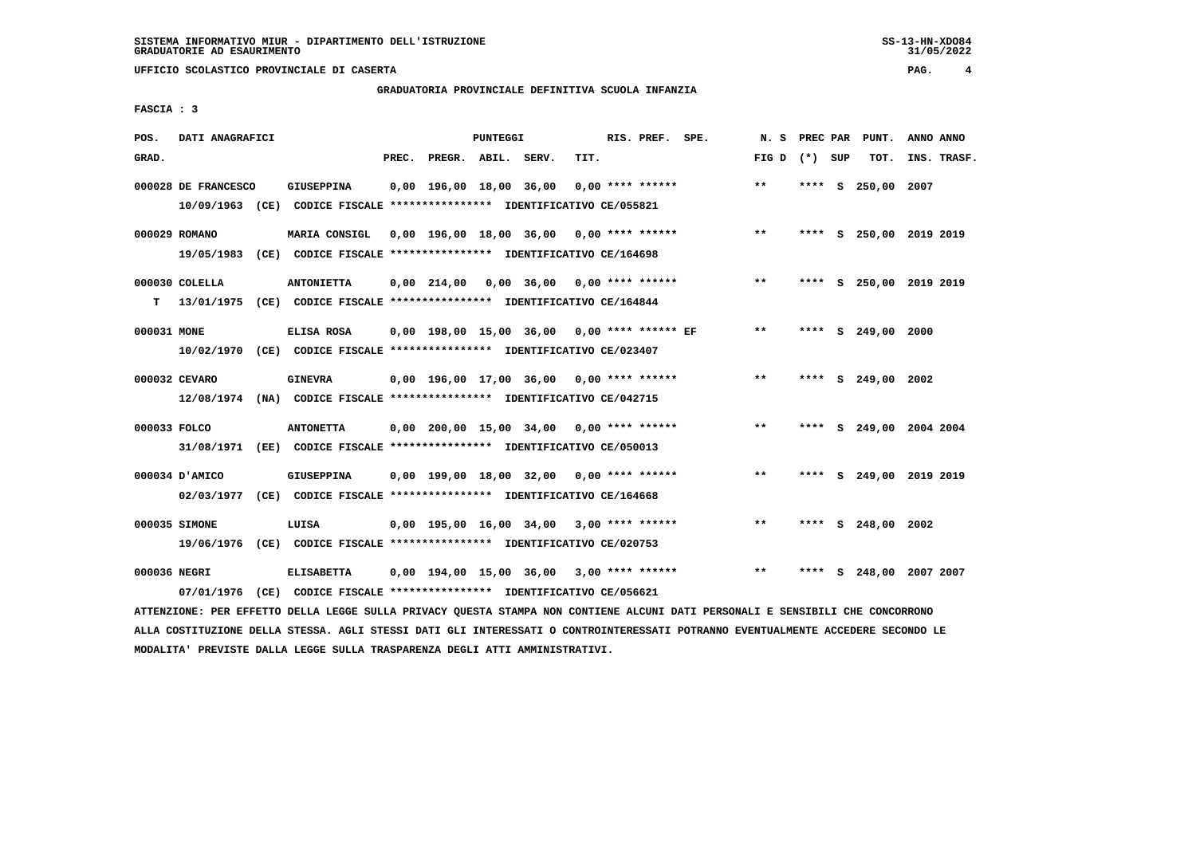SISTEMA INFORMATIVO MIUR - DIPARTIMENTO DELL'ISTRUZIONE
GRADUATORIE AD ESAURIMENTO

UFFICIO SCOLASTICO PROVINCIALE DI CASERTA

GRADUATORIA PROVINCIALE DEFINITIVA SCUOLA INFANZIA

FASCIA : 3

| POS. GRAD. | DATI ANAGRAFICI | | PREC. | PREGR. | ABIL. | SERV. | TIT. | RIS. PREF. | SPE. | N. S FIG D | PREC PAR (*) | SUP | PUNT. TOT. | ANNO INS. | ANNO TRASF. |
|---|---|---|---|---|---|---|---|---|---|---|---|---|---|---|---|
| 000028 | DE FRANCESCO | GIUSEPPINA | 0,00 | 196,00 | 18,00 | 36,00 | 0,00 | **** ****** | | ** | **** | S | 250,00 | 2007 | |
| | 10/09/1963 (CE) CODICE FISCALE **************** IDENTIFICATIVO CE/055821 | | | | | | | | | | | | | | |
| 000029 | ROMANO | MARIA CONSIGL | 0,00 | 196,00 | 18,00 | 36,00 | 0,00 | **** ****** | | ** | **** | S | 250,00 | 2019 | 2019 |
| | 19/05/1983 (CE) CODICE FISCALE **************** IDENTIFICATIVO CE/164698 | | | | | | | | | | | | | | |
| 000030 | COLELLA | ANTONIETTA | 0,00 | 214,00 | 0,00 | 36,00 | 0,00 | **** ****** | | ** | **** | S | 250,00 | 2019 | 2019 |
| T | 13/01/1975 (CE) CODICE FISCALE **************** IDENTIFICATIVO CE/164844 | | | | | | | | | | | | | | |
| 000031 | MONE | ELISA ROSA | 0,00 | 198,00 | 15,00 | 36,00 | 0,00 | **** ****** | EF | ** | **** | S | 249,00 | 2000 | |
| | 10/02/1970 (CE) CODICE FISCALE **************** IDENTIFICATIVO CE/023407 | | | | | | | | | | | | | | |
| 000032 | CEVARO | GINEVRA | 0,00 | 196,00 | 17,00 | 36,00 | 0,00 | **** ****** | | ** | **** | S | 249,00 | 2002 | |
| | 12/08/1974 (NA) CODICE FISCALE **************** IDENTIFICATIVO CE/042715 | | | | | | | | | | | | | | |
| 000033 | FOLCO | ANTONETTA | 0,00 | 200,00 | 15,00 | 34,00 | 0,00 | **** ****** | | ** | **** | S | 249,00 | 2004 | 2004 |
| | 31/08/1971 (EE) CODICE FISCALE **************** IDENTIFICATIVO CE/050013 | | | | | | | | | | | | | | |
| 000034 | D'AMICO | GIUSEPPINA | 0,00 | 199,00 | 18,00 | 32,00 | 0,00 | **** ****** | | ** | **** | S | 249,00 | 2019 | 2019 |
| | 02/03/1977 (CE) CODICE FISCALE **************** IDENTIFICATIVO CE/164668 | | | | | | | | | | | | | | |
| 000035 | SIMONE | LUISA | 0,00 | 195,00 | 16,00 | 34,00 | 3,00 | **** ****** | | ** | **** | S | 248,00 | 2002 | |
| | 19/06/1976 (CE) CODICE FISCALE **************** IDENTIFICATIVO CE/020753 | | | | | | | | | | | | | | |
| 000036 | NEGRI | ELISABETTA | 0,00 | 194,00 | 15,00 | 36,00 | 3,00 | **** ****** | | ** | **** | S | 248,00 | 2007 | 2007 |
| | 07/01/1976 (CE) CODICE FISCALE **************** IDENTIFICATIVO CE/056621 | | | | | | | | | | | | | | |

ATTENZIONE: PER EFFETTO DELLA LEGGE SULLA PRIVACY QUESTA STAMPA NON CONTIENE ALCUNI DATI PERSONALI E SENSIBILI CHE CONCORRONO ALLA COSTITUZIONE DELLA STESSA. AGLI STESSI DATI GLI INTERESSATI O CONTROINTERESSATI POTRANNO EVENTUALMENTE ACCEDERE SECONDO LE MODALITA' PREVISTE DALLA LEGGE SULLA TRASPARENZA DEGLI ATTI AMMINISTRATIVI.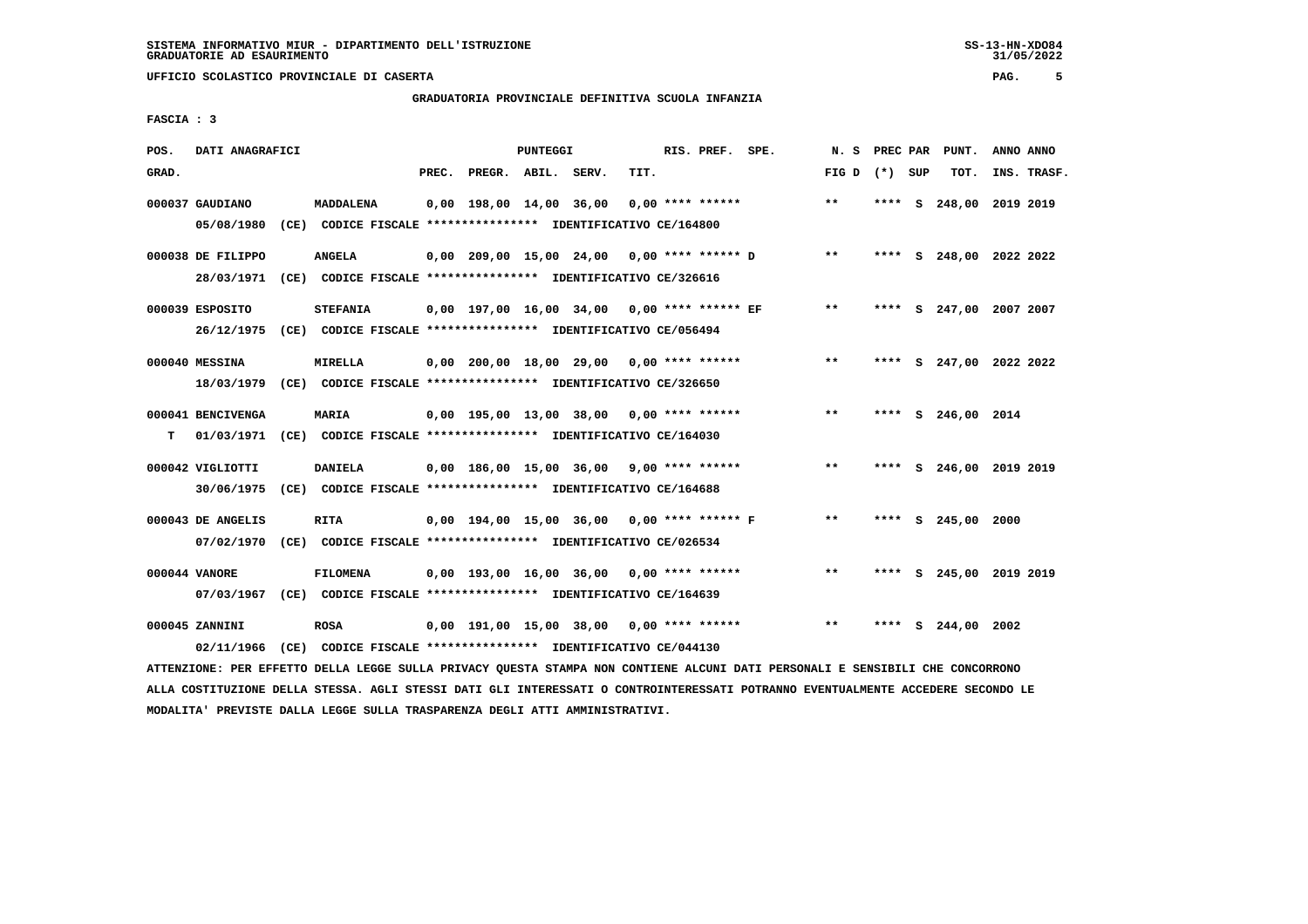SISTEMA INFORMATIVO MIUR - DIPARTIMENTO DELL'ISTRUZIONE
GRADUATORIE AD ESAURIMENTO

UFFICIO SCOLASTICO PROVINCIALE DI CASERTA

GRADUATORIA PROVINCIALE DEFINITIVA SCUOLA INFANZIA

FASCIA : 3

| POS. GRAD. | DATI ANAGRAFICI | | PREC. | PREGR. | ABIL. | SERV. | TIT. | RIS. PREF. | SPE. | N. S FIG D | PREC PAR (*) | SUP | PUNT. TOT. | ANNO INS. | ANNO TRASF. |
|---|---|---|---|---|---|---|---|---|---|---|---|---|---|---|---|
| 000037 | GAUDIANO | MADDALENA | 0,00 | 198,00 | 14,00 | 36,00 | 0,00 | **** ****** | | ** | **** | S | 248,00 | 2019 | 2019 |
| | 05/08/1980 (CE) CODICE FISCALE **************** IDENTIFICATIVO CE/164800 | | | | | | | | | | | | | | |
| 000038 | DE FILIPPO | ANGELA | 0,00 | 209,00 | 15,00 | 24,00 | 0,00 | **** ****** D | | ** | **** | S | 248,00 | 2022 | 2022 |
| | 28/03/1971 (CE) CODICE FISCALE **************** IDENTIFICATIVO CE/326616 | | | | | | | | | | | | | | |
| 000039 | ESPOSITO | STEFANIA | 0,00 | 197,00 | 16,00 | 34,00 | 0,00 | **** ****** EF | | ** | **** | S | 247,00 | 2007 | 2007 |
| | 26/12/1975 (CE) CODICE FISCALE **************** IDENTIFICATIVO CE/056494 | | | | | | | | | | | | | | |
| 000040 | MESSINA | MIRELLA | 0,00 | 200,00 | 18,00 | 29,00 | 0,00 | **** ****** | | ** | **** | S | 247,00 | 2022 | 2022 |
| | 18/03/1979 (CE) CODICE FISCALE **************** IDENTIFICATIVO CE/326650 | | | | | | | | | | | | | | |
| 000041 | BENCIVENGA | MARIA | 0,00 | 195,00 | 13,00 | 38,00 | 0,00 | **** ****** | | ** | **** | S | 246,00 | 2014 | |
| T | 01/03/1971 (CE) CODICE FISCALE **************** IDENTIFICATIVO CE/164030 | | | | | | | | | | | | | | |
| 000042 | VIGLIOTTI | DANIELA | 0,00 | 186,00 | 15,00 | 36,00 | 9,00 | **** ****** | | ** | **** | S | 246,00 | 2019 | 2019 |
| | 30/06/1975 (CE) CODICE FISCALE **************** IDENTIFICATIVO CE/164688 | | | | | | | | | | | | | | |
| 000043 | DE ANGELIS | RITA | 0,00 | 194,00 | 15,00 | 36,00 | 0,00 | **** ****** F | | ** | **** | S | 245,00 | 2000 | |
| | 07/02/1970 (CE) CODICE FISCALE **************** IDENTIFICATIVO CE/026534 | | | | | | | | | | | | | | |
| 000044 | VANORE | FILOMENA | 0,00 | 193,00 | 16,00 | 36,00 | 0,00 | **** ****** | | ** | **** | S | 245,00 | 2019 | 2019 |
| | 07/03/1967 (CE) CODICE FISCALE **************** IDENTIFICATIVO CE/164639 | | | | | | | | | | | | | | |
| 000045 | ZANNINI | ROSA | 0,00 | 191,00 | 15,00 | 38,00 | 0,00 | **** ****** | | ** | **** | S | 244,00 | 2002 | |
| | 02/11/1966 (CE) CODICE FISCALE **************** IDENTIFICATIVO CE/044130 | | | | | | | | | | | | | | |

ATTENZIONE: PER EFFETTO DELLA LEGGE SULLA PRIVACY QUESTA STAMPA NON CONTIENE ALCUNI DATI PERSONALI E SENSIBILI CHE CONCORRONO ALLA COSTITUZIONE DELLA STESSA. AGLI STESSI DATI GLI INTERESSATI O CONTROINTERESSATI POTRANNO EVENTUALMENTE ACCEDERE SECONDO LE MODALITA' PREVISTE DALLA LEGGE SULLA TRASPARENZA DEGLI ATTI AMMINISTRATIVI.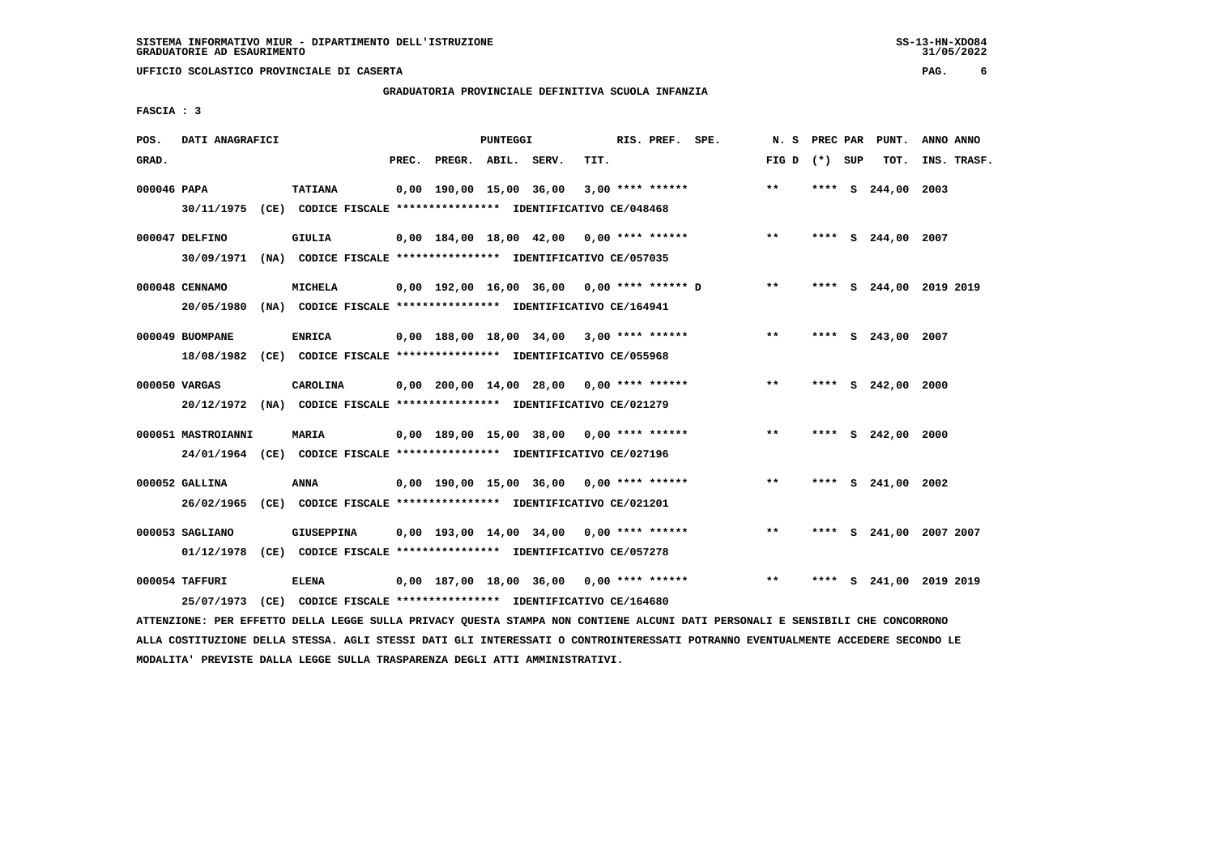SISTEMA INFORMATIVO MIUR - DIPARTIMENTO DELL'ISTRUZIONE
GRADUATORIE AD ESAURIMENTO

UFFICIO SCOLASTICO PROVINCIALE DI CASERTA

GRADUATORIA PROVINCIALE DEFINITIVA SCUOLA INFANZIA

FASCIA : 3

| POS. GRAD. | DATI ANAGRAFICI | | PREC. | PREGR. | ABIL. | SERV. | TIT. | RIS. PREF. SPE. | N. S FIG D | PREC PAR (*) SUP | PUNT. TOT. | ANNO INS. | ANNO TRASF. |
|---|---|---|---|---|---|---|---|---|---|---|---|---|---|
| 000046 | PAPA | TATIANA | 0,00 | 190,00 | 15,00 | 36,00 | 3,00 | **** ****** | ** | **** S | 244,00 | 2003 | |
| | 30/11/1975 (CE) CODICE FISCALE **************** IDENTIFICATIVO CE/048468 | | | | | | | | | | | | |
| 000047 | DELFINO | GIULIA | 0,00 | 184,00 | 18,00 | 42,00 | 0,00 | **** ****** | ** | **** S | 244,00 | 2007 | |
| | 30/09/1971 (NA) CODICE FISCALE **************** IDENTIFICATIVO CE/057035 | | | | | | | | | | | | |
| 000048 | CENNAMO | MICHELA | 0,00 | 192,00 | 16,00 | 36,00 | 0,00 | **** ****** D | ** | **** S | 244,00 | 2019 | 2019 |
| | 20/05/1980 (NA) CODICE FISCALE **************** IDENTIFICATIVO CE/164941 | | | | | | | | | | | | |
| 000049 | BUOMPANE | ENRICA | 0,00 | 188,00 | 18,00 | 34,00 | 3,00 | **** ****** | ** | **** S | 243,00 | 2007 | |
| | 18/08/1982 (CE) CODICE FISCALE **************** IDENTIFICATIVO CE/055968 | | | | | | | | | | | | |
| 000050 | VARGAS | CAROLINA | 0,00 | 200,00 | 14,00 | 28,00 | 0,00 | **** ****** | ** | **** S | 242,00 | 2000 | |
| | 20/12/1972 (NA) CODICE FISCALE **************** IDENTIFICATIVO CE/021279 | | | | | | | | | | | | |
| 000051 | MASTROIANNI | MARIA | 0,00 | 189,00 | 15,00 | 38,00 | 0,00 | **** ****** | ** | **** S | 242,00 | 2000 | |
| | 24/01/1964 (CE) CODICE FISCALE **************** IDENTIFICATIVO CE/027196 | | | | | | | | | | | | |
| 000052 | GALLINA | ANNA | 0,00 | 190,00 | 15,00 | 36,00 | 0,00 | **** ****** | ** | **** S | 241,00 | 2002 | |
| | 26/02/1965 (CE) CODICE FISCALE **************** IDENTIFICATIVO CE/021201 | | | | | | | | | | | | |
| 000053 | SAGLIANO | GIUSEPPINA | 0,00 | 193,00 | 14,00 | 34,00 | 0,00 | **** ****** | ** | **** S | 241,00 | 2007 | 2007 |
| | 01/12/1978 (CE) CODICE FISCALE **************** IDENTIFICATIVO CE/057278 | | | | | | | | | | | | |
| 000054 | TAFFURI | ELENA | 0,00 | 187,00 | 18,00 | 36,00 | 0,00 | **** ****** | ** | **** S | 241,00 | 2019 | 2019 |
| | 25/07/1973 (CE) CODICE FISCALE **************** IDENTIFICATIVO CE/164680 | | | | | | | | | | | | |

ATTENZIONE: PER EFFETTO DELLA LEGGE SULLA PRIVACY QUESTA STAMPA NON CONTIENE ALCUNI DATI PERSONALI E SENSIBILI CHE CONCORRONO ALLA COSTITUZIONE DELLA STESSA. AGLI STESSI DATI GLI INTERESSATI O CONTROINTERESSATI POTRANNO EVENTUALMENTE ACCEDERE SECONDO LE MODALITA' PREVISTE DALLA LEGGE SULLA TRASPARENZA DEGLI ATTI AMMINISTRATIVI.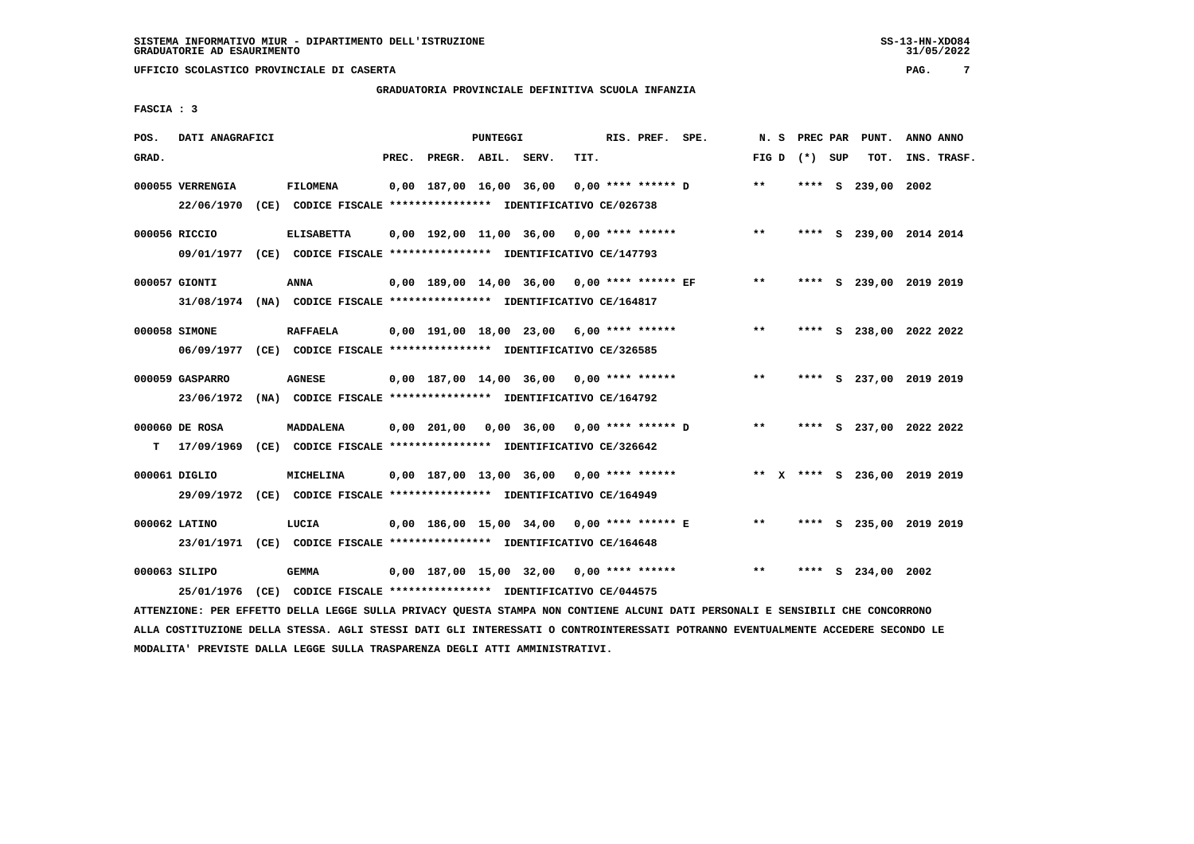SISTEMA INFORMATIVO MIUR - DIPARTIMENTO DELL'ISTRUZIONE
GRADUATORIE AD ESAURIMENTO

UFFICIO SCOLASTICO PROVINCIALE DI CASERTA

GRADUATORIA PROVINCIALE DEFINITIVA SCUOLA INFANZIA

FASCIA : 3

| POS. GRAD. | DATI ANAGRAFICI | | PREC. | PREGR. | ABIL. | SERV. | TIT. | RIS. PREF. SPE. | N. S FIG D | PREC PAR (*) SUP | PUNT. TOT. | ANNO INS. | ANNO TRASF. |
|---|---|---|---|---|---|---|---|---|---|---|---|---|---|
| 000055 | VERRENGIA | FILOMENA | 0,00 | 187,00 | 16,00 | 36,00 | 0,00 | **** ****** D | ** | **** S | 239,00 | 2002 | |
| | 22/06/1970 (CE) CODICE FISCALE **************** IDENTIFICATIVO CE/026738 | | | | | | | | | | | | |
| 000056 | RICCIO | ELISABETTA | 0,00 | 192,00 | 11,00 | 36,00 | 0,00 | **** ****** | ** | **** S | 239,00 | 2014 | 2014 |
| | 09/01/1977 (CE) CODICE FISCALE **************** IDENTIFICATIVO CE/147793 | | | | | | | | | | | | |
| 000057 | GIONTI | ANNA | 0,00 | 189,00 | 14,00 | 36,00 | 0,00 | **** ****** EF | ** | **** S | 239,00 | 2019 | 2019 |
| | 31/08/1974 (NA) CODICE FISCALE **************** IDENTIFICATIVO CE/164817 | | | | | | | | | | | | |
| 000058 | SIMONE | RAFFAELA | 0,00 | 191,00 | 18,00 | 23,00 | 6,00 | **** ****** | ** | **** S | 238,00 | 2022 | 2022 |
| | 06/09/1977 (CE) CODICE FISCALE **************** IDENTIFICATIVO CE/326585 | | | | | | | | | | | | |
| 000059 | GASPARRO | AGNESE | 0,00 | 187,00 | 14,00 | 36,00 | 0,00 | **** ****** | ** | **** S | 237,00 | 2019 | 2019 |
| | 23/06/1972 (NA) CODICE FISCALE **************** IDENTIFICATIVO CE/164792 | | | | | | | | | | | | |
| 000060 | DE ROSA | MADDALENA | 0,00 | 201,00 | 0,00 | 36,00 | 0,00 | **** ****** D | ** | **** S | 237,00 | 2022 | 2022 |
| T | 17/09/1969 (CE) CODICE FISCALE **************** IDENTIFICATIVO CE/326642 | | | | | | | | | | | | |
| 000061 | DIGLIO | MICHELINA | 0,00 | 187,00 | 13,00 | 36,00 | 0,00 | **** ****** | ** X | **** S | 236,00 | 2019 | 2019 |
| | 29/09/1972 (CE) CODICE FISCALE **************** IDENTIFICATIVO CE/164949 | | | | | | | | | | | | |
| 000062 | LATINO | LUCIA | 0,00 | 186,00 | 15,00 | 34,00 | 0,00 | **** ****** E | ** | **** S | 235,00 | 2019 | 2019 |
| | 23/01/1971 (CE) CODICE FISCALE **************** IDENTIFICATIVO CE/164648 | | | | | | | | | | | | |
| 000063 | SILIPO | GEMMA | 0,00 | 187,00 | 15,00 | 32,00 | 0,00 | **** ****** | ** | **** S | 234,00 | 2002 | |
| | 25/01/1976 (CE) CODICE FISCALE **************** IDENTIFICATIVO CE/044575 | | | | | | | | | | | | |

ATTENZIONE: PER EFFETTO DELLA LEGGE SULLA PRIVACY QUESTA STAMPA NON CONTIENE ALCUNI DATI PERSONALI E SENSIBILI CHE CONCORRONO ALLA COSTITUZIONE DELLA STESSA. AGLI STESSI DATI GLI INTERESSATI O CONTROINTERESSATI POTRANNO EVENTUALMENTE ACCEDERE SECONDO LE MODALITA' PREVISTE DALLA LEGGE SULLA TRASPARENZA DEGLI ATTI AMMINISTRATIVI.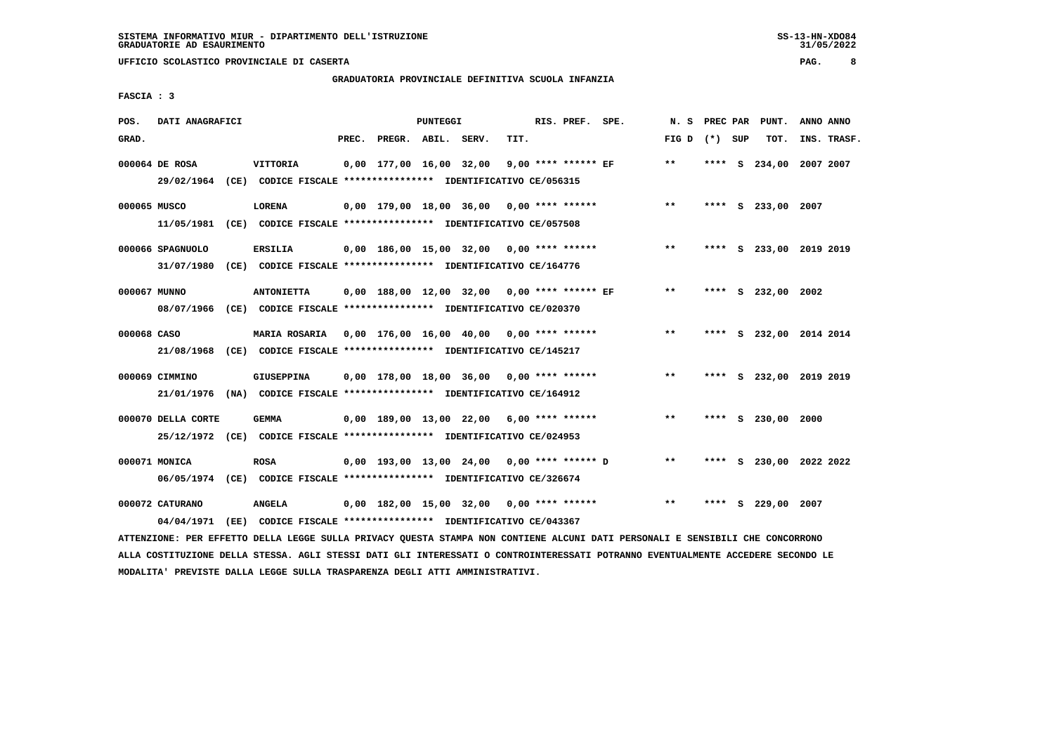UFFICIO SCOLASTICO PROVINCIALE DI CASERTA

GRADUATORIA PROVINCIALE DEFINITIVA SCUOLA INFANZIA

FASCIA : 3

| POS. GRAD. | DATI ANAGRAFICI | | PREC. | PREGR. | ABIL. | SERV. | TIT. | RIS. PREF. | SPE. | N. S FIG D | PREC PAR (*) | SUP | PUNT. TOT. | ANNO INS. | ANNO TRASF. |
|---|---|---|---|---|---|---|---|---|---|---|---|---|---|---|---|
| 000064 | DE ROSA | VITTORIA | 0,00 | 177,00 | 16,00 | 32,00 | 9,00 | **** ****** | EF | ** | **** | S | 234,00 | 2007 | 2007 |
| | 29/02/1964 (CE) CODICE FISCALE **************** IDENTIFICATIVO CE/056315 | | | | | | | | | | | | | | |
| 000065 | MUSCO | LORENA | 0,00 | 179,00 | 18,00 | 36,00 | 0,00 | **** ****** | | ** | **** | S | 233,00 | 2007 | |
| | 11/05/1981 (CE) CODICE FISCALE **************** IDENTIFICATIVO CE/057508 | | | | | | | | | | | | | | |
| 000066 | SPAGNUOLO | ERSILIA | 0,00 | 186,00 | 15,00 | 32,00 | 0,00 | **** ****** | | ** | **** | S | 233,00 | 2019 | 2019 |
| | 31/07/1980 (CE) CODICE FISCALE **************** IDENTIFICATIVO CE/164776 | | | | | | | | | | | | | | |
| 000067 | MUNNO | ANTONIETTA | 0,00 | 188,00 | 12,00 | 32,00 | 0,00 | **** ****** | EF | ** | **** | S | 232,00 | 2002 | |
| | 08/07/1966 (CE) CODICE FISCALE **************** IDENTIFICATIVO CE/020370 | | | | | | | | | | | | | | |
| 000068 | CASO | MARIA ROSARIA | 0,00 | 176,00 | 16,00 | 40,00 | 0,00 | **** ****** | | ** | **** | S | 232,00 | 2014 | 2014 |
| | 21/08/1968 (CE) CODICE FISCALE **************** IDENTIFICATIVO CE/145217 | | | | | | | | | | | | | | |
| 000069 | CIMMINO | GIUSEPPINA | 0,00 | 178,00 | 18,00 | 36,00 | 0,00 | **** ****** | | ** | **** | S | 232,00 | 2019 | 2019 |
| | 21/01/1976 (NA) CODICE FISCALE **************** IDENTIFICATIVO CE/164912 | | | | | | | | | | | | | | |
| 000070 | DELLA CORTE | GEMMA | 0,00 | 189,00 | 13,00 | 22,00 | 6,00 | **** ****** | | ** | **** | S | 230,00 | 2000 | |
| | 25/12/1972 (CE) CODICE FISCALE **************** IDENTIFICATIVO CE/024953 | | | | | | | | | | | | | | |
| 000071 | MONICA | ROSA | 0,00 | 193,00 | 13,00 | 24,00 | 0,00 | **** ****** | D | ** | **** | S | 230,00 | 2022 | 2022 |
| | 06/05/1974 (CE) CODICE FISCALE **************** IDENTIFICATIVO CE/326674 | | | | | | | | | | | | | | |
| 000072 | CATURANO | ANGELA | 0,00 | 182,00 | 15,00 | 32,00 | 0,00 | **** ****** | | ** | **** | S | 229,00 | 2007 | |
| | 04/04/1971 (EE) CODICE FISCALE **************** IDENTIFICATIVO CE/043367 | | | | | | | | | | | | | | |

ATTENZIONE: PER EFFETTO DELLA LEGGE SULLA PRIVACY QUESTA STAMPA NON CONTIENE ALCUNI DATI PERSONALI E SENSIBILI CHE CONCORRONO ALLA COSTITUZIONE DELLA STESSA. AGLI STESSI DATI GLI INTERESSATI O CONTROINTERESSATI POTRANNO EVENTUALMENTE ACCEDERE SECONDO LE MODALITA' PREVISTE DALLA LEGGE SULLA TRASPARENZA DEGLI ATTI AMMINISTRATIVI.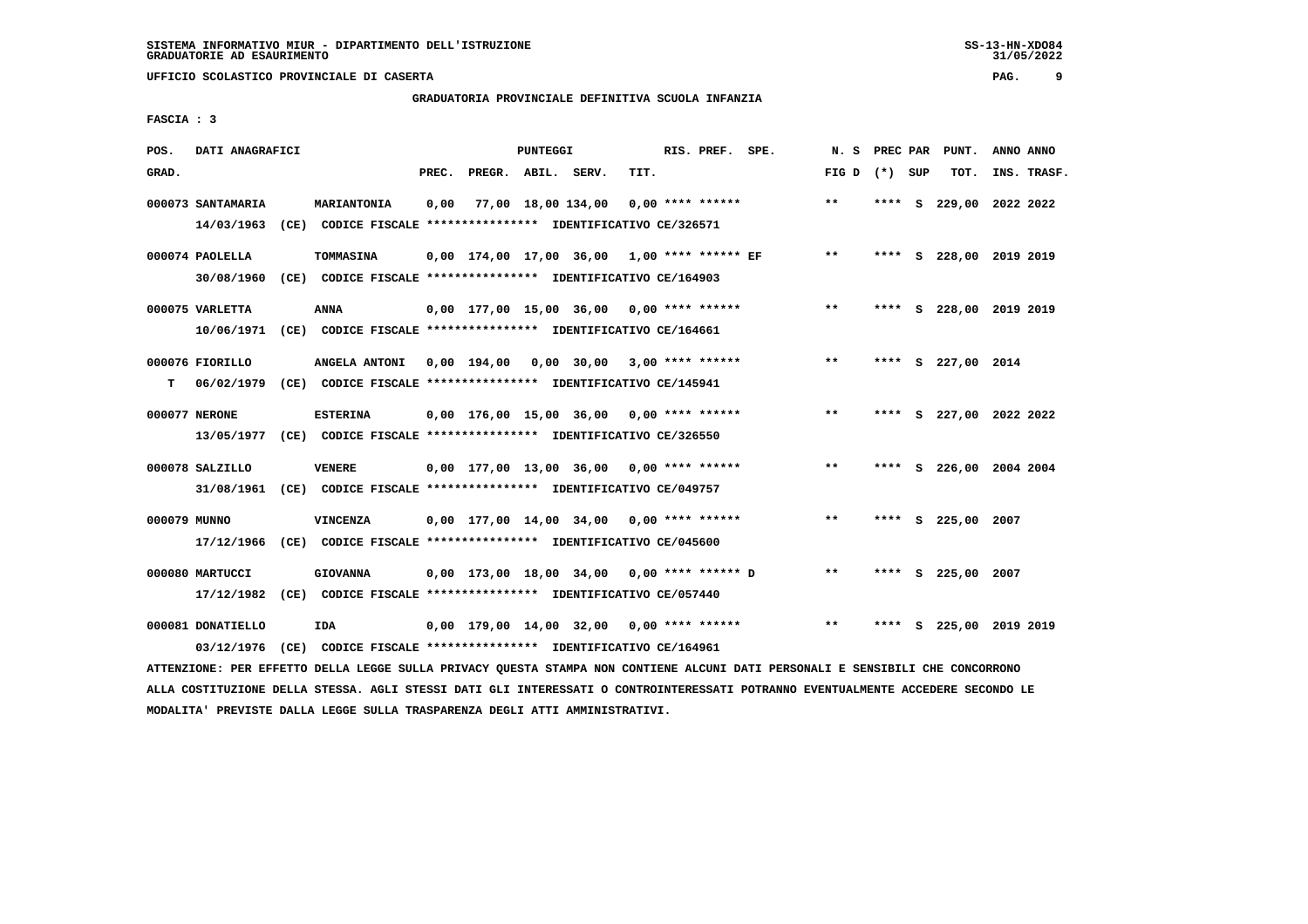SISTEMA INFORMATIVO MIUR - DIPARTIMENTO DELL'ISTRUZIONE
GRADUATORIE AD ESAURIMENTO

UFFICIO SCOLASTICO PROVINCIALE DI CASERTA

GRADUATORIA PROVINCIALE DEFINITIVA SCUOLA INFANZIA

FASCIA : 3

| POS. GRAD. | DATI ANAGRAFICI | | PREC. | PREGR. | ABIL. | SERV. | TIT. | RIS. PREF. SPE. | N. S FIG D | PREC PAR (*) SUP | PUNT. TOT. | ANNO ANNO INS. TRASF. |
|---|---|---|---|---|---|---|---|---|---|---|---|---|
| 000073 | SANTAMARIA | MARIANTONIA | 0,00 | 77,00 | 18,00 | 134,00 | 0,00 | **** ****** | ** | **** S | 229,00 | 2022 2022 |
| | 14/03/1963 (CE) | CODICE FISCALE **************** IDENTIFICATIVO CE/326571 | | | | | | | | | | |
| 000074 | PAOLELLA | TOMMASINA | 0,00 | 174,00 | 17,00 | 36,00 | 1,00 | **** ****** EF | ** | **** S | 228,00 | 2019 2019 |
| | 30/08/1960 (CE) | CODICE FISCALE **************** IDENTIFICATIVO CE/164903 | | | | | | | | | | |
| 000075 | VARLETTA | ANNA | 0,00 | 177,00 | 15,00 | 36,00 | 0,00 | **** ****** | ** | **** S | 228,00 | 2019 2019 |
| | 10/06/1971 (CE) | CODICE FISCALE **************** IDENTIFICATIVO CE/164661 | | | | | | | | | | |
| 000076 | FIORILLO | ANGELA ANTONI | 0,00 | 194,00 | 0,00 | 30,00 | 3,00 | **** ****** | ** | **** S | 227,00 | 2014 |
| T | 06/02/1979 (CE) | CODICE FISCALE **************** IDENTIFICATIVO CE/145941 | | | | | | | | | | |
| 000077 | NERONE | ESTERINA | 0,00 | 176,00 | 15,00 | 36,00 | 0,00 | **** ****** | ** | **** S | 227,00 | 2022 2022 |
| | 13/05/1977 (CE) | CODICE FISCALE **************** IDENTIFICATIVO CE/326550 | | | | | | | | | | |
| 000078 | SALZILLO | VENERE | 0,00 | 177,00 | 13,00 | 36,00 | 0,00 | **** ****** | ** | **** S | 226,00 | 2004 2004 |
| | 31/08/1961 (CE) | CODICE FISCALE **************** IDENTIFICATIVO CE/049757 | | | | | | | | | | |
| 000079 | MUNNO | VINCENZA | 0,00 | 177,00 | 14,00 | 34,00 | 0,00 | **** ****** | ** | **** S | 225,00 | 2007 |
| | 17/12/1966 (CE) | CODICE FISCALE **************** IDENTIFICATIVO CE/045600 | | | | | | | | | | |
| 000080 | MARTUCCI | GIOVANNA | 0,00 | 173,00 | 18,00 | 34,00 | 0,00 | **** ****** D | ** | **** S | 225,00 | 2007 |
| | 17/12/1982 (CE) | CODICE FISCALE **************** IDENTIFICATIVO CE/057440 | | | | | | | | | | |
| 000081 | DONATIELLO | IDA | 0,00 | 179,00 | 14,00 | 32,00 | 0,00 | **** ****** | ** | **** S | 225,00 | 2019 2019 |
| | 03/12/1976 (CE) | CODICE FISCALE **************** IDENTIFICATIVO CE/164961 | | | | | | | | | | |

ATTENZIONE: PER EFFETTO DELLA LEGGE SULLA PRIVACY QUESTA STAMPA NON CONTIENE ALCUNI DATI PERSONALI E SENSIBILI CHE CONCORRONO ALLA COSTITUZIONE DELLA STESSA. AGLI STESSI DATI GLI INTERESSATI O CONTROINTERESSATI POTRANNO EVENTUALMENTE ACCEDERE SECONDO LE MODALITA' PREVISTE DALLA LEGGE SULLA TRASPARENZA DEGLI ATTI AMMINISTRATIVI.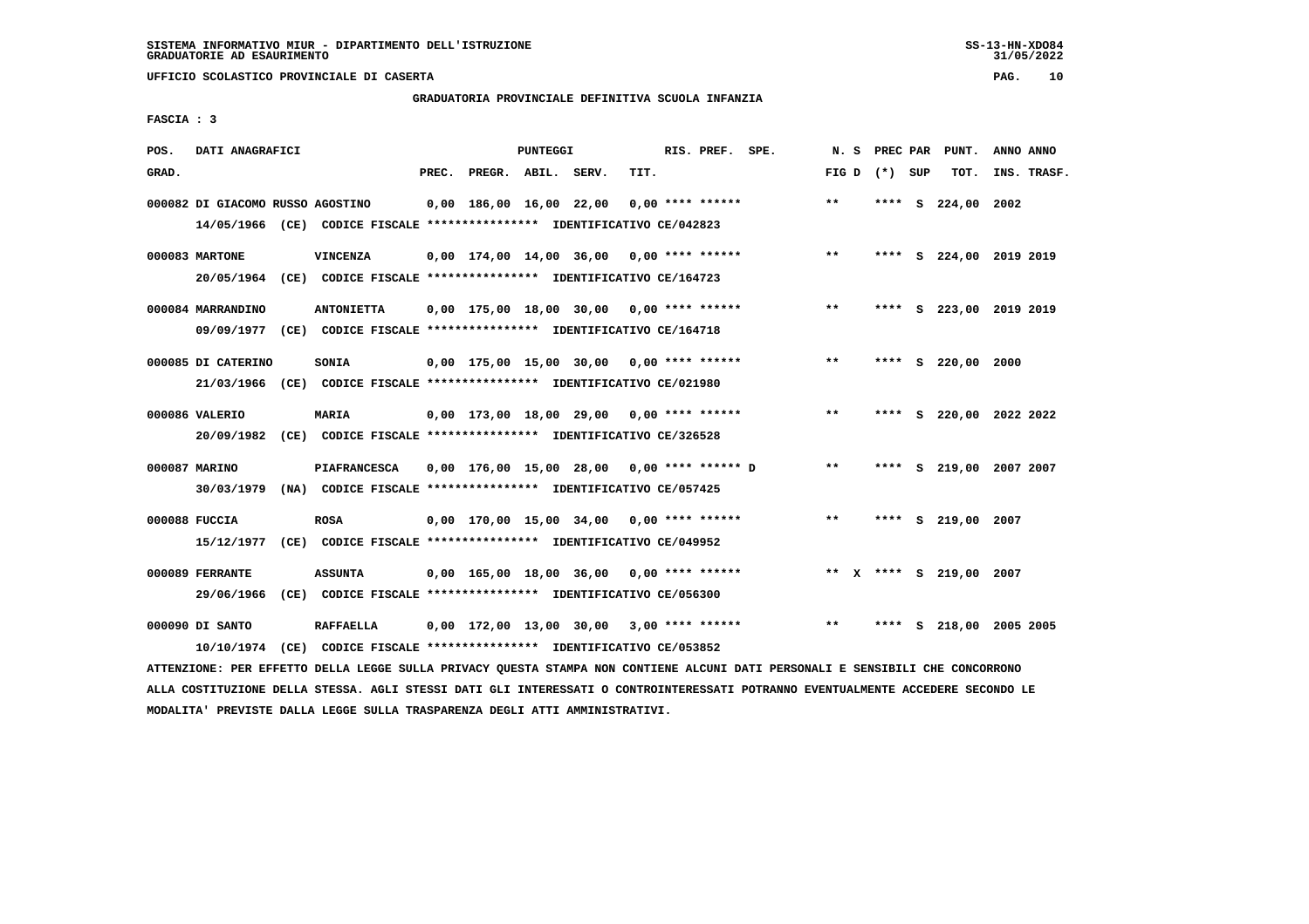GRADUATORIA PROVINCIALE DEFINITIVA SCUOLA INFANZIA

FASCIA : 3

| POS. GRAD. | DATI ANAGRAFICI | | PREC. | PREGR. | ABIL. | SERV. | TIT. | RIS. PREF. | SPE. | N. S FIG D | PREC PAR (*) | SUP | PUNT. TOT. | ANNO INS. | ANNO TRASF. |
|---|---|---|---|---|---|---|---|---|---|---|---|---|---|---|---|
| 000082 | DI GIACOMO RUSSO AGOSTINO<br>14/05/1966 (CE) CODICE FISCALE **************** IDENTIFICATIVO CE/042823 | | 0,00 | 186,00 | 16,00 | 22,00 | 0,00 | **** ****** | | ** | **** | S | 224,00 | 2002 | |
| 000083 | MARTONE<br>20/05/1964 (CE) CODICE FISCALE **************** IDENTIFICATIVO CE/164723 | VINCENZA | 0,00 | 174,00 | 14,00 | 36,00 | 0,00 | **** ****** | | ** | **** | S | 224,00 | 2019 | 2019 |
| 000084 | MARRANDINO<br>09/09/1977 (CE) CODICE FISCALE **************** IDENTIFICATIVO CE/164718 | ANTONIETTA | 0,00 | 175,00 | 18,00 | 30,00 | 0,00 | **** ****** | | ** | **** | S | 223,00 | 2019 | 2019 |
| 000085 | DI CATERINO<br>21/03/1966 (CE) CODICE FISCALE **************** IDENTIFICATIVO CE/021980 | SONIA | 0,00 | 175,00 | 15,00 | 30,00 | 0,00 | **** ****** | | ** | **** | S | 220,00 | 2000 | |
| 000086 | VALERIO<br>20/09/1982 (CE) CODICE FISCALE **************** IDENTIFICATIVO CE/326528 | MARIA | 0,00 | 173,00 | 18,00 | 29,00 | 0,00 | **** ****** | | ** | **** | S | 220,00 | 2022 | 2022 |
| 000087 | MARINO<br>30/03/1979 (NA) CODICE FISCALE **************** IDENTIFICATIVO CE/057425 | PIAFRANCESCA | 0,00 | 176,00 | 15,00 | 28,00 | 0,00 | **** ****** | D | ** | **** | S | 219,00 | 2007 | 2007 |
| 000088 | FUCCIA<br>15/12/1977 (CE) CODICE FISCALE **************** IDENTIFICATIVO CE/049952 | ROSA | 0,00 | 170,00 | 15,00 | 34,00 | 0,00 | **** ****** | | ** | **** | S | 219,00 | 2007 | |
| 000089 | FERRANTE<br>29/06/1966 (CE) CODICE FISCALE **************** IDENTIFICATIVO CE/056300 | ASSUNTA | 0,00 | 165,00 | 18,00 | 36,00 | 0,00 | **** ****** | | ** X | **** | S | 219,00 | 2007 | |
| 000090 | DI SANTO<br>10/10/1974 (CE) CODICE FISCALE **************** IDENTIFICATIVO CE/053852 | RAFFAELLA | 0,00 | 172,00 | 13,00 | 30,00 | 3,00 | **** ****** | | ** | **** | S | 218,00 | 2005 | 2005 |

ATTENZIONE: PER EFFETTO DELLA LEGGE SULLA PRIVACY QUESTA STAMPA NON CONTIENE ALCUNI DATI PERSONALI E SENSIBILI CHE CONCORRONO ALLA COSTITUZIONE DELLA STESSA. AGLI STESSI DATI GLI INTERESSATI O CONTROINTERESSATI POTRANNO EVENTUALMENTE ACCEDERE SECONDO LE MODALITA' PREVISTE DALLA LEGGE SULLA TRASPARENZA DEGLI ATTI AMMINISTRATIVI.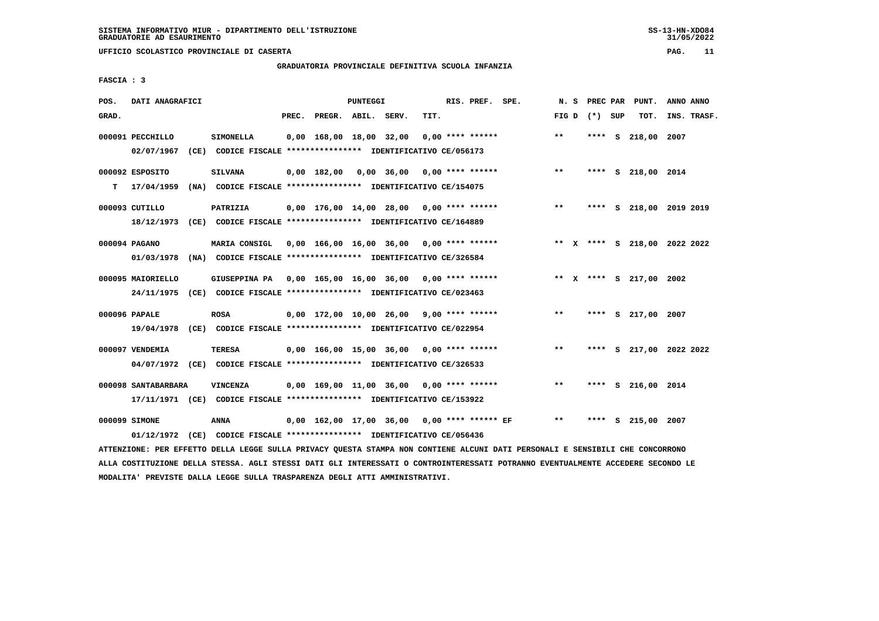SISTEMA INFORMATIVO MIUR - DIPARTIMENTO DELL'ISTRUZIONE
GRADUATORIE AD ESAURIMENTO

UFFICIO SCOLASTICO PROVINCIALE DI CASERTA

GRADUATORIA PROVINCIALE DEFINITIVA SCUOLA INFANZIA

FASCIA : 3

| POS. GRAD. | DATI ANAGRAFICI | | PREC. | PREGR. | ABIL. | SERV. | TIT. | RIS. PREF. | SPE. | N. S FIG D | PREC PAR (*) SUP | PUNT. TOT. | ANNO INS. | ANNO TRASF. |
|---|---|---|---|---|---|---|---|---|---|---|---|---|---|---|
| 000091 | PECCHILLO | SIMONELLA | 0,00 | 168,00 | 18,00 | 32,00 | 0,00 | **** ****** | | ** | **** S | 218,00 | 2007 | |
| | 02/07/1967 (CE) CODICE FISCALE **************** IDENTIFICATIVO CE/056173 | | | | | | | | | | | | | |
| 000092 | ESPOSITO | SILVANA | 0,00 | 182,00 | 0,00 | 36,00 | 0,00 | **** ****** | | ** | **** S | 218,00 | 2014 | |
| T | 17/04/1959 (NA) CODICE FISCALE **************** IDENTIFICATIVO CE/154075 | | | | | | | | | | | | | |
| 000093 | CUTILLO | PATRIZIA | 0,00 | 176,00 | 14,00 | 28,00 | 0,00 | **** ****** | | ** | **** S | 218,00 | 2019 | 2019 |
| | 18/12/1973 (CE) CODICE FISCALE **************** IDENTIFICATIVO CE/164889 | | | | | | | | | | | | | |
| 000094 | PAGANO | MARIA CONSIGL | 0,00 | 166,00 | 16,00 | 36,00 | 0,00 | **** ****** | | ** X | **** S | 218,00 | 2022 | 2022 |
| | 01/03/1978 (NA) CODICE FISCALE **************** IDENTIFICATIVO CE/326584 | | | | | | | | | | | | | |
| 000095 | MAIORIELLO | GIUSEPPINA PA | 0,00 | 165,00 | 16,00 | 36,00 | 0,00 | **** ****** | | ** X | **** S | 217,00 | 2002 | |
| | 24/11/1975 (CE) CODICE FISCALE **************** IDENTIFICATIVO CE/023463 | | | | | | | | | | | | | |
| 000096 | PAPALE | ROSA | 0,00 | 172,00 | 10,00 | 26,00 | 9,00 | **** ****** | | ** | **** S | 217,00 | 2007 | |
| | 19/04/1978 (CE) CODICE FISCALE **************** IDENTIFICATIVO CE/022954 | | | | | | | | | | | | | |
| 000097 | VENDEMIA | TERESA | 0,00 | 166,00 | 15,00 | 36,00 | 0,00 | **** ****** | | ** | **** S | 217,00 | 2022 | 2022 |
| | 04/07/1972 (CE) CODICE FISCALE **************** IDENTIFICATIVO CE/326533 | | | | | | | | | | | | | |
| 000098 | SANTABARBARA | VINCENZA | 0,00 | 169,00 | 11,00 | 36,00 | 0,00 | **** ****** | | ** | **** S | 216,00 | 2014 | |
| | 17/11/1971 (CE) CODICE FISCALE **************** IDENTIFICATIVO CE/153922 | | | | | | | | | | | | | |
| 000099 | SIMONE | ANNA | 0,00 | 162,00 | 17,00 | 36,00 | 0,00 | **** ****** EF | | ** | **** S | 215,00 | 2007 | |
| | 01/12/1972 (CE) CODICE FISCALE **************** IDENTIFICATIVO CE/056436 | | | | | | | | | | | | | |

ATTENZIONE: PER EFFETTO DELLA LEGGE SULLA PRIVACY QUESTA STAMPA NON CONTIENE ALCUNI DATI PERSONALI E SENSIBILI CHE CONCORRONO ALLA COSTITUZIONE DELLA STESSA. AGLI STESSI DATI GLI INTERESSATI O CONTROINTERESSATI POTRANNO EVENTUALMENTE ACCEDERE SECONDO LE MODALITA' PREVISTE DALLA LEGGE SULLA TRASPARENZA DEGLI ATTI AMMINISTRATIVI.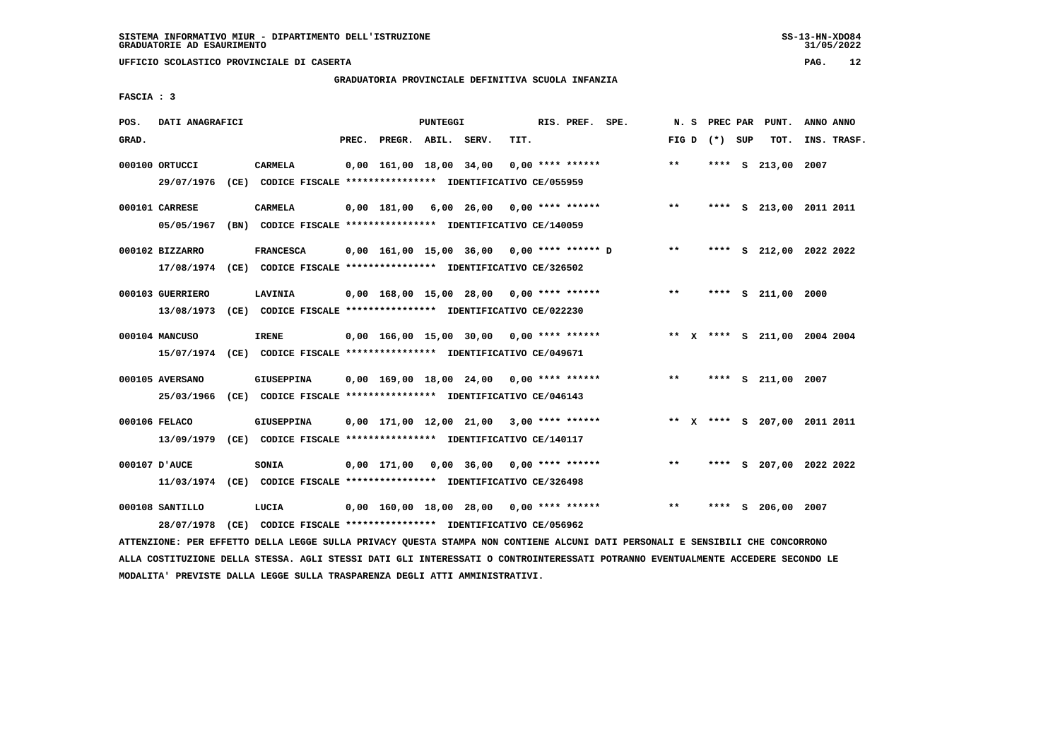SISTEMA INFORMATIVO MIUR - DIPARTIMENTO DELL'ISTRUZIONE
GRADUATORIE AD ESAURIMENTO

UFFICIO SCOLASTICO PROVINCIALE DI CASERTA

GRADUATORIA PROVINCIALE DEFINITIVA SCUOLA INFANZIA

FASCIA : 3

| POS. GRAD. | DATI ANAGRAFICI | | PREC. | PREGR. | ABIL. | SERV. | TIT. | RIS. PREF. SPE. | N. S FIG D | PREC PAR (*) SUP | PUNT. TOT. | ANNO INS. | ANNO TRASF. |
|---|---|---|---|---|---|---|---|---|---|---|---|---|---|
| 000100 | ORTUCCI | CARMELA | 0,00 | 161,00 | 18,00 | 34,00 | 0,00 | **** ****** | ** | **** S | 213,00 | 2007 | |
| | 29/07/1976 (CE) | CODICE FISCALE **************** IDENTIFICATIVO CE/055959 | | | | | | | | | | | |
| 000101 | CARRESE | CARMELA | 0,00 | 181,00 | 6,00 | 26,00 | 0,00 | **** ****** | ** | **** S | 213,00 | 2011 | 2011 |
| | 05/05/1967 (BN) | CODICE FISCALE **************** IDENTIFICATIVO CE/140059 | | | | | | | | | | | |
| 000102 | BIZZARRO | FRANCESCA | 0,00 | 161,00 | 15,00 | 36,00 | 0,00 | **** ****** D | ** | **** S | 212,00 | 2022 | 2022 |
| | 17/08/1974 (CE) | CODICE FISCALE **************** IDENTIFICATIVO CE/326502 | | | | | | | | | | | |
| 000103 | GUERRIERO | LAVINIA | 0,00 | 168,00 | 15,00 | 28,00 | 0,00 | **** ****** | ** | **** S | 211,00 | 2000 | |
| | 13/08/1973 (CE) | CODICE FISCALE **************** IDENTIFICATIVO CE/022230 | | | | | | | | | | | |
| 000104 | MANCUSO | IRENE | 0,00 | 166,00 | 15,00 | 30,00 | 0,00 | **** ****** | ** X | **** S | 211,00 | 2004 | 2004 |
| | 15/07/1974 (CE) | CODICE FISCALE **************** IDENTIFICATIVO CE/049671 | | | | | | | | | | | |
| 000105 | AVERSANO | GIUSEPPINA | 0,00 | 169,00 | 18,00 | 24,00 | 0,00 | **** ****** | ** | **** S | 211,00 | 2007 | |
| | 25/03/1966 (CE) | CODICE FISCALE **************** IDENTIFICATIVO CE/046143 | | | | | | | | | | | |
| 000106 | FELACO | GIUSEPPINA | 0,00 | 171,00 | 12,00 | 21,00 | 3,00 | **** ****** | ** X | **** S | 207,00 | 2011 | 2011 |
| | 13/09/1979 (CE) | CODICE FISCALE **************** IDENTIFICATIVO CE/140117 | | | | | | | | | | | |
| 000107 | D'AUCE | SONIA | 0,00 | 171,00 | 0,00 | 36,00 | 0,00 | **** ****** | ** | **** S | 207,00 | 2022 | 2022 |
| | 11/03/1974 (CE) | CODICE FISCALE **************** IDENTIFICATIVO CE/326498 | | | | | | | | | | | |
| 000108 | SANTILLO | LUCIA | 0,00 | 160,00 | 18,00 | 28,00 | 0,00 | **** ****** | ** | **** S | 206,00 | 2007 | |
| | 28/07/1978 (CE) | CODICE FISCALE **************** IDENTIFICATIVO CE/056962 | | | | | | | | | | | |

ATTENZIONE: PER EFFETTO DELLA LEGGE SULLA PRIVACY QUESTA STAMPA NON CONTIENE ALCUNI DATI PERSONALI E SENSIBILI CHE CONCORRONO ALLA COSTITUZIONE DELLA STESSA. AGLI STESSI DATI GLI INTERESSATI O CONTROINTERESSATI POTRANNO EVENTUALMENTE ACCEDERE SECONDO LE MODALITA' PREVISTE DALLA LEGGE SULLA TRASPARENZA DEGLI ATTI AMMINISTRATIVI.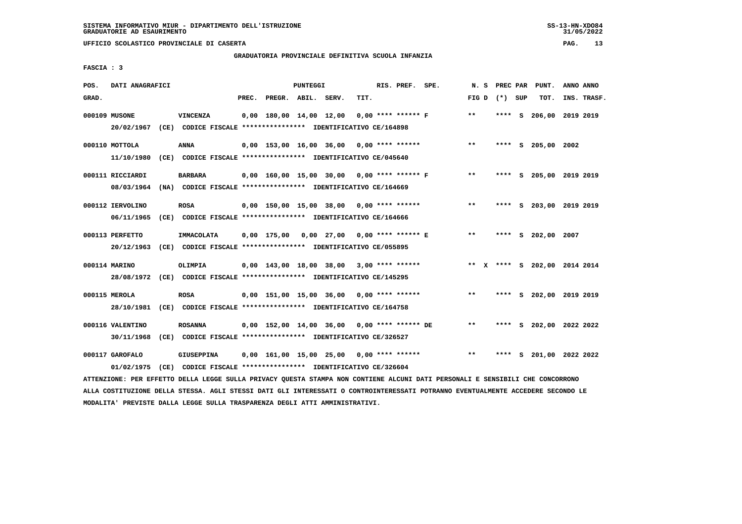SISTEMA INFORMATIVO MIUR - DIPARTIMENTO DELL'ISTRUZIONE
GRADUATORIE AD ESAURIMENTO

UFFICIO SCOLASTICO PROVINCIALE DI CASERTA

GRADUATORIA PROVINCIALE DEFINITIVA SCUOLA INFANZIA

FASCIA : 3

| POS. GRAD. | DATI ANAGRAFICI | | PREC. | PREGR. | ABIL. | SERV. | TIT. | RIS. PREF. | SPE. | N. S FIG D | PREC (*) | PAR SUP | PUNT. TOT. | ANNO INS. | ANNO TRASF. |
|---|---|---|---|---|---|---|---|---|---|---|---|---|---|---|---|
| 000109 | MUSONE | VINCENZA | 0,00 | 180,00 | 14,00 | 12,00 | 0,00 | **** ****** | F | ** | **** | S | 206,00 | 2019 | 2019 |
| | 20/02/1967 (CE) CODICE FISCALE **************** IDENTIFICATIVO CE/164898 | | | | | | | | | | | | | | |
| 000110 | MOTTOLA | ANNA | 0,00 | 153,00 | 16,00 | 36,00 | 0,00 | **** ****** | | ** | **** | S | 205,00 | 2002 | |
| | 11/10/1980 (CE) CODICE FISCALE **************** IDENTIFICATIVO CE/045640 | | | | | | | | | | | | | | |
| 000111 | RICCIARDI | BARBARA | 0,00 | 160,00 | 15,00 | 30,00 | 0,00 | **** ****** | F | ** | **** | S | 205,00 | 2019 | 2019 |
| | 08/03/1964 (NA) CODICE FISCALE **************** IDENTIFICATIVO CE/164669 | | | | | | | | | | | | | | |
| 000112 | IERVOLINO | ROSA | 0,00 | 150,00 | 15,00 | 38,00 | 0,00 | **** ****** | | ** | **** | S | 203,00 | 2019 | 2019 |
| | 06/11/1965 (CE) CODICE FISCALE **************** IDENTIFICATIVO CE/164666 | | | | | | | | | | | | | | |
| 000113 | PERFETTO | IMMACOLATA | 0,00 | 175,00 | 0,00 | 27,00 | 0,00 | **** ****** | E | ** | **** | S | 202,00 | 2007 | |
| | 20/12/1963 (CE) CODICE FISCALE **************** IDENTIFICATIVO CE/055895 | | | | | | | | | | | | | | |
| 000114 | MARINO | OLIMPIA | 0,00 | 143,00 | 18,00 | 38,00 | 3,00 | **** ****** | | ** X | **** | S | 202,00 | 2014 | 2014 |
| | 28/08/1972 (CE) CODICE FISCALE **************** IDENTIFICATIVO CE/145295 | | | | | | | | | | | | | | |
| 000115 | MEROLA | ROSA | 0,00 | 151,00 | 15,00 | 36,00 | 0,00 | **** ****** | | ** | **** | S | 202,00 | 2019 | 2019 |
| | 28/10/1981 (CE) CODICE FISCALE **************** IDENTIFICATIVO CE/164758 | | | | | | | | | | | | | | |
| 000116 | VALENTINO | ROSANNA | 0,00 | 152,00 | 14,00 | 36,00 | 0,00 | **** ****** | DE | ** | **** | S | 202,00 | 2022 | 2022 |
| | 30/11/1968 (CE) CODICE FISCALE **************** IDENTIFICATIVO CE/326527 | | | | | | | | | | | | | | |
| 000117 | GAROFALO | GIUSEPPINA | 0,00 | 161,00 | 15,00 | 25,00 | 0,00 | **** ****** | | ** | **** | S | 201,00 | 2022 | 2022 |
| | 01/02/1975 (CE) CODICE FISCALE **************** IDENTIFICATIVO CE/326604 | | | | | | | | | | | | | | |

ATTENZIONE: PER EFFETTO DELLA LEGGE SULLA PRIVACY QUESTA STAMPA NON CONTIENE ALCUNI DATI PERSONALI E SENSIBILI CHE CONCORRONO ALLA COSTITUZIONE DELLA STESSA. AGLI STESSI DATI GLI INTERESSATI O CONTROINTERESSATI POTRANNO EVENTUALMENTE ACCEDERE SECONDO LE MODALITA' PREVISTE DALLA LEGGE SULLA TRASPARENZA DEGLI ATTI AMMINISTRATIVI.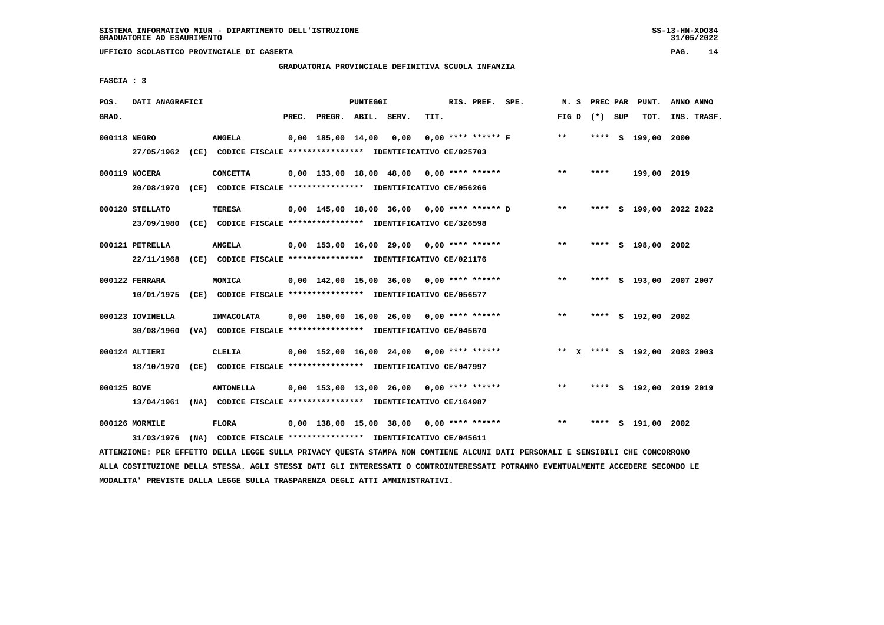UFFICIO SCOLASTICO PROVINCIALE DI CASERTA

GRADUATORIA PROVINCIALE DEFINITIVA SCUOLA INFANZIA

FASCIA : 3

| POS. GRAD. | DATI ANAGRAFICI | | PREC. | PREGR. | ABIL. | SERV. | TIT. | RIS. PREF. SPE. | N. S FIG D | PREC PAR (*) SUP | PUNT. TOT. | ANNO INS. | ANNO TRASF. |
|---|---|---|---|---|---|---|---|---|---|---|---|---|---|
| 000118 | NEGRO | ANGELA | 0,00 | 185,00 | 14,00 | 0,00 | 0,00 | **** ****** F | ** | **** S | 199,00 | 2000 | |
| | 27/05/1962 (CE) CODICE FISCALE **************** IDENTIFICATIVO CE/025703 | | | | | | | | | | | | |
| 000119 | NOCERA | CONCETTA | 0,00 | 133,00 | 18,00 | 48,00 | 0,00 | **** ****** | ** | **** | 199,00 | 2019 | |
| | 20/08/1970 (CE) CODICE FISCALE **************** IDENTIFICATIVO CE/056266 | | | | | | | | | | | | |
| 000120 | STELLATO | TERESA | 0,00 | 145,00 | 18,00 | 36,00 | 0,00 | **** ****** D | ** | **** S | 199,00 | 2022 | 2022 |
| | 23/09/1980 (CE) CODICE FISCALE **************** IDENTIFICATIVO CE/326598 | | | | | | | | | | | | |
| 000121 | PETRELLA | ANGELA | 0,00 | 153,00 | 16,00 | 29,00 | 0,00 | **** ****** | ** | **** S | 198,00 | 2002 | |
| | 22/11/1968 (CE) CODICE FISCALE **************** IDENTIFICATIVO CE/021176 | | | | | | | | | | | | |
| 000122 | FERRARA | MONICA | 0,00 | 142,00 | 15,00 | 36,00 | 0,00 | **** ****** | ** | **** S | 193,00 | 2007 | 2007 |
| | 10/01/1975 (CE) CODICE FISCALE **************** IDENTIFICATIVO CE/056577 | | | | | | | | | | | | |
| 000123 | IOVINELLA | IMMACOLATA | 0,00 | 150,00 | 16,00 | 26,00 | 0,00 | **** ****** | ** | **** S | 192,00 | 2002 | |
| | 30/08/1960 (VA) CODICE FISCALE **************** IDENTIFICATIVO CE/045670 | | | | | | | | | | | | |
| 000124 | ALTIERI | CLELIA | 0,00 | 152,00 | 16,00 | 24,00 | 0,00 | **** ****** | ** X | **** S | 192,00 | 2003 | 2003 |
| | 18/10/1970 (CE) CODICE FISCALE **************** IDENTIFICATIVO CE/047997 | | | | | | | | | | | | |
| 000125 | BOVE | ANTONELLA | 0,00 | 153,00 | 13,00 | 26,00 | 0,00 | **** ****** | ** | **** S | 192,00 | 2019 | 2019 |
| | 13/04/1961 (NA) CODICE FISCALE **************** IDENTIFICATIVO CE/164987 | | | | | | | | | | | | |
| 000126 | MORMILE | FLORA | 0,00 | 138,00 | 15,00 | 38,00 | 0,00 | **** ****** | ** | **** S | 191,00 | 2002 | |
| | 31/03/1976 (NA) CODICE FISCALE **************** IDENTIFICATIVO CE/045611 | | | | | | | | | | | | |

ATTENZIONE: PER EFFETTO DELLA LEGGE SULLA PRIVACY QUESTA STAMPA NON CONTIENE ALCUNI DATI PERSONALI E SENSIBILI CHE CONCORRONO ALLA COSTITUZIONE DELLA STESSA. AGLI STESSI DATI GLI INTERESSATI O CONTROINTERESSATI POTRANNO EVENTUALMENTE ACCEDERE SECONDO LE MODALITA' PREVISTE DALLA LEGGE SULLA TRASPARENZA DEGLI ATTI AMMINISTRATIVI.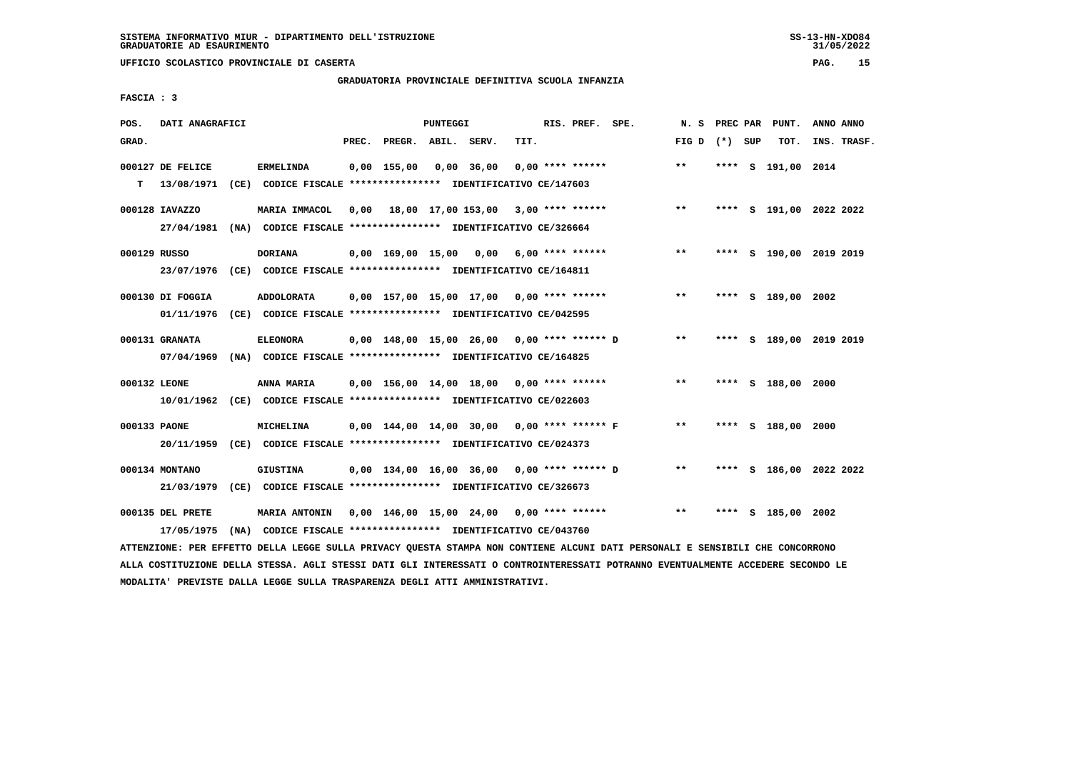SISTEMA INFORMATIVO MIUR - DIPARTIMENTO DELL'ISTRUZIONE
GRADUATORIE AD ESAURIMENTO

UFFICIO SCOLASTICO PROVINCIALE DI CASERTA

GRADUATORIA PROVINCIALE DEFINITIVA SCUOLA INFANZIA

FASCIA : 3

| POS. GRAD. | DATI ANAGRAFICI | | PREC. | PREGR. | ABIL. | SERV. | TIT. | RIS. PREF. SPE. | N. S FIG D | PREC PAR (*) SUP | PUNT. TOT. | ANNO ANNO INS. TRASF. |
|---|---|---|---|---|---|---|---|---|---|---|---|---|
| 000127 | DE FELICE | ERMELINDA | 0,00 | 155,00 | 0,00 | 36,00 | 0,00 | **** ****** | ** | **** S | 191,00 | 2014 |
| T | 13/08/1971 (CE) | CODICE FISCALE **************** IDENTIFICATIVO CE/147603 | | | | | | | | | | |
| 000128 | IAVAZZO | MARIA IMMACOL | 0,00 | 18,00 | 17,00 | 153,00 | 3,00 | **** ****** | ** | **** S | 191,00 | 2022 2022 |
| | 27/04/1981 (NA) | CODICE FISCALE **************** IDENTIFICATIVO CE/326664 | | | | | | | | | | |
| 000129 | RUSSO | DORIANA | 0,00 | 169,00 | 15,00 | 0,00 | 6,00 | **** ****** | ** | **** S | 190,00 | 2019 2019 |
| | 23/07/1976 (CE) | CODICE FISCALE **************** IDENTIFICATIVO CE/164811 | | | | | | | | | | |
| 000130 | DI FOGGIA | ADDOLORATA | 0,00 | 157,00 | 15,00 | 17,00 | 0,00 | **** ****** | ** | **** S | 189,00 | 2002 |
| | 01/11/1976 (CE) | CODICE FISCALE **************** IDENTIFICATIVO CE/042595 | | | | | | | | | | |
| 000131 | GRANATA | ELEONORA | 0,00 | 148,00 | 15,00 | 26,00 | 0,00 | **** ****** D | ** | **** S | 189,00 | 2019 2019 |
| | 07/04/1969 (NA) | CODICE FISCALE **************** IDENTIFICATIVO CE/164825 | | | | | | | | | | |
| 000132 | LEONE | ANNA MARIA | 0,00 | 156,00 | 14,00 | 18,00 | 0,00 | **** ****** | ** | **** S | 188,00 | 2000 |
| | 10/01/1962 (CE) | CODICE FISCALE **************** IDENTIFICATIVO CE/022603 | | | | | | | | | | |
| 000133 | PAONE | MICHELINA | 0,00 | 144,00 | 14,00 | 30,00 | 0,00 | **** ****** F | ** | **** S | 188,00 | 2000 |
| | 20/11/1959 (CE) | CODICE FISCALE **************** IDENTIFICATIVO CE/024373 | | | | | | | | | | |
| 000134 | MONTANO | GIUSTINA | 0,00 | 134,00 | 16,00 | 36,00 | 0,00 | **** ****** D | ** | **** S | 186,00 | 2022 2022 |
| | 21/03/1979 (CE) | CODICE FISCALE **************** IDENTIFICATIVO CE/326673 | | | | | | | | | | |
| 000135 | DEL PRETE | MARIA ANTONIN | 0,00 | 146,00 | 15,00 | 24,00 | 0,00 | **** ****** | ** | **** S | 185,00 | 2002 |
| | 17/05/1975 (NA) | CODICE FISCALE **************** IDENTIFICATIVO CE/043760 | | | | | | | | | | |

ATTENZIONE: PER EFFETTO DELLA LEGGE SULLA PRIVACY QUESTA STAMPA NON CONTIENE ALCUNI DATI PERSONALI E SENSIBILI CHE CONCORRONO ALLA COSTITUZIONE DELLA STESSA. AGLI STESSI DATI GLI INTERESSATI O CONTROINTERESSATI POTRANNO EVENTUALMENTE ACCEDERE SECONDO LE MODALITA' PREVISTE DALLA LEGGE SULLA TRASPARENZA DEGLI ATTI AMMINISTRATIVI.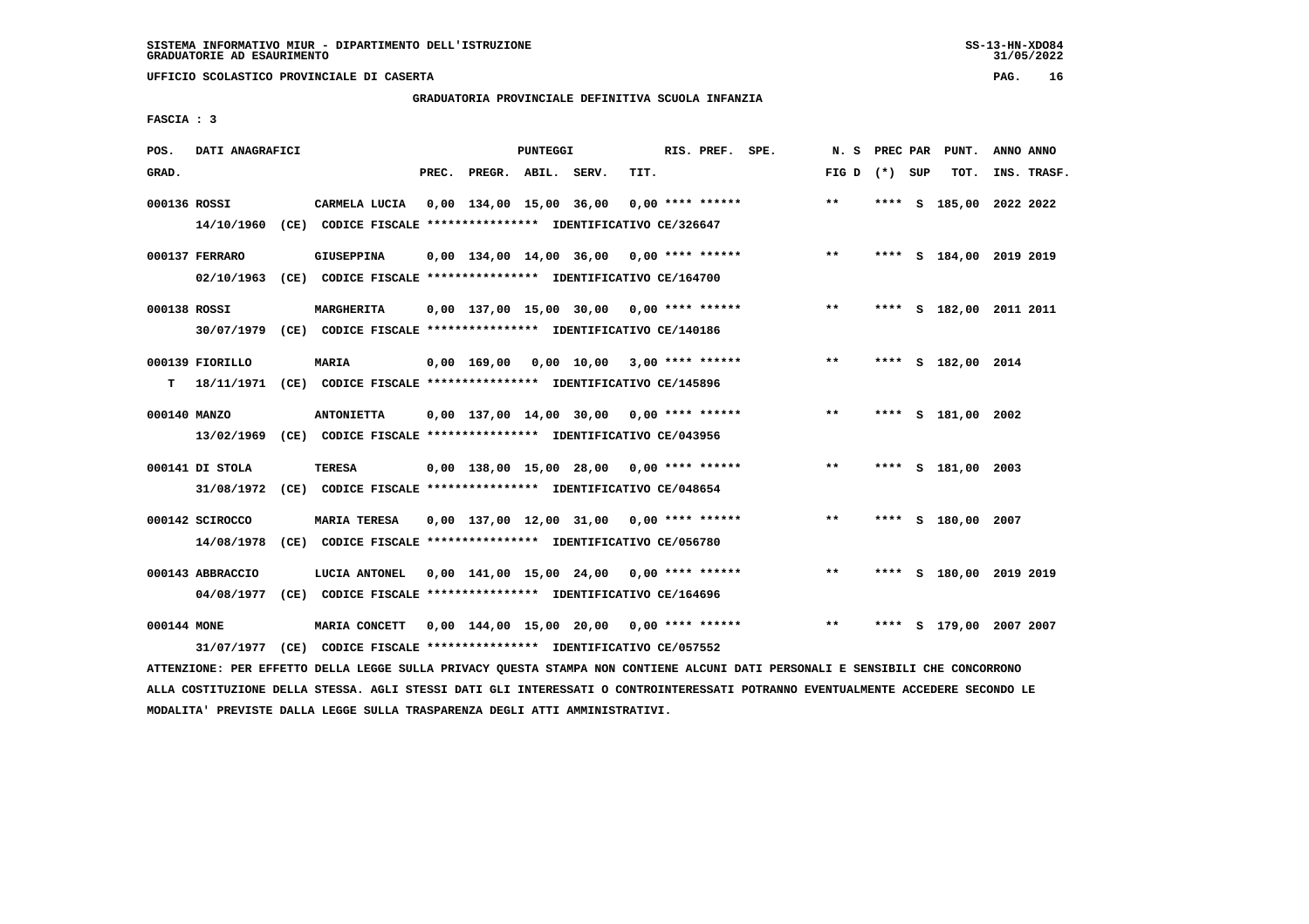UFFICIO SCOLASTICO PROVINCIALE DI CASERTA

GRADUATORIA PROVINCIALE DEFINITIVA SCUOLA INFANZIA

FASCIA : 3

| POS. GRAD. | DATI ANAGRAFICI | | PREC. | PREGR. | ABIL. | SERV. | TIT. | RIS. PREF. | SPE. | N. S FIG D | PREC PAR (*) | SUP | PUNT. TOT. | ANNO INS. | ANNO TRASF. |
|---|---|---|---|---|---|---|---|---|---|---|---|---|---|---|---|
| 000136 | ROSSI | CARMELA LUCIA | 0,00 | 134,00 | 15,00 | 36,00 | 0,00 | **** ****** | | ** | **** | S | 185,00 | 2022 | 2022 |
| | 14/10/1960 (CE) CODICE FISCALE **************** IDENTIFICATIVO CE/326647 | | | | | | | | | | | | | | |
| 000137 | FERRARO | GIUSEPPINA | 0,00 | 134,00 | 14,00 | 36,00 | 0,00 | **** ****** | | ** | **** | S | 184,00 | 2019 | 2019 |
| | 02/10/1963 (CE) CODICE FISCALE **************** IDENTIFICATIVO CE/164700 | | | | | | | | | | | | | | |
| 000138 | ROSSI | MARGHERITA | 0,00 | 137,00 | 15,00 | 30,00 | 0,00 | **** ****** | | ** | **** | S | 182,00 | 2011 | 2011 |
| | 30/07/1979 (CE) CODICE FISCALE **************** IDENTIFICATIVO CE/140186 | | | | | | | | | | | | | | |
| 000139 | FIORILLO | MARIA | 0,00 | 169,00 | 0,00 | 10,00 | 3,00 | **** ****** | | ** | **** | S | 182,00 | 2014 | |
| T | 18/11/1971 (CE) CODICE FISCALE **************** IDENTIFICATIVO CE/145896 | | | | | | | | | | | | | | |
| 000140 | MANZO | ANTONIETTA | 0,00 | 137,00 | 14,00 | 30,00 | 0,00 | **** ****** | | ** | **** | S | 181,00 | 2002 | |
| | 13/02/1969 (CE) CODICE FISCALE **************** IDENTIFICATIVO CE/043956 | | | | | | | | | | | | | | |
| 000141 | DI STOLA | TERESA | 0,00 | 138,00 | 15,00 | 28,00 | 0,00 | **** ****** | | ** | **** | S | 181,00 | 2003 | |
| | 31/08/1972 (CE) CODICE FISCALE **************** IDENTIFICATIVO CE/048654 | | | | | | | | | | | | | | |
| 000142 | SCIROCCO | MARIA TERESA | 0,00 | 137,00 | 12,00 | 31,00 | 0,00 | **** ****** | | ** | **** | S | 180,00 | 2007 | |
| | 14/08/1978 (CE) CODICE FISCALE **************** IDENTIFICATIVO CE/056780 | | | | | | | | | | | | | | |
| 000143 | ABBRACCIO | LUCIA ANTONEL | 0,00 | 141,00 | 15,00 | 24,00 | 0,00 | **** ****** | | ** | **** | S | 180,00 | 2019 | 2019 |
| | 04/08/1977 (CE) CODICE FISCALE **************** IDENTIFICATIVO CE/164696 | | | | | | | | | | | | | | |
| 000144 | MONE | MARIA CONCETT | 0,00 | 144,00 | 15,00 | 20,00 | 0,00 | **** ****** | | ** | **** | S | 179,00 | 2007 | 2007 |
| | 31/07/1977 (CE) CODICE FISCALE **************** IDENTIFICATIVO CE/057552 | | | | | | | | | | | | | | |

ATTENZIONE: PER EFFETTO DELLA LEGGE SULLA PRIVACY QUESTA STAMPA NON CONTIENE ALCUNI DATI PERSONALI E SENSIBILI CHE CONCORRONO ALLA COSTITUZIONE DELLA STESSA. AGLI STESSI DATI GLI INTERESSATI O CONTROINTERESSATI POTRANNO EVENTUALMENTE ACCEDERE SECONDO LE MODALITA' PREVISTE DALLA LEGGE SULLA TRASPARENZA DEGLI ATTI AMMINISTRATIVI.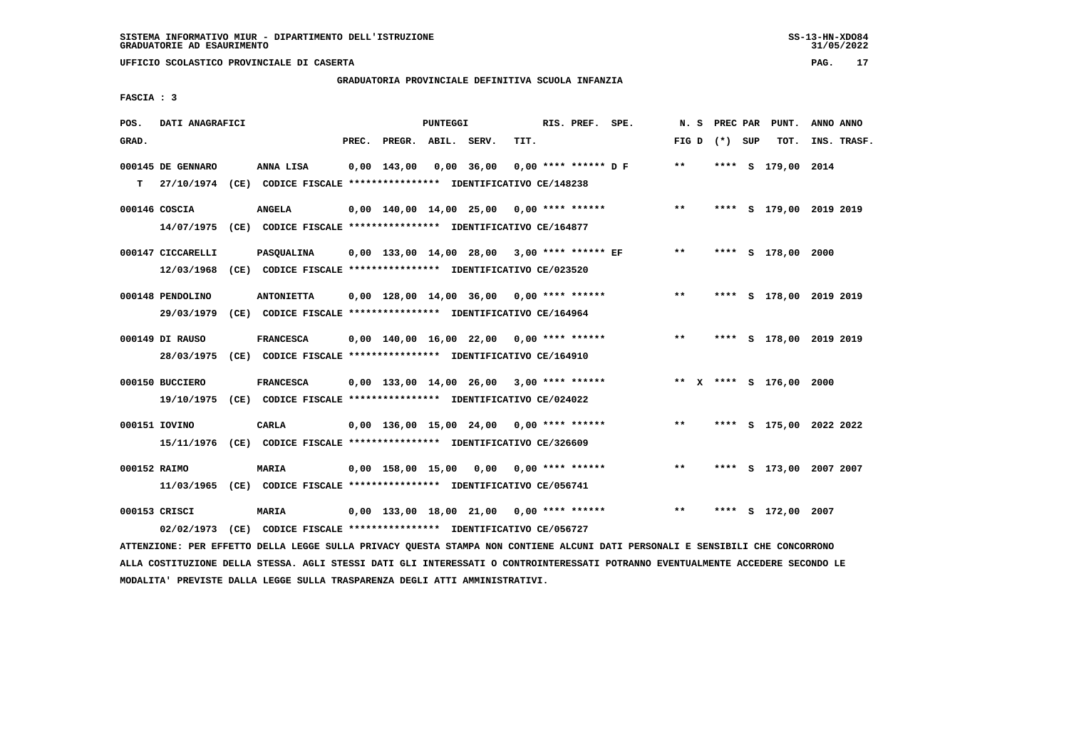SISTEMA INFORMATIVO MIUR - DIPARTIMENTO DELL'ISTRUZIONE
GRADUATORIE AD ESAURIMENTO

UFFICIO SCOLASTICO PROVINCIALE DI CASERTA

GRADUATORIA PROVINCIALE DEFINITIVA SCUOLA INFANZIA

FASCIA : 3

| POS. GRAD. | DATI ANAGRAFICI | | PREC. | PREGR. | ABIL. | SERV. | TIT. | RIS. PREF. | SPE. | N. S FIG D | PREC PAR (*) SUP | PUNT. TOT. | ANNO INS. | ANNO TRASF. |
|---|---|---|---|---|---|---|---|---|---|---|---|---|---|---|
| 000145 | DE GENNARO | ANNA LISA | 0,00 | 143,00 | 0,00 | 36,00 | 0,00 | **** ****** | D F | ** | **** S | 179,00 | 2014 | |
| T | 27/10/1974 (CE) CODICE FISCALE **************** IDENTIFICATIVO CE/148238 | | | | | | | | | | | | | |
| 000146 | COSCIA | ANGELA | 0,00 | 140,00 | 14,00 | 25,00 | 0,00 | **** ****** | | ** | **** S | 179,00 | 2019 | 2019 |
| | 14/07/1975 (CE) CODICE FISCALE **************** IDENTIFICATIVO CE/164877 | | | | | | | | | | | | | |
| 000147 | CICCARELLI | PASQUALINA | 0,00 | 133,00 | 14,00 | 28,00 | 3,00 | **** ****** | EF | ** | **** S | 178,00 | 2000 | |
| | 12/03/1968 (CE) CODICE FISCALE **************** IDENTIFICATIVO CE/023520 | | | | | | | | | | | | | |
| 000148 | PENDOLINO | ANTONIETTA | 0,00 | 128,00 | 14,00 | 36,00 | 0,00 | **** ****** | | ** | **** S | 178,00 | 2019 | 2019 |
| | 29/03/1979 (CE) CODICE FISCALE **************** IDENTIFICATIVO CE/164964 | | | | | | | | | | | | | |
| 000149 | DI RAUSO | FRANCESCA | 0,00 | 140,00 | 16,00 | 22,00 | 0,00 | **** ****** | | ** | **** S | 178,00 | 2019 | 2019 |
| | 28/03/1975 (CE) CODICE FISCALE **************** IDENTIFICATIVO CE/164910 | | | | | | | | | | | | | |
| 000150 | BUCCIERO | FRANCESCA | 0,00 | 133,00 | 14,00 | 26,00 | 3,00 | **** ****** | | ** X | **** S | 176,00 | 2000 | |
| | 19/10/1975 (CE) CODICE FISCALE **************** IDENTIFICATIVO CE/024022 | | | | | | | | | | | | | |
| 000151 | IOVINO | CARLA | 0,00 | 136,00 | 15,00 | 24,00 | 0,00 | **** ****** | | ** | **** S | 175,00 | 2022 | 2022 |
| | 15/11/1976 (CE) CODICE FISCALE **************** IDENTIFICATIVO CE/326609 | | | | | | | | | | | | | |
| 000152 | RAIMO | MARIA | 0,00 | 158,00 | 15,00 | 0,00 | 0,00 | **** ****** | | ** | **** S | 173,00 | 2007 | 2007 |
| | 11/03/1965 (CE) CODICE FISCALE **************** IDENTIFICATIVO CE/056741 | | | | | | | | | | | | | |
| 000153 | CRISCI | MARIA | 0,00 | 133,00 | 18,00 | 21,00 | 0,00 | **** ****** | | ** | **** S | 172,00 | 2007 | |
| | 02/02/1973 (CE) CODICE FISCALE **************** IDENTIFICATIVO CE/056727 | | | | | | | | | | | | | |

ATTENZIONE: PER EFFETTO DELLA LEGGE SULLA PRIVACY QUESTA STAMPA NON CONTIENE ALCUNI DATI PERSONALI E SENSIBILI CHE CONCORRONO ALLA COSTITUZIONE DELLA STESSA. AGLI STESSI DATI GLI INTERESSATI O CONTROINTERESSATI POTRANNO EVENTUALMENTE ACCEDERE SECONDO LE MODALITA' PREVISTE DALLA LEGGE SULLA TRASPARENZA DEGLI ATTI AMMINISTRATIVI.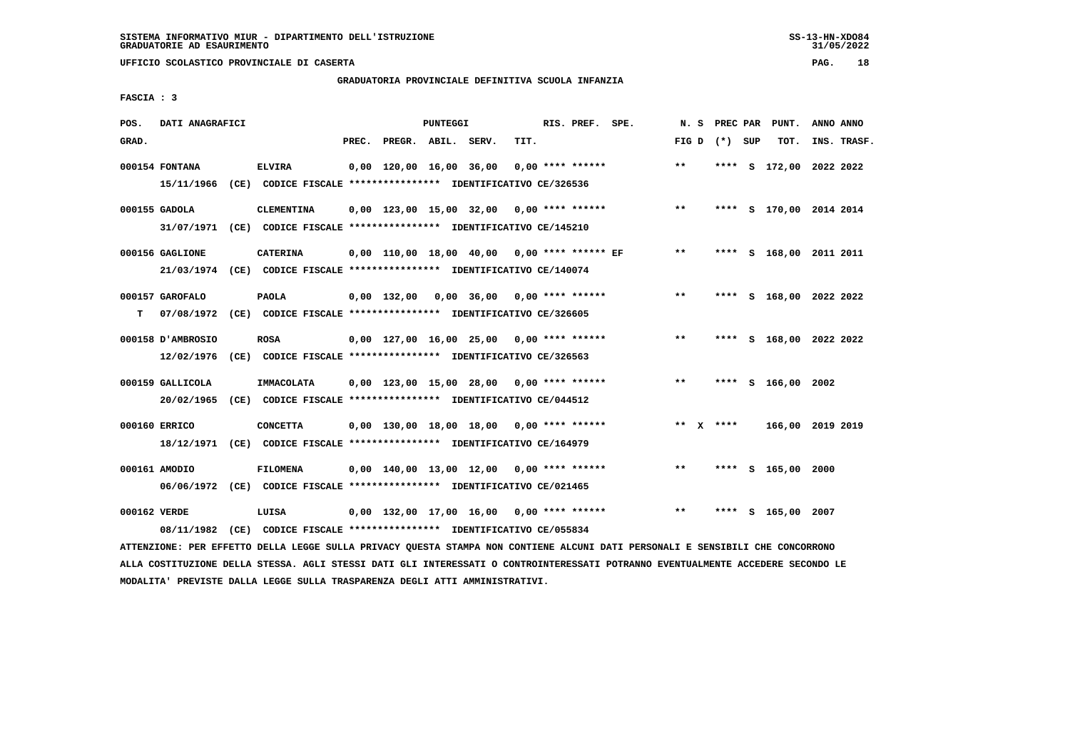SISTEMA INFORMATIVO MIUR - DIPARTIMENTO DELL'ISTRUZIONE
GRADUATORIE AD ESAURIMENTO

UFFICIO SCOLASTICO PROVINCIALE DI CASERTA

GRADUATORIA PROVINCIALE DEFINITIVA SCUOLA INFANZIA

FASCIA : 3

| POS. GRAD. | DATI ANAGRAFICI | | PREC. | PREGR. | ABIL. | SERV. | TIT. | RIS. PREF. | SPE. | N. S FIG D | PREC PAR (*) | SUP | PUNT. TOT. | ANNO INS. | ANNO TRASF. |
|---|---|---|---|---|---|---|---|---|---|---|---|---|---|---|---|
| 000154 | FONTANA | ELVIRA | 0,00 | 120,00 | 16,00 | 36,00 | 0,00 | **** ****** | | ** | **** | S | 172,00 | 2022 | 2022 |
| | 15/11/1966 (CE) CODICE FISCALE **************** IDENTIFICATIVO CE/326536 | | | | | | | | | | | | | | |
| 000155 | GADOLA | CLEMENTINA | 0,00 | 123,00 | 15,00 | 32,00 | 0,00 | **** ****** | | ** | **** | S | 170,00 | 2014 | 2014 |
| | 31/07/1971 (CE) CODICE FISCALE **************** IDENTIFICATIVO CE/145210 | | | | | | | | | | | | | | |
| 000156 | GAGLIONE | CATERINA | 0,00 | 110,00 | 18,00 | 40,00 | 0,00 | **** ****** | EF | ** | **** | S | 168,00 | 2011 | 2011 |
| | 21/03/1974 (CE) CODICE FISCALE **************** IDENTIFICATIVO CE/140074 | | | | | | | | | | | | | | |
| 000157 | GAROFALO | PAOLA | 0,00 | 132,00 | 0,00 | 36,00 | 0,00 | **** ****** | | ** | **** | S | 168,00 | 2022 | 2022 |
| T | 07/08/1972 (CE) CODICE FISCALE **************** IDENTIFICATIVO CE/326605 | | | | | | | | | | | | | | |
| 000158 | D'AMBROSIO | ROSA | 0,00 | 127,00 | 16,00 | 25,00 | 0,00 | **** ****** | | ** | **** | S | 168,00 | 2022 | 2022 |
| | 12/02/1976 (CE) CODICE FISCALE **************** IDENTIFICATIVO CE/326563 | | | | | | | | | | | | | | |
| 000159 | GALLICOLA | IMMACOLATA | 0,00 | 123,00 | 15,00 | 28,00 | 0,00 | **** ****** | | ** | **** | S | 166,00 | 2002 | |
| | 20/02/1965 (CE) CODICE FISCALE **************** IDENTIFICATIVO CE/044512 | | | | | | | | | | | | | | |
| 000160 | ERRICO | CONCETTA | 0,00 | 130,00 | 18,00 | 18,00 | 0,00 | **** ****** | | ** X | **** | | 166,00 | 2019 | 2019 |
| | 18/12/1971 (CE) CODICE FISCALE **************** IDENTIFICATIVO CE/164979 | | | | | | | | | | | | | | |
| 000161 | AMODIO | FILOMENA | 0,00 | 140,00 | 13,00 | 12,00 | 0,00 | **** ****** | | ** | **** | S | 165,00 | 2000 | |
| | 06/06/1972 (CE) CODICE FISCALE **************** IDENTIFICATIVO CE/021465 | | | | | | | | | | | | | | |
| 000162 | VERDE | LUISA | 0,00 | 132,00 | 17,00 | 16,00 | 0,00 | **** ****** | | ** | **** | S | 165,00 | 2007 | |
| | 08/11/1982 (CE) CODICE FISCALE **************** IDENTIFICATIVO CE/055834 | | | | | | | | | | | | | | |

ATTENZIONE: PER EFFETTO DELLA LEGGE SULLA PRIVACY QUESTA STAMPA NON CONTIENE ALCUNI DATI PERSONALI E SENSIBILI CHE CONCORRONO ALLA COSTITUZIONE DELLA STESSA. AGLI STESSI DATI GLI INTERESSATI O CONTROINTERESSATI POTRANNO EVENTUALMENTE ACCEDERE SECONDO LE MODALITA' PREVISTE DALLA LEGGE SULLA TRASPARENZA DEGLI ATTI AMMINISTRATIVI.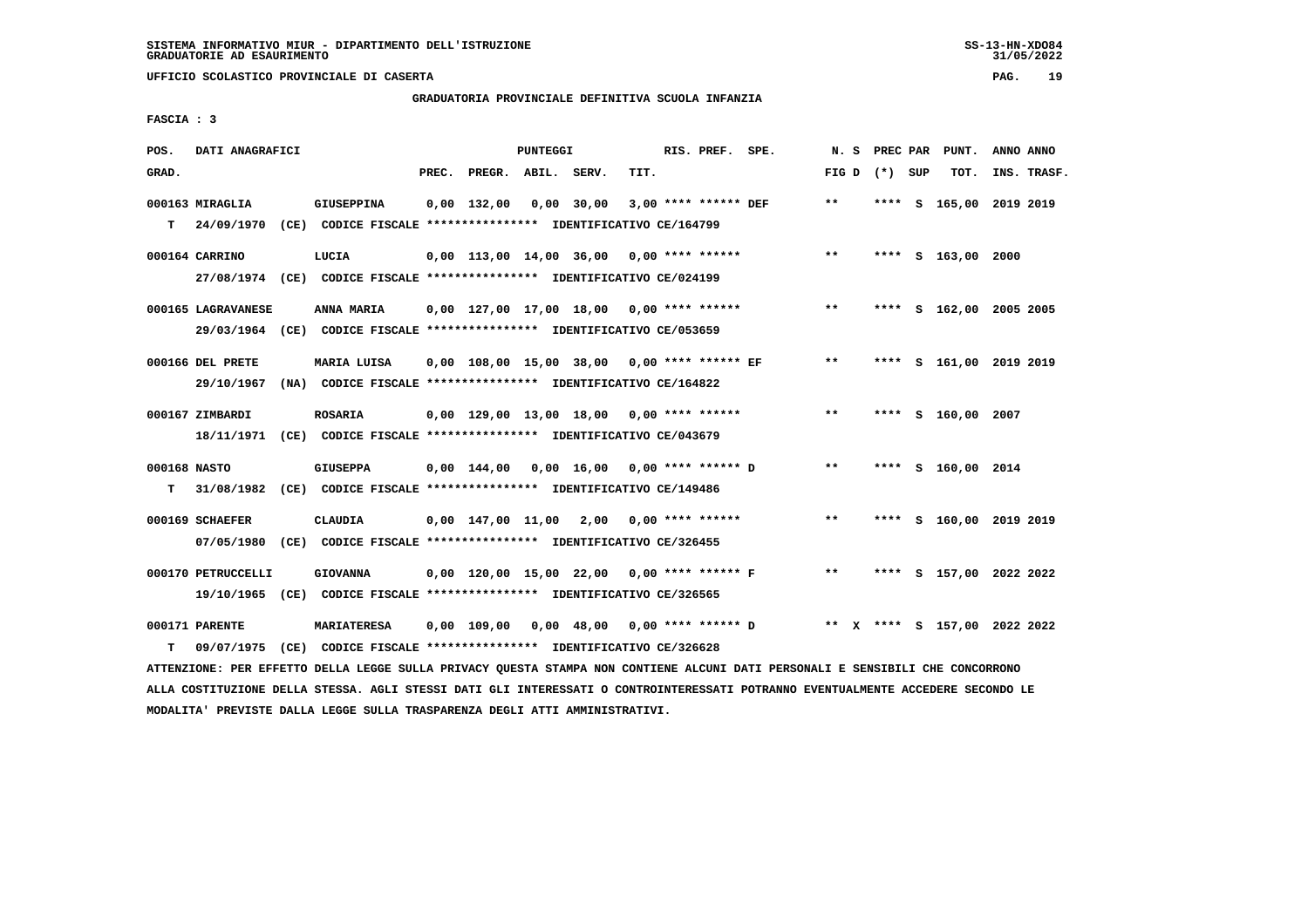SISTEMA INFORMATIVO MIUR - DIPARTIMENTO DELL'ISTRUZIONE
GRADUATORIE AD ESAURIMENTO

UFFICIO SCOLASTICO PROVINCIALE DI CASERTA

GRADUATORIA PROVINCIALE DEFINITIVA SCUOLA INFANZIA

FASCIA : 3

| POS. GRAD. | DATI ANAGRAFICI | | PREC. | PREGR. | ABIL. | SERV. | TIT. | RIS. PREF. | SPE. | N. S FIG D | PREC PAR (*) SUP | PUNT. TOT. | ANNO ANNO INS. TRASF. |
|---|---|---|---|---|---|---|---|---|---|---|---|---|---|
| 000163 | MIRAGLIA | GIUSEPPINA | 0,00 | 132,00 | 0,00 | 30,00 | 3,00 | **** ****** | DEF | ** | **** S | 165,00 | 2019 2019 |
| T | 24/09/1970 (CE) CODICE FISCALE **************** IDENTIFICATIVO CE/164799 | | | | | | | | | | | | |
| 000164 | CARRINO | LUCIA | 0,00 | 113,00 | 14,00 | 36,00 | 0,00 | **** ****** | | ** | **** S | 163,00 | 2000 |
| | 27/08/1974 (CE) CODICE FISCALE **************** IDENTIFICATIVO CE/024199 | | | | | | | | | | | | |
| 000165 | LAGRAVANESE | ANNA MARIA | 0,00 | 127,00 | 17,00 | 18,00 | 0,00 | **** ****** | | ** | **** S | 162,00 | 2005 2005 |
| | 29/03/1964 (CE) CODICE FISCALE **************** IDENTIFICATIVO CE/053659 | | | | | | | | | | | | |
| 000166 | DEL PRETE | MARIA LUISA | 0,00 | 108,00 | 15,00 | 38,00 | 0,00 | **** ****** | EF | ** | **** S | 161,00 | 2019 2019 |
| | 29/10/1967 (NA) CODICE FISCALE **************** IDENTIFICATIVO CE/164822 | | | | | | | | | | | | |
| 000167 | ZIMBARDI | ROSARIA | 0,00 | 129,00 | 13,00 | 18,00 | 0,00 | **** ****** | | ** | **** S | 160,00 | 2007 |
| | 18/11/1971 (CE) CODICE FISCALE **************** IDENTIFICATIVO CE/043679 | | | | | | | | | | | | |
| 000168 | NASTO | GIUSEPPA | 0,00 | 144,00 | 0,00 | 16,00 | 0,00 | **** ****** | D | ** | **** S | 160,00 | 2014 |
| T | 31/08/1982 (CE) CODICE FISCALE **************** IDENTIFICATIVO CE/149486 | | | | | | | | | | | | |
| 000169 | SCHAEFER | CLAUDIA | 0,00 | 147,00 | 11,00 | 2,00 | 0,00 | **** ****** | | ** | **** S | 160,00 | 2019 2019 |
| | 07/05/1980 (CE) CODICE FISCALE **************** IDENTIFICATIVO CE/326455 | | | | | | | | | | | | |
| 000170 | PETRUCCELLI | GIOVANNA | 0,00 | 120,00 | 15,00 | 22,00 | 0,00 | **** ****** | F | ** | **** S | 157,00 | 2022 2022 |
| | 19/10/1965 (CE) CODICE FISCALE **************** IDENTIFICATIVO CE/326565 | | | | | | | | | | | | |
| 000171 | PARENTE | MARIATERESA | 0,00 | 109,00 | 0,00 | 48,00 | 0,00 | **** ****** | D | ** X | **** S | 157,00 | 2022 2022 |
| T | 09/07/1975 (CE) CODICE FISCALE **************** IDENTIFICATIVO CE/326628 | | | | | | | | | | | | |

ATTENZIONE: PER EFFETTO DELLA LEGGE SULLA PRIVACY QUESTA STAMPA NON CONTIENE ALCUNI DATI PERSONALI E SENSIBILI CHE CONCORRONO ALLA COSTITUZIONE DELLA STESSA. AGLI STESSI DATI GLI INTERESSATI O CONTROINTERESSATI POTRANNO EVENTUALMENTE ACCEDERE SECONDO LE MODALITA' PREVISTE DALLA LEGGE SULLA TRASPARENZA DEGLI ATTI AMMINISTRATIVI.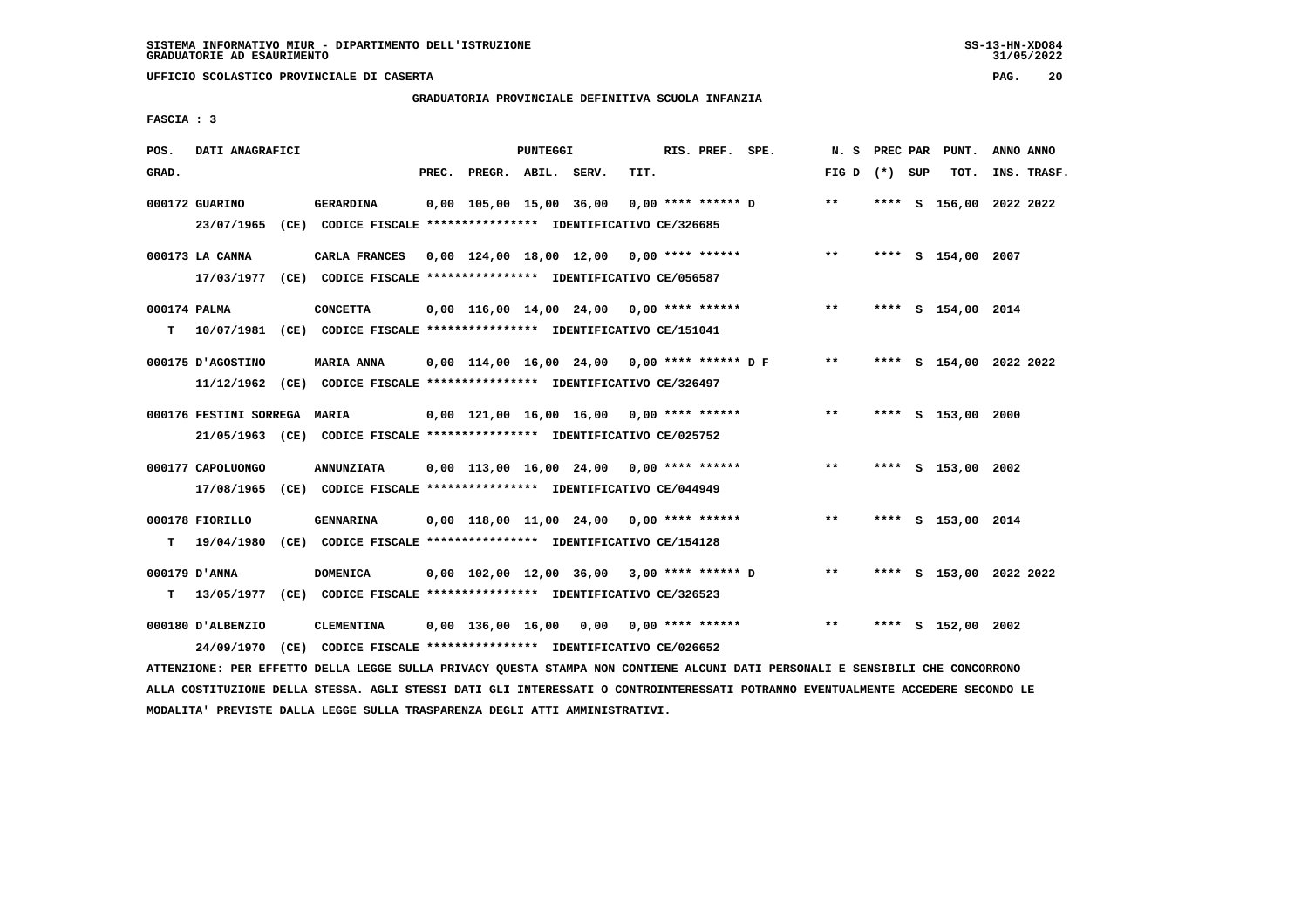SISTEMA INFORMATIVO MIUR - DIPARTIMENTO DELL'ISTRUZIONE
GRADUATORIE AD ESAURIMENTO

UFFICIO SCOLASTICO PROVINCIALE DI CASERTA

GRADUATORIA PROVINCIALE DEFINITIVA SCUOLA INFANZIA

FASCIA : 3

| POS. GRAD. | DATI ANAGRAFICI | | PREC. | PREGR. | ABIL. | SERV. | TIT. | RIS. PREF. SPE. | N. S FIG D | PREC PAR (*) SUP | PUNT. TOT. | ANNO ANNO INS. TRASF. |
|---|---|---|---|---|---|---|---|---|---|---|---|---|
| 000172 | GUARINO | GERARDINA | 0,00 | 105,00 | 15,00 | 36,00 | 0,00 | **** ****** D | ** | **** S | 156,00 | 2022 2022 |
| | 23/07/1965 (CE) CODICE FISCALE **************** IDENTIFICATIVO CE/326685 | | | | | | | | | | | |
| 000173 | LA CANNA | CARLA FRANCES | 0,00 | 124,00 | 18,00 | 12,00 | 0,00 | **** ****** | ** | **** S | 154,00 | 2007 |
| | 17/03/1977 (CE) CODICE FISCALE **************** IDENTIFICATIVO CE/056587 | | | | | | | | | | | |
| 000174 | PALMA | CONCETTA | 0,00 | 116,00 | 14,00 | 24,00 | 0,00 | **** ****** | ** | **** S | 154,00 | 2014 |
| T | 10/07/1981 (CE) CODICE FISCALE **************** IDENTIFICATIVO CE/151041 | | | | | | | | | | | |
| 000175 | D'AGOSTINO | MARIA ANNA | 0,00 | 114,00 | 16,00 | 24,00 | 0,00 | **** ****** D F | ** | **** S | 154,00 | 2022 2022 |
| | 11/12/1962 (CE) CODICE FISCALE **************** IDENTIFICATIVO CE/326497 | | | | | | | | | | | |
| 000176 | FESTINI SORREGA | MARIA | 0,00 | 121,00 | 16,00 | 16,00 | 0,00 | **** ****** | ** | **** S | 153,00 | 2000 |
| | 21/05/1963 (CE) CODICE FISCALE **************** IDENTIFICATIVO CE/025752 | | | | | | | | | | | |
| 000177 | CAPOLUONGO | ANNUNZIATA | 0,00 | 113,00 | 16,00 | 24,00 | 0,00 | **** ****** | ** | **** S | 153,00 | 2002 |
| | 17/08/1965 (CE) CODICE FISCALE **************** IDENTIFICATIVO CE/044949 | | | | | | | | | | | |
| 000178 | FIORILLO | GENNARINA | 0,00 | 118,00 | 11,00 | 24,00 | 0,00 | **** ****** | ** | **** S | 153,00 | 2014 |
| T | 19/04/1980 (CE) CODICE FISCALE **************** IDENTIFICATIVO CE/154128 | | | | | | | | | | | |
| 000179 | D'ANNA | DOMENICA | 0,00 | 102,00 | 12,00 | 36,00 | 3,00 | **** ****** D | ** | **** S | 153,00 | 2022 2022 |
| T | 13/05/1977 (CE) CODICE FISCALE **************** IDENTIFICATIVO CE/326523 | | | | | | | | | | | |
| 000180 | D'ALBENZIO | CLEMENTINA | 0,00 | 136,00 | 16,00 | 0,00 | 0,00 | **** ****** | ** | **** S | 152,00 | 2002 |
| | 24/09/1970 (CE) CODICE FISCALE **************** IDENTIFICATIVO CE/026652 | | | | | | | | | | | |

ATTENZIONE: PER EFFETTO DELLA LEGGE SULLA PRIVACY QUESTA STAMPA NON CONTIENE ALCUNI DATI PERSONALI E SENSIBILI CHE CONCORRONO ALLA COSTITUZIONE DELLA STESSA. AGLI STESSI DATI GLI INTERESSATI O CONTROINTERESSATI POTRANNO EVENTUALMENTE ACCEDERE SECONDO LE MODALITA' PREVISTE DALLA LEGGE SULLA TRASPARENZA DEGLI ATTI AMMINISTRATIVI.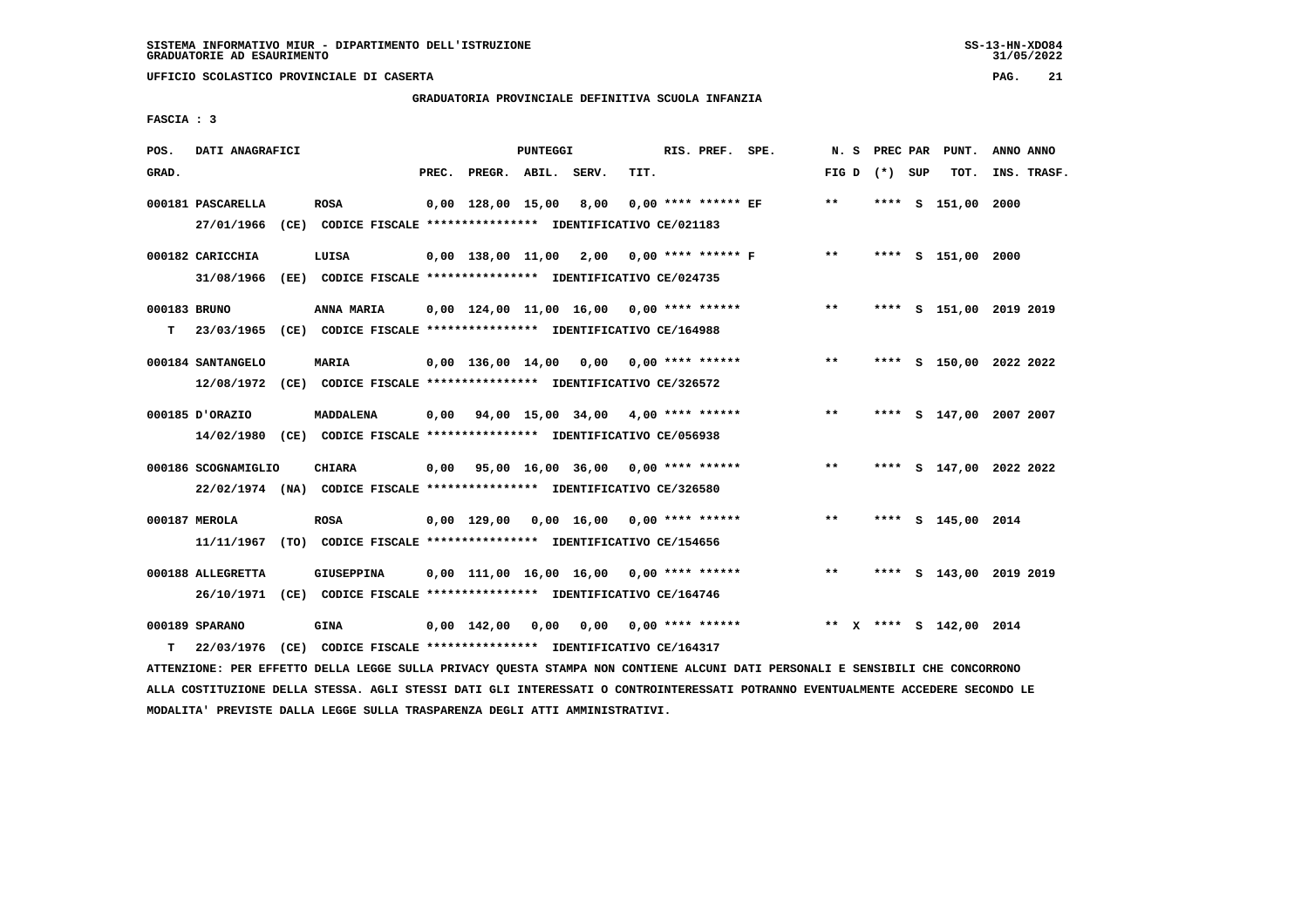SISTEMA INFORMATIVO MIUR - DIPARTIMENTO DELL'ISTRUZIONE
GRADUATORIE AD ESAURIMENTO

UFFICIO SCOLASTICO PROVINCIALE DI CASERTA

GRADUATORIA PROVINCIALE DEFINITIVA SCUOLA INFANZIA

FASCIA : 3

| POS. GRAD. | DATI ANAGRAFICI | | PREC. | PREGR. | ABIL. | SERV. | TIT. | RIS. PREF. | SPE. | N. S FIG D | PREC (*) | PAR SUP | PUNT. TOT. | ANNO INS. | ANNO TRASF. |
|---|---|---|---|---|---|---|---|---|---|---|---|---|---|---|---|
| 000181 | PASCARELLA | ROSA | 0,00 | 128,00 | 15,00 | 8,00 | 0,00 | **** ****** | EF | ** | **** | S | 151,00 | 2000 | |
| | 27/01/1966 (CE) CODICE FISCALE **************** IDENTIFICATIVO CE/021183 | | | | | | | | | | | | | | |
| 000182 | CARICCHIA | LUISA | 0,00 | 138,00 | 11,00 | 2,00 | 0,00 | **** ****** | F | ** | **** | S | 151,00 | 2000 | |
| | 31/08/1966 (EE) CODICE FISCALE **************** IDENTIFICATIVO CE/024735 | | | | | | | | | | | | | | |
| 000183 | BRUNO | ANNA MARIA | 0,00 | 124,00 | 11,00 | 16,00 | 0,00 | **** ****** | | ** | **** | S | 151,00 | 2019 | 2019 |
| T | 23/03/1965 (CE) CODICE FISCALE **************** IDENTIFICATIVO CE/164988 | | | | | | | | | | | | | | |
| 000184 | SANTANGELO | MARIA | 0,00 | 136,00 | 14,00 | 0,00 | 0,00 | **** ****** | | ** | **** | S | 150,00 | 2022 | 2022 |
| | 12/08/1972 (CE) CODICE FISCALE **************** IDENTIFICATIVO CE/326572 | | | | | | | | | | | | | | |
| 000185 | D'ORAZIO | MADDALENA | 0,00 | 94,00 | 15,00 | 34,00 | 4,00 | **** ****** | | ** | **** | S | 147,00 | 2007 | 2007 |
| | 14/02/1980 (CE) CODICE FISCALE **************** IDENTIFICATIVO CE/056938 | | | | | | | | | | | | | | |
| 000186 | SCOGNAMIGLIO | CHIARA | 0,00 | 95,00 | 16,00 | 36,00 | 0,00 | **** ****** | | ** | **** | S | 147,00 | 2022 | 2022 |
| | 22/02/1974 (NA) CODICE FISCALE **************** IDENTIFICATIVO CE/326580 | | | | | | | | | | | | | | |
| 000187 | MEROLA | ROSA | 0,00 | 129,00 | 0,00 | 16,00 | 0,00 | **** ****** | | ** | **** | S | 145,00 | 2014 | |
| | 11/11/1967 (TO) CODICE FISCALE **************** IDENTIFICATIVO CE/154656 | | | | | | | | | | | | | | |
| 000188 | ALLEGRETTA | GIUSEPPINA | 0,00 | 111,00 | 16,00 | 16,00 | 0,00 | **** ****** | | ** | **** | S | 143,00 | 2019 | 2019 |
| | 26/10/1971 (CE) CODICE FISCALE **************** IDENTIFICATIVO CE/164746 | | | | | | | | | | | | | | |
| 000189 | SPARANO | GINA | 0,00 | 142,00 | 0,00 | 0,00 | 0,00 | **** ****** | | ** X | **** | S | 142,00 | 2014 | |
| T | 22/03/1976 (CE) CODICE FISCALE **************** IDENTIFICATIVO CE/164317 | | | | | | | | | | | | | | |

ATTENZIONE: PER EFFETTO DELLA LEGGE SULLA PRIVACY QUESTA STAMPA NON CONTIENE ALCUNI DATI PERSONALI E SENSIBILI CHE CONCORRONO ALLA COSTITUZIONE DELLA STESSA. AGLI STESSI DATI GLI INTERESSATI O CONTROINTERESSATI POTRANNO EVENTUALMENTE ACCEDERE SECONDO LE MODALITA' PREVISTE DALLA LEGGE SULLA TRASPARENZA DEGLI ATTI AMMINISTRATIVI.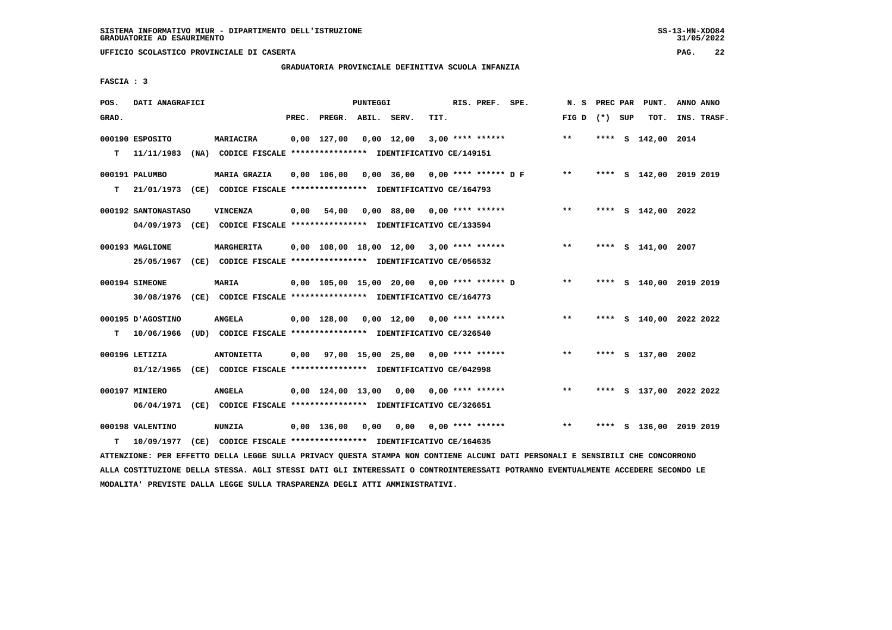SISTEMA INFORMATIVO MIUR - DIPARTIMENTO DELL'ISTRUZIONE
GRADUATORIE AD ESAURIMENTO

UFFICIO SCOLASTICO PROVINCIALE DI CASERTA

GRADUATORIA PROVINCIALE DEFINITIVA SCUOLA INFANZIA

FASCIA : 3

| POS. GRAD. | DATI ANAGRAFICI | | PREC. | PREGR. | ABIL. | SERV. | TIT. | RIS. PREF. SPE. | N. S FIG D | PREC PAR (*) SUP | PUNT. TOT. | ANNO INS. | ANNO TRASF. |
|---|---|---|---|---|---|---|---|---|---|---|---|---|---|
| 000190 | ESPOSITO | MARIACIRA | 0,00 | 127,00 | 0,00 | 12,00 | 3,00 | **** ****** | ** | **** S | 142,00 | 2014 | |
| T | 11/11/1983 (NA) | CODICE FISCALE **************** IDENTIFICATIVO CE/149151 | | | | | | | | | | | |
| 000191 | PALUMBO | MARIA GRAZIA | 0,00 | 106,00 | 0,00 | 36,00 | 0,00 | **** ****** D F | ** | **** S | 142,00 | 2019 | 2019 |
| T | 21/01/1973 (CE) | CODICE FISCALE **************** IDENTIFICATIVO CE/164793 | | | | | | | | | | | |
| 000192 | SANTONASTASO | VINCENZA | 0,00 | 54,00 | 0,00 | 88,00 | 0,00 | **** ****** | ** | **** S | 142,00 | 2022 | |
| | 04/09/1973 (CE) | CODICE FISCALE **************** IDENTIFICATIVO CE/133594 | | | | | | | | | | | |
| 000193 | MAGLIONE | MARGHERITA | 0,00 | 108,00 | 18,00 | 12,00 | 3,00 | **** ****** | ** | **** S | 141,00 | 2007 | |
| | 25/05/1967 (CE) | CODICE FISCALE **************** IDENTIFICATIVO CE/056532 | | | | | | | | | | | |
| 000194 | SIMEONE | MARIA | 0,00 | 105,00 | 15,00 | 20,00 | 0,00 | **** ****** D | ** | **** S | 140,00 | 2019 | 2019 |
| | 30/08/1976 (CE) | CODICE FISCALE **************** IDENTIFICATIVO CE/164773 | | | | | | | | | | | |
| 000195 | D'AGOSTINO | ANGELA | 0,00 | 128,00 | 0,00 | 12,00 | 0,00 | **** ****** | ** | **** S | 140,00 | 2022 | 2022 |
| T | 10/06/1966 (UD) | CODICE FISCALE **************** IDENTIFICATIVO CE/326540 | | | | | | | | | | | |
| 000196 | LETIZIA | ANTONIETTA | 0,00 | 97,00 | 15,00 | 25,00 | 0,00 | **** ****** | ** | **** S | 137,00 | 2002 | |
| | 01/12/1965 (CE) | CODICE FISCALE **************** IDENTIFICATIVO CE/042998 | | | | | | | | | | | |
| 000197 | MINIERO | ANGELA | 0,00 | 124,00 | 13,00 | 0,00 | 0,00 | **** ****** | ** | **** S | 137,00 | 2022 | 2022 |
| | 06/04/1971 (CE) | CODICE FISCALE **************** IDENTIFICATIVO CE/326651 | | | | | | | | | | | |
| 000198 | VALENTINO | NUNZIA | 0,00 | 136,00 | 0,00 | 0,00 | 0,00 | **** ****** | ** | **** S | 136,00 | 2019 | 2019 |
| T | 10/09/1977 (CE) | CODICE FISCALE **************** IDENTIFICATIVO CE/164635 | | | | | | | | | | | |

ATTENZIONE: PER EFFETTO DELLA LEGGE SULLA PRIVACY QUESTA STAMPA NON CONTIENE ALCUNI DATI PERSONALI E SENSIBILI CHE CONCORRONO ALLA COSTITUZIONE DELLA STESSA. AGLI STESSI DATI GLI INTERESSATI O CONTROINTERESSATI POTRANNO EVENTUALMENTE ACCEDERE SECONDO LE MODALITA' PREVISTE DALLA LEGGE SULLA TRASPARENZA DEGLI ATTI AMMINISTRATIVI.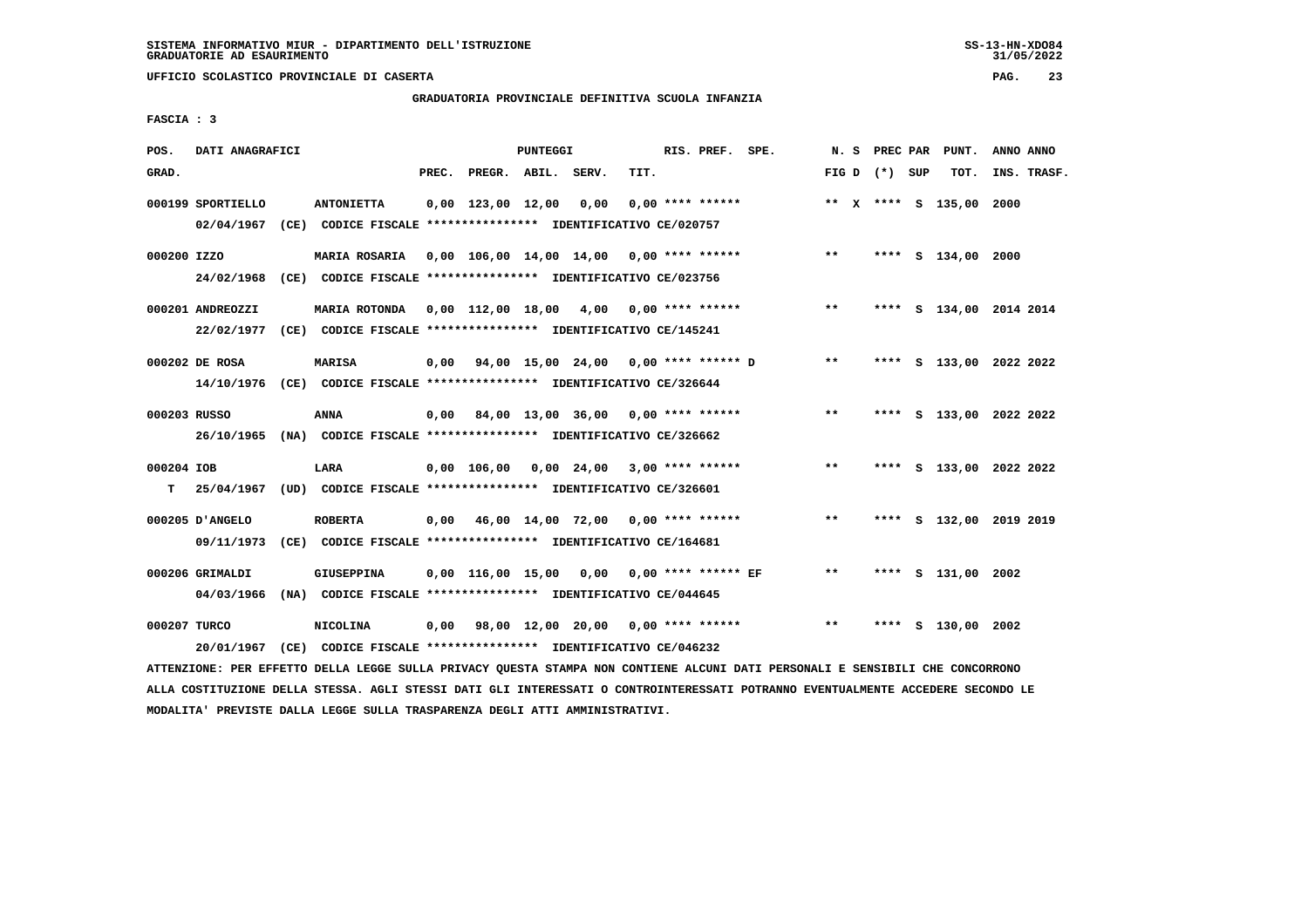SISTEMA INFORMATIVO MIUR - DIPARTIMENTO DELL'ISTRUZIONE
GRADUATORIE AD ESAURIMENTO

UFFICIO SCOLASTICO PROVINCIALE DI CASERTA

GRADUATORIA PROVINCIALE DEFINITIVA SCUOLA INFANZIA

FASCIA : 3

| POS. GRAD. | DATI ANAGRAFICI | | PREC. | PREGR. | ABIL. | SERV. | TIT. | RIS. PREF. SPE. | N. S FIG D | PREC PAR (*) SUP | PUNT. TOT. | ANNO INS. | ANNO TRASF. |
|---|---|---|---|---|---|---|---|---|---|---|---|---|---|
| 000199 | SPORTIELLO | ANTONIETTA | 0,00 | 123,00 | 12,00 | 0,00 | 0,00 | **** ****** | ** X | **** S | 135,00 | 2000 | |
| | 02/04/1967 (CE) CODICE FISCALE **************** IDENTIFICATIVO CE/020757 | | | | | | | | | | | | |
| 000200 | IZZO | MARIA ROSARIA | 0,00 | 106,00 | 14,00 | 14,00 | 0,00 | **** ****** | ** | **** S | 134,00 | 2000 | |
| | 24/02/1968 (CE) CODICE FISCALE **************** IDENTIFICATIVO CE/023756 | | | | | | | | | | | | |
| 000201 | ANDREOZZI | MARIA ROTONDA | 0,00 | 112,00 | 18,00 | 4,00 | 0,00 | **** ****** | ** | **** S | 134,00 | 2014 | 2014 |
| | 22/02/1977 (CE) CODICE FISCALE **************** IDENTIFICATIVO CE/145241 | | | | | | | | | | | | |
| 000202 | DE ROSA | MARISA | 0,00 | 94,00 | 15,00 | 24,00 | 0,00 | **** ****** D | ** | **** S | 133,00 | 2022 | 2022 |
| | 14/10/1976 (CE) CODICE FISCALE **************** IDENTIFICATIVO CE/326644 | | | | | | | | | | | | |
| 000203 | RUSSO | ANNA | 0,00 | 84,00 | 13,00 | 36,00 | 0,00 | **** ****** | ** | **** S | 133,00 | 2022 | 2022 |
| | 26/10/1965 (NA) CODICE FISCALE **************** IDENTIFICATIVO CE/326662 | | | | | | | | | | | | |
| 000204 | IOB | LARA | 0,00 | 106,00 | 0,00 | 24,00 | 3,00 | **** ****** | ** | **** S | 133,00 | 2022 | 2022 |
| T | 25/04/1967 (UD) CODICE FISCALE **************** IDENTIFICATIVO CE/326601 | | | | | | | | | | | | |
| 000205 | D'ANGELO | ROBERTA | 0,00 | 46,00 | 14,00 | 72,00 | 0,00 | **** ****** | ** | **** S | 132,00 | 2019 | 2019 |
| | 09/11/1973 (CE) CODICE FISCALE **************** IDENTIFICATIVO CE/164681 | | | | | | | | | | | | |
| 000206 | GRIMALDI | GIUSEPPINA | 0,00 | 116,00 | 15,00 | 0,00 | 0,00 | **** ****** EF | ** | **** S | 131,00 | 2002 | |
| | 04/03/1966 (NA) CODICE FISCALE **************** IDENTIFICATIVO CE/044645 | | | | | | | | | | | | |
| 000207 | TURCO | NICOLINA | 0,00 | 98,00 | 12,00 | 20,00 | 0,00 | **** ****** | ** | **** S | 130,00 | 2002 | |
| | 20/01/1967 (CE) CODICE FISCALE **************** IDENTIFICATIVO CE/046232 | | | | | | | | | | | | |

ATTENZIONE: PER EFFETTO DELLA LEGGE SULLA PRIVACY QUESTA STAMPA NON CONTIENE ALCUNI DATI PERSONALI E SENSIBILI CHE CONCORRONO ALLA COSTITUZIONE DELLA STESSA. AGLI STESSI DATI GLI INTERESSATI O CONTROINTERESSATI POTRANNO EVENTUALMENTE ACCEDERE SECONDO LE MODALITA' PREVISTE DALLA LEGGE SULLA TRASPARENZA DEGLI ATTI AMMINISTRATIVI.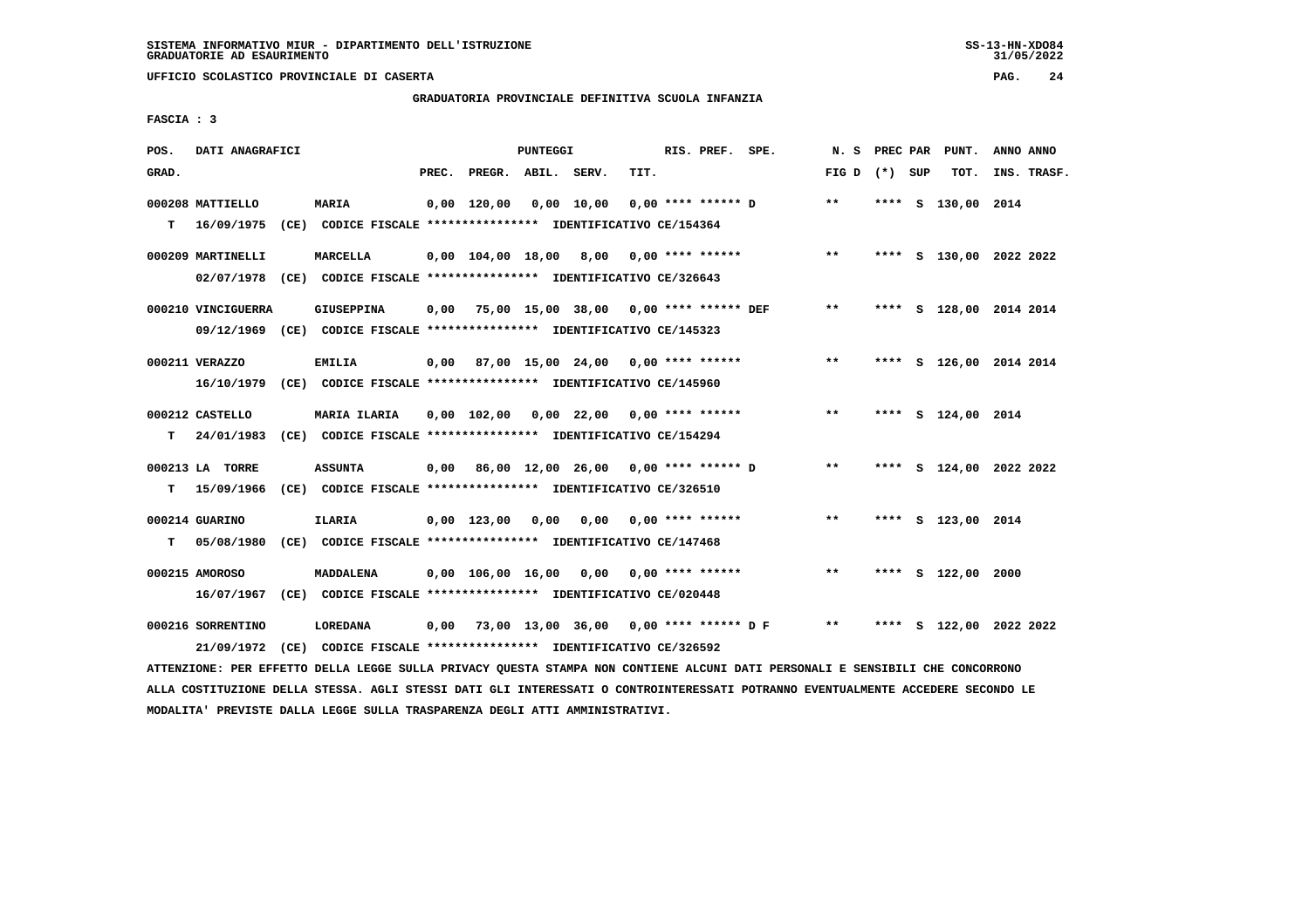SISTEMA INFORMATIVO MIUR - DIPARTIMENTO DELL'ISTRUZIONE
GRADUATORIE AD ESAURIMENTO

UFFICIO SCOLASTICO PROVINCIALE DI CASERTA

GRADUATORIA PROVINCIALE DEFINITIVA SCUOLA INFANZIA

FASCIA : 3

| POS. GRAD. | DATI ANAGRAFICI | | PREC. | PREGR. | ABIL. | SERV. | TIT. | RIS. PREF. SPE. | N. S FIG D | PREC PAR (*) SUP | PUNT. TOT. | ANNO INS. | ANNO TRASF. |
|---|---|---|---|---|---|---|---|---|---|---|---|---|---|
| 000208 | MATTIELLO | MARIA | 0,00 | 120,00 | 0,00 | 10,00 | 0,00 | **** ****** D | ** | **** S | 130,00 | 2014 | |
| T | 16/09/1975 (CE) CODICE FISCALE **************** IDENTIFICATIVO CE/154364 | | | | | | | | | | | | |
| 000209 | MARTINELLI | MARCELLA | 0,00 | 104,00 | 18,00 | 8,00 | 0,00 | **** ****** | ** | **** S | 130,00 | 2022 | 2022 |
| | 02/07/1978 (CE) CODICE FISCALE **************** IDENTIFICATIVO CE/326643 | | | | | | | | | | | | |
| 000210 | VINCIGUERRA | GIUSEPPINA | 0,00 | 75,00 | 15,00 | 38,00 | 0,00 | **** ****** DEF | ** | **** S | 128,00 | 2014 | 2014 |
| | 09/12/1969 (CE) CODICE FISCALE **************** IDENTIFICATIVO CE/145323 | | | | | | | | | | | | |
| 000211 | VERAZZO | EMILIA | 0,00 | 87,00 | 15,00 | 24,00 | 0,00 | **** ****** | ** | **** S | 126,00 | 2014 | 2014 |
| | 16/10/1979 (CE) CODICE FISCALE **************** IDENTIFICATIVO CE/145960 | | | | | | | | | | | | |
| 000212 | CASTELLO | MARIA ILARIA | 0,00 | 102,00 | 0,00 | 22,00 | 0,00 | **** ****** | ** | **** S | 124,00 | 2014 | |
| T | 24/01/1983 (CE) CODICE FISCALE **************** IDENTIFICATIVO CE/154294 | | | | | | | | | | | | |
| 000213 | LA TORRE | ASSUNTA | 0,00 | 86,00 | 12,00 | 26,00 | 0,00 | **** ****** D | ** | **** S | 124,00 | 2022 | 2022 |
| T | 15/09/1966 (CE) CODICE FISCALE **************** IDENTIFICATIVO CE/326510 | | | | | | | | | | | | |
| 000214 | GUARINO | ILARIA | 0,00 | 123,00 | 0,00 | 0,00 | 0,00 | **** ****** | ** | **** S | 123,00 | 2014 | |
| T | 05/08/1980 (CE) CODICE FISCALE **************** IDENTIFICATIVO CE/147468 | | | | | | | | | | | | |
| 000215 | AMOROSO | MADDALENA | 0,00 | 106,00 | 16,00 | 0,00 | 0,00 | **** ****** | ** | **** S | 122,00 | 2000 | |
| | 16/07/1967 (CE) CODICE FISCALE **************** IDENTIFICATIVO CE/020448 | | | | | | | | | | | | |
| 000216 | SORRENTINO | LOREDANA | 0,00 | 73,00 | 13,00 | 36,00 | 0,00 | **** ****** D F | ** | **** S | 122,00 | 2022 | 2022 |
| | 21/09/1972 (CE) CODICE FISCALE **************** IDENTIFICATIVO CE/326592 | | | | | | | | | | | | |

ATTENZIONE: PER EFFETTO DELLA LEGGE SULLA PRIVACY QUESTA STAMPA NON CONTIENE ALCUNI DATI PERSONALI E SENSIBILI CHE CONCORRONO ALLA COSTITUZIONE DELLA STESSA. AGLI STESSI DATI GLI INTERESSATI O CONTROINTERESSATI POTRANNO EVENTUALMENTE ACCEDERE SECONDO LE MODALITA' PREVISTE DALLA LEGGE SULLA TRASPARENZA DEGLI ATTI AMMINISTRATIVI.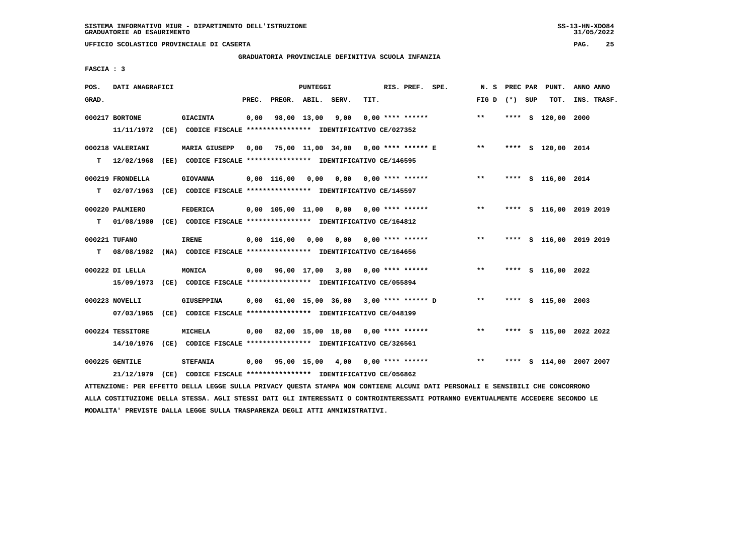SISTEMA INFORMATIVO MIUR - DIPARTIMENTO DELL'ISTRUZIONE
GRADUATORIE AD ESAURIMENTO

UFFICIO SCOLASTICO PROVINCIALE DI CASERTA

GRADUATORIA PROVINCIALE DEFINITIVA SCUOLA INFANZIA

FASCIA : 3

| POS. GRAD. | DATI ANAGRAFICI | | PREC. | PREGR. | ABIL. | SERV. | TIT. | RIS. PREF. SPE. | N. S FIG D | PREC PAR (*) SUP | PUNT. TOT. | ANNO INS. | ANNO TRASF. |
|---|---|---|---|---|---|---|---|---|---|---|---|---|---|
| 000217 | BORTONE | GIACINTA | 0,00 | 98,00 | 13,00 | 9,00 | 0,00 | **** ****** | ** | **** S | 120,00 | 2000 | |
| | 11/11/1972 (CE) CODICE FISCALE **************** IDENTIFICATIVO CE/027352 | | | | | | | | | | | | |
| 000218 | VALERIANI | MARIA GIUSEPP | 0,00 | 75,00 | 11,00 | 34,00 | 0,00 | **** ****** E | ** | **** S | 120,00 | 2014 | |
| T | 12/02/1968 (EE) CODICE FISCALE **************** IDENTIFICATIVO CE/146595 | | | | | | | | | | | | |
| 000219 | FRONDELLA | GIOVANNA | 0,00 | 116,00 | 0,00 | 0,00 | 0,00 | **** ****** | ** | **** S | 116,00 | 2014 | |
| T | 02/07/1963 (CE) CODICE FISCALE **************** IDENTIFICATIVO CE/145597 | | | | | | | | | | | | |
| 000220 | PALMIERO | FEDERICA | 0,00 | 105,00 | 11,00 | 0,00 | 0,00 | **** ****** | ** | **** S | 116,00 | 2019 | 2019 |
| T | 01/08/1980 (CE) CODICE FISCALE **************** IDENTIFICATIVO CE/164812 | | | | | | | | | | | | |
| 000221 | TUFANO | IRENE | 0,00 | 116,00 | 0,00 | 0,00 | 0,00 | **** ****** | ** | **** S | 116,00 | 2019 | 2019 |
| T | 08/08/1982 (NA) CODICE FISCALE **************** IDENTIFICATIVO CE/164656 | | | | | | | | | | | | |
| 000222 | DI LELLA | MONICA | 0,00 | 96,00 | 17,00 | 3,00 | 0,00 | **** ****** | ** | **** S | 116,00 | 2022 | |
| | 15/09/1973 (CE) CODICE FISCALE **************** IDENTIFICATIVO CE/055894 | | | | | | | | | | | | |
| 000223 | NOVELLI | GIUSEPPINA | 0,00 | 61,00 | 15,00 | 36,00 | 3,00 | **** ****** D | ** | **** S | 115,00 | 2003 | |
| | 07/03/1965 (CE) CODICE FISCALE **************** IDENTIFICATIVO CE/048199 | | | | | | | | | | | | |
| 000224 | TESSITORE | MICHELA | 0,00 | 82,00 | 15,00 | 18,00 | 0,00 | **** ****** | ** | **** S | 115,00 | 2022 | 2022 |
| | 14/10/1976 (CE) CODICE FISCALE **************** IDENTIFICATIVO CE/326561 | | | | | | | | | | | | |
| 000225 | GENTILE | STEFANIA | 0,00 | 95,00 | 15,00 | 4,00 | 0,00 | **** ****** | ** | **** S | 114,00 | 2007 | 2007 |
| | 21/12/1979 (CE) CODICE FISCALE **************** IDENTIFICATIVO CE/056862 | | | | | | | | | | | | |

ATTENZIONE: PER EFFETTO DELLA LEGGE SULLA PRIVACY QUESTA STAMPA NON CONTIENE ALCUNI DATI PERSONALI E SENSIBILI CHE CONCORRONO ALLA COSTITUZIONE DELLA STESSA. AGLI STESSI DATI GLI INTERESSATI O CONTROINTERESSATI POTRANNO EVENTUALMENTE ACCEDERE SECONDO LE MODALITA' PREVISTE DALLA LEGGE SULLA TRASPARENZA DEGLI ATTI AMMINISTRATIVI.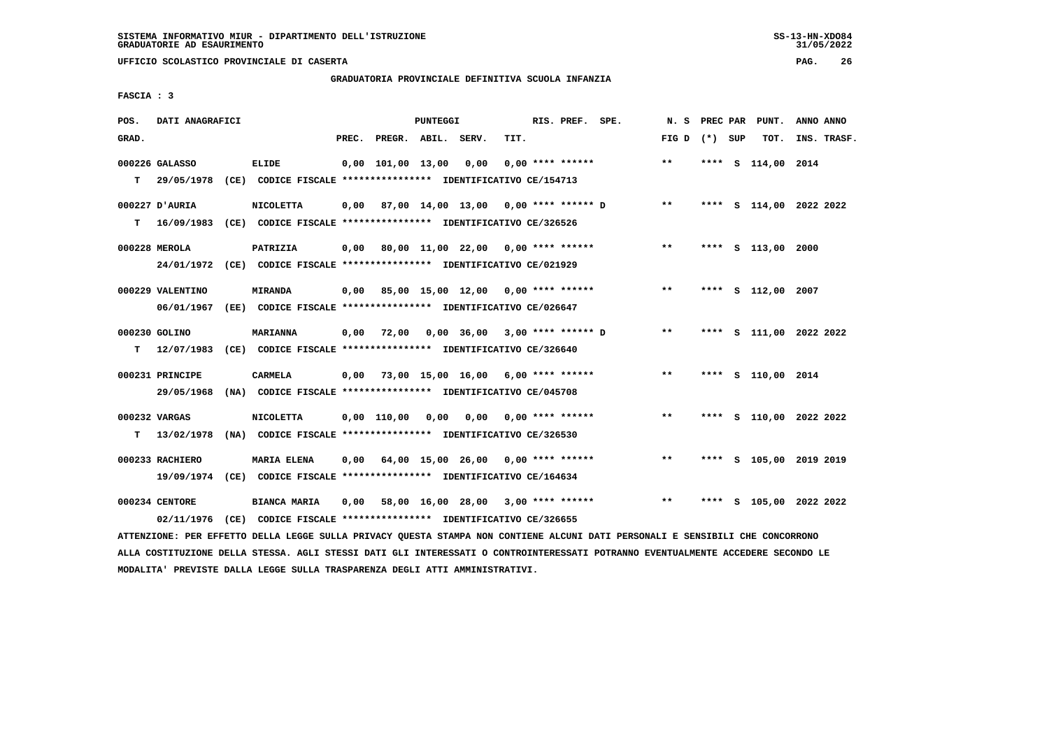SISTEMA INFORMATIVO MIUR - DIPARTIMENTO DELL'ISTRUZIONE
GRADUATORIE AD ESAURIMENTO

UFFICIO SCOLASTICO PROVINCIALE DI CASERTA

GRADUATORIA PROVINCIALE DEFINITIVA SCUOLA INFANZIA

FASCIA : 3

| POS. GRAD. | DATI ANAGRAFICI | | PREC. | PREGR. | ABIL. | SERV. | TIT. | RIS. PREF. SPE. | N. S FIG D | PREC PAR (*) SUP | PUNT. TOT. | ANNO ANNO INS. TRASF. |
|---|---|---|---|---|---|---|---|---|---|---|---|---|
| 000226 GALASSO | ELIDE | | 0,00 | 101,00 | 13,00 | 0,00 | 0,00 | **** ****** | ** | **** S | 114,00 | 2014 |
| T | 29/05/1978 (CE) CODICE FISCALE **************** IDENTIFICATIVO CE/154713 | | | | | | | | | | | |
| 000227 D'AURIA | NICOLETTA | | 0,00 | 87,00 | 14,00 | 13,00 | 0,00 | **** ****** D | ** | **** S | 114,00 | 2022 2022 |
| T | 16/09/1983 (CE) CODICE FISCALE **************** IDENTIFICATIVO CE/326526 | | | | | | | | | | | |
| 000228 MEROLA | PATRIZIA | | 0,00 | 80,00 | 11,00 | 22,00 | 0,00 | **** ****** | ** | **** S | 113,00 | 2000 |
| | 24/01/1972 (CE) CODICE FISCALE **************** IDENTIFICATIVO CE/021929 | | | | | | | | | | | |
| 000229 VALENTINO | MIRANDA | | 0,00 | 85,00 | 15,00 | 12,00 | 0,00 | **** ****** | ** | **** S | 112,00 | 2007 |
| | 06/01/1967 (EE) CODICE FISCALE **************** IDENTIFICATIVO CE/026647 | | | | | | | | | | | |
| 000230 GOLINO | MARIANNA | | 0,00 | 72,00 | 0,00 | 36,00 | 3,00 | **** ****** D | ** | **** S | 111,00 | 2022 2022 |
| T | 12/07/1983 (CE) CODICE FISCALE **************** IDENTIFICATIVO CE/326640 | | | | | | | | | | | |
| 000231 PRINCIPE | CARMELA | | 0,00 | 73,00 | 15,00 | 16,00 | 6,00 | **** ****** | ** | **** S | 110,00 | 2014 |
| | 29/05/1968 (NA) CODICE FISCALE **************** IDENTIFICATIVO CE/045708 | | | | | | | | | | | |
| 000232 VARGAS | NICOLETTA | | 0,00 | 110,00 | 0,00 | 0,00 | 0,00 | **** ****** | ** | **** S | 110,00 | 2022 2022 |
| T | 13/02/1978 (NA) CODICE FISCALE **************** IDENTIFICATIVO CE/326530 | | | | | | | | | | | |
| 000233 RACHIERO | MARIA ELENA | | 0,00 | 64,00 | 15,00 | 26,00 | 0,00 | **** ****** | ** | **** S | 105,00 | 2019 2019 |
| | 19/09/1974 (CE) CODICE FISCALE **************** IDENTIFICATIVO CE/164634 | | | | | | | | | | | |
| 000234 CENTORE | BIANCA MARIA | | 0,00 | 58,00 | 16,00 | 28,00 | 3,00 | **** ****** | ** | **** S | 105,00 | 2022 2022 |
| | 02/11/1976 (CE) CODICE FISCALE **************** IDENTIFICATIVO CE/326655 | | | | | | | | | | | |

ATTENZIONE: PER EFFETTO DELLA LEGGE SULLA PRIVACY QUESTA STAMPA NON CONTIENE ALCUNI DATI PERSONALI E SENSIBILI CHE CONCORRONO ALLA COSTITUZIONE DELLA STESSA. AGLI STESSI DATI GLI INTERESSATI O CONTROINTERESSATI POTRANNO EVENTUALMENTE ACCEDERE SECONDO LE MODALITA' PREVISTE DALLA LEGGE SULLA TRASPARENZA DEGLI ATTI AMMINISTRATIVI.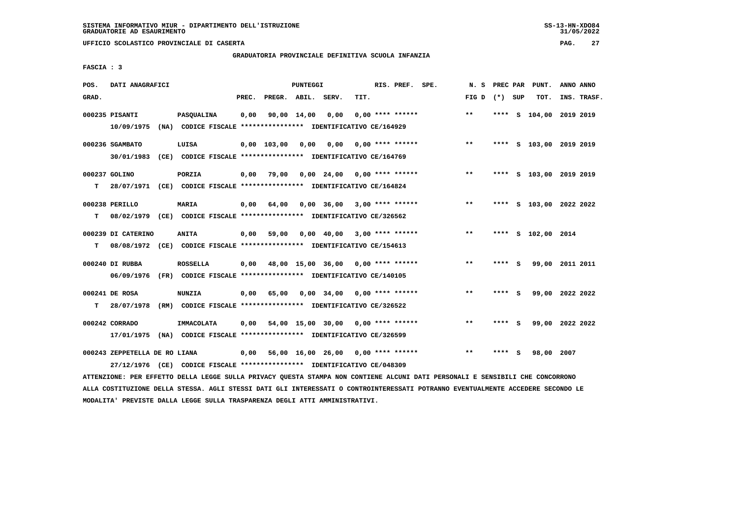SISTEMA INFORMATIVO MIUR - DIPARTIMENTO DELL'ISTRUZIONE
GRADUATORIE AD ESAURIMENTO

UFFICIO SCOLASTICO PROVINCIALE DI CASERTA

GRADUATORIA PROVINCIALE DEFINITIVA SCUOLA INFANZIA

FASCIA : 3

| POS. GRAD. | DATI ANAGRAFICI | | PREC. | PREGR. | ABIL. | SERV. | TIT. | RIS. PREF. SPE. | N. S FIG D | PREC PAR (*) SUP | PUNT. TOT. | ANNO ANNO INS. TRASF. |
|---|---|---|---|---|---|---|---|---|---|---|---|---|
| 000235 PISANTI | PASQUALINA | | 0,00 | 90,00 | 14,00 | 0,00 | 0,00 | **** ****** | ** | **** S | 104,00 | 2019 2019 |
| | 10/09/1975 (NA) CODICE FISCALE **************** IDENTIFICATIVO CE/164929 | | | | | | | | | | | |
| 000236 SGAMBATO | LUISA | | 0,00 | 103,00 | 0,00 | 0,00 | 0,00 | **** ****** | ** | **** S | 103,00 | 2019 2019 |
| | 30/01/1983 (CE) CODICE FISCALE **************** IDENTIFICATIVO CE/164769 | | | | | | | | | | | |
| 000237 GOLINO | PORZIA | | 0,00 | 79,00 | 0,00 | 24,00 | 0,00 | **** ****** | ** | **** S | 103,00 | 2019 2019 |
| T | 28/07/1971 (CE) CODICE FISCALE **************** IDENTIFICATIVO CE/164824 | | | | | | | | | | | |
| 000238 PERILLO | MARIA | | 0,00 | 64,00 | 0,00 | 36,00 | 3,00 | **** ****** | ** | **** S | 103,00 | 2022 2022 |
| T | 08/02/1979 (CE) CODICE FISCALE **************** IDENTIFICATIVO CE/326562 | | | | | | | | | | | |
| 000239 DI CATERINO | ANITA | | 0,00 | 59,00 | 0,00 | 40,00 | 3,00 | **** ****** | ** | **** S | 102,00 | 2014 |
| T | 08/08/1972 (CE) CODICE FISCALE **************** IDENTIFICATIVO CE/154613 | | | | | | | | | | | |
| 000240 DI RUBBA | ROSSELLA | | 0,00 | 48,00 | 15,00 | 36,00 | 0,00 | **** ****** | ** | **** S | 99,00 | 2011 2011 |
| | 06/09/1976 (FR) CODICE FISCALE **************** IDENTIFICATIVO CE/140105 | | | | | | | | | | | |
| 000241 DE ROSA | NUNZIA | | 0,00 | 65,00 | 0,00 | 34,00 | 0,00 | **** ****** | ** | **** S | 99,00 | 2022 2022 |
| T | 28/07/1978 (RM) CODICE FISCALE **************** IDENTIFICATIVO CE/326522 | | | | | | | | | | | |
| 000242 CORRADO | IMMACOLATA | | 0,00 | 54,00 | 15,00 | 30,00 | 0,00 | **** ****** | ** | **** S | 99,00 | 2022 2022 |
| | 17/01/1975 (NA) CODICE FISCALE **************** IDENTIFICATIVO CE/326599 | | | | | | | | | | | |
| 000243 ZEPPETELLA DE RO | LIANA | | 0,00 | 56,00 | 16,00 | 26,00 | 0,00 | **** ****** | ** | **** S | 98,00 | 2007 |
| | 27/12/1976 (CE) CODICE FISCALE **************** IDENTIFICATIVO CE/048309 | | | | | | | | | | | |

ATTENZIONE: PER EFFETTO DELLA LEGGE SULLA PRIVACY QUESTA STAMPA NON CONTIENE ALCUNI DATI PERSONALI E SENSIBILI CHE CONCORRONO ALLA COSTITUZIONE DELLA STESSA. AGLI STESSI DATI GLI INTERESSATI O CONTROINTERESSATI POTRANNO EVENTUALMENTE ACCEDERE SECONDO LE MODALITA' PREVISTE DALLA LEGGE SULLA TRASPARENZA DEGLI ATTI AMMINISTRATIVI.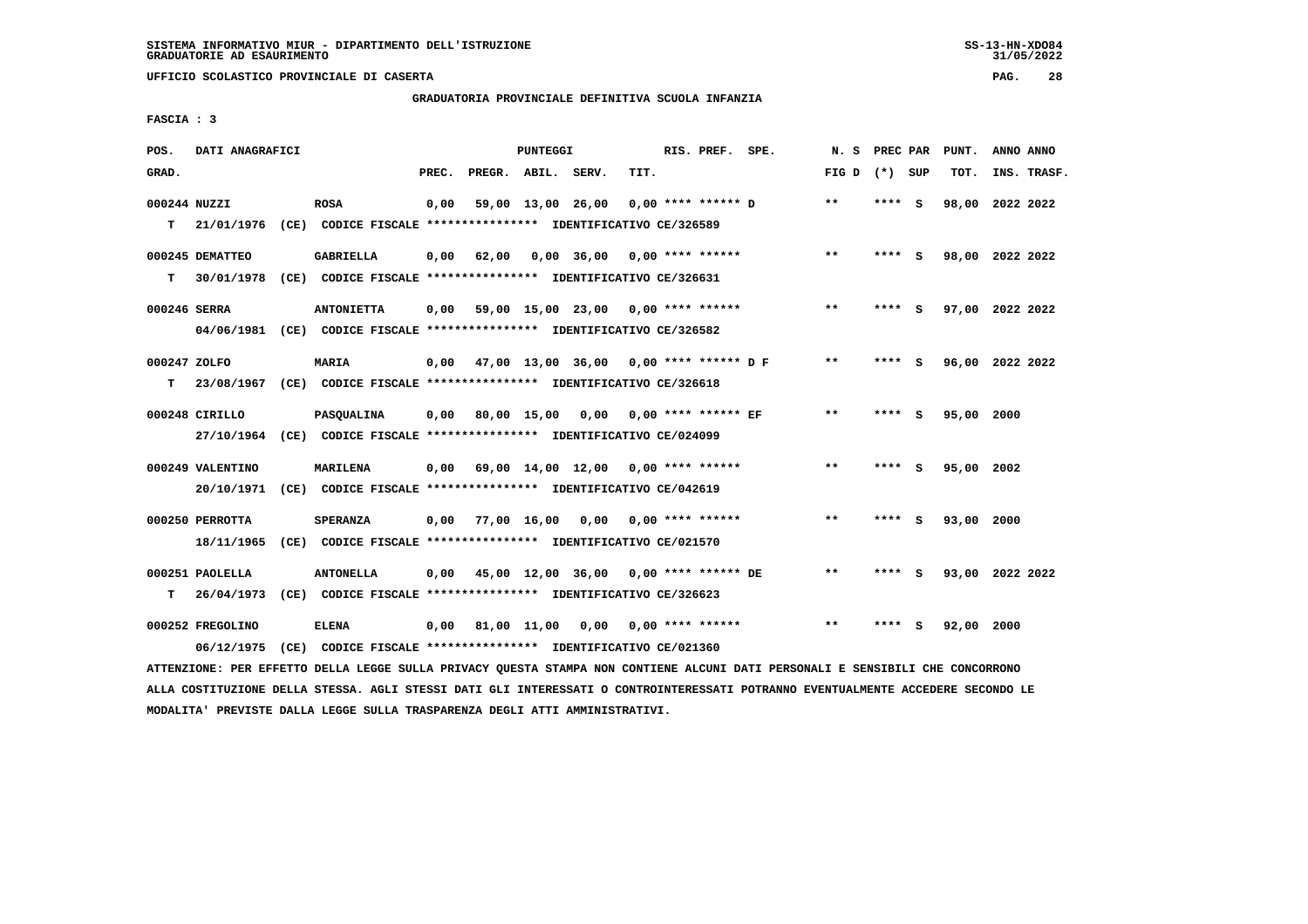SISTEMA INFORMATIVO MIUR - DIPARTIMENTO DELL'ISTRUZIONE
GRADUATORIE AD ESAURIMENTO

UFFICIO SCOLASTICO PROVINCIALE DI CASERTA

GRADUATORIA PROVINCIALE DEFINITIVA SCUOLA INFANZIA

FASCIA : 3

| POS. GRAD. | DATI ANAGRAFICI | | PREC. | PREGR. | ABIL. | SERV. | TIT. | RIS. PREF. SPE. | N. S FIG D | PREC PAR (*) SUP | PUNT. TOT. | ANNO ANNO INS. TRASF. |
|---|---|---|---|---|---|---|---|---|---|---|---|---|
| 000244 | NUZZI | ROSA | 0,00 | 59,00 | 13,00 | 26,00 | 0,00 | **** ****** D | ** | **** S | 98,00 | 2022 2022 |
| T | 21/01/1976 (CE) CODICE FISCALE **************** IDENTIFICATIVO CE/326589 | | | | | | | | | | | |
| 000245 | DEMATTEO | GABRIELLA | 0,00 | 62,00 | 0,00 | 36,00 | 0,00 | **** ****** | ** | **** S | 98,00 | 2022 2022 |
| T | 30/01/1978 (CE) CODICE FISCALE **************** IDENTIFICATIVO CE/326631 | | | | | | | | | | | |
| 000246 | SERRA | ANTONIETTA | 0,00 | 59,00 | 15,00 | 23,00 | 0,00 | **** ****** | ** | **** S | 97,00 | 2022 2022 |
| | 04/06/1981 (CE) CODICE FISCALE **************** IDENTIFICATIVO CE/326582 | | | | | | | | | | | |
| 000247 | ZOLFO | MARIA | 0,00 | 47,00 | 13,00 | 36,00 | 0,00 | **** ****** D F | ** | **** S | 96,00 | 2022 2022 |
| T | 23/08/1967 (CE) CODICE FISCALE **************** IDENTIFICATIVO CE/326618 | | | | | | | | | | | |
| 000248 | CIRILLO | PASQUALINA | 0,00 | 80,00 | 15,00 | 0,00 | 0,00 | **** ****** EF | ** | **** S | 95,00 | 2000 |
| | 27/10/1964 (CE) CODICE FISCALE **************** IDENTIFICATIVO CE/024099 | | | | | | | | | | | |
| 000249 | VALENTINO | MARILENA | 0,00 | 69,00 | 14,00 | 12,00 | 0,00 | **** ****** | ** | **** S | 95,00 | 2002 |
| | 20/10/1971 (CE) CODICE FISCALE **************** IDENTIFICATIVO CE/042619 | | | | | | | | | | | |
| 000250 | PERROTTA | SPERANZA | 0,00 | 77,00 | 16,00 | 0,00 | 0,00 | **** ****** | ** | **** S | 93,00 | 2000 |
| | 18/11/1965 (CE) CODICE FISCALE **************** IDENTIFICATIVO CE/021570 | | | | | | | | | | | |
| 000251 | PAOLELLA | ANTONELLA | 0,00 | 45,00 | 12,00 | 36,00 | 0,00 | **** ****** DE | ** | **** S | 93,00 | 2022 2022 |
| T | 26/04/1973 (CE) CODICE FISCALE **************** IDENTIFICATIVO CE/326623 | | | | | | | | | | | |
| 000252 | FREGOLINO | ELENA | 0,00 | 81,00 | 11,00 | 0,00 | 0,00 | **** ****** | ** | **** S | 92,00 | 2000 |
| | 06/12/1975 (CE) CODICE FISCALE **************** IDENTIFICATIVO CE/021360 | | | | | | | | | | | |

ATTENZIONE: PER EFFETTO DELLA LEGGE SULLA PRIVACY QUESTA STAMPA NON CONTIENE ALCUNI DATI PERSONALI E SENSIBILI CHE CONCORRONO ALLA COSTITUZIONE DELLA STESSA. AGLI STESSI DATI GLI INTERESSATI O CONTROINTERESSATI POTRANNO EVENTUALMENTE ACCEDERE SECONDO LE MODALITA' PREVISTE DALLA LEGGE SULLA TRASPARENZA DEGLI ATTI AMMINISTRATIVI.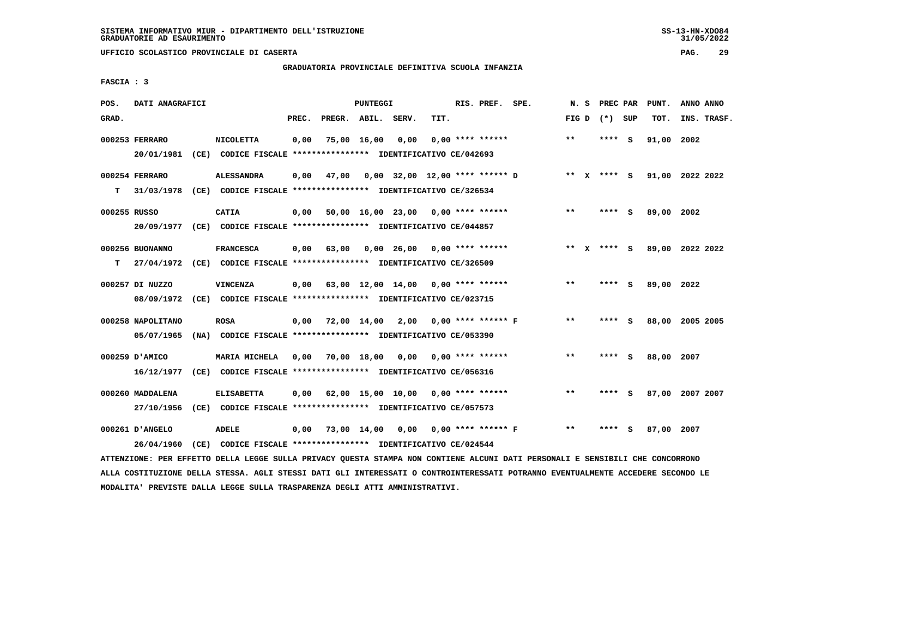GRADUATORIA PROVINCIALE DEFINITIVA SCUOLA INFANZIA

FASCIA : 3

| POS. GRAD. | DATI ANAGRAFICI | | PREC. | PREGR. | ABIL. | SERV. | TIT. | RIS. PREF. SPE. | N. S FIG D | PREC PAR (*) SUP | PUNT. TOT. | ANNO ANNO INS. TRASF. |
|---|---|---|---|---|---|---|---|---|---|---|---|---|
| 000253 FERRARO | NICOLETTA | | 0,00 | 75,00 | 16,00 | 0,00 | 0,00 | **** ****** | ** | **** S | 91,00 | 2002 |
| | 20/01/1981 (CE) CODICE FISCALE **************** IDENTIFICATIVO CE/042693 | | | | | | | | | | | |
| 000254 FERRARO | ALESSANDRA | | 0,00 | 47,00 | 0,00 | 32,00 | 12,00 | **** ****** D | ** X | **** S | 91,00 | 2022 2022 |
| T | 31/03/1978 (CE) CODICE FISCALE **************** IDENTIFICATIVO CE/326534 | | | | | | | | | | | |
| 000255 RUSSO | CATIA | | 0,00 | 50,00 | 16,00 | 23,00 | 0,00 | **** ****** | ** | **** S | 89,00 | 2002 |
| | 20/09/1977 (CE) CODICE FISCALE **************** IDENTIFICATIVO CE/044857 | | | | | | | | | | | |
| 000256 BUONANNO | FRANCESCA | | 0,00 | 63,00 | 0,00 | 26,00 | 0,00 | **** ****** | ** X | **** S | 89,00 | 2022 2022 |
| T | 27/04/1972 (CE) CODICE FISCALE **************** IDENTIFICATIVO CE/326509 | | | | | | | | | | | |
| 000257 DI NUZZO | VINCENZA | | 0,00 | 63,00 | 12,00 | 14,00 | 0,00 | **** ****** | ** | **** S | 89,00 | 2022 |
| | 08/09/1972 (CE) CODICE FISCALE **************** IDENTIFICATIVO CE/023715 | | | | | | | | | | | |
| 000258 NAPOLITANO | ROSA | | 0,00 | 72,00 | 14,00 | 2,00 | 0,00 | **** ****** F | ** | **** S | 88,00 | 2005 2005 |
| | 05/07/1965 (NA) CODICE FISCALE **************** IDENTIFICATIVO CE/053390 | | | | | | | | | | | |
| 000259 D'AMICO | MARIA MICHELA | | 0,00 | 70,00 | 18,00 | 0,00 | 0,00 | **** ****** | ** | **** S | 88,00 | 2007 |
| | 16/12/1977 (CE) CODICE FISCALE **************** IDENTIFICATIVO CE/056316 | | | | | | | | | | | |
| 000260 MADDALENA | ELISABETTA | | 0,00 | 62,00 | 15,00 | 10,00 | 0,00 | **** ****** | ** | **** S | 87,00 | 2007 2007 |
| | 27/10/1956 (CE) CODICE FISCALE **************** IDENTIFICATIVO CE/057573 | | | | | | | | | | | |
| 000261 D'ANGELO | ADELE | | 0,00 | 73,00 | 14,00 | 0,00 | 0,00 | **** ****** F | ** | **** S | 87,00 | 2007 |
| | 26/04/1960 (CE) CODICE FISCALE **************** IDENTIFICATIVO CE/024544 | | | | | | | | | | | |

ATTENZIONE: PER EFFETTO DELLA LEGGE SULLA PRIVACY QUESTA STAMPA NON CONTIENE ALCUNI DATI PERSONALI E SENSIBILI CHE CONCORRONO ALLA COSTITUZIONE DELLA STESSA. AGLI STESSI DATI GLI INTERESSATI O CONTROINTERESSATI POTRANNO EVENTUALMENTE ACCEDERE SECONDO LE MODALITA' PREVISTE DALLA LEGGE SULLA TRASPARENZA DEGLI ATTI AMMINISTRATIVI.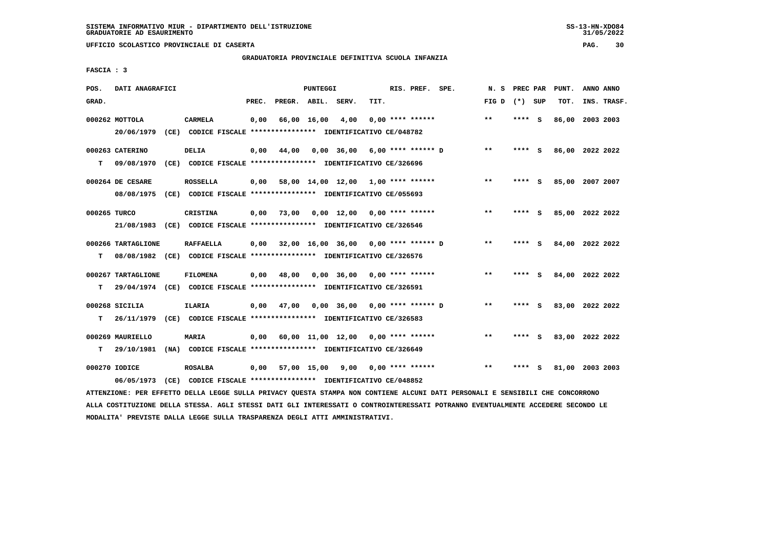SISTEMA INFORMATIVO MIUR - DIPARTIMENTO DELL'ISTRUZIONE
GRADUATORIE AD ESAURIMENTO

UFFICIO SCOLASTICO PROVINCIALE DI CASERTA

GRADUATORIA PROVINCIALE DEFINITIVA SCUOLA INFANZIA

FASCIA : 3

| POS. GRAD. | DATI ANAGRAFICI | | PREC. | PREGR. | ABIL. | SERV. | TIT. | RIS. PREF. SPE. | N. S FIG D | PREC PAR (*) SUP | PUNT. TOT. | ANNO ANNO INS. TRASF. |
|---|---|---|---|---|---|---|---|---|---|---|---|---|
| 000262 | MOTTOLA | CARMELA | 0,00 | 66,00 | 16,00 | 4,00 | 0,00 | **** ****** | ** | **** S | 86,00 | 2003 2003 |
| | 20/06/1979 (CE) CODICE FISCALE **************** IDENTIFICATIVO CE/048782 | | | | | | | | | | | |
| 000263 | CATERINO | DELIA | 0,00 | 44,00 | 0,00 | 36,00 | 6,00 | **** ****** D | ** | **** S | 86,00 | 2022 2022 |
| T | 09/08/1970 (CE) CODICE FISCALE **************** IDENTIFICATIVO CE/326696 | | | | | | | | | | | |
| 000264 | DE CESARE | ROSSELLA | 0,00 | 58,00 | 14,00 | 12,00 | 1,00 | **** ****** | ** | **** S | 85,00 | 2007 2007 |
| | 08/08/1975 (CE) CODICE FISCALE **************** IDENTIFICATIVO CE/055693 | | | | | | | | | | | |
| 000265 | TURCO | CRISTINA | 0,00 | 73,00 | 0,00 | 12,00 | 0,00 | **** ****** | ** | **** S | 85,00 | 2022 2022 |
| | 21/08/1983 (CE) CODICE FISCALE **************** IDENTIFICATIVO CE/326546 | | | | | | | | | | | |
| 000266 | TARTAGLIONE | RAFFAELLA | 0,00 | 32,00 | 16,00 | 36,00 | 0,00 | **** ****** D | ** | **** S | 84,00 | 2022 2022 |
| T | 08/08/1982 (CE) CODICE FISCALE **************** IDENTIFICATIVO CE/326576 | | | | | | | | | | | |
| 000267 | TARTAGLIONE | FILOMENA | 0,00 | 48,00 | 0,00 | 36,00 | 0,00 | **** ****** | ** | **** S | 84,00 | 2022 2022 |
| T | 29/04/1974 (CE) CODICE FISCALE **************** IDENTIFICATIVO CE/326591 | | | | | | | | | | | |
| 000268 | SICILIA | ILARIA | 0,00 | 47,00 | 0,00 | 36,00 | 0,00 | **** ****** D | ** | **** S | 83,00 | 2022 2022 |
| T | 26/11/1979 (CE) CODICE FISCALE **************** IDENTIFICATIVO CE/326583 | | | | | | | | | | | |
| 000269 | MAURIELLO | MARIA | 0,00 | 60,00 | 11,00 | 12,00 | 0,00 | **** ****** | ** | **** S | 83,00 | 2022 2022 |
| T | 29/10/1981 (NA) CODICE FISCALE **************** IDENTIFICATIVO CE/326649 | | | | | | | | | | | |
| 000270 | IODICE | ROSALBA | 0,00 | 57,00 | 15,00 | 9,00 | 0,00 | **** ****** | ** | **** S | 81,00 | 2003 2003 |
| | 06/05/1973 (CE) CODICE FISCALE **************** IDENTIFICATIVO CE/048852 | | | | | | | | | | | |

ATTENZIONE: PER EFFETTO DELLA LEGGE SULLA PRIVACY QUESTA STAMPA NON CONTIENE ALCUNI DATI PERSONALI E SENSIBILI CHE CONCORRONO ALLA COSTITUZIONE DELLA STESSA. AGLI STESSI DATI GLI INTERESSATI O CONTROINTERESSATI POTRANNO EVENTUALMENTE ACCEDERE SECONDO LE MODALITA' PREVISTE DALLA LEGGE SULLA TRASPARENZA DEGLI ATTI AMMINISTRATIVI.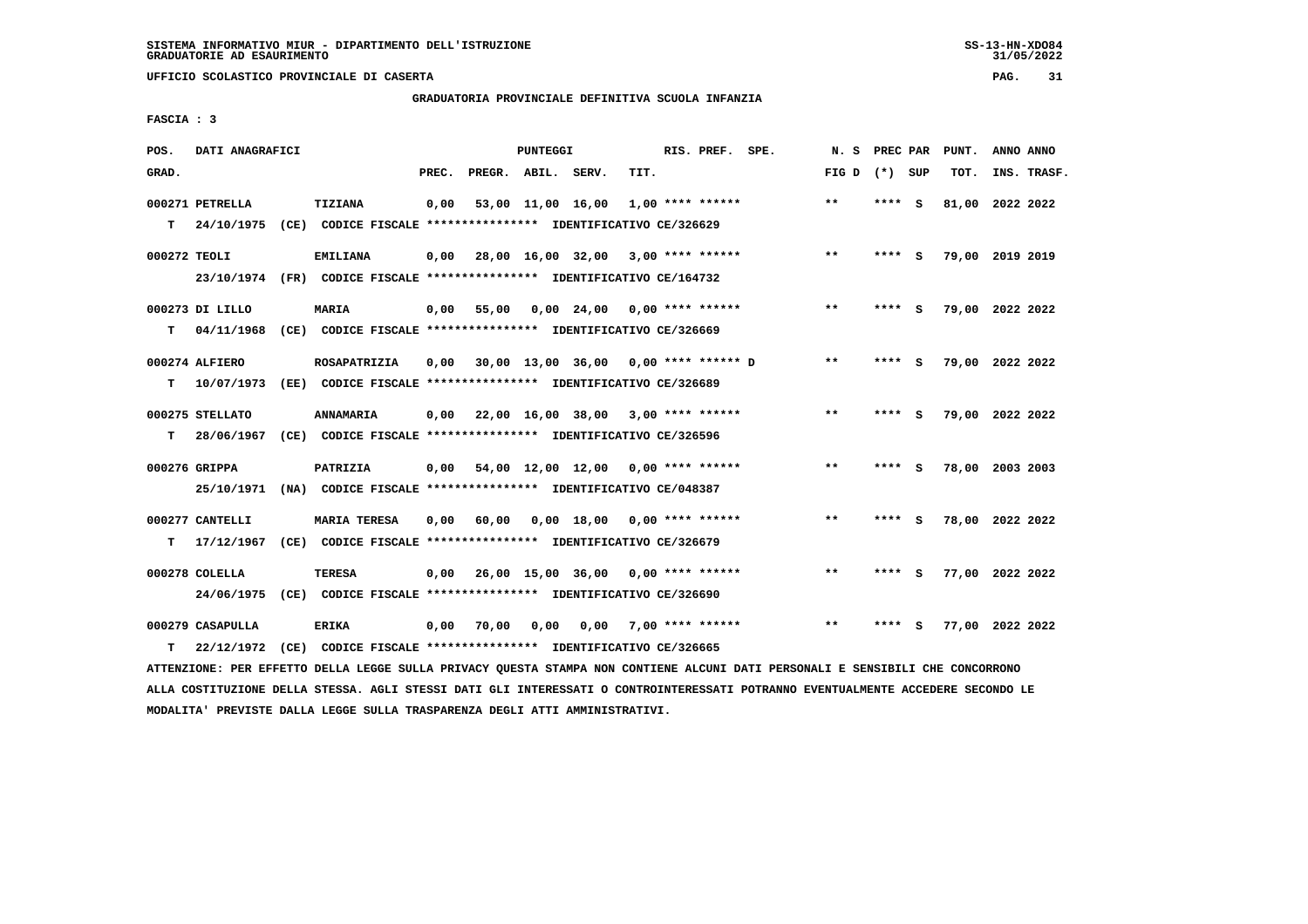SISTEMA INFORMATIVO MIUR - DIPARTIMENTO DELL'ISTRUZIONE
GRADUATORIE AD ESAURIMENTO

UFFICIO SCOLASTICO PROVINCIALE DI CASERTA

GRADUATORIA PROVINCIALE DEFINITIVA SCUOLA INFANZIA

FASCIA : 3

| POS. GRAD. | DATI ANAGRAFICI | | PREC. | PREGR. | ABIL. | SERV. | TIT. | RIS. PREF. | SPE. | N. S FIG D | PREC PAR (*) | SUP | PUNT. TOT. | ANNO INS. | ANNO TRASF. |
|---|---|---|---|---|---|---|---|---|---|---|---|---|---|---|---|
| 000271 | PETRELLA | TIZIANA | 0,00 | 53,00 | 11,00 | 16,00 | 1,00 | **** ****** | | ** | **** | S | 81,00 | 2022 | 2022 |
| T | 24/10/1975 (CE) | CODICE FISCALE **************** IDENTIFICATIVO CE/326629 | | | | | | | | | | | | | |
| 000272 | TEOLI | EMILIANA | 0,00 | 28,00 | 16,00 | 32,00 | 3,00 | **** ****** | | ** | **** | S | 79,00 | 2019 | 2019 |
| | 23/10/1974 (FR) | CODICE FISCALE **************** IDENTIFICATIVO CE/164732 | | | | | | | | | | | | | |
| 000273 | DI LILLO | MARIA | 0,00 | 55,00 | 0,00 | 24,00 | 0,00 | **** ****** | | ** | **** | S | 79,00 | 2022 | 2022 |
| T | 04/11/1968 (CE) | CODICE FISCALE **************** IDENTIFICATIVO CE/326669 | | | | | | | | | | | | | |
| 000274 | ALFIERO | ROSAPATRIZIA | 0,00 | 30,00 | 13,00 | 36,00 | 0,00 | **** ****** | D | ** | **** | S | 79,00 | 2022 | 2022 |
| T | 10/07/1973 (EE) | CODICE FISCALE **************** IDENTIFICATIVO CE/326689 | | | | | | | | | | | | | |
| 000275 | STELLATO | ANNAMARIA | 0,00 | 22,00 | 16,00 | 38,00 | 3,00 | **** ****** | | ** | **** | S | 79,00 | 2022 | 2022 |
| T | 28/06/1967 (CE) | CODICE FISCALE **************** IDENTIFICATIVO CE/326596 | | | | | | | | | | | | | |
| 000276 | GRIPPA | PATRIZIA | 0,00 | 54,00 | 12,00 | 12,00 | 0,00 | **** ****** | | ** | **** | S | 78,00 | 2003 | 2003 |
| | 25/10/1971 (NA) | CODICE FISCALE **************** IDENTIFICATIVO CE/048387 | | | | | | | | | | | | | |
| 000277 | CANTELLI | MARIA TERESA | 0,00 | 60,00 | 0,00 | 18,00 | 0,00 | **** ****** | | ** | **** | S | 78,00 | 2022 | 2022 |
| T | 17/12/1967 (CE) | CODICE FISCALE **************** IDENTIFICATIVO CE/326679 | | | | | | | | | | | | | |
| 000278 | COLELLA | TERESA | 0,00 | 26,00 | 15,00 | 36,00 | 0,00 | **** ****** | | ** | **** | S | 77,00 | 2022 | 2022 |
| | 24/06/1975 (CE) | CODICE FISCALE **************** IDENTIFICATIVO CE/326690 | | | | | | | | | | | | | |
| 000279 | CASAPULLA | ERIKA | 0,00 | 70,00 | 0,00 | 0,00 | 7,00 | **** ****** | | ** | **** | S | 77,00 | 2022 | 2022 |
| T | 22/12/1972 (CE) | CODICE FISCALE **************** IDENTIFICATIVO CE/326665 | | | | | | | | | | | | | |

ATTENZIONE: PER EFFETTO DELLA LEGGE SULLA PRIVACY QUESTA STAMPA NON CONTIENE ALCUNI DATI PERSONALI E SENSIBILI CHE CONCORRONO ALLA COSTITUZIONE DELLA STESSA. AGLI STESSI DATI GLI INTERESSATI O CONTROINTERESSATI POTRANNO EVENTUALMENTE ACCEDERE SECONDO LE MODALITA' PREVISTE DALLA LEGGE SULLA TRASPARENZA DEGLI ATTI AMMINISTRATIVI.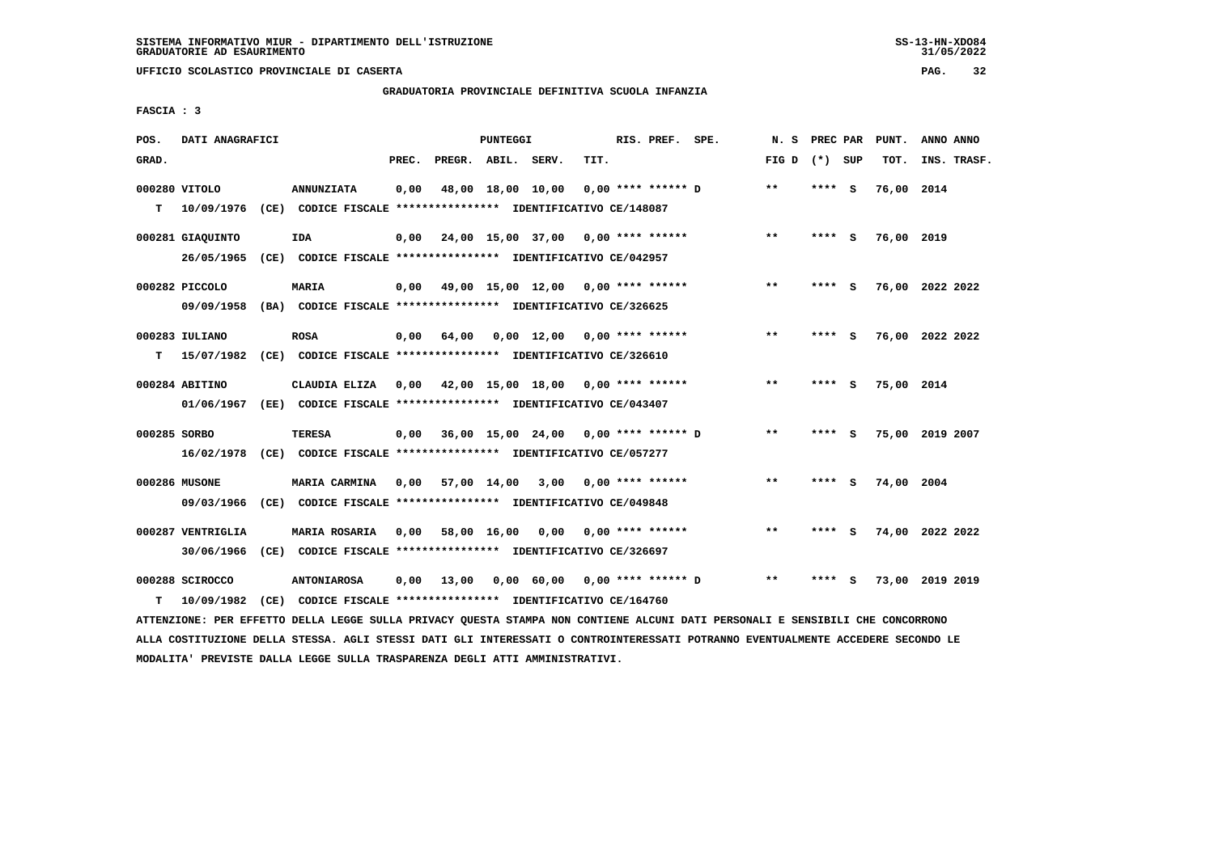SISTEMA INFORMATIVO MIUR - DIPARTIMENTO DELL'ISTRUZIONE
GRADUATORIE AD ESAURIMENTO

UFFICIO SCOLASTICO PROVINCIALE DI CASERTA

GRADUATORIA PROVINCIALE DEFINITIVA SCUOLA INFANZIA

FASCIA : 3

| POS. GRAD. | DATI ANAGRAFICI | | PREC. | PREGR. | ABIL. | SERV. | TIT. | RIS. PREF. SPE. | N. S FIG D | PREC PAR (*) SUP | PUNT. TOT. | ANNO ANNO INS. TRASF. |
|---|---|---|---|---|---|---|---|---|---|---|---|---|
| 000280 VITOLO | ANNUNZIATA | | 0,00 | 48,00 | 18,00 | 10,00 | 0,00 | **** ****** D | ** | **** S | 76,00 | 2014 |
| T 10/09/1976 (CE) | CODICE FISCALE **************** | IDENTIFICATIVO CE/148087 | | | | | | | | | | |
| 000281 GIAQUINTO | IDA | | 0,00 | 24,00 | 15,00 | 37,00 | 0,00 | **** ****** | ** | **** S | 76,00 | 2019 |
| 26/05/1965 (CE) | CODICE FISCALE **************** | IDENTIFICATIVO CE/042957 | | | | | | | | | | |
| 000282 PICCOLO | MARIA | | 0,00 | 49,00 | 15,00 | 12,00 | 0,00 | **** ****** | ** | **** S | 76,00 | 2022 2022 |
| 09/09/1958 (BA) | CODICE FISCALE **************** | IDENTIFICATIVO CE/326625 | | | | | | | | | | |
| 000283 IULIANO | ROSA | | 0,00 | 64,00 | 0,00 | 12,00 | 0,00 | **** ****** | ** | **** S | 76,00 | 2022 2022 |
| T 15/07/1982 (CE) | CODICE FISCALE **************** | IDENTIFICATIVO CE/326610 | | | | | | | | | | |
| 000284 ABITINO | CLAUDIA ELIZA | | 0,00 | 42,00 | 15,00 | 18,00 | 0,00 | **** ****** | ** | **** S | 75,00 | 2014 |
| 01/06/1967 (EE) | CODICE FISCALE **************** | IDENTIFICATIVO CE/043407 | | | | | | | | | | |
| 000285 SORBO | TERESA | | 0,00 | 36,00 | 15,00 | 24,00 | 0,00 | **** ****** D | ** | **** S | 75,00 | 2019 2007 |
| 16/02/1978 (CE) | CODICE FISCALE **************** | IDENTIFICATIVO CE/057277 | | | | | | | | | | |
| 000286 MUSONE | MARIA CARMINA | | 0,00 | 57,00 | 14,00 | 3,00 | 0,00 | **** ****** | ** | **** S | 74,00 | 2004 |
| 09/03/1966 (CE) | CODICE FISCALE **************** | IDENTIFICATIVO CE/049848 | | | | | | | | | | |
| 000287 VENTRIGLIA | MARIA ROSARIA | | 0,00 | 58,00 | 16,00 | 0,00 | 0,00 | **** ****** | ** | **** S | 74,00 | 2022 2022 |
| 30/06/1966 (CE) | CODICE FISCALE **************** | IDENTIFICATIVO CE/326697 | | | | | | | | | | |
| 000288 SCIROCCO | ANTONIAROSA | | 0,00 | 13,00 | 0,00 | 60,00 | 0,00 | **** ****** D | ** | **** S | 73,00 | 2019 2019 |
| T 10/09/1982 (CE) | CODICE FISCALE **************** | IDENTIFICATIVO CE/164760 | | | | | | | | | | |

ATTENZIONE: PER EFFETTO DELLA LEGGE SULLA PRIVACY QUESTA STAMPA NON CONTIENE ALCUNI DATI PERSONALI E SENSIBILI CHE CONCORRONO ALLA COSTITUZIONE DELLA STESSA. AGLI STESSI DATI GLI INTERESSATI O CONTROINTERESSATI POTRANNO EVENTUALMENTE ACCEDERE SECONDO LE MODALITA' PREVISTE DALLA LEGGE SULLA TRASPARENZA DEGLI ATTI AMMINISTRATIVI.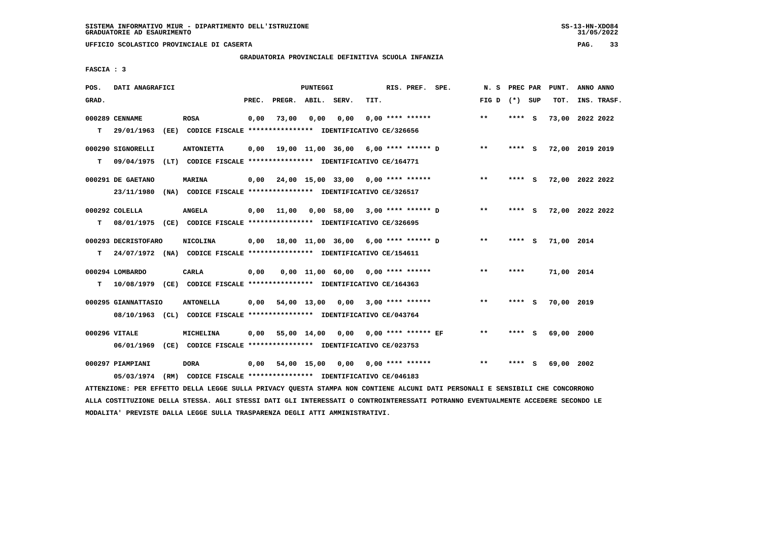UFFICIO SCOLASTICO PROVINCIALE DI CASERTA

GRADUATORIA PROVINCIALE DEFINITIVA SCUOLA INFANZIA

FASCIA : 3

| POS. GRAD. | DATI ANAGRAFICI | | PREC. | PREGR. | ABIL. | SERV. | TIT. | RIS. PREF. SPE. | N. S FIG D | PREC PAR (*) SUP | PUNT. TOT. | ANNO ANNO INS. TRASF. |
|---|---|---|---|---|---|---|---|---|---|---|---|---|
| 000289 CENNAME | ROSA | | 0,00 | 73,00 | 0,00 | 0,00 | 0,00 | **** ****** | ** | **** S | 73,00 | 2022 2022 |
| T | 29/01/1963 (EE) CODICE FISCALE **************** IDENTIFICATIVO CE/326656 | | | | | | | | | | | |
| 000290 SIGNORELLI | ANTONIETTA | | 0,00 | 19,00 | 11,00 | 36,00 | 6,00 | **** ****** D | ** | **** S | 72,00 | 2019 2019 |
| T | 09/04/1975 (LT) CODICE FISCALE **************** IDENTIFICATIVO CE/164771 | | | | | | | | | | | |
| 000291 DE GAETANO | MARINA | | 0,00 | 24,00 | 15,00 | 33,00 | 0,00 | **** ****** | ** | **** S | 72,00 | 2022 2022 |
| | 23/11/1980 (NA) CODICE FISCALE **************** IDENTIFICATIVO CE/326517 | | | | | | | | | | | |
| 000292 COLELLA | ANGELA | | 0,00 | 11,00 | 0,00 | 58,00 | 3,00 | **** ****** D | ** | **** S | 72,00 | 2022 2022 |
| T | 08/01/1975 (CE) CODICE FISCALE **************** IDENTIFICATIVO CE/326695 | | | | | | | | | | | |
| 000293 DECRISTOFARO | NICOLINA | | 0,00 | 18,00 | 11,00 | 36,00 | 6,00 | **** ****** D | ** | **** S | 71,00 | 2014 |
| T | 24/07/1972 (NA) CODICE FISCALE **************** IDENTIFICATIVO CE/154611 | | | | | | | | | | | |
| 000294 LOMBARDO | CARLA | | 0,00 | 0,00 | 11,00 | 60,00 | 0,00 | **** ****** | ** | **** | 71,00 | 2014 |
| T | 10/08/1979 (CE) CODICE FISCALE **************** IDENTIFICATIVO CE/164363 | | | | | | | | | | | |
| 000295 GIANNATTASIO | ANTONELLA | | 0,00 | 54,00 | 13,00 | 0,00 | 3,00 | **** ****** | ** | **** S | 70,00 | 2019 |
| | 08/10/1963 (CL) CODICE FISCALE **************** IDENTIFICATIVO CE/043764 | | | | | | | | | | | |
| 000296 VITALE | MICHELINA | | 0,00 | 55,00 | 14,00 | 0,00 | 0,00 | **** ****** EF | ** | **** S | 69,00 | 2000 |
| | 06/01/1969 (CE) CODICE FISCALE **************** IDENTIFICATIVO CE/023753 | | | | | | | | | | | |
| 000297 PIAMPIANI | DORA | | 0,00 | 54,00 | 15,00 | 0,00 | 0,00 | **** ****** | ** | **** S | 69,00 | 2002 |
| | 05/03/1974 (RM) CODICE FISCALE **************** IDENTIFICATIVO CE/046183 | | | | | | | | | | | |

ATTENZIONE: PER EFFETTO DELLA LEGGE SULLA PRIVACY QUESTA STAMPA NON CONTIENE ALCUNI DATI PERSONALI E SENSIBILI CHE CONCORRONO ALLA COSTITUZIONE DELLA STESSA. AGLI STESSI DATI GLI INTERESSATI O CONTROINTERESSATI POTRANNO EVENTUALMENTE ACCEDERE SECONDO LE MODALITA' PREVISTE DALLA LEGGE SULLA TRASPARENZA DEGLI ATTI AMMINISTRATIVI.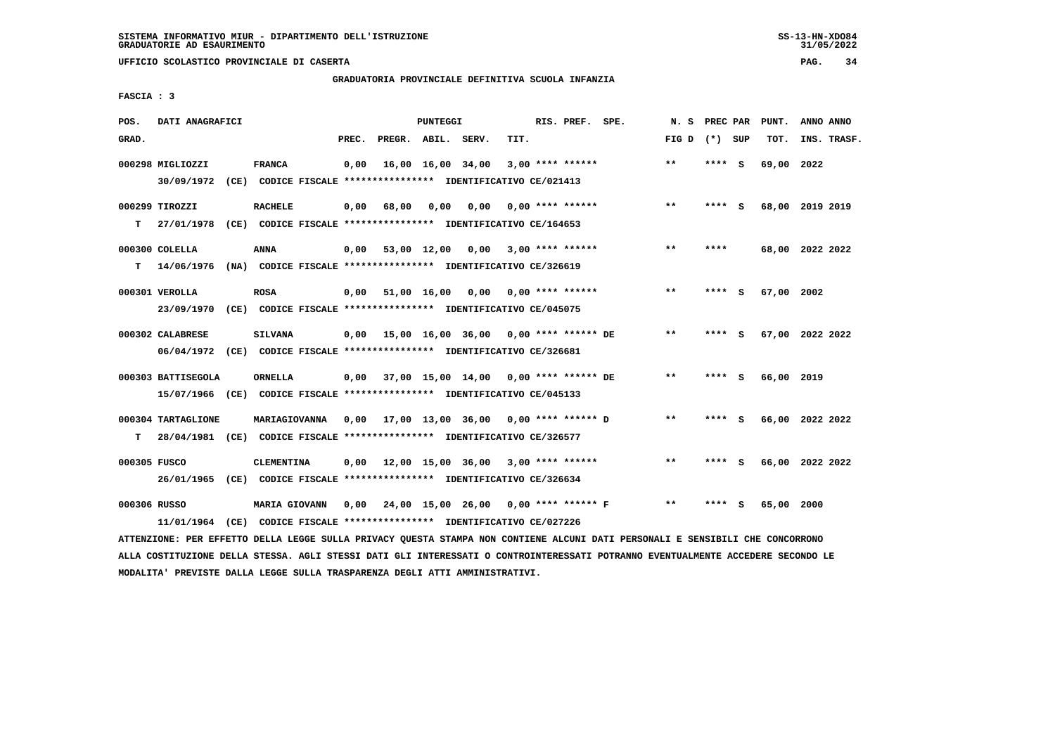SISTEMA INFORMATIVO MIUR - DIPARTIMENTO DELL'ISTRUZIONE
GRADUATORIE AD ESAURIMENTO

UFFICIO SCOLASTICO PROVINCIALE DI CASERTA

GRADUATORIA PROVINCIALE DEFINITIVA SCUOLA INFANZIA

FASCIA : 3

| POS. GRAD. | DATI ANAGRAFICI | | PREC. | PREGR. | ABIL. | SERV. | TIT. | RIS. PREF. SPE. | N. S FIG D | PREC PAR (*) SUP | PUNT. TOT. | ANNO ANNO INS. TRASF. |
|---|---|---|---|---|---|---|---|---|---|---|---|---|
| 000298 | MIGLIOZZI | FRANCA | 0,00 | 16,00 | 16,00 | 34,00 | 3,00 | **** ****** | ** | **** S | 69,00 | 2022 |
| | 30/09/1972 (CE) CODICE FISCALE **************** IDENTIFICATIVO CE/021413 | | | | | | | | | | | |
| 000299 | TIROZZI | RACHELE | 0,00 | 68,00 | 0,00 | 0,00 | 0,00 | **** ****** | ** | **** S | 68,00 | 2019 2019 |
| T | 27/01/1978 (CE) CODICE FISCALE **************** IDENTIFICATIVO CE/164653 | | | | | | | | | | | |
| 000300 | COLELLA | ANNA | 0,00 | 53,00 | 12,00 | 0,00 | 3,00 | **** ****** | ** | **** | 68,00 | 2022 2022 |
| T | 14/06/1976 (NA) CODICE FISCALE **************** IDENTIFICATIVO CE/326619 | | | | | | | | | | | |
| 000301 | VEROLLA | ROSA | 0,00 | 51,00 | 16,00 | 0,00 | 0,00 | **** ****** | ** | **** S | 67,00 | 2002 |
| | 23/09/1970 (CE) CODICE FISCALE **************** IDENTIFICATIVO CE/045075 | | | | | | | | | | | |
| 000302 | CALABRESE | SILVANA | 0,00 | 15,00 | 16,00 | 36,00 | 0,00 | **** ****** DE | ** | **** S | 67,00 | 2022 2022 |
| | 06/04/1972 (CE) CODICE FISCALE **************** IDENTIFICATIVO CE/326681 | | | | | | | | | | | |
| 000303 | BATTISEGOLA | ORNELLA | 0,00 | 37,00 | 15,00 | 14,00 | 0,00 | **** ****** DE | ** | **** S | 66,00 | 2019 |
| | 15/07/1966 (CE) CODICE FISCALE **************** IDENTIFICATIVO CE/045133 | | | | | | | | | | | |
| 000304 | TARTAGLIONE | MARIAGIOVANNA | 0,00 | 17,00 | 13,00 | 36,00 | 0,00 | **** ****** D | ** | **** S | 66,00 | 2022 2022 |
| T | 28/04/1981 (CE) CODICE FISCALE **************** IDENTIFICATIVO CE/326577 | | | | | | | | | | | |
| 000305 | FUSCO | CLEMENTINA | 0,00 | 12,00 | 15,00 | 36,00 | 3,00 | **** ****** | ** | **** S | 66,00 | 2022 2022 |
| | 26/01/1965 (CE) CODICE FISCALE **************** IDENTIFICATIVO CE/326634 | | | | | | | | | | | |
| 000306 | RUSSO | MARIA GIOVANN | 0,00 | 24,00 | 15,00 | 26,00 | 0,00 | **** ****** F | ** | **** S | 65,00 | 2000 |
| | 11/01/1964 (CE) CODICE FISCALE **************** IDENTIFICATIVO CE/027226 | | | | | | | | | | | |

ATTENZIONE: PER EFFETTO DELLA LEGGE SULLA PRIVACY QUESTA STAMPA NON CONTIENE ALCUNI DATI PERSONALI E SENSIBILI CHE CONCORRONO ALLA COSTITUZIONE DELLA STESSA. AGLI STESSI DATI GLI INTERESSATI O CONTROINTERESSATI POTRANNO EVENTUALMENTE ACCEDERE SECONDO LE MODALITA' PREVISTE DALLA LEGGE SULLA TRASPARENZA DEGLI ATTI AMMINISTRATIVI.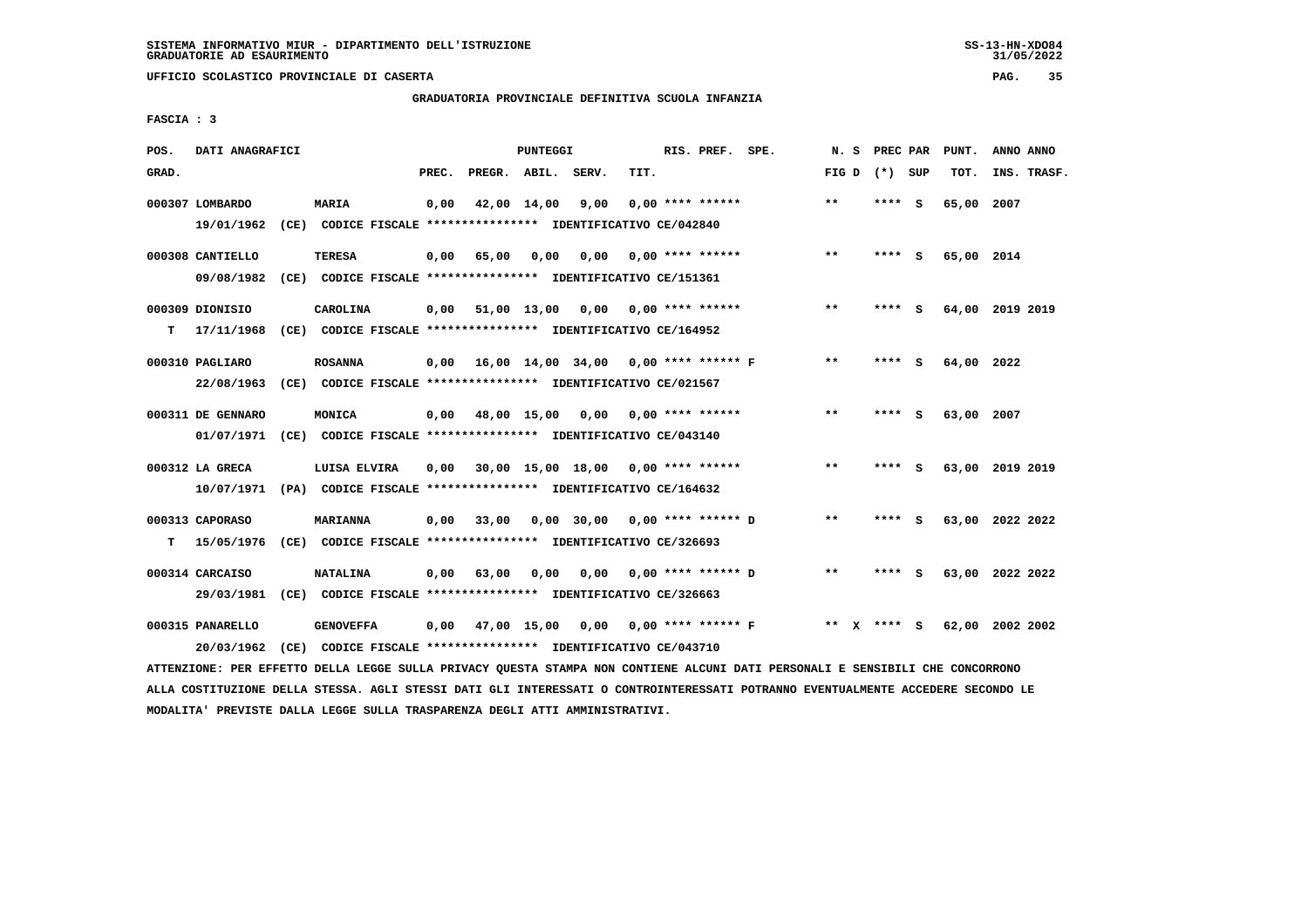SISTEMA INFORMATIVO MIUR - DIPARTIMENTO DELL'ISTRUZIONE
GRADUATORIE AD ESAURIMENTO

UFFICIO SCOLASTICO PROVINCIALE DI CASERTA

GRADUATORIA PROVINCIALE DEFINITIVA SCUOLA INFANZIA

FASCIA : 3

| POS. GRAD. | DATI ANAGRAFICI | | PREC. | PREGR. | ABIL. | SERV. | TIT. | RIS. PREF. | SPE. | N. S FIG D | PREC PAR (*) | SUP | PUNT. TOT. | ANNO INS. | ANNO TRASF. |
|---|---|---|---|---|---|---|---|---|---|---|---|---|---|---|---|
| 000307 | LOMBARDO | MARIA | 0,00 | 42,00 | 14,00 | 9,00 | 0,00 | **** ****** | | ** | **** | S | 65,00 | 2007 | |
| | 19/01/1962 (CE) | CODICE FISCALE **************** IDENTIFICATIVO CE/042840 | | | | | | | | | | | | | |
| 000308 | CANTIELLO | TERESA | 0,00 | 65,00 | 0,00 | 0,00 | 0,00 | **** ****** | | ** | **** | S | 65,00 | 2014 | |
| | 09/08/1982 (CE) | CODICE FISCALE **************** IDENTIFICATIVO CE/151361 | | | | | | | | | | | | | |
| 000309 | DIONISIO | CAROLINA | 0,00 | 51,00 | 13,00 | 0,00 | 0,00 | **** ****** | | ** | **** | S | 64,00 | 2019 | 2019 |
| T | 17/11/1968 (CE) | CODICE FISCALE **************** IDENTIFICATIVO CE/164952 | | | | | | | | | | | | | |
| 000310 | PAGLIARO | ROSANNA | 0,00 | 16,00 | 14,00 | 34,00 | 0,00 | **** ****** F | | ** | **** | S | 64,00 | 2022 | |
| | 22/08/1963 (CE) | CODICE FISCALE **************** IDENTIFICATIVO CE/021567 | | | | | | | | | | | | | |
| 000311 | DE GENNARO | MONICA | 0,00 | 48,00 | 15,00 | 0,00 | 0,00 | **** ****** | | ** | **** | S | 63,00 | 2007 | |
| | 01/07/1971 (CE) | CODICE FISCALE **************** IDENTIFICATIVO CE/043140 | | | | | | | | | | | | | |
| 000312 | LA GRECA | LUISA ELVIRA | 0,00 | 30,00 | 15,00 | 18,00 | 0,00 | **** ****** | | ** | **** | S | 63,00 | 2019 | 2019 |
| | 10/07/1971 (PA) | CODICE FISCALE **************** IDENTIFICATIVO CE/164632 | | | | | | | | | | | | | |
| 000313 | CAPORASO | MARIANNA | 0,00 | 33,00 | 0,00 | 30,00 | 0,00 | **** ****** D | | ** | **** | S | 63,00 | 2022 | 2022 |
| T | 15/05/1976 (CE) | CODICE FISCALE **************** IDENTIFICATIVO CE/326693 | | | | | | | | | | | | | |
| 000314 | CARCAISO | NATALINA | 0,00 | 63,00 | 0,00 | 0,00 | 0,00 | **** ****** D | | ** | **** | S | 63,00 | 2022 | 2022 |
| | 29/03/1981 (CE) | CODICE FISCALE **************** IDENTIFICATIVO CE/326663 | | | | | | | | | | | | | |
| 000315 | PANARELLO | GENOVEFFA | 0,00 | 47,00 | 15,00 | 0,00 | 0,00 | **** ****** F | | ** X | **** | S | 62,00 | 2002 | 2002 |
| | 20/03/1962 (CE) | CODICE FISCALE **************** IDENTIFICATIVO CE/043710 | | | | | | | | | | | | | |

ATTENZIONE: PER EFFETTO DELLA LEGGE SULLA PRIVACY QUESTA STAMPA NON CONTIENE ALCUNI DATI PERSONALI E SENSIBILI CHE CONCORRONO ALLA COSTITUZIONE DELLA STESSA. AGLI STESSI DATI GLI INTERESSATI O CONTROINTERESSATI POTRANNO EVENTUALMENTE ACCEDERE SECONDO LE MODALITA' PREVISTE DALLA LEGGE SULLA TRASPARENZA DEGLI ATTI AMMINISTRATIVI.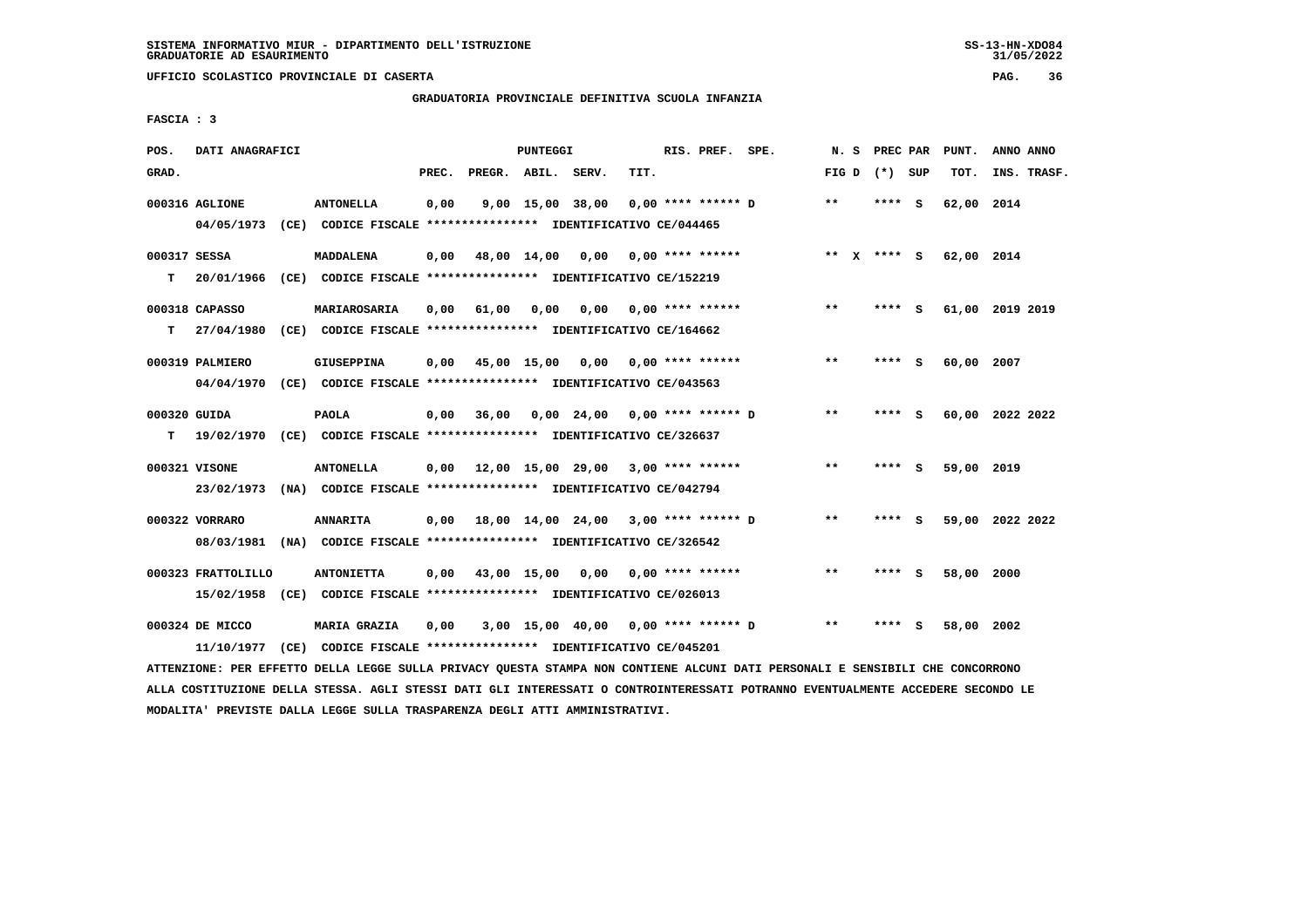SISTEMA INFORMATIVO MIUR - DIPARTIMENTO DELL'ISTRUZIONE
GRADUATORIE AD ESAURIMENTO

UFFICIO SCOLASTICO PROVINCIALE DI CASERTA

GRADUATORIA PROVINCIALE DEFINITIVA SCUOLA INFANZIA

FASCIA : 3

| POS. GRAD. | DATI ANAGRAFICI | | PREC. | PREGR. | ABIL. | SERV. | TIT. | RIS. PREF. SPE. | N. S FIG D | PREC PAR (*) SUP | PUNT. TOT. | ANNO ANNO INS. TRASF. |
|---|---|---|---|---|---|---|---|---|---|---|---|---|
| 000316 | AGLIONE 04/05/1973 (CE) CODICE FISCALE **************** IDENTIFICATIVO CE/044465 | ANTONELLA | 0,00 | 9,00 | 15,00 | 38,00 | 0,00 | **** ****** D | ** | **** S | 62,00 | 2014 |
| 000317 T | SESSA 20/01/1966 (CE) CODICE FISCALE **************** IDENTIFICATIVO CE/152219 | MADDALENA | 0,00 | 48,00 | 14,00 | 0,00 | 0,00 | **** ****** | ** X | **** S | 62,00 | 2014 |
| 000318 T | CAPASSO 27/04/1980 (CE) CODICE FISCALE **************** IDENTIFICATIVO CE/164662 | MARIAROSARIA | 0,00 | 61,00 | 0,00 | 0,00 | 0,00 | **** ****** | ** | **** S | 61,00 | 2019 2019 |
| 000319 | PALMIERO 04/04/1970 (CE) CODICE FISCALE **************** IDENTIFICATIVO CE/043563 | GIUSEPPINA | 0,00 | 45,00 | 15,00 | 0,00 | 0,00 | **** ****** | ** | **** S | 60,00 | 2007 |
| 000320 T | GUIDA 19/02/1970 (CE) CODICE FISCALE **************** IDENTIFICATIVO CE/326637 | PAOLA | 0,00 | 36,00 | 0,00 | 24,00 | 0,00 | **** ****** D | ** | **** S | 60,00 | 2022 2022 |
| 000321 | VISONE 23/02/1973 (NA) CODICE FISCALE **************** IDENTIFICATIVO CE/042794 | ANTONELLA | 0,00 | 12,00 | 15,00 | 29,00 | 3,00 | **** ****** | ** | **** S | 59,00 | 2019 |
| 000322 | VORRARO 08/03/1981 (NA) CODICE FISCALE **************** IDENTIFICATIVO CE/326542 | ANNARITA | 0,00 | 18,00 | 14,00 | 24,00 | 3,00 | **** ****** D | ** | **** S | 59,00 | 2022 2022 |
| 000323 | FRATTOLILLO 15/02/1958 (CE) CODICE FISCALE **************** IDENTIFICATIVO CE/026013 | ANTONIETTA | 0,00 | 43,00 | 15,00 | 0,00 | 0,00 | **** ****** | ** | **** S | 58,00 | 2000 |
| 000324 | DE MICCO 11/10/1977 (CE) CODICE FISCALE **************** IDENTIFICATIVO CE/045201 | MARIA GRAZIA | 0,00 | 3,00 | 15,00 | 40,00 | 0,00 | **** ****** D | ** | **** S | 58,00 | 2002 |

ATTENZIONE: PER EFFETTO DELLA LEGGE SULLA PRIVACY QUESTA STAMPA NON CONTIENE ALCUNI DATI PERSONALI E SENSIBILI CHE CONCORRONO ALLA COSTITUZIONE DELLA STESSA. AGLI STESSI DATI GLI INTERESSATI O CONTROINTERESSATI POTRANNO EVENTUALMENTE ACCEDERE SECONDO LE MODALITA' PREVISTE DALLA LEGGE SULLA TRASPARENZA DEGLI ATTI AMMINISTRATIVI.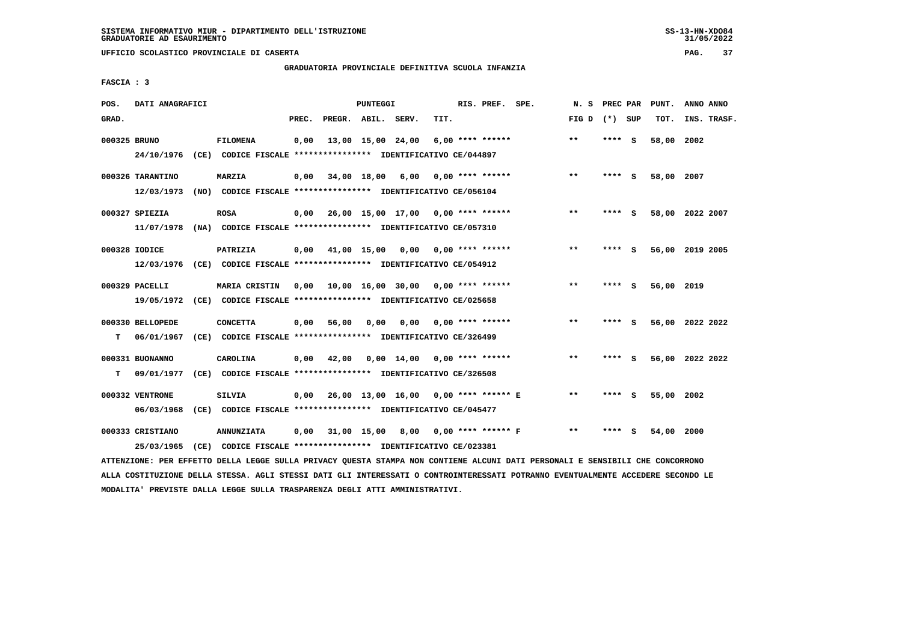SISTEMA INFORMATIVO MIUR - DIPARTIMENTO DELL'ISTRUZIONE
GRADUATORIE AD ESAURIMENTO

UFFICIO SCOLASTICO PROVINCIALE DI CASERTA

GRADUATORIA PROVINCIALE DEFINITIVA SCUOLA INFANZIA

FASCIA : 3

| POS. GRAD. | DATI ANAGRAFICI | | PREC. | PREGR. | ABIL. | SERV. | TIT. | RIS. PREF. SPE. | N. S FIG D | PREC PAR (*) SUP | PUNT. TOT. | ANNO ANNO INS. TRASF. |
|---|---|---|---|---|---|---|---|---|---|---|---|---|
| 000325 | BRUNO | FILOMENA | 0,00 | 13,00 | 15,00 | 24,00 | 6,00 | **** ****** | ** | **** S | 58,00 | 2002 |
| | 24/10/1976 (CE) CODICE FISCALE **************** IDENTIFICATIVO CE/044897 | | | | | | | | | | | |
| 000326 | TARANTINO | MARZIA | 0,00 | 34,00 | 18,00 | 6,00 | 0,00 | **** ****** | ** | **** S | 58,00 | 2007 |
| | 12/03/1973 (NO) CODICE FISCALE **************** IDENTIFICATIVO CE/056104 | | | | | | | | | | | |
| 000327 | SPIEZIA | ROSA | 0,00 | 26,00 | 15,00 | 17,00 | 0,00 | **** ****** | ** | **** S | 58,00 | 2022 2007 |
| | 11/07/1978 (NA) CODICE FISCALE **************** IDENTIFICATIVO CE/057310 | | | | | | | | | | | |
| 000328 | IODICE | PATRIZIA | 0,00 | 41,00 | 15,00 | 0,00 | 0,00 | **** ****** | ** | **** S | 56,00 | 2019 2005 |
| | 12/03/1976 (CE) CODICE FISCALE **************** IDENTIFICATIVO CE/054912 | | | | | | | | | | | |
| 000329 | PACELLI | MARIA CRISTIN | 0,00 | 10,00 | 16,00 | 30,00 | 0,00 | **** ****** | ** | **** S | 56,00 | 2019 |
| | 19/05/1972 (CE) CODICE FISCALE **************** IDENTIFICATIVO CE/025658 | | | | | | | | | | | |
| 000330 | BELLOPEDE | CONCETTA | 0,00 | 56,00 | 0,00 | 0,00 | 0,00 | **** ****** | ** | **** S | 56,00 | 2022 2022 |
| T | 06/01/1967 (CE) CODICE FISCALE **************** IDENTIFICATIVO CE/326499 | | | | | | | | | | | |
| 000331 | BUONANNO | CAROLINA | 0,00 | 42,00 | 0,00 | 14,00 | 0,00 | **** ****** | ** | **** S | 56,00 | 2022 2022 |
| T | 09/01/1977 (CE) CODICE FISCALE **************** IDENTIFICATIVO CE/326508 | | | | | | | | | | | |
| 000332 | VENTRONE | SILVIA | 0,00 | 26,00 | 13,00 | 16,00 | 0,00 | **** ****** E | ** | **** S | 55,00 | 2002 |
| | 06/03/1968 (CE) CODICE FISCALE **************** IDENTIFICATIVO CE/045477 | | | | | | | | | | | |
| 000333 | CRISTIANO | ANNUNZIATA | 0,00 | 31,00 | 15,00 | 8,00 | 0,00 | **** ****** F | ** | **** S | 54,00 | 2000 |
| | 25/03/1965 (CE) CODICE FISCALE **************** IDENTIFICATIVO CE/023381 | | | | | | | | | | | |

ATTENZIONE: PER EFFETTO DELLA LEGGE SULLA PRIVACY QUESTA STAMPA NON CONTIENE ALCUNI DATI PERSONALI E SENSIBILI CHE CONCORRONO ALLA COSTITUZIONE DELLA STESSA. AGLI STESSI DATI GLI INTERESSATI O CONTROINTERESSATI POTRANNO EVENTUALMENTE ACCEDERE SECONDO LE MODALITA' PREVISTE DALLA LEGGE SULLA TRASPARENZA DEGLI ATTI AMMINISTRATIVI.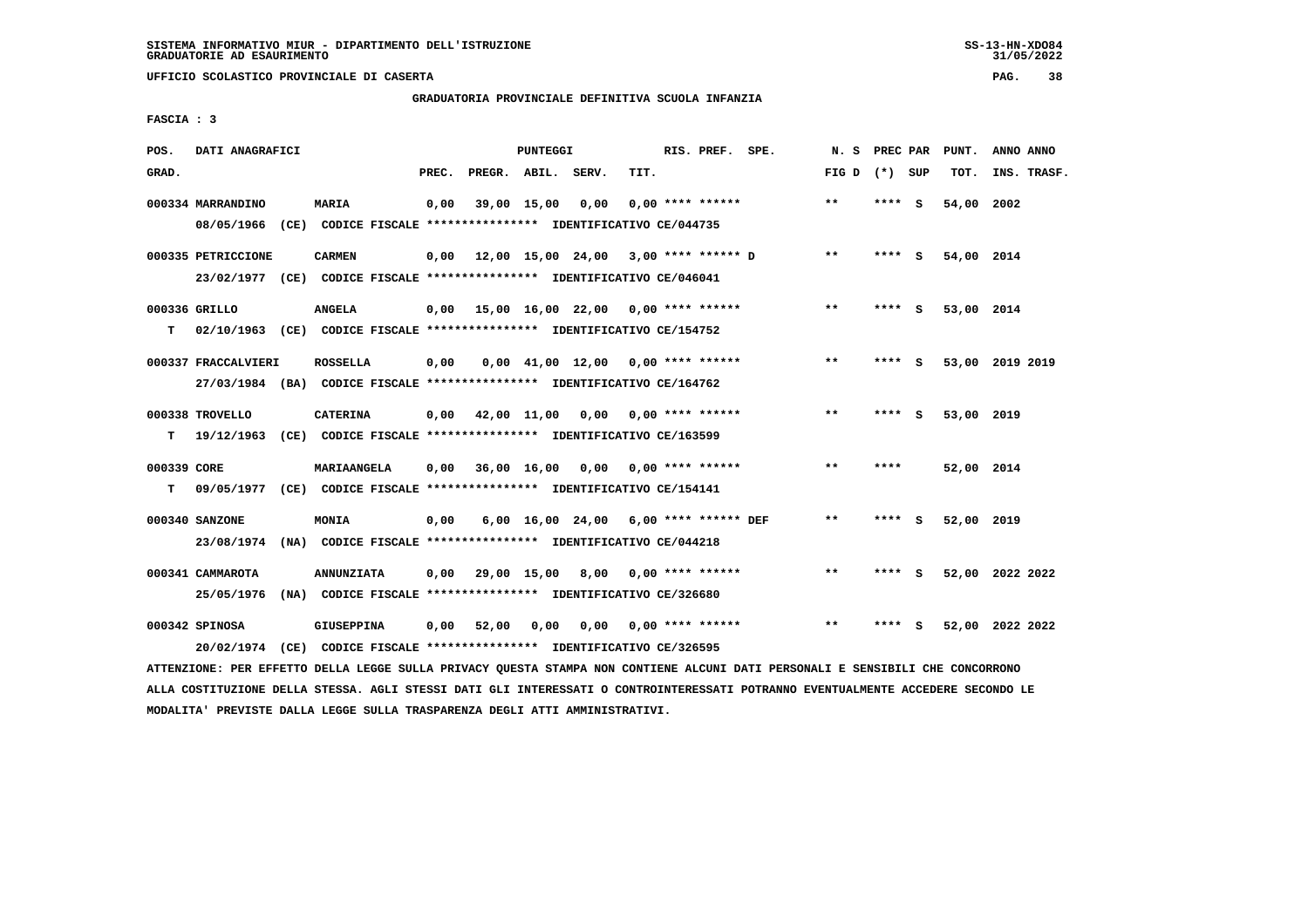SISTEMA INFORMATIVO MIUR - DIPARTIMENTO DELL'ISTRUZIONE
GRADUATORIE AD ESAURIMENTO

UFFICIO SCOLASTICO PROVINCIALE DI CASERTA

GRADUATORIA PROVINCIALE DEFINITIVA SCUOLA INFANZIA

FASCIA : 3

| POS. GRAD. | DATI ANAGRAFICI | | PREC. | PREGR. | ABIL. | SERV. | TIT. | RIS. PREF. SPE. | N. S FIG D | PREC PAR (*) SUP | PUNT. TOT. | ANNO INS. | ANNO TRASF. |
|---|---|---|---|---|---|---|---|---|---|---|---|---|---|
| 000334 | MARRANDINO | MARIA | 0,00 | 39,00 | 15,00 | 0,00 | 0,00 | **** ****** | ** | **** S | 54,00 | 2002 | |
| | 08/05/1966 (CE) CODICE FISCALE **************** IDENTIFICATIVO CE/044735 | | | | | | | | | | | | |
| 000335 | PETRICCIONE | CARMEN | 0,00 | 12,00 | 15,00 | 24,00 | 3,00 | **** ****** D | ** | **** S | 54,00 | 2014 | |
| | 23/02/1977 (CE) CODICE FISCALE **************** IDENTIFICATIVO CE/046041 | | | | | | | | | | | | |
| 000336 | GRILLO | ANGELA | 0,00 | 15,00 | 16,00 | 22,00 | 0,00 | **** ****** | ** | **** S | 53,00 | 2014 | |
| T | 02/10/1963 (CE) CODICE FISCALE **************** IDENTIFICATIVO CE/154752 | | | | | | | | | | | | |
| 000337 | FRACCALVIERI | ROSSELLA | 0,00 | 0,00 | 41,00 | 12,00 | 0,00 | **** ****** | ** | **** S | 53,00 | 2019 | 2019 |
| | 27/03/1984 (BA) CODICE FISCALE **************** IDENTIFICATIVO CE/164762 | | | | | | | | | | | | |
| 000338 | TROVELLO | CATERINA | 0,00 | 42,00 | 11,00 | 0,00 | 0,00 | **** ****** | ** | **** S | 53,00 | 2019 | |
| T | 19/12/1963 (CE) CODICE FISCALE **************** IDENTIFICATIVO CE/163599 | | | | | | | | | | | | |
| 000339 | CORE | MARIAANGELA | 0,00 | 36,00 | 16,00 | 0,00 | 0,00 | **** ****** | ** | **** | 52,00 | 2014 | |
| T | 09/05/1977 (CE) CODICE FISCALE **************** IDENTIFICATIVO CE/154141 | | | | | | | | | | | | |
| 000340 | SANZONE | MONIA | 0,00 | 6,00 | 16,00 | 24,00 | 6,00 | **** ****** DEF | ** | **** S | 52,00 | 2019 | |
| | 23/08/1974 (NA) CODICE FISCALE **************** IDENTIFICATIVO CE/044218 | | | | | | | | | | | | |
| 000341 | CAMMAROTA | ANNUNZIATA | 0,00 | 29,00 | 15,00 | 8,00 | 0,00 | **** ****** | ** | **** S | 52,00 | 2022 | 2022 |
| | 25/05/1976 (NA) CODICE FISCALE **************** IDENTIFICATIVO CE/326680 | | | | | | | | | | | | |
| 000342 | SPINOSA | GIUSEPPINA | 0,00 | 52,00 | 0,00 | 0,00 | 0,00 | **** ****** | ** | **** S | 52,00 | 2022 | 2022 |
| | 20/02/1974 (CE) CODICE FISCALE **************** IDENTIFICATIVO CE/326595 | | | | | | | | | | | | |

ATTENZIONE: PER EFFETTO DELLA LEGGE SULLA PRIVACY QUESTA STAMPA NON CONTIENE ALCUNI DATI PERSONALI E SENSIBILI CHE CONCORRONO ALLA COSTITUZIONE DELLA STESSA. AGLI STESSI DATI GLI INTERESSATI O CONTROINTERESSATI POTRANNO EVENTUALMENTE ACCEDERE SECONDO LE MODALITA' PREVISTE DALLA LEGGE SULLA TRASPARENZA DEGLI ATTI AMMINISTRATIVI.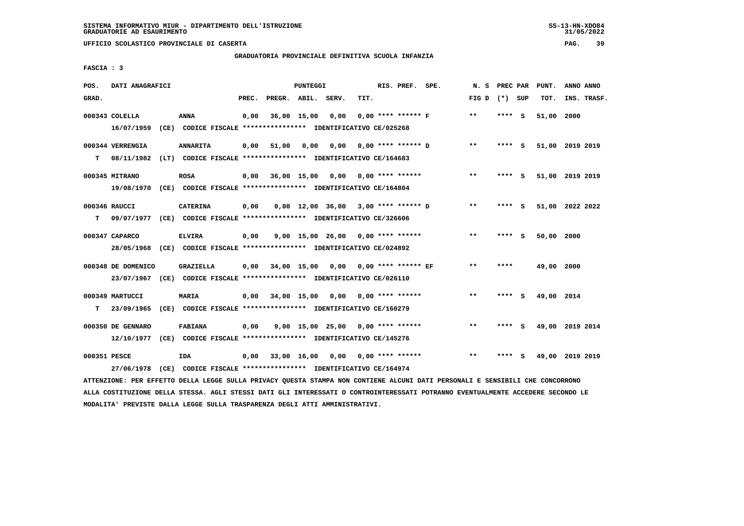SISTEMA INFORMATIVO MIUR - DIPARTIMENTO DELL'ISTRUZIONE
GRADUATORIE AD ESAURIMENTO

UFFICIO SCOLASTICO PROVINCIALE DI CASERTA

GRADUATORIA PROVINCIALE DEFINITIVA SCUOLA INFANZIA

FASCIA : 3

| POS. GRAD. | DATI ANAGRAFICI | | PREC. | PREGR. | ABIL. | SERV. | TIT. | RIS. PREF. | SPE. | N. S FIG D | PREC PAR (*) | SUP | PUNT. TOT. | ANNO INS. | ANNO TRASF. |
|---|---|---|---|---|---|---|---|---|---|---|---|---|---|---|---|
| 000343 | COLELLA | ANNA | 0,00 | 36,00 | 15,00 | 0,00 | 0,00 | **** ****** F | | ** | **** | S | 51,00 | 2000 | |
| | 16/07/1959 (CE) CODICE FISCALE **************** IDENTIFICATIVO CE/025268 | | | | | | | | | | | | | | |
| 000344 | VERRENGIA | ANNARITA | 0,00 | 51,00 | 0,00 | 0,00 | 0,00 | **** ****** D | | ** | **** | S | 51,00 | 2019 | 2019 |
| T | 08/11/1982 (LT) CODICE FISCALE **************** IDENTIFICATIVO CE/164683 | | | | | | | | | | | | | | |
| 000345 | MITRANO | ROSA | 0,00 | 36,00 | 15,00 | 0,00 | 0,00 | **** ****** | | ** | **** | S | 51,00 | 2019 | 2019 |
| | 19/08/1970 (CE) CODICE FISCALE **************** IDENTIFICATIVO CE/164804 | | | | | | | | | | | | | | |
| 000346 | RAUCCI | CATERINA | 0,00 | 0,00 | 12,00 | 36,00 | 3,00 | **** ****** D | | ** | **** | S | 51,00 | 2022 | 2022 |
| T | 09/07/1977 (CE) CODICE FISCALE **************** IDENTIFICATIVO CE/326606 | | | | | | | | | | | | | | |
| 000347 | CAPARCO | ELVIRA | 0,00 | 9,00 | 15,00 | 26,00 | 0,00 | **** ****** | | ** | **** | S | 50,00 | 2000 | |
| | 28/05/1968 (CE) CODICE FISCALE **************** IDENTIFICATIVO CE/024892 | | | | | | | | | | | | | | |
| 000348 | DE DOMENICO | GRAZIELLA | 0,00 | 34,00 | 15,00 | 0,00 | 0,00 | **** ****** EF | | ** | **** | | 49,00 | 2000 | |
| | 23/07/1967 (CE) CODICE FISCALE **************** IDENTIFICATIVO CE/026110 | | | | | | | | | | | | | | |
| 000349 | MARTUCCI | MARIA | 0,00 | 34,00 | 15,00 | 0,00 | 0,00 | **** ****** | | ** | **** | S | 49,00 | 2014 | |
| T | 23/09/1965 (CE) CODICE FISCALE **************** IDENTIFICATIVO CE/160279 | | | | | | | | | | | | | | |
| 000350 | DE GENNARO | FABIANA | 0,00 | 9,00 | 15,00 | 25,00 | 0,00 | **** ****** | | ** | **** | S | 49,00 | 2019 | 2014 |
| | 12/10/1977 (CE) CODICE FISCALE **************** IDENTIFICATIVO CE/145276 | | | | | | | | | | | | | | |
| 000351 | PESCE | IDA | 0,00 | 33,00 | 16,00 | 0,00 | 0,00 | **** ****** | | ** | **** | S | 49,00 | 2019 | 2019 |
| | 27/06/1978 (CE) CODICE FISCALE **************** IDENTIFICATIVO CE/164974 | | | | | | | | | | | | | | |

ATTENZIONE: PER EFFETTO DELLA LEGGE SULLA PRIVACY QUESTA STAMPA NON CONTIENE ALCUNI DATI PERSONALI E SENSIBILI CHE CONCORRONO ALLA COSTITUZIONE DELLA STESSA. AGLI STESSI DATI GLI INTERESSATI O CONTROINTERESSATI POTRANNO EVENTUALMENTE ACCEDERE SECONDO LE MODALITA' PREVISTE DALLA LEGGE SULLA TRASPARENZA DEGLI ATTI AMMINISTRATIVI.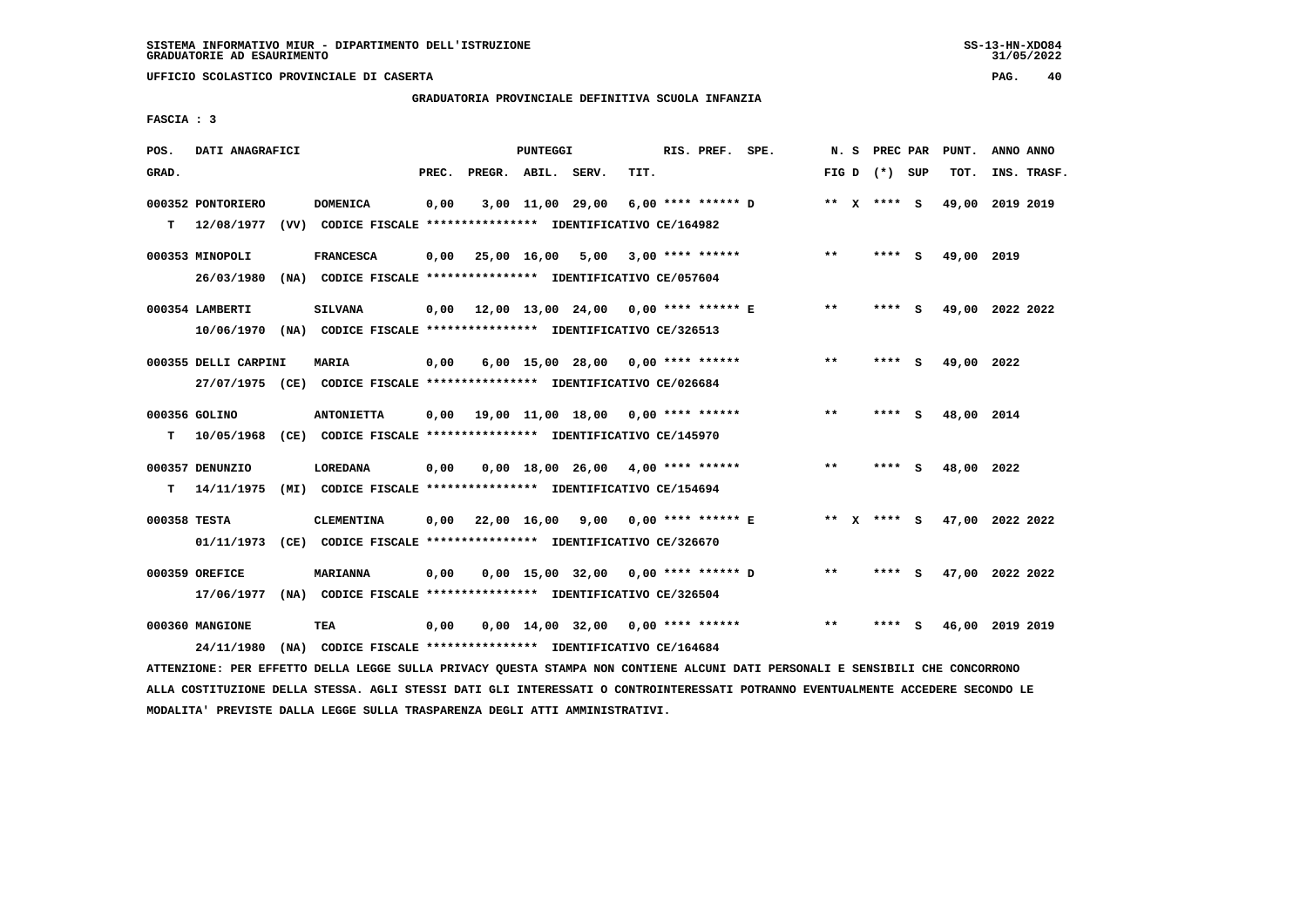SISTEMA INFORMATIVO MIUR - DIPARTIMENTO DELL'ISTRUZIONE
GRADUATORIE AD ESAURIMENTO

UFFICIO SCOLASTICO PROVINCIALE DI CASERTA

GRADUATORIA PROVINCIALE DEFINITIVA SCUOLA INFANZIA

FASCIA : 3

| POS. GRAD. | DATI ANAGRAFICI | | PREC. | PREGR. | ABIL. | SERV. | TIT. | RIS. PREF. SPE. | N. S FIG D | PREC PAR (*) SUP | PUNT. TOT. | ANNO ANNO INS. TRASF. |
|---|---|---|---|---|---|---|---|---|---|---|---|---|
| 000352 | PONTORIERO | DOMENICA | 0,00 | 3,00 | 11,00 | 29,00 | 6,00 | **** ****** D | ** X | **** S | 49,00 | 2019 2019 |
| T | 12/08/1977 (VV) | CODICE FISCALE **************** IDENTIFICATIVO CE/164982 | | | | | | | | | | |
| 000353 | MINOPOLI | FRANCESCA | 0,00 | 25,00 | 16,00 | 5,00 | 3,00 | **** ****** | ** | **** S | 49,00 | 2019 |
| | 26/03/1980 (NA) | CODICE FISCALE **************** IDENTIFICATIVO CE/057604 | | | | | | | | | | |
| 000354 | LAMBERTI | SILVANA | 0,00 | 12,00 | 13,00 | 24,00 | 0,00 | **** ****** E | ** | **** S | 49,00 | 2022 2022 |
| | 10/06/1970 (NA) | CODICE FISCALE **************** IDENTIFICATIVO CE/326513 | | | | | | | | | | |
| 000355 | DELLI CARPINI | MARIA | 0,00 | 6,00 | 15,00 | 28,00 | 0,00 | **** ****** | ** | **** S | 49,00 | 2022 |
| | 27/07/1975 (CE) | CODICE FISCALE **************** IDENTIFICATIVO CE/026684 | | | | | | | | | | |
| 000356 | GOLINO | ANTONIETTA | 0,00 | 19,00 | 11,00 | 18,00 | 0,00 | **** ****** | ** | **** S | 48,00 | 2014 |
| T | 10/05/1968 (CE) | CODICE FISCALE **************** IDENTIFICATIVO CE/145970 | | | | | | | | | | |
| 000357 | DENUNZIO | LOREDANA | 0,00 | 0,00 | 18,00 | 26,00 | 4,00 | **** ****** | ** | **** S | 48,00 | 2022 |
| T | 14/11/1975 (MI) | CODICE FISCALE **************** IDENTIFICATIVO CE/154694 | | | | | | | | | | |
| 000358 | TESTA | CLEMENTINA | 0,00 | 22,00 | 16,00 | 9,00 | 0,00 | **** ****** E | ** X | **** S | 47,00 | 2022 2022 |
| | 01/11/1973 (CE) | CODICE FISCALE **************** IDENTIFICATIVO CE/326670 | | | | | | | | | | |
| 000359 | OREFICE | MARIANNA | 0,00 | 0,00 | 15,00 | 32,00 | 0,00 | **** ****** D | ** | **** S | 47,00 | 2022 2022 |
| | 17/06/1977 (NA) | CODICE FISCALE **************** IDENTIFICATIVO CE/326504 | | | | | | | | | | |
| 000360 | MANGIONE | TEA | 0,00 | 0,00 | 14,00 | 32,00 | 0,00 | **** ****** | ** | **** S | 46,00 | 2019 2019 |
| | 24/11/1980 (NA) | CODICE FISCALE **************** IDENTIFICATIVO CE/164684 | | | | | | | | | | |

ATTENZIONE: PER EFFETTO DELLA LEGGE SULLA PRIVACY QUESTA STAMPA NON CONTIENE ALCUNI DATI PERSONALI E SENSIBILI CHE CONCORRONO ALLA COSTITUZIONE DELLA STESSA. AGLI STESSI DATI GLI INTERESSATI O CONTROINTERESSATI POTRANNO EVENTUALMENTE ACCEDERE SECONDO LE MODALITA' PREVISTE DALLA LEGGE SULLA TRASPARENZA DEGLI ATTI AMMINISTRATIVI.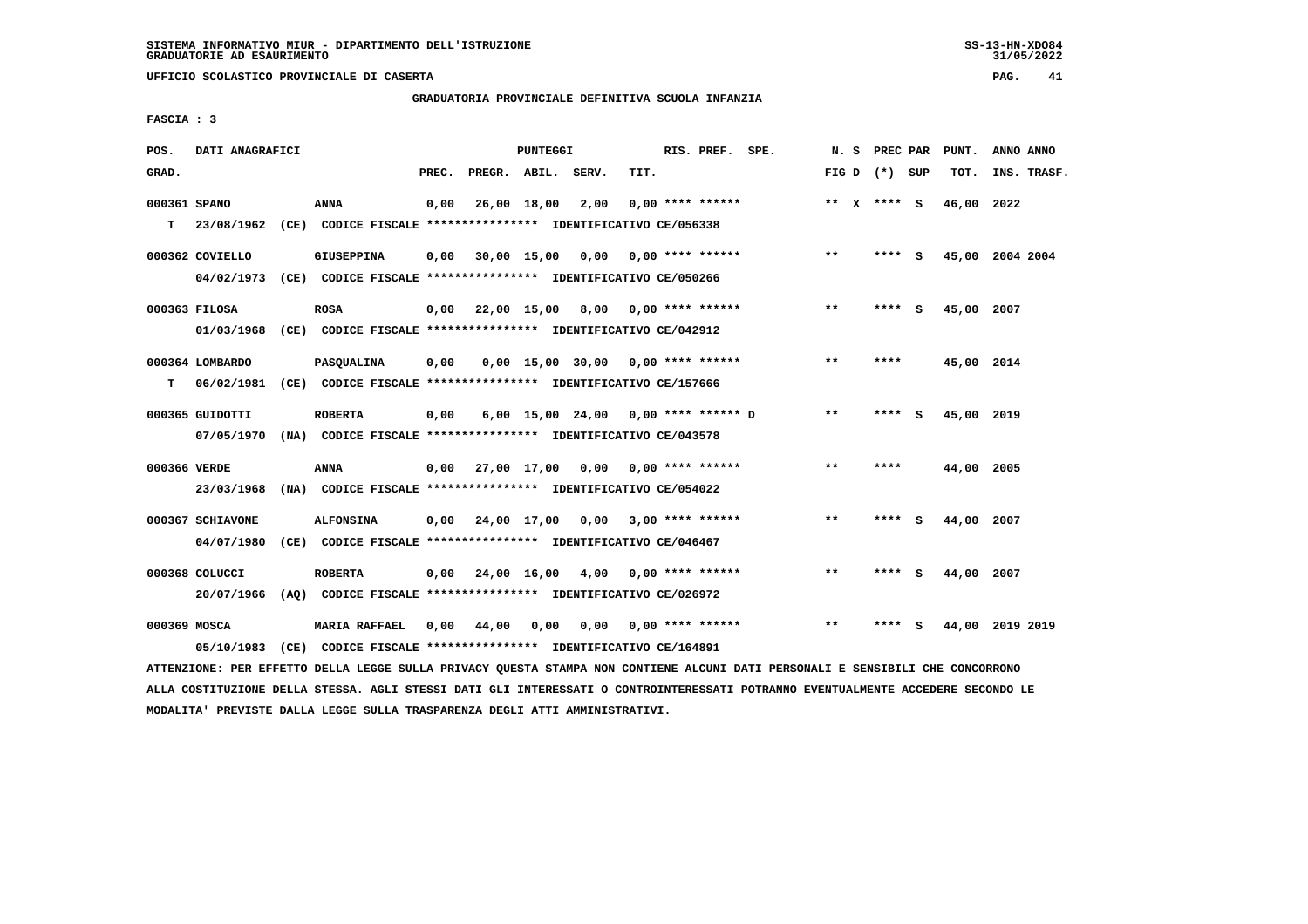SISTEMA INFORMATIVO MIUR - DIPARTIMENTO DELL'ISTRUZIONE
GRADUATORIE AD ESAURIMENTO

UFFICIO SCOLASTICO PROVINCIALE DI CASERTA

GRADUATORIA PROVINCIALE DEFINITIVA SCUOLA INFANZIA

FASCIA : 3

| POS. GRAD. | DATI ANAGRAFICI | | PREC. | PREGR. | ABIL. | SERV. | TIT. | RIS. PREF. | SPE. | N. S FIG D | PREC PAR (*) | SUP | PUNT. TOT. | ANNO INS. | ANNO TRASF. |
|---|---|---|---|---|---|---|---|---|---|---|---|---|---|---|---|
| 000361 | SPANO | ANNA | 0,00 | 26,00 | 18,00 | 2,00 | 0,00 | **** ****** | | ** X | **** | S | 46,00 | 2022 | |
| T | 23/08/1962 (CE) | CODICE FISCALE **************** IDENTIFICATIVO CE/056338 | | | | | | | | | | | | | |
| 000362 | COVIELLO | GIUSEPPINA | 0,00 | 30,00 | 15,00 | 0,00 | 0,00 | **** ****** | | ** | **** | S | 45,00 | 2004 | 2004 |
| | 04/02/1973 (CE) | CODICE FISCALE **************** IDENTIFICATIVO CE/050266 | | | | | | | | | | | | | |
| 000363 | FILOSA | ROSA | 0,00 | 22,00 | 15,00 | 8,00 | 0,00 | **** ****** | | ** | **** | S | 45,00 | 2007 | |
| | 01/03/1968 (CE) | CODICE FISCALE **************** IDENTIFICATIVO CE/042912 | | | | | | | | | | | | | |
| 000364 | LOMBARDO | PASQUALINA | 0,00 | 0,00 | 15,00 | 30,00 | 0,00 | **** ****** | | ** | **** | | 45,00 | 2014 | |
| T | 06/02/1981 (CE) | CODICE FISCALE **************** IDENTIFICATIVO CE/157666 | | | | | | | | | | | | | |
| 000365 | GUIDOTTI | ROBERTA | 0,00 | 6,00 | 15,00 | 24,00 | 0,00 | **** ****** | D | ** | **** | S | 45,00 | 2019 | |
| | 07/05/1970 (NA) | CODICE FISCALE **************** IDENTIFICATIVO CE/043578 | | | | | | | | | | | | | |
| 000366 | VERDE | ANNA | 0,00 | 27,00 | 17,00 | 0,00 | 0,00 | **** ****** | | ** | **** | | 44,00 | 2005 | |
| | 23/03/1968 (NA) | CODICE FISCALE **************** IDENTIFICATIVO CE/054022 | | | | | | | | | | | | | |
| 000367 | SCHIAVONE | ALFONSINA | 0,00 | 24,00 | 17,00 | 0,00 | 3,00 | **** ****** | | ** | **** | S | 44,00 | 2007 | |
| | 04/07/1980 (CE) | CODICE FISCALE **************** IDENTIFICATIVO CE/046467 | | | | | | | | | | | | | |
| 000368 | COLUCCI | ROBERTA | 0,00 | 24,00 | 16,00 | 4,00 | 0,00 | **** ****** | | ** | **** | S | 44,00 | 2007 | |
| | 20/07/1966 (AQ) | CODICE FISCALE **************** IDENTIFICATIVO CE/026972 | | | | | | | | | | | | | |
| 000369 | MOSCA | MARIA RAFFAEL | 0,00 | 44,00 | 0,00 | 0,00 | 0,00 | **** ****** | | ** | **** | S | 44,00 | 2019 | 2019 |
| | 05/10/1983 (CE) | CODICE FISCALE **************** IDENTIFICATIVO CE/164891 | | | | | | | | | | | | | |

ATTENZIONE: PER EFFETTO DELLA LEGGE SULLA PRIVACY QUESTA STAMPA NON CONTIENE ALCUNI DATI PERSONALI E SENSIBILI CHE CONCORRONO ALLA COSTITUZIONE DELLA STESSA. AGLI STESSI DATI GLI INTERESSATI O CONTROINTERESSATI POTRANNO EVENTUALMENTE ACCEDERE SECONDO LE MODALITA' PREVISTE DALLA LEGGE SULLA TRASPARENZA DEGLI ATTI AMMINISTRATIVI.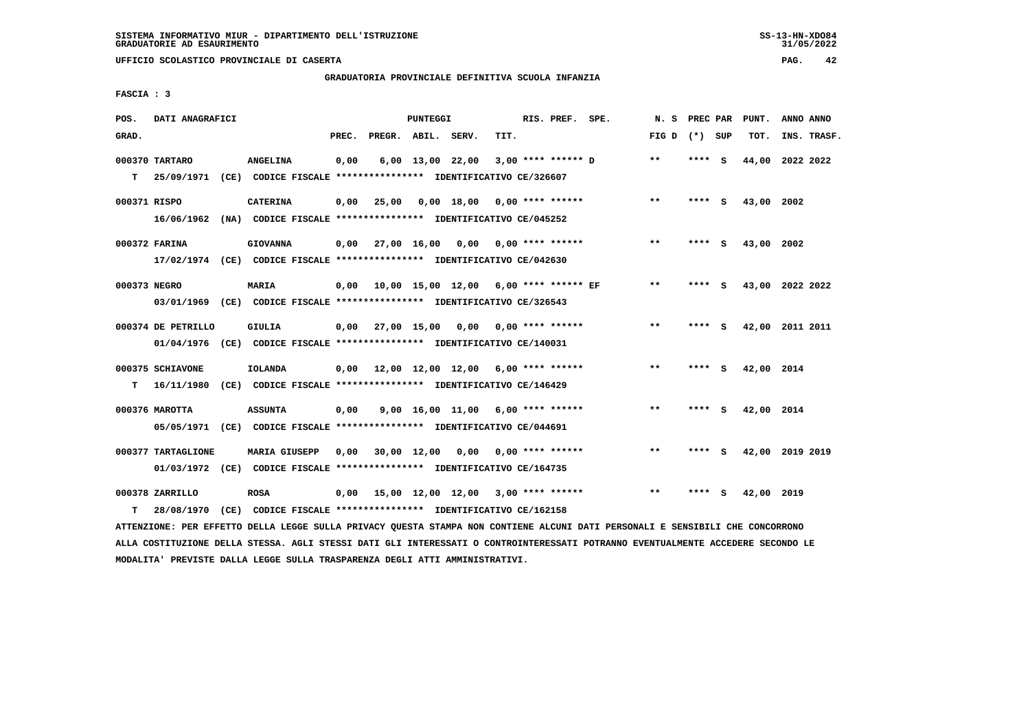SISTEMA INFORMATIVO MIUR - DIPARTIMENTO DELL'ISTRUZIONE
GRADUATORIE AD ESAURIMENTO

UFFICIO SCOLASTICO PROVINCIALE DI CASERTA

GRADUATORIA PROVINCIALE DEFINITIVA SCUOLA INFANZIA

FASCIA : 3

| POS. GRAD. | DATI ANAGRAFICI | | PREC. | PREGR. | ABIL. | SERV. | TIT. | RIS. PREF. SPE. | N. S FIG D | PREC PAR (*) SUP | PUNT. TOT. | ANNO ANNO INS. TRASF. |
|---|---|---|---|---|---|---|---|---|---|---|---|---|
| 000370 | TARTARO | ANGELINA | 0,00 | 6,00 | 13,00 | 22,00 | 3,00 | **** ****** D | ** | **** S | 44,00 | 2022 2022 |
| T | 25/09/1971 (CE) CODICE FISCALE **************** IDENTIFICATIVO CE/326607 | | | | | | | | | | | |
| 000371 | RISPO | CATERINA | 0,00 | 25,00 | 0,00 | 18,00 | 0,00 | **** ****** | ** | **** S | 43,00 | 2002 |
| | 16/06/1962 (NA) CODICE FISCALE **************** IDENTIFICATIVO CE/045252 | | | | | | | | | | | |
| 000372 | FARINA | GIOVANNA | 0,00 | 27,00 | 16,00 | 0,00 | 0,00 | **** ****** | ** | **** S | 43,00 | 2002 |
| | 17/02/1974 (CE) CODICE FISCALE **************** IDENTIFICATIVO CE/042630 | | | | | | | | | | | |
| 000373 | NEGRO | MARIA | 0,00 | 10,00 | 15,00 | 12,00 | 6,00 | **** ****** EF | ** | **** S | 43,00 | 2022 2022 |
| | 03/01/1969 (CE) CODICE FISCALE **************** IDENTIFICATIVO CE/326543 | | | | | | | | | | | |
| 000374 | DE PETRILLO | GIULIA | 0,00 | 27,00 | 15,00 | 0,00 | 0,00 | **** ****** | ** | **** S | 42,00 | 2011 2011 |
| | 01/04/1976 (CE) CODICE FISCALE **************** IDENTIFICATIVO CE/140031 | | | | | | | | | | | |
| 000375 | SCHIAVONE | IOLANDA | 0,00 | 12,00 | 12,00 | 12,00 | 6,00 | **** ****** | ** | **** S | 42,00 | 2014 |
| T | 16/11/1980 (CE) CODICE FISCALE **************** IDENTIFICATIVO CE/146429 | | | | | | | | | | | |
| 000376 | MAROTTA | ASSUNTA | 0,00 | 9,00 | 16,00 | 11,00 | 6,00 | **** ****** | ** | **** S | 42,00 | 2014 |
| | 05/05/1971 (CE) CODICE FISCALE **************** IDENTIFICATIVO CE/044691 | | | | | | | | | | | |
| 000377 | TARTAGLIONE | MARIA GIUSEPP | 0,00 | 30,00 | 12,00 | 0,00 | 0,00 | **** ****** | ** | **** S | 42,00 | 2019 2019 |
| | 01/03/1972 (CE) CODICE FISCALE **************** IDENTIFICATIVO CE/164735 | | | | | | | | | | | |
| 000378 | ZARRILLO | ROSA | 0,00 | 15,00 | 12,00 | 12,00 | 3,00 | **** ****** | ** | **** S | 42,00 | 2019 |
| T | 28/08/1970 (CE) CODICE FISCALE **************** IDENTIFICATIVO CE/162158 | | | | | | | | | | | |

ATTENZIONE: PER EFFETTO DELLA LEGGE SULLA PRIVACY QUESTA STAMPA NON CONTIENE ALCUNI DATI PERSONALI E SENSIBILI CHE CONCORRONO ALLA COSTITUZIONE DELLA STESSA. AGLI STESSI DATI GLI INTERESSATI O CONTROINTERESSATI POTRANNO EVENTUALMENTE ACCEDERE SECONDO LE MODALITA' PREVISTE DALLA LEGGE SULLA TRASPARENZA DEGLI ATTI AMMINISTRATIVI.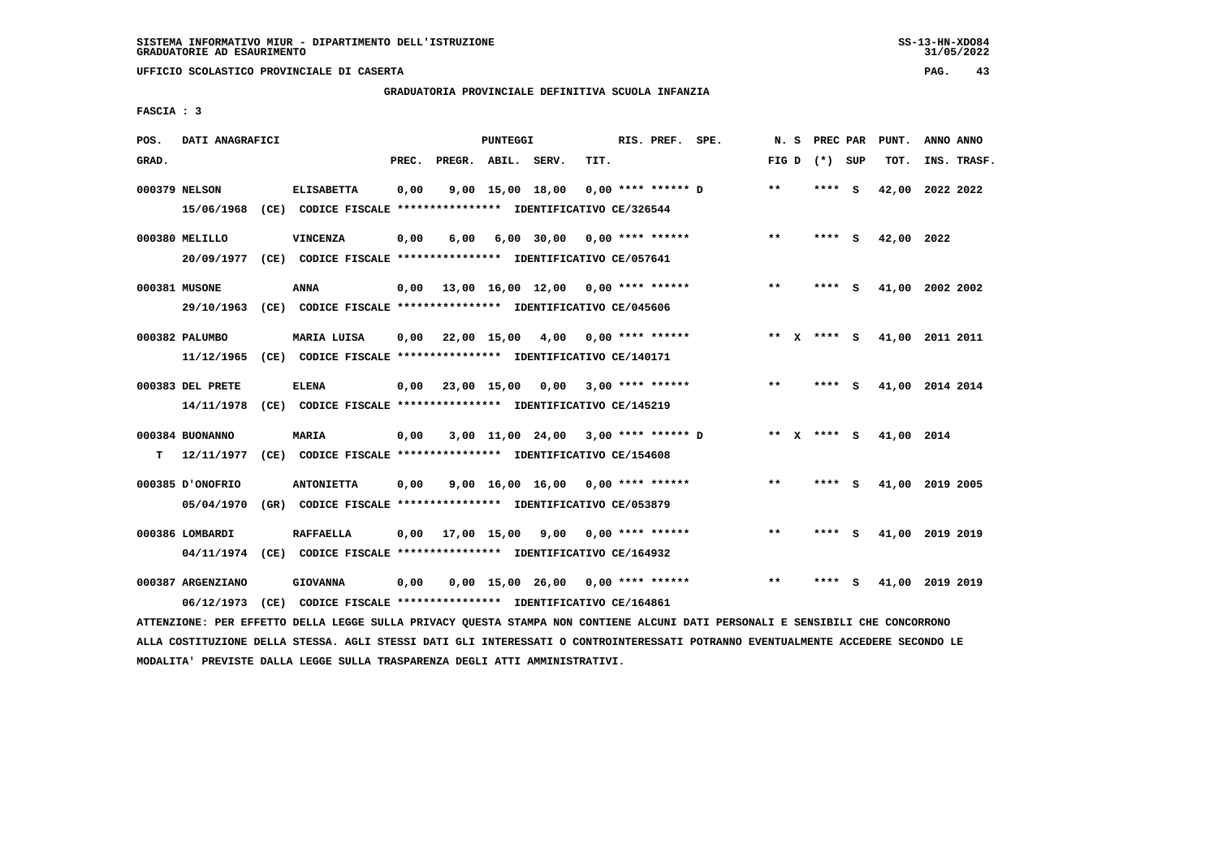UFFICIO SCOLASTICO PROVINCIALE DI CASERTA

GRADUATORIA PROVINCIALE DEFINITIVA SCUOLA INFANZIA

FASCIA : 3

| POS. GRAD. | DATI ANAGRAFICI | | PREC. | PREGR. | ABIL. | SERV. | TIT. | RIS. PREF. SPE. | N. S FIG D | PREC PAR (*) SUP | PUNT. TOT. | ANNO INS. | ANNO TRASF. |
|---|---|---|---|---|---|---|---|---|---|---|---|---|---|
| 000379 | NELSON | ELISABETTA | 0,00 | 9,00 | 15,00 | 18,00 | 0,00 | **** ****** D | ** | **** S | 42,00 | 2022 | 2022 |
| | 15/06/1968 (CE) CODICE FISCALE **************** IDENTIFICATIVO CE/326544 | | | | | | | | | | | | |
| 000380 | MELILLO | VINCENZA | 0,00 | 6,00 | 6,00 | 30,00 | 0,00 | **** ****** | ** | **** S | 42,00 | 2022 | |
| | 20/09/1977 (CE) CODICE FISCALE **************** IDENTIFICATIVO CE/057641 | | | | | | | | | | | | |
| 000381 | MUSONE | ANNA | 0,00 | 13,00 | 16,00 | 12,00 | 0,00 | **** ****** | ** | **** S | 41,00 | 2002 | 2002 |
| | 29/10/1963 (CE) CODICE FISCALE **************** IDENTIFICATIVO CE/045606 | | | | | | | | | | | | |
| 000382 | PALUMBO | MARIA LUISA | 0,00 | 22,00 | 15,00 | 4,00 | 0,00 | **** ****** | ** X | **** S | 41,00 | 2011 | 2011 |
| | 11/12/1965 (CE) CODICE FISCALE **************** IDENTIFICATIVO CE/140171 | | | | | | | | | | | | |
| 000383 | DEL PRETE | ELENA | 0,00 | 23,00 | 15,00 | 0,00 | 3,00 | **** ****** | ** | **** S | 41,00 | 2014 | 2014 |
| | 14/11/1978 (CE) CODICE FISCALE **************** IDENTIFICATIVO CE/145219 | | | | | | | | | | | | |
| 000384 | BUONANNO | MARIA | 0,00 | 3,00 | 11,00 | 24,00 | 3,00 | **** ****** D | ** X | **** S | 41,00 | 2014 | |
| T | 12/11/1977 (CE) CODICE FISCALE **************** IDENTIFICATIVO CE/154608 | | | | | | | | | | | | |
| 000385 | D'ONOFRIO | ANTONIETTA | 0,00 | 9,00 | 16,00 | 16,00 | 0,00 | **** ****** | ** | **** S | 41,00 | 2019 | 2005 |
| | 05/04/1970 (GR) CODICE FISCALE **************** IDENTIFICATIVO CE/053879 | | | | | | | | | | | | |
| 000386 | LOMBARDI | RAFFAELLA | 0,00 | 17,00 | 15,00 | 9,00 | 0,00 | **** ****** | ** | **** S | 41,00 | 2019 | 2019 |
| | 04/11/1974 (CE) CODICE FISCALE **************** IDENTIFICATIVO CE/164932 | | | | | | | | | | | | |
| 000387 | ARGENZIANO | GIOVANNA | 0,00 | 0,00 | 15,00 | 26,00 | 0,00 | **** ****** | ** | **** S | 41,00 | 2019 | 2019 |
| | 06/12/1973 (CE) CODICE FISCALE **************** IDENTIFICATIVO CE/164861 | | | | | | | | | | | | |

ATTENZIONE: PER EFFETTO DELLA LEGGE SULLA PRIVACY QUESTA STAMPA NON CONTIENE ALCUNI DATI PERSONALI E SENSIBILI CHE CONCORRONO ALLA COSTITUZIONE DELLA STESSA. AGLI STESSI DATI GLI INTERESSATI O CONTROINTERESSATI POTRANNO EVENTUALMENTE ACCEDERE SECONDO LE MODALITA' PREVISTE DALLA LEGGE SULLA TRASPARENZA DEGLI ATTI AMMINISTRATIVI.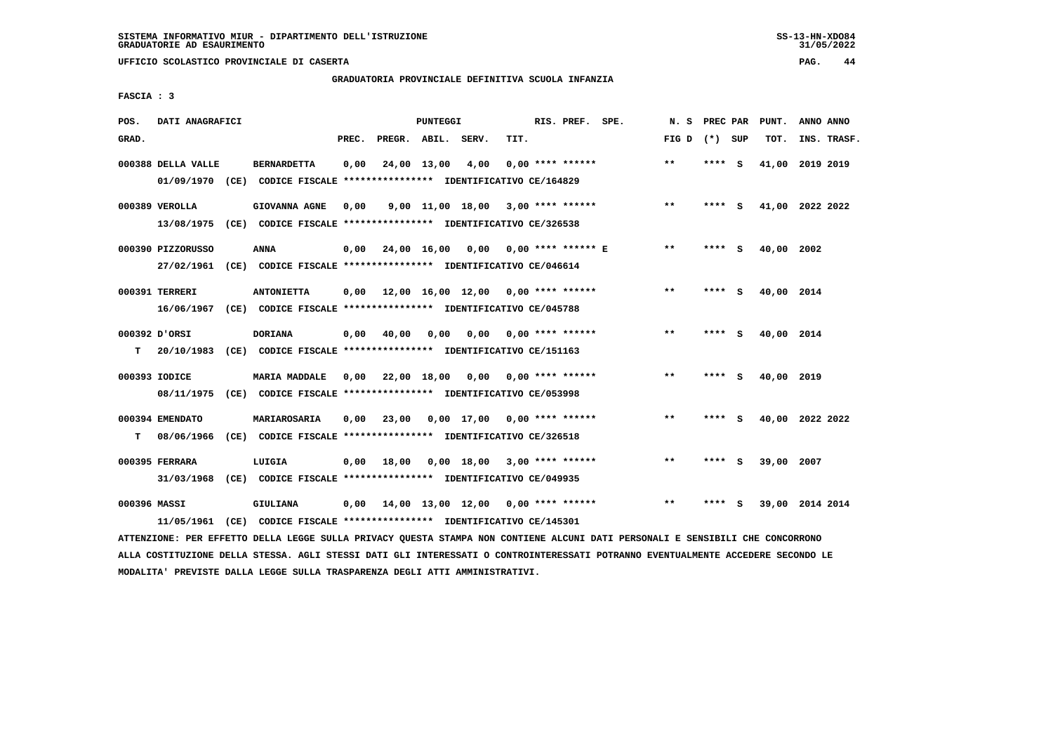SISTEMA INFORMATIVO MIUR - DIPARTIMENTO DELL'ISTRUZIONE
GRADUATORIE AD ESAURIMENTO

UFFICIO SCOLASTICO PROVINCIALE DI CASERTA

GRADUATORIA PROVINCIALE DEFINITIVA SCUOLA INFANZIA

FASCIA : 3

| POS. GRAD. | DATI ANAGRAFICI | | PREC. | PREGR. | ABIL. | SERV. | TIT. | RIS. PREF. SPE. | N. S FIG D | PREC PAR (*) SUP | PUNT. TOT. | ANNO ANNO INS. TRASF. |
|---|---|---|---|---|---|---|---|---|---|---|---|---|
| 000388 | DELLA VALLE | BERNARDETTA | 0,00 | 24,00 | 13,00 | 4,00 | 0,00 | **** ****** | ** | **** S | 41,00 | 2019 2019 |
| | 01/09/1970 (CE) CODICE FISCALE **************** IDENTIFICATIVO CE/164829 | | | | | | | | | | | |
| 000389 | VEROLLA | GIOVANNA AGNE | 0,00 | 9,00 | 11,00 | 18,00 | 3,00 | **** ****** | ** | **** S | 41,00 | 2022 2022 |
| | 13/08/1975 (CE) CODICE FISCALE **************** IDENTIFICATIVO CE/326538 | | | | | | | | | | | |
| 000390 | PIZZORUSSO | ANNA | 0,00 | 24,00 | 16,00 | 0,00 | 0,00 | **** ****** E | ** | **** S | 40,00 | 2002 |
| | 27/02/1961 (CE) CODICE FISCALE **************** IDENTIFICATIVO CE/046614 | | | | | | | | | | | |
| 000391 | TERRERI | ANTONIETTA | 0,00 | 12,00 | 16,00 | 12,00 | 0,00 | **** ****** | ** | **** S | 40,00 | 2014 |
| | 16/06/1967 (CE) CODICE FISCALE **************** IDENTIFICATIVO CE/045788 | | | | | | | | | | | |
| 000392 | D'ORSI | DORIANA | 0,00 | 40,00 | 0,00 | 0,00 | 0,00 | **** ****** | ** | **** S | 40,00 | 2014 |
| T | 20/10/1983 (CE) CODICE FISCALE **************** IDENTIFICATIVO CE/151163 | | | | | | | | | | | |
| 000393 | IODICE | MARIA MADDALE | 0,00 | 22,00 | 18,00 | 0,00 | 0,00 | **** ****** | ** | **** S | 40,00 | 2019 |
| | 08/11/1975 (CE) CODICE FISCALE **************** IDENTIFICATIVO CE/053998 | | | | | | | | | | | |
| 000394 | EMENDATO | MARIAROSARIA | 0,00 | 23,00 | 0,00 | 17,00 | 0,00 | **** ****** | ** | **** S | 40,00 | 2022 2022 |
| T | 08/06/1966 (CE) CODICE FISCALE **************** IDENTIFICATIVO CE/326518 | | | | | | | | | | | |
| 000395 | FERRARA | LUIGIA | 0,00 | 18,00 | 0,00 | 18,00 | 3,00 | **** ****** | ** | **** S | 39,00 | 2007 |
| | 31/03/1968 (CE) CODICE FISCALE **************** IDENTIFICATIVO CE/049935 | | | | | | | | | | | |
| 000396 | MASSI | GIULIANA | 0,00 | 14,00 | 13,00 | 12,00 | 0,00 | **** ****** | ** | **** S | 39,00 | 2014 2014 |
| | 11/05/1961 (CE) CODICE FISCALE **************** IDENTIFICATIVO CE/145301 | | | | | | | | | | | |

ATTENZIONE: PER EFFETTO DELLA LEGGE SULLA PRIVACY QUESTA STAMPA NON CONTIENE ALCUNI DATI PERSONALI E SENSIBILI CHE CONCORRONO ALLA COSTITUZIONE DELLA STESSA. AGLI STESSI DATI GLI INTERESSATI O CONTROINTERESSATI POTRANNO EVENTUALMENTE ACCEDERE SECONDO LE MODALITA' PREVISTE DALLA LEGGE SULLA TRASPARENZA DEGLI ATTI AMMINISTRATIVI.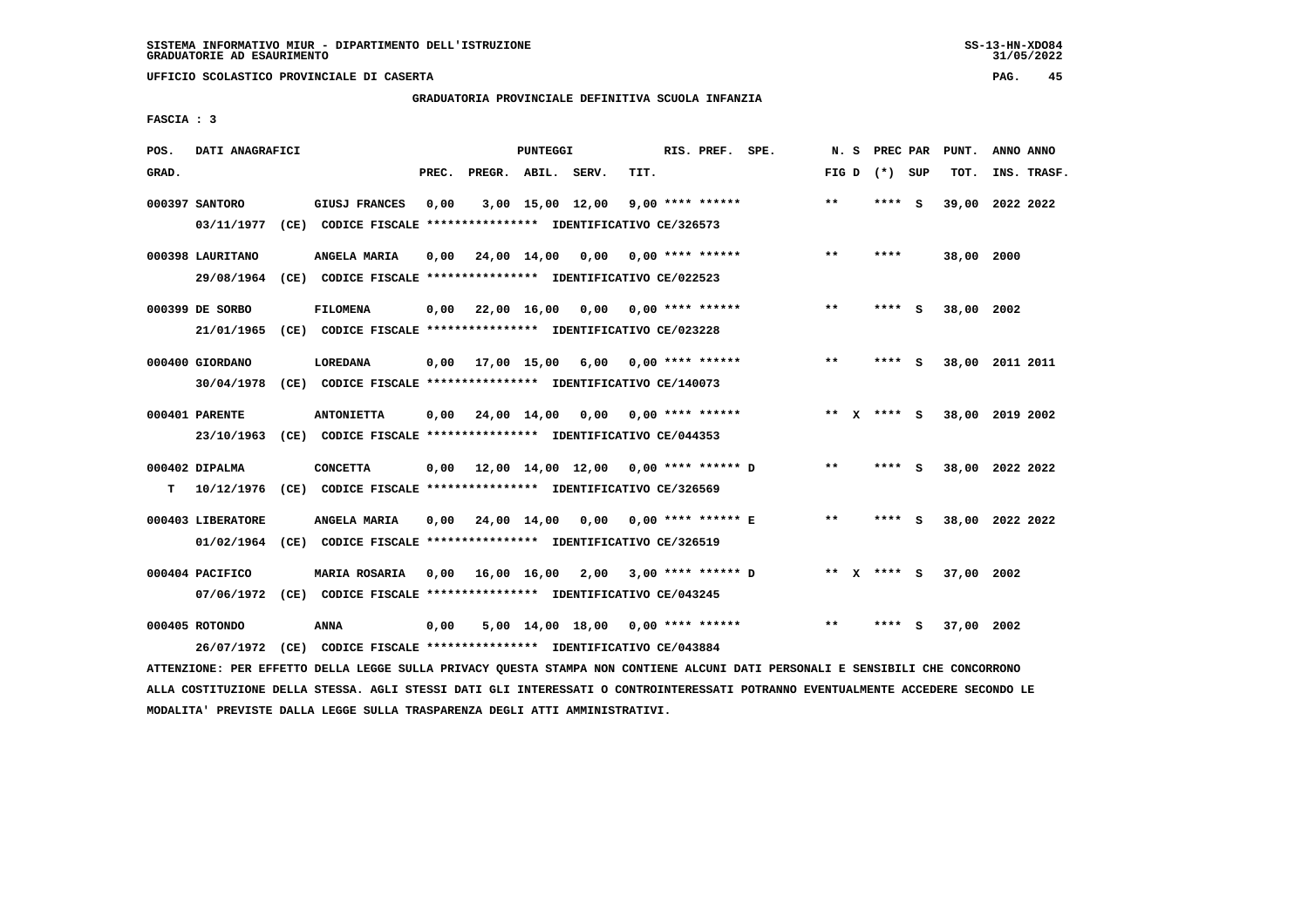UFFICIO SCOLASTICO PROVINCIALE DI CASERTA

GRADUATORIA PROVINCIALE DEFINITIVA SCUOLA INFANZIA

FASCIA : 3

| POS. GRAD. | DATI ANAGRAFICI | | PREC. | PREGR. | ABIL. | SERV. | TIT. | RIS. PREF. | SPE. | N. S FIG D | PREC PAR (*) SUP | PUNT. TOT. | ANNO INS. | ANNO TRASF. |
|---|---|---|---|---|---|---|---|---|---|---|---|---|---|---|
| 000397 | SANTORO | GIUSJ FRANCES | 0,00 | 3,00 | 15,00 | 12,00 | 9,00 | **** ****** | | ** | **** S | 39,00 | 2022 | 2022 |
| | 03/11/1977 (CE) CODICE FISCALE **************** IDENTIFICATIVO CE/326573 | | | | | | | | | | | | | |
| 000398 | LAURITANO | ANGELA MARIA | 0,00 | 24,00 | 14,00 | 0,00 | 0,00 | **** ****** | | ** | **** | 38,00 | 2000 | |
| | 29/08/1964 (CE) CODICE FISCALE **************** IDENTIFICATIVO CE/022523 | | | | | | | | | | | | | |
| 000399 | DE SORBO | FILOMENA | 0,00 | 22,00 | 16,00 | 0,00 | 0,00 | **** ****** | | ** | **** S | 38,00 | 2002 | |
| | 21/01/1965 (CE) CODICE FISCALE **************** IDENTIFICATIVO CE/023228 | | | | | | | | | | | | | |
| 000400 | GIORDANO | LOREDANA | 0,00 | 17,00 | 15,00 | 6,00 | 0,00 | **** ****** | | ** | **** S | 38,00 | 2011 | 2011 |
| | 30/04/1978 (CE) CODICE FISCALE **************** IDENTIFICATIVO CE/140073 | | | | | | | | | | | | | |
| 000401 | PARENTE | ANTONIETTA | 0,00 | 24,00 | 14,00 | 0,00 | 0,00 | **** ****** | | ** X | **** S | 38,00 | 2019 | 2002 |
| | 23/10/1963 (CE) CODICE FISCALE **************** IDENTIFICATIVO CE/044353 | | | | | | | | | | | | | |
| 000402 | DIPALMA | CONCETTA | 0,00 | 12,00 | 14,00 | 12,00 | 0,00 | **** ****** | D | ** | **** S | 38,00 | 2022 | 2022 |
| T | 10/12/1976 (CE) CODICE FISCALE **************** IDENTIFICATIVO CE/326569 | | | | | | | | | | | | | |
| 000403 | LIBERATORE | ANGELA MARIA | 0,00 | 24,00 | 14,00 | 0,00 | 0,00 | **** ****** | E | ** | **** S | 38,00 | 2022 | 2022 |
| | 01/02/1964 (CE) CODICE FISCALE **************** IDENTIFICATIVO CE/326519 | | | | | | | | | | | | | |
| 000404 | PACIFICO | MARIA ROSARIA | 0,00 | 16,00 | 16,00 | 2,00 | 3,00 | **** ****** | D | ** X | **** S | 37,00 | 2002 | |
| | 07/06/1972 (CE) CODICE FISCALE **************** IDENTIFICATIVO CE/043245 | | | | | | | | | | | | | |
| 000405 | ROTONDO | ANNA | 0,00 | 5,00 | 14,00 | 18,00 | 0,00 | **** ****** | | ** | **** S | 37,00 | 2002 | |
| | 26/07/1972 (CE) CODICE FISCALE **************** IDENTIFICATIVO CE/043884 | | | | | | | | | | | | | |

ATTENZIONE: PER EFFETTO DELLA LEGGE SULLA PRIVACY QUESTA STAMPA NON CONTIENE ALCUNI DATI PERSONALI E SENSIBILI CHE CONCORRONO ALLA COSTITUZIONE DELLA STESSA. AGLI STESSI DATI GLI INTERESSATI O CONTROINTERESSATI POTRANNO EVENTUALMENTE ACCEDERE SECONDO LE MODALITA' PREVISTE DALLA LEGGE SULLA TRASPARENZA DEGLI ATTI AMMINISTRATIVI.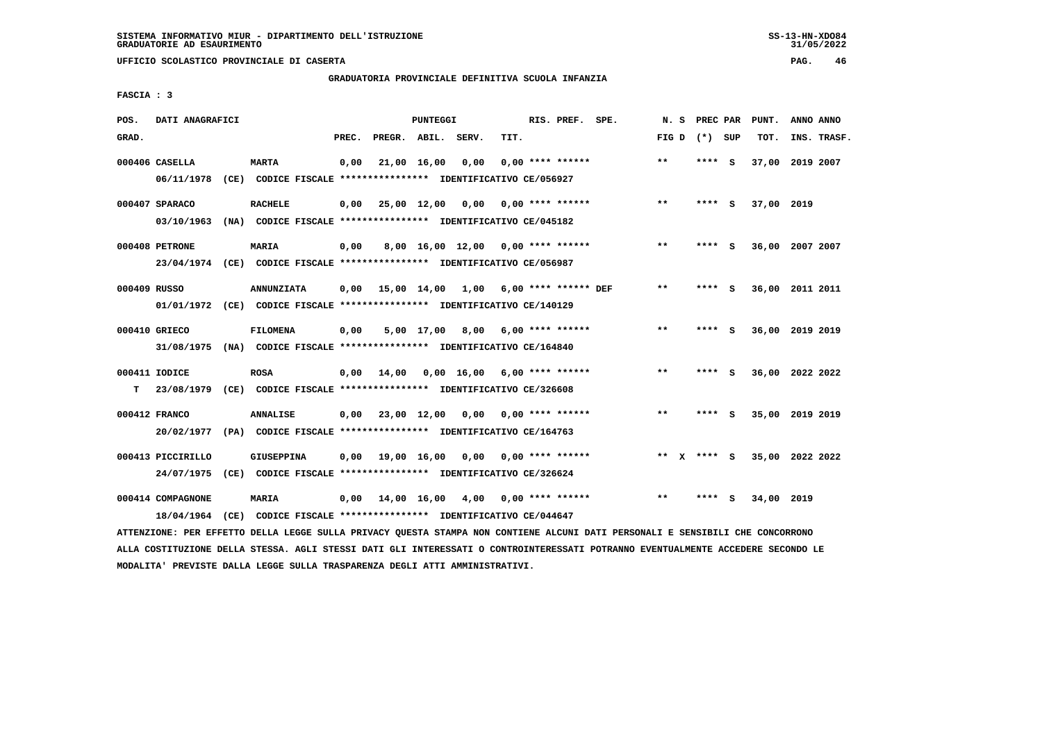SISTEMA INFORMATIVO MIUR - DIPARTIMENTO DELL'ISTRUZIONE
GRADUATORIE AD ESAURIMENTO

UFFICIO SCOLASTICO PROVINCIALE DI CASERTA

GRADUATORIA PROVINCIALE DEFINITIVA SCUOLA INFANZIA

FASCIA : 3

| POS. GRAD. | DATI ANAGRAFICI | | PREC. | PREGR. | ABIL. | SERV. | TIT. | RIS. PREF. SPE. | N. S FIG D | PREC PAR (*) SUP | PUNT. TOT. | ANNO INS. | ANNO TRASF. |
|---|---|---|---|---|---|---|---|---|---|---|---|---|---|
| 000406 | CASELLA | MARTA | 0,00 | 21,00 | 16,00 | 0,00 | 0,00 | **** ****** | ** | **** S | 37,00 | 2019 | 2007 |
| | 06/11/1978 (CE) | CODICE FISCALE **************** IDENTIFICATIVO CE/056927 | | | | | | | | | | | |
| 000407 | SPARACO | RACHELE | 0,00 | 25,00 | 12,00 | 0,00 | 0,00 | **** ****** | ** | **** S | 37,00 | 2019 | |
| | 03/10/1963 (NA) | CODICE FISCALE **************** IDENTIFICATIVO CE/045182 | | | | | | | | | | | |
| 000408 | PETRONE | MARIA | 0,00 | 8,00 | 16,00 | 12,00 | 0,00 | **** ****** | ** | **** S | 36,00 | 2007 | 2007 |
| | 23/04/1974 (CE) | CODICE FISCALE **************** IDENTIFICATIVO CE/056987 | | | | | | | | | | | |
| 000409 | RUSSO | ANNUNZIATA | 0,00 | 15,00 | 14,00 | 1,00 | 6,00 | **** ****** DEF | ** | **** S | 36,00 | 2011 | 2011 |
| | 01/01/1972 (CE) | CODICE FISCALE **************** IDENTIFICATIVO CE/140129 | | | | | | | | | | | |
| 000410 | GRIECO | FILOMENA | 0,00 | 5,00 | 17,00 | 8,00 | 6,00 | **** ****** | ** | **** S | 36,00 | 2019 | 2019 |
| | 31/08/1975 (NA) | CODICE FISCALE **************** IDENTIFICATIVO CE/164840 | | | | | | | | | | | |
| 000411 | IODICE | ROSA | 0,00 | 14,00 | 0,00 | 16,00 | 6,00 | **** ****** | ** | **** S | 36,00 | 2022 | 2022 |
| T | 23/08/1979 (CE) | CODICE FISCALE **************** IDENTIFICATIVO CE/326608 | | | | | | | | | | | |
| 000412 | FRANCO | ANNALISE | 0,00 | 23,00 | 12,00 | 0,00 | 0,00 | **** ****** | ** | **** S | 35,00 | 2019 | 2019 |
| | 20/02/1977 (PA) | CODICE FISCALE **************** IDENTIFICATIVO CE/164763 | | | | | | | | | | | |
| 000413 | PICCIRILLO | GIUSEPPINA | 0,00 | 19,00 | 16,00 | 0,00 | 0,00 | **** ****** | ** X | **** S | 35,00 | 2022 | 2022 |
| | 24/07/1975 (CE) | CODICE FISCALE **************** IDENTIFICATIVO CE/326624 | | | | | | | | | | | |
| 000414 | COMPAGNONE | MARIA | 0,00 | 14,00 | 16,00 | 4,00 | 0,00 | **** ****** | ** | **** S | 34,00 | 2019 | |
| | 18/04/1964 (CE) | CODICE FISCALE **************** IDENTIFICATIVO CE/044647 | | | | | | | | | | | |

ATTENZIONE: PER EFFETTO DELLA LEGGE SULLA PRIVACY QUESTA STAMPA NON CONTIENE ALCUNI DATI PERSONALI E SENSIBILI CHE CONCORRONO ALLA COSTITUZIONE DELLA STESSA. AGLI STESSI DATI GLI INTERESSATI O CONTROINTERESSATI POTRANNO EVENTUALMENTE ACCEDERE SECONDO LE MODALITA' PREVISTE DALLA LEGGE SULLA TRASPARENZA DEGLI ATTI AMMINISTRATIVI.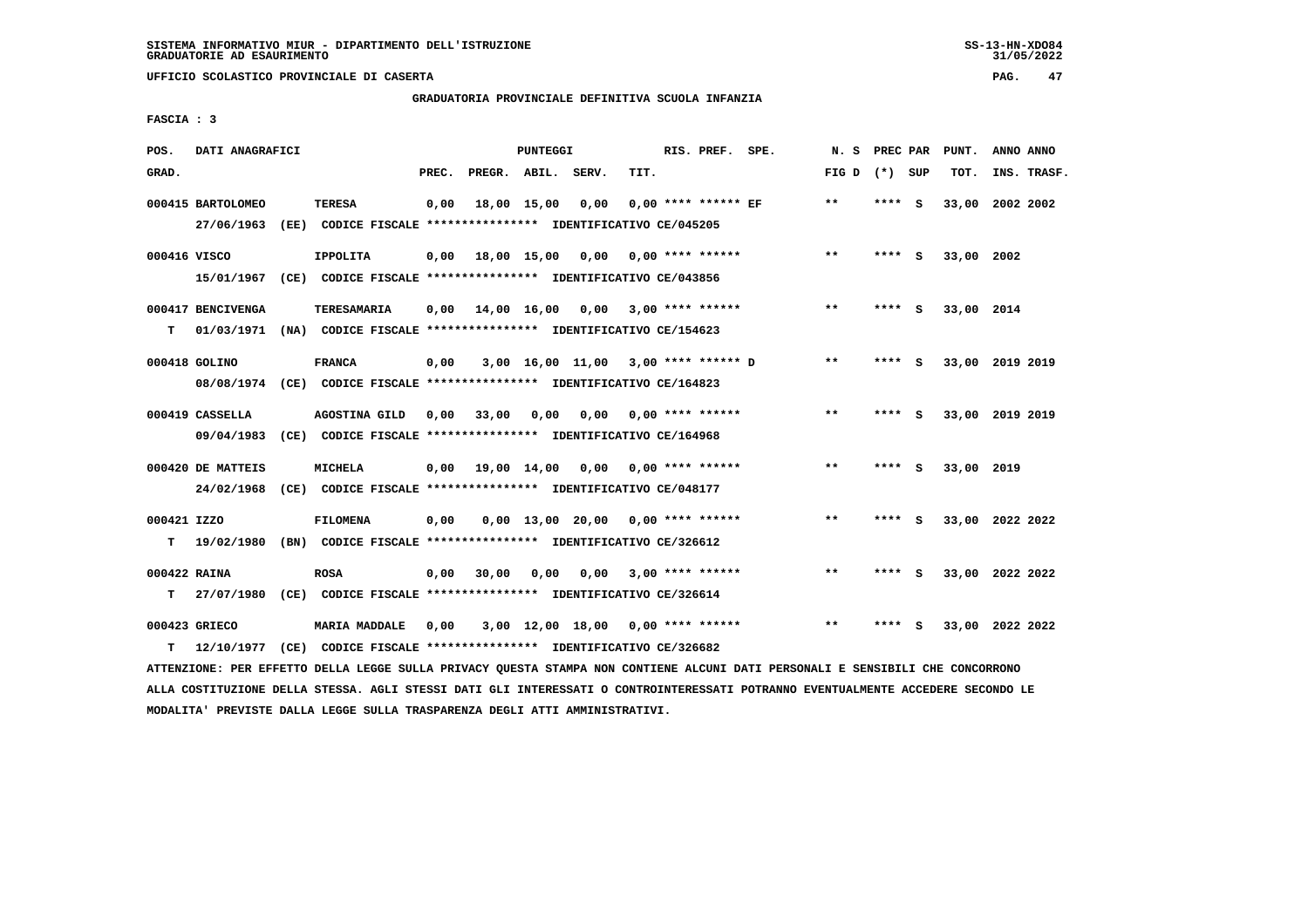SISTEMA INFORMATIVO MIUR - DIPARTIMENTO DELL'ISTRUZIONE
GRADUATORIE AD ESAURIMENTO

UFFICIO SCOLASTICO PROVINCIALE DI CASERTA

GRADUATORIA PROVINCIALE DEFINITIVA SCUOLA INFANZIA

FASCIA : 3

| POS. GRAD. | DATI ANAGRAFICI | | PREC. | PREGR. | ABIL. | SERV. | TIT. | RIS. PREF. SPE. | N. S FIG D | PREC PAR (*) SUP | PUNT. TOT. | ANNO INS. | ANNO TRASF. |
|---|---|---|---|---|---|---|---|---|---|---|---|---|---|
| 000415 | BARTOLOMEO | TERESA | 0,00 | 18,00 | 15,00 | 0,00 | 0,00 | **** ****** EF | ** | **** S | 33,00 | 2002 | 2002 |
| | 27/06/1963 (EE) | CODICE FISCALE **************** IDENTIFICATIVO CE/045205 | | | | | | | | | | | |
| 000416 | VISCO | IPPOLITA | 0,00 | 18,00 | 15,00 | 0,00 | 0,00 | **** ****** | ** | **** S | 33,00 | 2002 | |
| | 15/01/1967 (CE) | CODICE FISCALE **************** IDENTIFICATIVO CE/043856 | | | | | | | | | | | |
| 000417 | BENCIVENGA | TERESAMARIA | 0,00 | 14,00 | 16,00 | 0,00 | 3,00 | **** ****** | ** | **** S | 33,00 | 2014 | |
| T | 01/03/1971 (NA) | CODICE FISCALE **************** IDENTIFICATIVO CE/154623 | | | | | | | | | | | |
| 000418 | GOLINO | FRANCA | 0,00 | 3,00 | 16,00 | 11,00 | 3,00 | **** ****** D | ** | **** S | 33,00 | 2019 | 2019 |
| | 08/08/1974 (CE) | CODICE FISCALE **************** IDENTIFICATIVO CE/164823 | | | | | | | | | | | |
| 000419 | CASSELLA | AGOSTINA GILD | 0,00 | 33,00 | 0,00 | 0,00 | 0,00 | **** ****** | ** | **** S | 33,00 | 2019 | 2019 |
| | 09/04/1983 (CE) | CODICE FISCALE **************** IDENTIFICATIVO CE/164968 | | | | | | | | | | | |
| 000420 | DE MATTEIS | MICHELA | 0,00 | 19,00 | 14,00 | 0,00 | 0,00 | **** ****** | ** | **** S | 33,00 | 2019 | |
| | 24/02/1968 (CE) | CODICE FISCALE **************** IDENTIFICATIVO CE/048177 | | | | | | | | | | | |
| 000421 | IZZO | FILOMENA | 0,00 | 0,00 | 13,00 | 20,00 | 0,00 | **** ****** | ** | **** S | 33,00 | 2022 | 2022 |
| T | 19/02/1980 (BN) | CODICE FISCALE **************** IDENTIFICATIVO CE/326612 | | | | | | | | | | | |
| 000422 | RAINA | ROSA | 0,00 | 30,00 | 0,00 | 0,00 | 3,00 | **** ****** | ** | **** S | 33,00 | 2022 | 2022 |
| T | 27/07/1980 (CE) | CODICE FISCALE **************** IDENTIFICATIVO CE/326614 | | | | | | | | | | | |
| 000423 | GRIECO | MARIA MADDALE | 0,00 | 3,00 | 12,00 | 18,00 | 0,00 | **** ****** | ** | **** S | 33,00 | 2022 | 2022 |
| T | 12/10/1977 (CE) | CODICE FISCALE **************** IDENTIFICATIVO CE/326682 | | | | | | | | | | | |

ATTENZIONE: PER EFFETTO DELLA LEGGE SULLA PRIVACY QUESTA STAMPA NON CONTIENE ALCUNI DATI PERSONALI E SENSIBILI CHE CONCORRONO ALLA COSTITUZIONE DELLA STESSA. AGLI STESSI DATI GLI INTERESSATI O CONTROINTERESSATI POTRANNO EVENTUALMENTE ACCEDERE SECONDO LE MODALITA' PREVISTE DALLA LEGGE SULLA TRASPARENZA DEGLI ATTI AMMINISTRATIVI.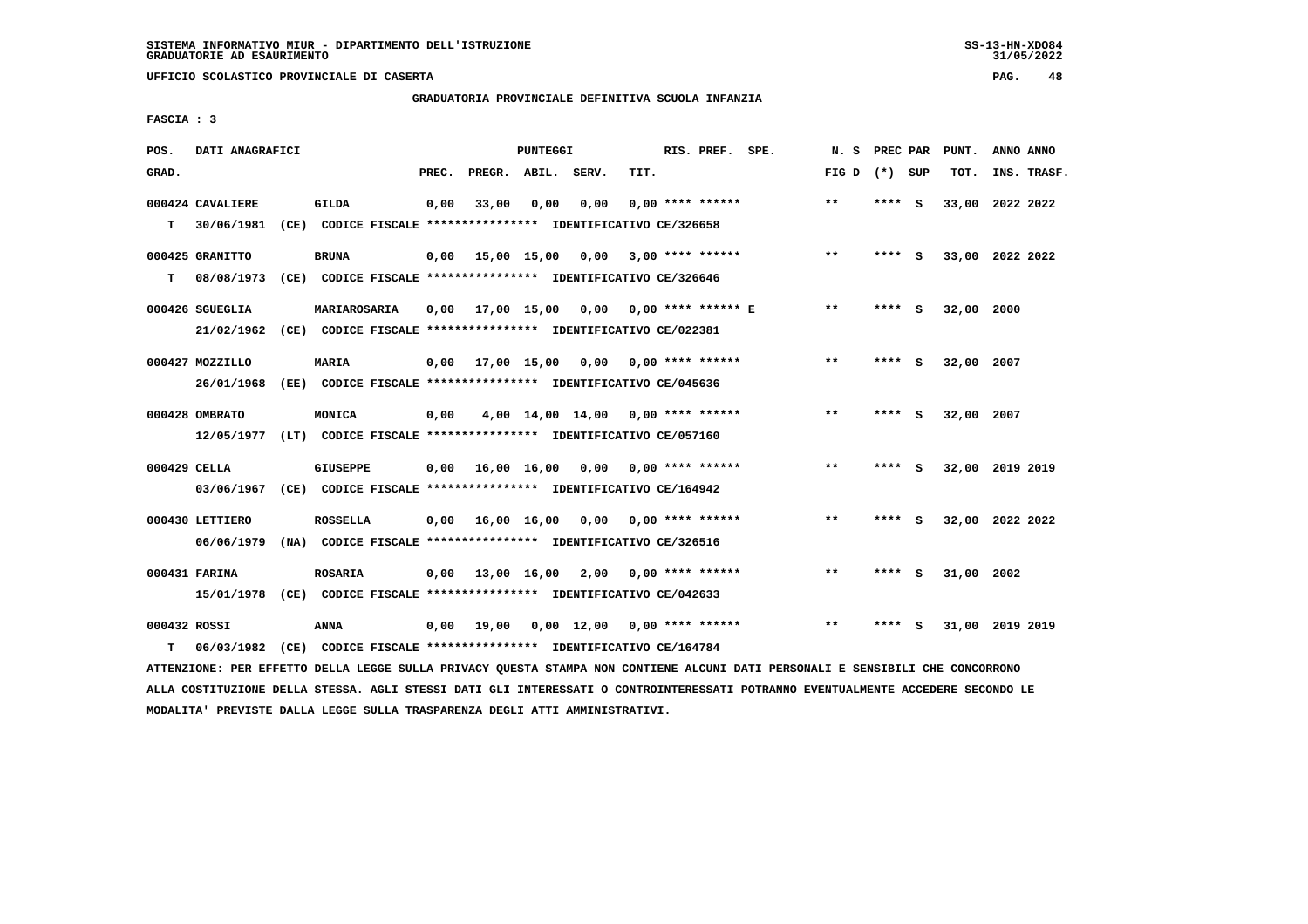SISTEMA INFORMATIVO MIUR - DIPARTIMENTO DELL'ISTRUZIONE
GRADUATORIE AD ESAURIMENTO

UFFICIO SCOLASTICO PROVINCIALE DI CASERTA

GRADUATORIA PROVINCIALE DEFINITIVA SCUOLA INFANZIA

FASCIA : 3

| POS. GRAD. | DATI ANAGRAFICI | | PREC. | PREGR. | ABIL. | SERV. | TIT. | RIS. PREF. SPE. | N. S FIG D | PREC PAR (*) SUP | PUNT. TOT. | ANNO ANNO INS. TRASF. |
|---|---|---|---|---|---|---|---|---|---|---|---|---|
| 000424 | CAVALIERE | GILDA | 0,00 | 33,00 | 0,00 | 0,00 | 0,00 | **** ****** | ** | **** S | 33,00 | 2022 2022 |
| T | 30/06/1981 (CE) | CODICE FISCALE **************** IDENTIFICATIVO CE/326658 | | | | | | | | | | |
| 000425 | GRANITTO | BRUNA | 0,00 | 15,00 | 15,00 | 0,00 | 3,00 | **** ****** | ** | **** S | 33,00 | 2022 2022 |
| T | 08/08/1973 (CE) | CODICE FISCALE **************** IDENTIFICATIVO CE/326646 | | | | | | | | | | |
| 000426 | SGUEGLIA | MARIAROSARIA | 0,00 | 17,00 | 15,00 | 0,00 | 0,00 | **** ****** E | ** | **** S | 32,00 | 2000 |
| | 21/02/1962 (CE) | CODICE FISCALE **************** IDENTIFICATIVO CE/022381 | | | | | | | | | | |
| 000427 | MOZZILLO | MARIA | 0,00 | 17,00 | 15,00 | 0,00 | 0,00 | **** ****** | ** | **** S | 32,00 | 2007 |
| | 26/01/1968 (EE) | CODICE FISCALE **************** IDENTIFICATIVO CE/045636 | | | | | | | | | | |
| 000428 | OMBRATO | MONICA | 0,00 | 4,00 | 14,00 | 14,00 | 0,00 | **** ****** | ** | **** S | 32,00 | 2007 |
| | 12/05/1977 (LT) | CODICE FISCALE **************** IDENTIFICATIVO CE/057160 | | | | | | | | | | |
| 000429 | CELLA | GIUSEPPE | 0,00 | 16,00 | 16,00 | 0,00 | 0,00 | **** ****** | ** | **** S | 32,00 | 2019 2019 |
| | 03/06/1967 (CE) | CODICE FISCALE **************** IDENTIFICATIVO CE/164942 | | | | | | | | | | |
| 000430 | LETTIERO | ROSSELLA | 0,00 | 16,00 | 16,00 | 0,00 | 0,00 | **** ****** | ** | **** S | 32,00 | 2022 2022 |
| | 06/06/1979 (NA) | CODICE FISCALE **************** IDENTIFICATIVO CE/326516 | | | | | | | | | | |
| 000431 | FARINA | ROSARIA | 0,00 | 13,00 | 16,00 | 2,00 | 0,00 | **** ****** | ** | **** S | 31,00 | 2002 |
| | 15/01/1978 (CE) | CODICE FISCALE **************** IDENTIFICATIVO CE/042633 | | | | | | | | | | |
| 000432 | ROSSI | ANNA | 0,00 | 19,00 | 0,00 | 12,00 | 0,00 | **** ****** | ** | **** S | 31,00 | 2019 2019 |
| T | 06/03/1982 (CE) | CODICE FISCALE **************** IDENTIFICATIVO CE/164784 | | | | | | | | | | |

ATTENZIONE: PER EFFETTO DELLA LEGGE SULLA PRIVACY QUESTA STAMPA NON CONTIENE ALCUNI DATI PERSONALI E SENSIBILI CHE CONCORRONO ALLA COSTITUZIONE DELLA STESSA. AGLI STESSI DATI GLI INTERESSATI O CONTROINTERESSATI POTRANNO EVENTUALMENTE ACCEDERE SECONDO LE MODALITA' PREVISTE DALLA LEGGE SULLA TRASPARENZA DEGLI ATTI AMMINISTRATIVI.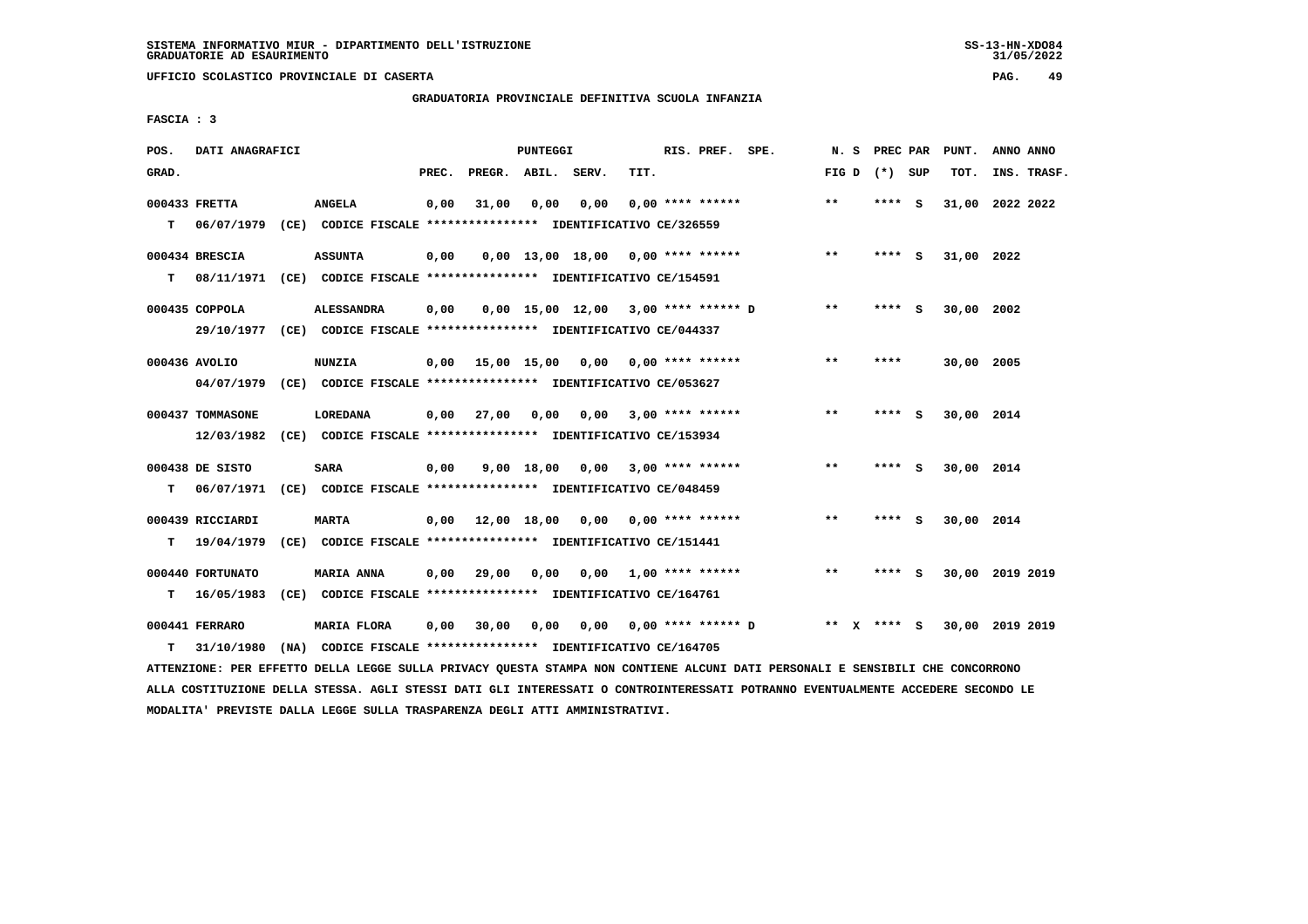SISTEMA INFORMATIVO MIUR - DIPARTIMENTO DELL'ISTRUZIONE
GRADUATORIE AD ESAURIMENTO

UFFICIO SCOLASTICO PROVINCIALE DI CASERTA

GRADUATORIA PROVINCIALE DEFINITIVA SCUOLA INFANZIA

FASCIA : 3

| POS. GRAD. | DATI ANAGRAFICI | | PREC. | PREGR. | ABIL. | SERV. | TIT. | RIS. PREF. SPE. | N. S FIG D | PREC PAR (*) SUP | PUNT. TOT. | ANNO ANNO INS. TRASF. |
|---|---|---|---|---|---|---|---|---|---|---|---|---|
| 000433 | FRETTA | ANGELA | 0,00 | 31,00 | 0,00 | 0,00 | 0,00 | **** ****** | ** | **** S | 31,00 | 2022 2022 |
| T | 06/07/1979 (CE) CODICE FISCALE **************** IDENTIFICATIVO CE/326559 | | | | | | | | | | | |
| 000434 | BRESCIA | ASSUNTA | 0,00 | 0,00 | 13,00 | 18,00 | 0,00 | **** ****** | ** | **** S | 31,00 | 2022 |
| T | 08/11/1971 (CE) CODICE FISCALE **************** IDENTIFICATIVO CE/154591 | | | | | | | | | | | |
| 000435 | COPPOLA | ALESSANDRA | 0,00 | 0,00 | 15,00 | 12,00 | 3,00 | **** ****** D | ** | **** S | 30,00 | 2002 |
| | 29/10/1977 (CE) CODICE FISCALE **************** IDENTIFICATIVO CE/044337 | | | | | | | | | | | |
| 000436 | AVOLIO | NUNZIA | 0,00 | 15,00 | 15,00 | 0,00 | 0,00 | **** ****** | ** | **** | 30,00 | 2005 |
| | 04/07/1979 (CE) CODICE FISCALE **************** IDENTIFICATIVO CE/053627 | | | | | | | | | | | |
| 000437 | TOMMASONE | LOREDANA | 0,00 | 27,00 | 0,00 | 0,00 | 3,00 | **** ****** | ** | **** S | 30,00 | 2014 |
| | 12/03/1982 (CE) CODICE FISCALE **************** IDENTIFICATIVO CE/153934 | | | | | | | | | | | |
| 000438 | DE SISTO | SARA | 0,00 | 9,00 | 18,00 | 0,00 | 3,00 | **** ****** | ** | **** S | 30,00 | 2014 |
| T | 06/07/1971 (CE) CODICE FISCALE **************** IDENTIFICATIVO CE/048459 | | | | | | | | | | | |
| 000439 | RICCIARDI | MARTA | 0,00 | 12,00 | 18,00 | 0,00 | 0,00 | **** ****** | ** | **** S | 30,00 | 2014 |
| T | 19/04/1979 (CE) CODICE FISCALE **************** IDENTIFICATIVO CE/151441 | | | | | | | | | | | |
| 000440 | FORTUNATO | MARIA ANNA | 0,00 | 29,00 | 0,00 | 0,00 | 1,00 | **** ****** | ** | **** S | 30,00 | 2019 2019 |
| T | 16/05/1983 (CE) CODICE FISCALE **************** IDENTIFICATIVO CE/164761 | | | | | | | | | | | |
| 000441 | FERRARO | MARIA FLORA | 0,00 | 30,00 | 0,00 | 0,00 | 0,00 | **** ****** D | ** X | **** S | 30,00 | 2019 2019 |
| T | 31/10/1980 (NA) CODICE FISCALE **************** IDENTIFICATIVO CE/164705 | | | | | | | | | | | |

ATTENZIONE: PER EFFETTO DELLA LEGGE SULLA PRIVACY QUESTA STAMPA NON CONTIENE ALCUNI DATI PERSONALI E SENSIBILI CHE CONCORRONO ALLA COSTITUZIONE DELLA STESSA. AGLI STESSI DATI GLI INTERESSATI O CONTROINTERESSATI POTRANNO EVENTUALMENTE ACCEDERE SECONDO LE MODALITA' PREVISTE DALLA LEGGE SULLA TRASPARENZA DEGLI ATTI AMMINISTRATIVI.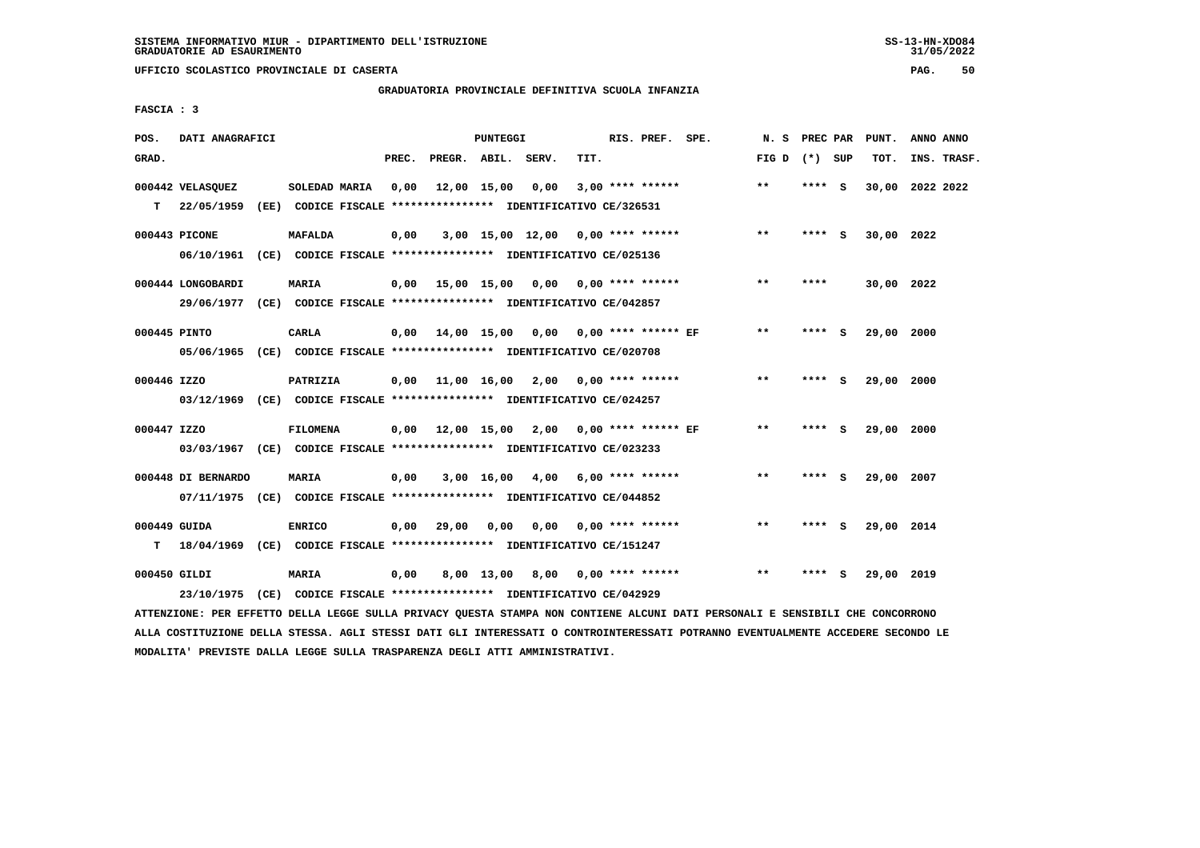SISTEMA INFORMATIVO MIUR - DIPARTIMENTO DELL'ISTRUZIONE
GRADUATORIE AD ESAURIMENTO

UFFICIO SCOLASTICO PROVINCIALE DI CASERTA

GRADUATORIA PROVINCIALE DEFINITIVA SCUOLA INFANZIA

FASCIA : 3

| POS. GRAD. | DATI ANAGRAFICI | | PREC. | PREGR. | ABIL. | SERV. | TIT. | RIS. PREF. SPE. | N. S FIG D | PREC PAR (*) SUP | PUNT. TOT. | ANNO ANNO INS. TRASF. |
|---|---|---|---|---|---|---|---|---|---|---|---|---|
| 000442 | VELASQUEZ | SOLEDAD MARIA | 0,00 | 12,00 | 15,00 | 0,00 | 3,00 | **** ****** | ** | **** S | 30,00 | 2022 2022 |
| T | 22/05/1959 (EE) CODICE FISCALE **************** IDENTIFICATIVO CE/326531 | | | | | | | | | | | |
| 000443 | PICONE | MAFALDA | 0,00 | 3,00 | 15,00 | 12,00 | 0,00 | **** ****** | ** | **** S | 30,00 | 2022 |
| | 06/10/1961 (CE) CODICE FISCALE **************** IDENTIFICATIVO CE/025136 | | | | | | | | | | | |
| 000444 | LONGOBARDI | MARIA | 0,00 | 15,00 | 15,00 | 0,00 | 0,00 | **** ****** | ** | **** | 30,00 | 2022 |
| | 29/06/1977 (CE) CODICE FISCALE **************** IDENTIFICATIVO CE/042857 | | | | | | | | | | | |
| 000445 | PINTO | CARLA | 0,00 | 14,00 | 15,00 | 0,00 | 0,00 | **** ****** EF | ** | **** S | 29,00 | 2000 |
| | 05/06/1965 (CE) CODICE FISCALE **************** IDENTIFICATIVO CE/020708 | | | | | | | | | | | |
| 000446 | IZZO | PATRIZIA | 0,00 | 11,00 | 16,00 | 2,00 | 0,00 | **** ****** | ** | **** S | 29,00 | 2000 |
| | 03/12/1969 (CE) CODICE FISCALE **************** IDENTIFICATIVO CE/024257 | | | | | | | | | | | |
| 000447 | IZZO | FILOMENA | 0,00 | 12,00 | 15,00 | 2,00 | 0,00 | **** ****** EF | ** | **** S | 29,00 | 2000 |
| | 03/03/1967 (CE) CODICE FISCALE **************** IDENTIFICATIVO CE/023233 | | | | | | | | | | | |
| 000448 | DI BERNARDO | MARIA | 0,00 | 3,00 | 16,00 | 4,00 | 6,00 | **** ****** | ** | **** S | 29,00 | 2007 |
| | 07/11/1975 (CE) CODICE FISCALE **************** IDENTIFICATIVO CE/044852 | | | | | | | | | | | |
| 000449 | GUIDA | ENRICO | 0,00 | 29,00 | 0,00 | 0,00 | 0,00 | **** ****** | ** | **** S | 29,00 | 2014 |
| T | 18/04/1969 (CE) CODICE FISCALE **************** IDENTIFICATIVO CE/151247 | | | | | | | | | | | |
| 000450 | GILDI | MARIA | 0,00 | 8,00 | 13,00 | 8,00 | 0,00 | **** ****** | ** | **** S | 29,00 | 2019 |
| | 23/10/1975 (CE) CODICE FISCALE **************** IDENTIFICATIVO CE/042929 | | | | | | | | | | | |

ATTENZIONE: PER EFFETTO DELLA LEGGE SULLA PRIVACY QUESTA STAMPA NON CONTIENE ALCUNI DATI PERSONALI E SENSIBILI CHE CONCORRONO ALLA COSTITUZIONE DELLA STESSA. AGLI STESSI DATI GLI INTERESSATI O CONTROINTERESSATI POTRANNO EVENTUALMENTE ACCEDERE SECONDO LE MODALITA' PREVISTE DALLA LEGGE SULLA TRASPARENZA DEGLI ATTI AMMINISTRATIVI.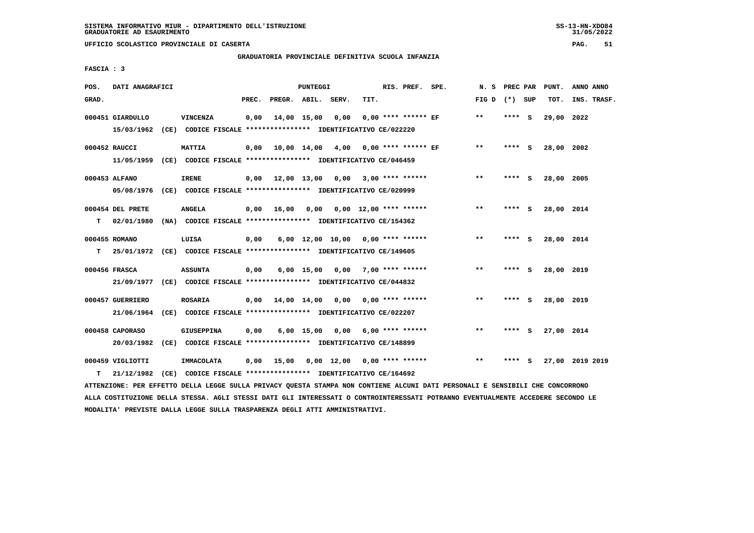SISTEMA INFORMATIVO MIUR - DIPARTIMENTO DELL'ISTRUZIONE
GRADUATORIE AD ESAURIMENTO

UFFICIO SCOLASTICO PROVINCIALE DI CASERTA

GRADUATORIA PROVINCIALE DEFINITIVA SCUOLA INFANZIA

FASCIA : 3

| POS. GRAD. | DATI ANAGRAFICI | | PUNTEGGI PREC. | PREGR. | ABIL. | SERV. | TIT. | RIS. PREF. SPE. | N. S FIG D | PREC PAR (*) SUP | PUNT. TOT. | ANNO ANNO INS. TRASF. |
|---|---|---|---|---|---|---|---|---|---|---|---|---|
| 000451 | GIARDULLO 15/03/1962 (CE) CODICE FISCALE **************** IDENTIFICATIVO CE/022220 | VINCENZA | 0,00 | 14,00 | 15,00 | 0,00 | 0,00 | **** ****** EF | ** | **** S | 29,00 | 2022 |
| 000452 | RAUCCI 11/05/1959 (CE) CODICE FISCALE **************** IDENTIFICATIVO CE/046459 | MATTIA | 0,00 | 10,00 | 14,00 | 4,00 | 0,00 | **** ****** EF | ** | **** S | 28,00 | 2002 |
| 000453 | ALFANO 05/08/1976 (CE) CODICE FISCALE **************** IDENTIFICATIVO CE/020999 | IRENE | 0,00 | 12,00 | 13,00 | 0,00 | 3,00 | **** ****** | ** | **** S | 28,00 | 2005 |
| 000454 T | DEL PRETE 02/01/1980 (NA) CODICE FISCALE **************** IDENTIFICATIVO CE/154362 | ANGELA | 0,00 | 16,00 | 0,00 | 0,00 | 12,00 | **** ****** | ** | **** S | 28,00 | 2014 |
| 000455 T | ROMANO 25/01/1972 (CE) CODICE FISCALE **************** IDENTIFICATIVO CE/149605 | LUISA | 0,00 | 6,00 | 12,00 | 10,00 | 0,00 | **** ****** | ** | **** S | 28,00 | 2014 |
| 000456 | FRASCA 21/09/1977 (CE) CODICE FISCALE **************** IDENTIFICATIVO CE/044832 | ASSUNTA | 0,00 | 6,00 | 15,00 | 0,00 | 7,00 | **** ****** | ** | **** S | 28,00 | 2019 |
| 000457 | GUERRIERO 21/06/1964 (CE) CODICE FISCALE **************** IDENTIFICATIVO CE/022207 | ROSARIA | 0,00 | 14,00 | 14,00 | 0,00 | 0,00 | **** ****** | ** | **** S | 28,00 | 2019 |
| 000458 | CAPORASO 20/03/1982 (CE) CODICE FISCALE **************** IDENTIFICATIVO CE/148899 | GIUSEPPINA | 0,00 | 6,00 | 15,00 | 0,00 | 6,00 | **** ****** | ** | **** S | 27,00 | 2014 |
| 000459 T | VIGLIOTTI 21/12/1982 (CE) CODICE FISCALE **************** IDENTIFICATIVO CE/164692 | IMMACOLATA | 0,00 | 15,00 | 0,00 | 12,00 | 0,00 | **** ****** | ** | **** S | 27,00 | 2019 2019 |

ATTENZIONE: PER EFFETTO DELLA LEGGE SULLA PRIVACY QUESTA STAMPA NON CONTIENE ALCUNI DATI PERSONALI E SENSIBILI CHE CONCORRONO ALLA COSTITUZIONE DELLA STESSA. AGLI STESSI DATI GLI INTERESSATI O CONTROINTERESSATI POTRANNO EVENTUALMENTE ACCEDERE SECONDO LE MODALITA' PREVISTE DALLA LEGGE SULLA TRASPARENZA DEGLI ATTI AMMINISTRATIVI.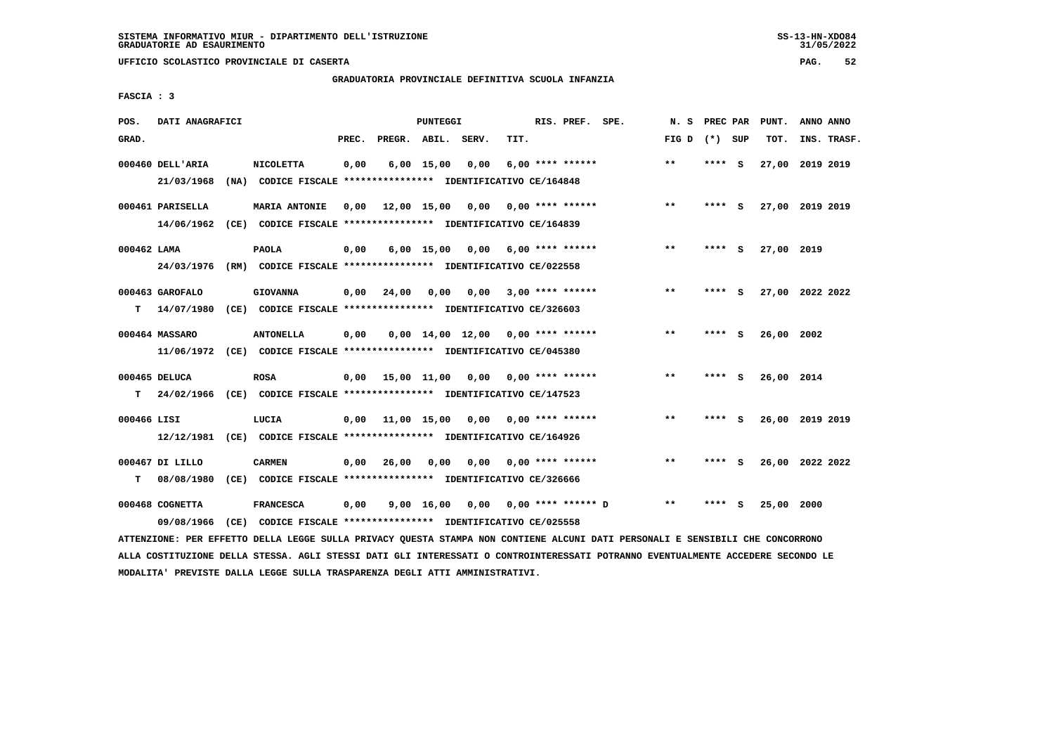UFFICIO SCOLASTICO PROVINCIALE DI CASERTA

GRADUATORIA PROVINCIALE DEFINITIVA SCUOLA INFANZIA

FASCIA : 3

| POS. GRAD. | DATI ANAGRAFICI | | PREC. | PREGR. | ABIL. | SERV. | TIT. | RIS. PREF. SPE. | N. S FIG D | PREC PAR (*) SUP | PUNT. TOT. | ANNO INS. | ANNO TRASF. |
|---|---|---|---|---|---|---|---|---|---|---|---|---|---|
| 000460 | DELL'ARIA | NICOLETTA | 0,00 | 6,00 | 15,00 | 0,00 | 6,00 | **** ****** | ** | **** S | 27,00 | 2019 | 2019 |
| | 21/03/1968 (NA) CODICE FISCALE **************** IDENTIFICATIVO CE/164848 | | | | | | | | | | | | |
| 000461 | PARISELLA | MARIA ANTONIE | 0,00 | 12,00 | 15,00 | 0,00 | 0,00 | **** ****** | ** | **** S | 27,00 | 2019 | 2019 |
| | 14/06/1962 (CE) CODICE FISCALE **************** IDENTIFICATIVO CE/164839 | | | | | | | | | | | | |
| 000462 | LAMA | PAOLA | 0,00 | 6,00 | 15,00 | 0,00 | 6,00 | **** ****** | ** | **** S | 27,00 | 2019 | |
| | 24/03/1976 (RM) CODICE FISCALE **************** IDENTIFICATIVO CE/022558 | | | | | | | | | | | | |
| 000463 | GAROFALO | GIOVANNA | 0,00 | 24,00 | 0,00 | 0,00 | 3,00 | **** ****** | ** | **** S | 27,00 | 2022 | 2022 |
| T | 14/07/1980 (CE) CODICE FISCALE **************** IDENTIFICATIVO CE/326603 | | | | | | | | | | | | |
| 000464 | MASSARO | ANTONELLA | 0,00 | 0,00 | 14,00 | 12,00 | 0,00 | **** ****** | ** | **** S | 26,00 | 2002 | |
| | 11/06/1972 (CE) CODICE FISCALE **************** IDENTIFICATIVO CE/045380 | | | | | | | | | | | | |
| 000465 | DELUCA | ROSA | 0,00 | 15,00 | 11,00 | 0,00 | 0,00 | **** ****** | ** | **** S | 26,00 | 2014 | |
| T | 24/02/1966 (CE) CODICE FISCALE **************** IDENTIFICATIVO CE/147523 | | | | | | | | | | | | |
| 000466 | LISI | LUCIA | 0,00 | 11,00 | 15,00 | 0,00 | 0,00 | **** ****** | ** | **** S | 26,00 | 2019 | 2019 |
| | 12/12/1981 (CE) CODICE FISCALE **************** IDENTIFICATIVO CE/164926 | | | | | | | | | | | | |
| 000467 | DI LILLO | CARMEN | 0,00 | 26,00 | 0,00 | 0,00 | 0,00 | **** ****** | ** | **** S | 26,00 | 2022 | 2022 |
| T | 08/08/1980 (CE) CODICE FISCALE **************** IDENTIFICATIVO CE/326666 | | | | | | | | | | | | |
| 000468 | COGNETTA | FRANCESCA | 0,00 | 9,00 | 16,00 | 0,00 | 0,00 | **** ****** D | ** | **** S | 25,00 | 2000 | |
| | 09/08/1966 (CE) CODICE FISCALE **************** IDENTIFICATIVO CE/025558 | | | | | | | | | | | | |

ATTENZIONE: PER EFFETTO DELLA LEGGE SULLA PRIVACY QUESTA STAMPA NON CONTIENE ALCUNI DATI PERSONALI E SENSIBILI CHE CONCORRONO ALLA COSTITUZIONE DELLA STESSA. AGLI STESSI DATI GLI INTERESSATI O CONTROINTERESSATI POTRANNO EVENTUALMENTE ACCEDERE SECONDO LE MODALITA' PREVISTE DALLA LEGGE SULLA TRASPARENZA DEGLI ATTI AMMINISTRATIVI.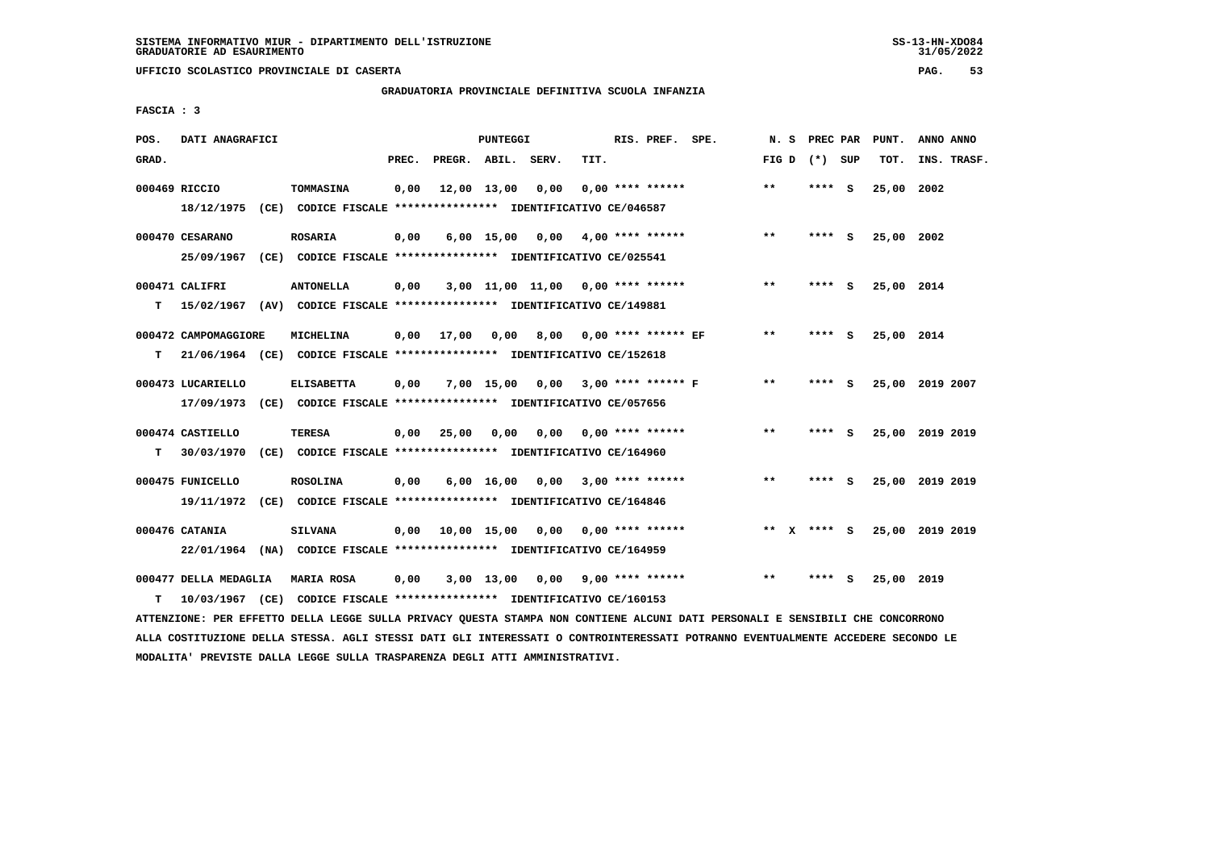SISTEMA INFORMATIVO MIUR - DIPARTIMENTO DELL'ISTRUZIONE
GRADUATORIE AD ESAURIMENTO

UFFICIO SCOLASTICO PROVINCIALE DI CASERTA

GRADUATORIA PROVINCIALE DEFINITIVA SCUOLA INFANZIA

FASCIA : 3

| POS. GRAD. | DATI ANAGRAFICI | | PREC. | PREGR. | ABIL. | SERV. | TIT. | RIS. PREF. SPE. | N. S FIG D | PREC PAR (*) SUP | PUNT. TOT. | ANNO INS. | ANNO TRASF. |
|---|---|---|---|---|---|---|---|---|---|---|---|---|---|
| 000469 | RICCIO 18/12/1975 (CE) CODICE FISCALE **************** IDENTIFICATIVO CE/046587 | TOMMASINA | 0,00 | 12,00 | 13,00 | 0,00 | 0,00 | **** ****** | ** | **** S | 25,00 | 2002 | |
| 000470 | CESARANO 25/09/1967 (CE) CODICE FISCALE **************** IDENTIFICATIVO CE/025541 | ROSARIA | 0,00 | 6,00 | 15,00 | 0,00 | 4,00 | **** ****** | ** | **** S | 25,00 | 2002 | |
| 000471 T | CALIFRI 15/02/1967 (AV) CODICE FISCALE **************** IDENTIFICATIVO CE/149881 | ANTONELLA | 0,00 | 3,00 | 11,00 | 11,00 | 0,00 | **** ****** | ** | **** S | 25,00 | 2014 | |
| 000472 T | CAMPOMAGGIORE 21/06/1964 (CE) CODICE FISCALE **************** IDENTIFICATIVO CE/152618 | MICHELINA | 0,00 | 17,00 | 0,00 | 8,00 | 0,00 | **** ****** EF | ** | **** S | 25,00 | 2014 | |
| 000473 | LUCARIELLO 17/09/1973 (CE) CODICE FISCALE **************** IDENTIFICATIVO CE/057656 | ELISABETTA | 0,00 | 7,00 | 15,00 | 0,00 | 3,00 | **** ****** F | ** | **** S | 25,00 | 2019 | 2007 |
| 000474 T | CASTIELLO 30/03/1970 (CE) CODICE FISCALE **************** IDENTIFICATIVO CE/164960 | TERESA | 0,00 | 25,00 | 0,00 | 0,00 | 0,00 | **** ****** | ** | **** S | 25,00 | 2019 | 2019 |
| 000475 | FUNICELLO 19/11/1972 (CE) CODICE FISCALE **************** IDENTIFICATIVO CE/164846 | ROSOLINA | 0,00 | 6,00 | 16,00 | 0,00 | 3,00 | **** ****** | ** | **** S | 25,00 | 2019 | 2019 |
| 000476 | CATANIA 22/01/1964 (NA) CODICE FISCALE **************** IDENTIFICATIVO CE/164959 | SILVANA | 0,00 | 10,00 | 15,00 | 0,00 | 0,00 | **** ****** | ** X | **** S | 25,00 | 2019 | 2019 |
| 000477 T | DELLA MEDAGLIA 10/03/1967 (CE) CODICE FISCALE **************** IDENTIFICATIVO CE/160153 | MARIA ROSA | 0,00 | 3,00 | 13,00 | 0,00 | 9,00 | **** ****** | ** | **** S | 25,00 | 2019 | |

ATTENZIONE: PER EFFETTO DELLA LEGGE SULLA PRIVACY QUESTA STAMPA NON CONTIENE ALCUNI DATI PERSONALI E SENSIBILI CHE CONCORRONO ALLA COSTITUZIONE DELLA STESSA. AGLI STESSI DATI GLI INTERESSATI O CONTROINTERESSATI POTRANNO EVENTUALMENTE ACCEDERE SECONDO LE MODALITA' PREVISTE DALLA LEGGE SULLA TRASPARENZA DEGLI ATTI AMMINISTRATIVI.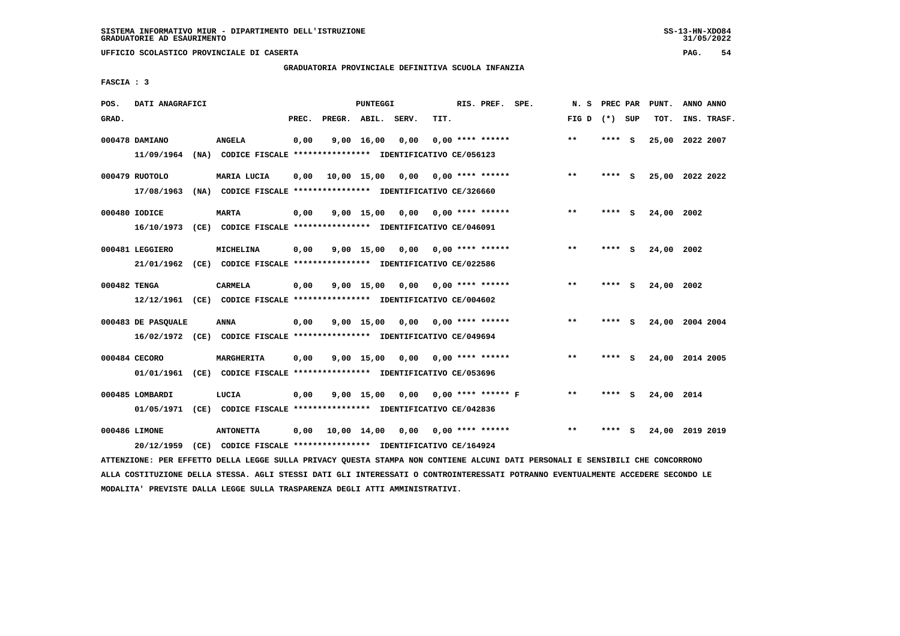SISTEMA INFORMATIVO MIUR - DIPARTIMENTO DELL'ISTRUZIONE
GRADUATORIE AD ESAURIMENTO

UFFICIO SCOLASTICO PROVINCIALE DI CASERTA

GRADUATORIA PROVINCIALE DEFINITIVA SCUOLA INFANZIA

FASCIA : 3

| POS. GRAD. | DATI ANAGRAFICI | | PREC. | PREGR. | ABIL. | SERV. | TIT. | RIS. PREF. SPE. | N. S FIG D | PREC PAR (*) SUP | PUNT. TOT. | ANNO ANNO INS. TRASF. |
|---|---|---|---|---|---|---|---|---|---|---|---|---|
| 000478 | DAMIANO | ANGELA | 0,00 | 9,00 | 16,00 | 0,00 | 0,00 | **** ****** | ** | **** S | 25,00 | 2022 2007 |
| | 11/09/1964 (NA) CODICE FISCALE **************** IDENTIFICATIVO CE/056123 | | | | | | | | | | | |
| 000479 | RUOTOLO | MARIA LUCIA | 0,00 | 10,00 | 15,00 | 0,00 | 0,00 | **** ****** | ** | **** S | 25,00 | 2022 2022 |
| | 17/08/1963 (NA) CODICE FISCALE **************** IDENTIFICATIVO CE/326660 | | | | | | | | | | | |
| 000480 | IODICE | MARTA | 0,00 | 9,00 | 15,00 | 0,00 | 0,00 | **** ****** | ** | **** S | 24,00 | 2002 |
| | 16/10/1973 (CE) CODICE FISCALE **************** IDENTIFICATIVO CE/046091 | | | | | | | | | | | |
| 000481 | LEGGIERO | MICHELINA | 0,00 | 9,00 | 15,00 | 0,00 | 0,00 | **** ****** | ** | **** S | 24,00 | 2002 |
| | 21/01/1962 (CE) CODICE FISCALE **************** IDENTIFICATIVO CE/022586 | | | | | | | | | | | |
| 000482 | TENGA | CARMELA | 0,00 | 9,00 | 15,00 | 0,00 | 0,00 | **** ****** | ** | **** S | 24,00 | 2002 |
| | 12/12/1961 (CE) CODICE FISCALE **************** IDENTIFICATIVO CE/004602 | | | | | | | | | | | |
| 000483 | DE PASQUALE | ANNA | 0,00 | 9,00 | 15,00 | 0,00 | 0,00 | **** ****** | ** | **** S | 24,00 | 2004 2004 |
| | 16/02/1972 (CE) CODICE FISCALE **************** IDENTIFICATIVO CE/049694 | | | | | | | | | | | |
| 000484 | CECORO | MARGHERITA | 0,00 | 9,00 | 15,00 | 0,00 | 0,00 | **** ****** | ** | **** S | 24,00 | 2014 2005 |
| | 01/01/1961 (CE) CODICE FISCALE **************** IDENTIFICATIVO CE/053696 | | | | | | | | | | | |
| 000485 | LOMBARDI | LUCIA | 0,00 | 9,00 | 15,00 | 0,00 | 0,00 | **** ****** F | ** | **** S | 24,00 | 2014 |
| | 01/05/1971 (CE) CODICE FISCALE **************** IDENTIFICATIVO CE/042836 | | | | | | | | | | | |
| 000486 | LIMONE | ANTONETTA | 0,00 | 10,00 | 14,00 | 0,00 | 0,00 | **** ****** | ** | **** S | 24,00 | 2019 2019 |
| | 20/12/1959 (CE) CODICE FISCALE **************** IDENTIFICATIVO CE/164924 | | | | | | | | | | | |

ATTENZIONE: PER EFFETTO DELLA LEGGE SULLA PRIVACY QUESTA STAMPA NON CONTIENE ALCUNI DATI PERSONALI E SENSIBILI CHE CONCORRONO ALLA COSTITUZIONE DELLA STESSA. AGLI STESSI DATI GLI INTERESSATI O CONTROINTERESSATI POTRANNO EVENTUALMENTE ACCEDERE SECONDO LE MODALITA' PREVISTE DALLA LEGGE SULLA TRASPARENZA DEGLI ATTI AMMINISTRATIVI.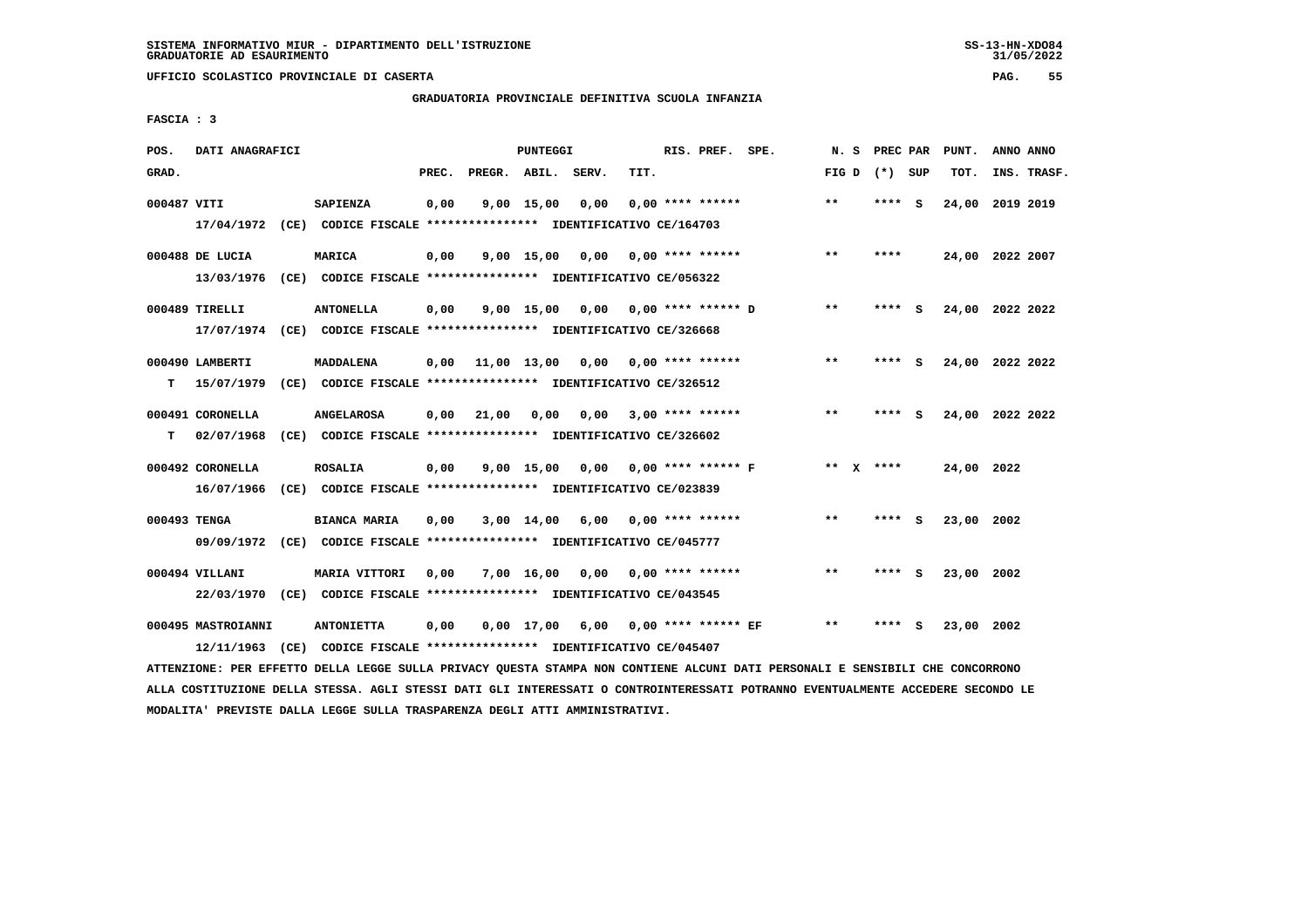SISTEMA INFORMATIVO MIUR - DIPARTIMENTO DELL'ISTRUZIONE
GRADUATORIE AD ESAURIMENTO

UFFICIO SCOLASTICO PROVINCIALE DI CASERTA

GRADUATORIA PROVINCIALE DEFINITIVA SCUOLA INFANZIA

FASCIA : 3

| POS. GRAD. | DATI ANAGRAFICI | | PREC. | PREGR. | ABIL. | SERV. | TIT. | RIS. PREF. SPE. | N. S FIG D | PREC PAR (*) SUP | PUNT. TOT. | ANNO ANNO INS. TRASF. |
|---|---|---|---|---|---|---|---|---|---|---|---|---|
| 000487 VITI | SAPIENZA | | 0,00 | 9,00 | 15,00 | 0,00 | 0,00 | **** ****** | ** | **** S | 24,00 | 2019 2019 |
| | 17/04/1972 (CE) CODICE FISCALE **************** IDENTIFICATIVO CE/164703 | | | | | | | | | | | |
| 000488 DE LUCIA | MARICA | | 0,00 | 9,00 | 15,00 | 0,00 | 0,00 | **** ****** | ** | **** | 24,00 | 2022 2007 |
| | 13/03/1976 (CE) CODICE FISCALE **************** IDENTIFICATIVO CE/056322 | | | | | | | | | | | |
| 000489 TIRELLI | ANTONELLA | | 0,00 | 9,00 | 15,00 | 0,00 | 0,00 | **** ****** D | ** | **** S | 24,00 | 2022 2022 |
| | 17/07/1974 (CE) CODICE FISCALE **************** IDENTIFICATIVO CE/326668 | | | | | | | | | | | |
| 000490 LAMBERTI | MADDALENA | | 0,00 | 11,00 | 13,00 | 0,00 | 0,00 | **** ****** | ** | **** S | 24,00 | 2022 2022 |
| T | 15/07/1979 (CE) CODICE FISCALE **************** IDENTIFICATIVO CE/326512 | | | | | | | | | | | |
| 000491 CORONELLA | ANGELAROSA | | 0,00 | 21,00 | 0,00 | 0,00 | 3,00 | **** ****** | ** | **** S | 24,00 | 2022 2022 |
| T | 02/07/1968 (CE) CODICE FISCALE **************** IDENTIFICATIVO CE/326602 | | | | | | | | | | | |
| 000492 CORONELLA | ROSALIA | | 0,00 | 9,00 | 15,00 | 0,00 | 0,00 | **** ****** F | ** X | **** | 24,00 | 2022 |
| | 16/07/1966 (CE) CODICE FISCALE **************** IDENTIFICATIVO CE/023839 | | | | | | | | | | | |
| 000493 TENGA | BIANCA MARIA | | 0,00 | 3,00 | 14,00 | 6,00 | 0,00 | **** ****** | ** | **** S | 23,00 | 2002 |
| | 09/09/1972 (CE) CODICE FISCALE **************** IDENTIFICATIVO CE/045777 | | | | | | | | | | | |
| 000494 VILLANI | MARIA VITTORI | | 0,00 | 7,00 | 16,00 | 0,00 | 0,00 | **** ****** | ** | **** S | 23,00 | 2002 |
| | 22/03/1970 (CE) CODICE FISCALE **************** IDENTIFICATIVO CE/043545 | | | | | | | | | | | |
| 000495 MASTROIANNI | ANTONIETTA | | 0,00 | 0,00 | 17,00 | 6,00 | 0,00 | **** ****** EF | ** | **** S | 23,00 | 2002 |
| | 12/11/1963 (CE) CODICE FISCALE **************** IDENTIFICATIVO CE/045407 | | | | | | | | | | | |

ATTENZIONE: PER EFFETTO DELLA LEGGE SULLA PRIVACY QUESTA STAMPA NON CONTIENE ALCUNI DATI PERSONALI E SENSIBILI CHE CONCORRONO ALLA COSTITUZIONE DELLA STESSA. AGLI STESSI DATI GLI INTERESSATI O CONTROINTERESSATI POTRANNO EVENTUALMENTE ACCEDERE SECONDO LE MODALITA' PREVISTE DALLA LEGGE SULLA TRASPARENZA DEGLI ATTI AMMINISTRATIVI.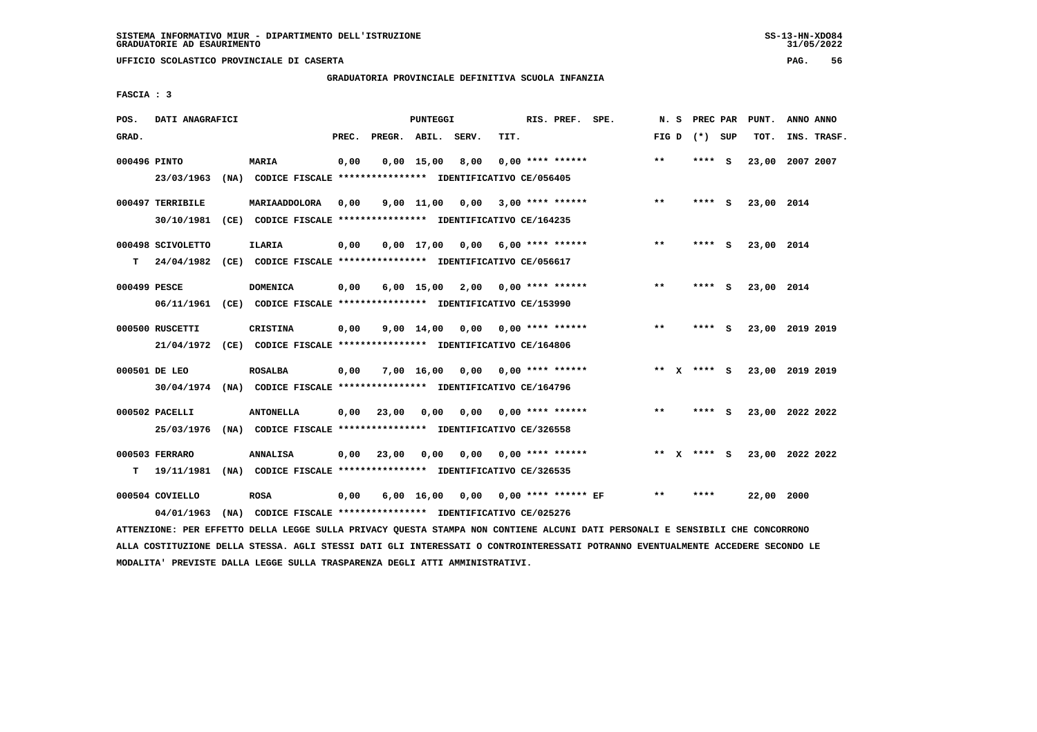SISTEMA INFORMATIVO MIUR - DIPARTIMENTO DELL'ISTRUZIONE
GRADUATORIE AD ESAURIMENTO

UFFICIO SCOLASTICO PROVINCIALE DI CASERTA

GRADUATORIA PROVINCIALE DEFINITIVA SCUOLA INFANZIA

FASCIA : 3

| POS. GRAD. | DATI ANAGRAFICI | | PREC. | PREGR. | ABIL. | SERV. | TIT. | RIS. PREF. | SPE. | N. S FIG D | PREC (*) | PAR SUP | PUNT. TOT. | ANNO INS. | ANNO TRASF. |
|---|---|---|---|---|---|---|---|---|---|---|---|---|---|---|---|
| 000496 | PINTO | MARIA | 0,00 | 0,00 | 15,00 | 8,00 | 0,00 | **** ****** | | ** | **** | S | 23,00 | 2007 | 2007 |
| | 23/03/1963 (NA) CODICE FISCALE **************** IDENTIFICATIVO CE/056405 | | | | | | | | | | | | | | |
| 000497 | TERRIBILE | MARIAADDOLORA | 0,00 | 9,00 | 11,00 | 0,00 | 3,00 | **** ****** | | ** | **** | S | 23,00 | 2014 | |
| | 30/10/1981 (CE) CODICE FISCALE **************** IDENTIFICATIVO CE/164235 | | | | | | | | | | | | | | |
| 000498 | SCIVOLETTO | ILARIA | 0,00 | 0,00 | 17,00 | 0,00 | 6,00 | **** ****** | | ** | **** | S | 23,00 | 2014 | |
| T | 24/04/1982 (CE) CODICE FISCALE **************** IDENTIFICATIVO CE/056617 | | | | | | | | | | | | | | |
| 000499 | PESCE | DOMENICA | 0,00 | 6,00 | 15,00 | 2,00 | 0,00 | **** ****** | | ** | **** | S | 23,00 | 2014 | |
| | 06/11/1961 (CE) CODICE FISCALE **************** IDENTIFICATIVO CE/153990 | | | | | | | | | | | | | | |
| 000500 | RUSCETTI | CRISTINA | 0,00 | 9,00 | 14,00 | 0,00 | 0,00 | **** ****** | | ** | **** | S | 23,00 | 2019 | 2019 |
| | 21/04/1972 (CE) CODICE FISCALE **************** IDENTIFICATIVO CE/164806 | | | | | | | | | | | | | | |
| 000501 | DE LEO | ROSALBA | 0,00 | 7,00 | 16,00 | 0,00 | 0,00 | **** ****** | | ** X | **** | S | 23,00 | 2019 | 2019 |
| | 30/04/1974 (NA) CODICE FISCALE **************** IDENTIFICATIVO CE/164796 | | | | | | | | | | | | | | |
| 000502 | PACELLI | ANTONELLA | 0,00 | 23,00 | 0,00 | 0,00 | 0,00 | **** ****** | | ** | **** | S | 23,00 | 2022 | 2022 |
| | 25/03/1976 (NA) CODICE FISCALE **************** IDENTIFICATIVO CE/326558 | | | | | | | | | | | | | | |
| 000503 | FERRARO | ANNALISA | 0,00 | 23,00 | 0,00 | 0,00 | 0,00 | **** ****** | | ** X | **** | S | 23,00 | 2022 | 2022 |
| T | 19/11/1981 (NA) CODICE FISCALE **************** IDENTIFICATIVO CE/326535 | | | | | | | | | | | | | | |
| 000504 | COVIELLO | ROSA | 0,00 | 6,00 | 16,00 | 0,00 | 0,00 | **** ****** | EF | ** | **** | | 22,00 | 2000 | |
| | 04/01/1963 (NA) CODICE FISCALE **************** IDENTIFICATIVO CE/025276 | | | | | | | | | | | | | | |

ATTENZIONE: PER EFFETTO DELLA LEGGE SULLA PRIVACY QUESTA STAMPA NON CONTIENE ALCUNI DATI PERSONALI E SENSIBILI CHE CONCORRONO ALLA COSTITUZIONE DELLA STESSA. AGLI STESSI DATI GLI INTERESSATI O CONTROINTERESSATI POTRANNO EVENTUALMENTE ACCEDERE SECONDO LE MODALITA' PREVISTE DALLA LEGGE SULLA TRASPARENZA DEGLI ATTI AMMINISTRATIVI.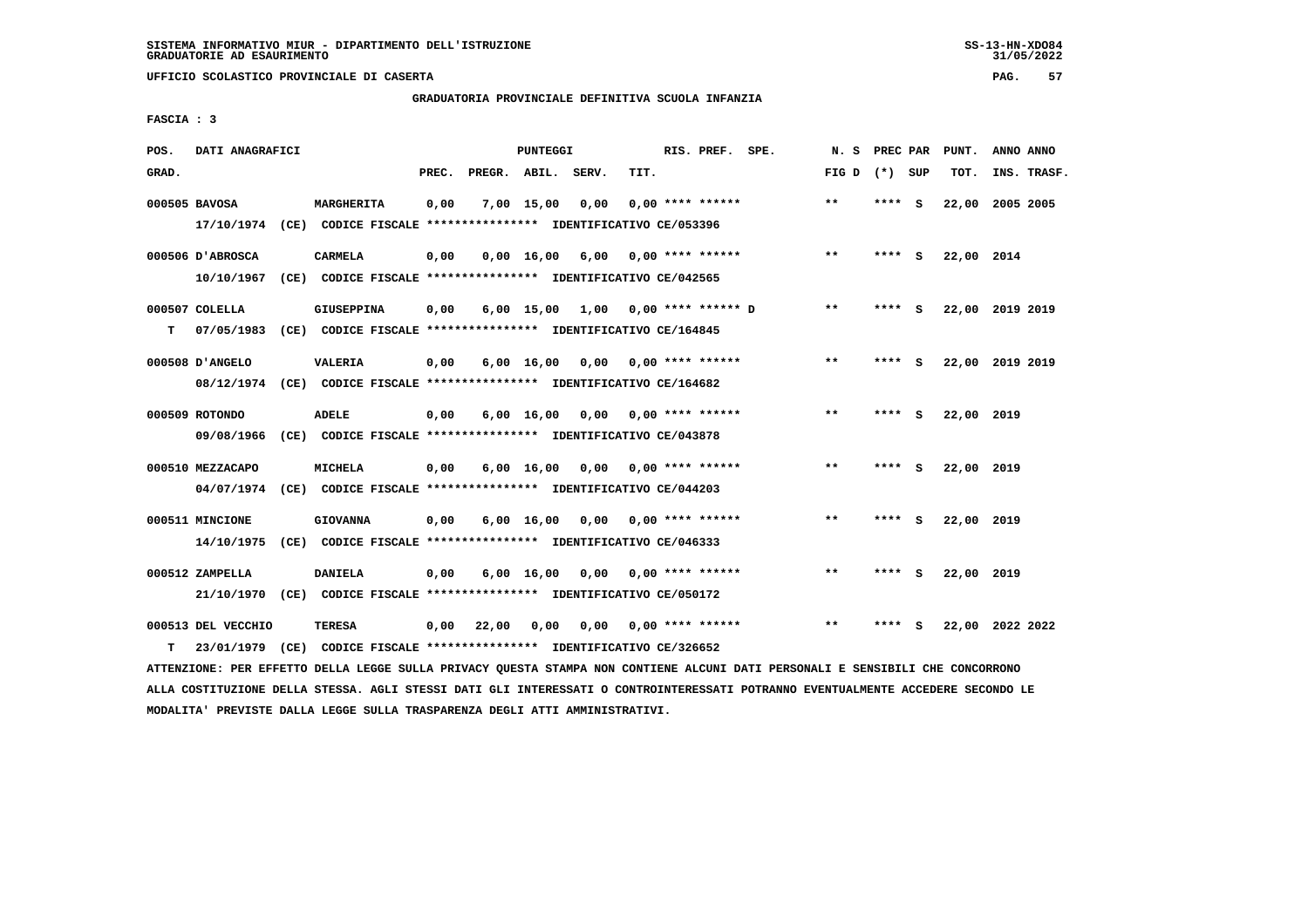SISTEMA INFORMATIVO MIUR - DIPARTIMENTO DELL'ISTRUZIONE
GRADUATORIE AD ESAURIMENTO

UFFICIO SCOLASTICO PROVINCIALE DI CASERTA

GRADUATORIA PROVINCIALE DEFINITIVA SCUOLA INFANZIA

FASCIA : 3

| POS. GRAD. | DATI ANAGRAFICI | | PREC. | PREGR. | ABIL. | SERV. | TIT. | RIS. PREF. SPE. | N. S FIG D | PREC PAR (*) SUP | PUNT. TOT. | ANNO ANNO INS. TRASF. |
|---|---|---|---|---|---|---|---|---|---|---|---|---|
| 000505 BAVOSA | MARGHERITA | | 0,00 | 7,00 | 15,00 | 0,00 | 0,00 | **** ****** | ** | **** S | 22,00 | 2005 2005 |
| | 17/10/1974 (CE) CODICE FISCALE **************** IDENTIFICATIVO CE/053396 | | | | | | | | | | | |
| 000506 D'ABROSCA | CARMELA | | 0,00 | 0,00 | 16,00 | 6,00 | 0,00 | **** ****** | ** | **** S | 22,00 | 2014 |
| | 10/10/1967 (CE) CODICE FISCALE **************** IDENTIFICATIVO CE/042565 | | | | | | | | | | | |
| 000507 COLELLA | GIUSEPPINA | | 0,00 | 6,00 | 15,00 | 1,00 | 0,00 | **** ****** D | ** | **** S | 22,00 | 2019 2019 |
| T | 07/05/1983 (CE) CODICE FISCALE **************** IDENTIFICATIVO CE/164845 | | | | | | | | | | | |
| 000508 D'ANGELO | VALERIA | | 0,00 | 6,00 | 16,00 | 0,00 | 0,00 | **** ****** | ** | **** S | 22,00 | 2019 2019 |
| | 08/12/1974 (CE) CODICE FISCALE **************** IDENTIFICATIVO CE/164682 | | | | | | | | | | | |
| 000509 ROTONDO | ADELE | | 0,00 | 6,00 | 16,00 | 0,00 | 0,00 | **** ****** | ** | **** S | 22,00 | 2019 |
| | 09/08/1966 (CE) CODICE FISCALE **************** IDENTIFICATIVO CE/043878 | | | | | | | | | | | |
| 000510 MEZZACAPO | MICHELA | | 0,00 | 6,00 | 16,00 | 0,00 | 0,00 | **** ****** | ** | **** S | 22,00 | 2019 |
| | 04/07/1974 (CE) CODICE FISCALE **************** IDENTIFICATIVO CE/044203 | | | | | | | | | | | |
| 000511 MINCIONE | GIOVANNA | | 0,00 | 6,00 | 16,00 | 0,00 | 0,00 | **** ****** | ** | **** S | 22,00 | 2019 |
| | 14/10/1975 (CE) CODICE FISCALE **************** IDENTIFICATIVO CE/046333 | | | | | | | | | | | |
| 000512 ZAMPELLA | DANIELA | | 0,00 | 6,00 | 16,00 | 0,00 | 0,00 | **** ****** | ** | **** S | 22,00 | 2019 |
| | 21/10/1970 (CE) CODICE FISCALE **************** IDENTIFICATIVO CE/050172 | | | | | | | | | | | |
| 000513 DEL VECCHIO | TERESA | | 0,00 | 22,00 | 0,00 | 0,00 | 0,00 | **** ****** | ** | **** S | 22,00 | 2022 2022 |
| T | 23/01/1979 (CE) CODICE FISCALE **************** IDENTIFICATIVO CE/326652 | | | | | | | | | | | |

ATTENZIONE: PER EFFETTO DELLA LEGGE SULLA PRIVACY QUESTA STAMPA NON CONTIENE ALCUNI DATI PERSONALI E SENSIBILI CHE CONCORRONO ALLA COSTITUZIONE DELLA STESSA. AGLI STESSI DATI GLI INTERESSATI O CONTROINTERESSATI POTRANNO EVENTUALMENTE ACCEDERE SECONDO LE MODALITA' PREVISTE DALLA LEGGE SULLA TRASPARENZA DEGLI ATTI AMMINISTRATIVI.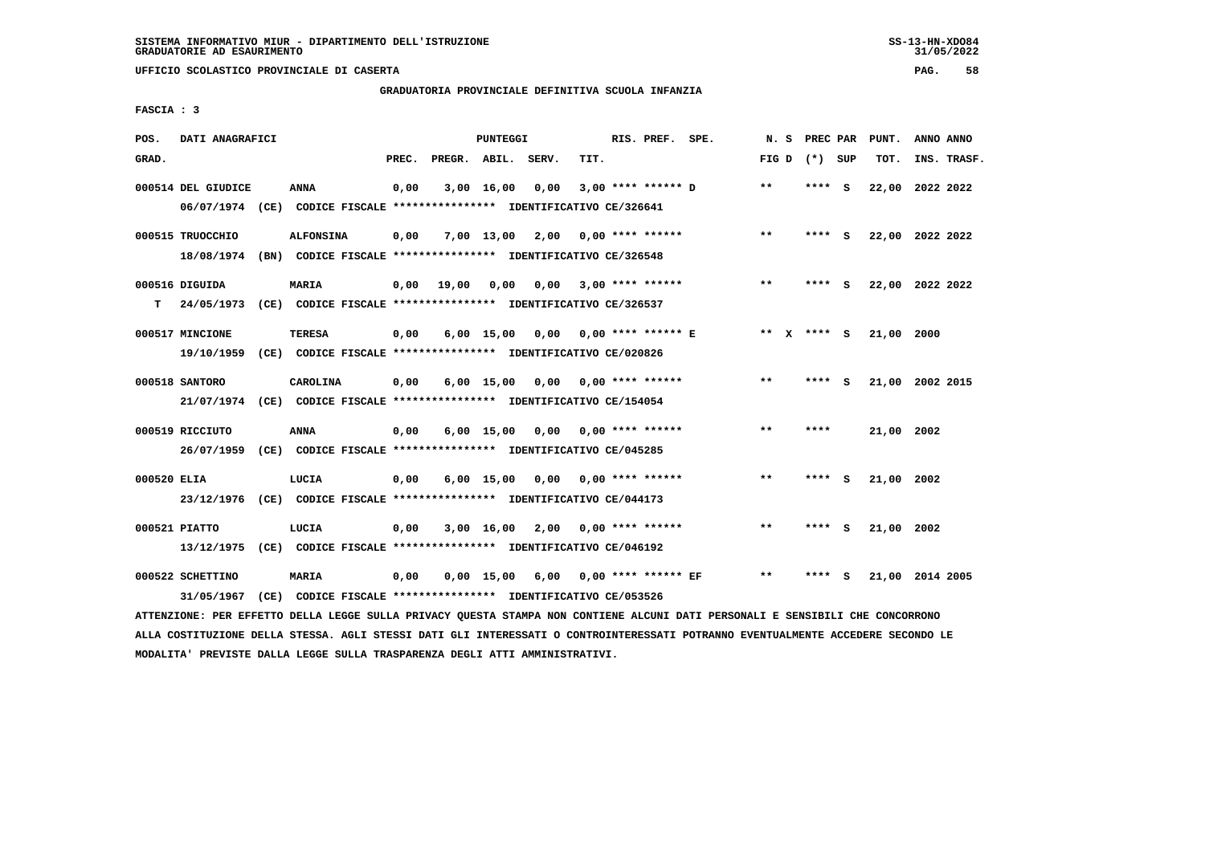SISTEMA INFORMATIVO MIUR - DIPARTIMENTO DELL'ISTRUZIONE
GRADUATORIE AD ESAURIMENTO

UFFICIO SCOLASTICO PROVINCIALE DI CASERTA

GRADUATORIA PROVINCIALE DEFINITIVA SCUOLA INFANZIA

FASCIA : 3

| POS. GRAD. | DATI ANAGRAFICI | | PREC. | PREGR. | ABIL. | SERV. | TIT. | RIS. PREF. SPE. | N. S FIG D | PREC PAR (*) SUP | PUNT. TOT. | ANNO ANNO INS. TRASF. |
|---|---|---|---|---|---|---|---|---|---|---|---|---|
| 000514 | DEL GIUDICE | ANNA | 0,00 | 3,00 | 16,00 | 0,00 | 3,00 | **** ****** D | ** | **** S | 22,00 | 2022 2022 |
| | 06/07/1974 (CE) CODICE FISCALE **************** IDENTIFICATIVO CE/326641 | | | | | | | | | | | |
| 000515 | TRUOCCHIO | ALFONSINA | 0,00 | 7,00 | 13,00 | 2,00 | 0,00 | **** ****** | ** | **** S | 22,00 | 2022 2022 |
| | 18/08/1974 (BN) CODICE FISCALE **************** IDENTIFICATIVO CE/326548 | | | | | | | | | | | |
| 000516 | DIGUIDA | MARIA | 0,00 | 19,00 | 0,00 | 0,00 | 3,00 | **** ****** | ** | **** S | 22,00 | 2022 2022 |
| T | 24/05/1973 (CE) CODICE FISCALE **************** IDENTIFICATIVO CE/326537 | | | | | | | | | | | |
| 000517 | MINCIONE | TERESA | 0,00 | 6,00 | 15,00 | 0,00 | 0,00 | **** ****** E | ** X | **** S | 21,00 | 2000 |
| | 19/10/1959 (CE) CODICE FISCALE **************** IDENTIFICATIVO CE/020826 | | | | | | | | | | | |
| 000518 | SANTORO | CAROLINA | 0,00 | 6,00 | 15,00 | 0,00 | 0,00 | **** ****** | ** | **** S | 21,00 | 2002 2015 |
| | 21/07/1974 (CE) CODICE FISCALE **************** IDENTIFICATIVO CE/154054 | | | | | | | | | | | |
| 000519 | RICCIUTO | ANNA | 0,00 | 6,00 | 15,00 | 0,00 | 0,00 | **** ****** | ** | **** | 21,00 | 2002 |
| | 26/07/1959 (CE) CODICE FISCALE **************** IDENTIFICATIVO CE/045285 | | | | | | | | | | | |
| 000520 | ELIA | LUCIA | 0,00 | 6,00 | 15,00 | 0,00 | 0,00 | **** ****** | ** | **** S | 21,00 | 2002 |
| | 23/12/1976 (CE) CODICE FISCALE **************** IDENTIFICATIVO CE/044173 | | | | | | | | | | | |
| 000521 | PIATTO | LUCIA | 0,00 | 3,00 | 16,00 | 2,00 | 0,00 | **** ****** | ** | **** S | 21,00 | 2002 |
| | 13/12/1975 (CE) CODICE FISCALE **************** IDENTIFICATIVO CE/046192 | | | | | | | | | | | |
| 000522 | SCHETTINO | MARIA | 0,00 | 0,00 | 15,00 | 6,00 | 0,00 | **** ****** EF | ** | **** S | 21,00 | 2014 2005 |
| | 31/05/1967 (CE) CODICE FISCALE **************** IDENTIFICATIVO CE/053526 | | | | | | | | | | | |

ATTENZIONE: PER EFFETTO DELLA LEGGE SULLA PRIVACY QUESTA STAMPA NON CONTIENE ALCUNI DATI PERSONALI E SENSIBILI CHE CONCORRONO ALLA COSTITUZIONE DELLA STESSA. AGLI STESSI DATI GLI INTERESSATI O CONTROINTERESSATI POTRANNO EVENTUALMENTE ACCEDERE SECONDO LE MODALITA' PREVISTE DALLA LEGGE SULLA TRASPARENZA DEGLI ATTI AMMINISTRATIVI.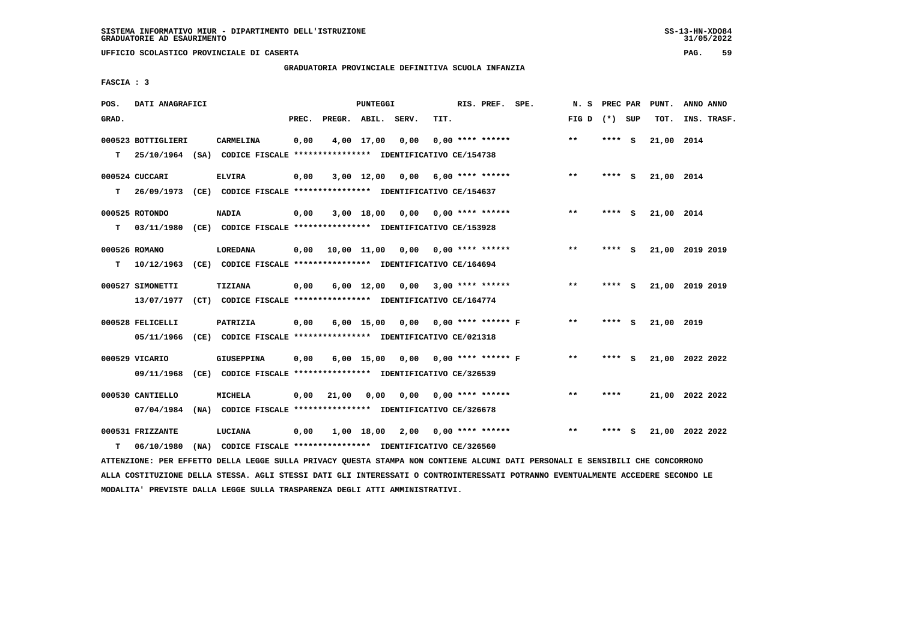SISTEMA INFORMATIVO MIUR - DIPARTIMENTO DELL'ISTRUZIONE
GRADUATORIE AD ESAURIMENTO

UFFICIO SCOLASTICO PROVINCIALE DI CASERTA

GRADUATORIA PROVINCIALE DEFINITIVA SCUOLA INFANZIA

FASCIA : 3

| POS. GRAD. | DATI ANAGRAFICI | | PREC. | PREGR. | ABIL. | SERV. | TIT. | RIS. PREF. SPE. | N. S FIG D | PREC PAR (*) SUP | PUNT. TOT. | ANNO ANNO INS. TRASF. |
|---|---|---|---|---|---|---|---|---|---|---|---|---|
| 000523 | BOTTIGLIERI | CARMELINA | 0,00 | 4,00 | 17,00 | 0,00 | 0,00 | **** ****** | ** | **** S | 21,00 | 2014 |
| T | 25/10/1964 (SA) CODICE FISCALE **************** IDENTIFICATIVO CE/154738 | | | | | | | | | | | |
| 000524 | CUCCARI | ELVIRA | 0,00 | 3,00 | 12,00 | 0,00 | 6,00 | **** ****** | ** | **** S | 21,00 | 2014 |
| T | 26/09/1973 (CE) CODICE FISCALE **************** IDENTIFICATIVO CE/154637 | | | | | | | | | | | |
| 000525 | ROTONDO | NADIA | 0,00 | 3,00 | 18,00 | 0,00 | 0,00 | **** ****** | ** | **** S | 21,00 | 2014 |
| T | 03/11/1980 (CE) CODICE FISCALE **************** IDENTIFICATIVO CE/153928 | | | | | | | | | | | |
| 000526 | ROMANO | LOREDANA | 0,00 | 10,00 | 11,00 | 0,00 | 0,00 | **** ****** | ** | **** S | 21,00 | 2019 2019 |
| T | 10/12/1963 (CE) CODICE FISCALE **************** IDENTIFICATIVO CE/164694 | | | | | | | | | | | |
| 000527 | SIMONETTI | TIZIANA | 0,00 | 6,00 | 12,00 | 0,00 | 3,00 | **** ****** | ** | **** S | 21,00 | 2019 2019 |
| | 13/07/1977 (CT) CODICE FISCALE **************** IDENTIFICATIVO CE/164774 | | | | | | | | | | | |
| 000528 | FELICELLI | PATRIZIA | 0,00 | 6,00 | 15,00 | 0,00 | 0,00 | **** ****** F | ** | **** S | 21,00 | 2019 |
| | 05/11/1966 (CE) CODICE FISCALE **************** IDENTIFICATIVO CE/021318 | | | | | | | | | | | |
| 000529 | VICARIO | GIUSEPPINA | 0,00 | 6,00 | 15,00 | 0,00 | 0,00 | **** ****** F | ** | **** S | 21,00 | 2022 2022 |
| | 09/11/1968 (CE) CODICE FISCALE **************** IDENTIFICATIVO CE/326539 | | | | | | | | | | | |
| 000530 | CANTIELLO | MICHELA | 0,00 | 21,00 | 0,00 | 0,00 | 0,00 | **** ****** | ** | **** | 21,00 | 2022 2022 |
| | 07/04/1984 (NA) CODICE FISCALE **************** IDENTIFICATIVO CE/326678 | | | | | | | | | | | |
| 000531 | FRIZZANTE | LUCIANA | 0,00 | 1,00 | 18,00 | 2,00 | 0,00 | **** ****** | ** | **** S | 21,00 | 2022 2022 |
| T | 06/10/1980 (NA) CODICE FISCALE **************** IDENTIFICATIVO CE/326560 | | | | | | | | | | | |

ATTENZIONE: PER EFFETTO DELLA LEGGE SULLA PRIVACY QUESTA STAMPA NON CONTIENE ALCUNI DATI PERSONALI E SENSIBILI CHE CONCORRONO ALLA COSTITUZIONE DELLA STESSA. AGLI STESSI DATI GLI INTERESSATI O CONTROINTERESSATI POTRANNO EVENTUALMENTE ACCEDERE SECONDO LE MODALITA' PREVISTE DALLA LEGGE SULLA TRASPARENZA DEGLI ATTI AMMINISTRATIVI.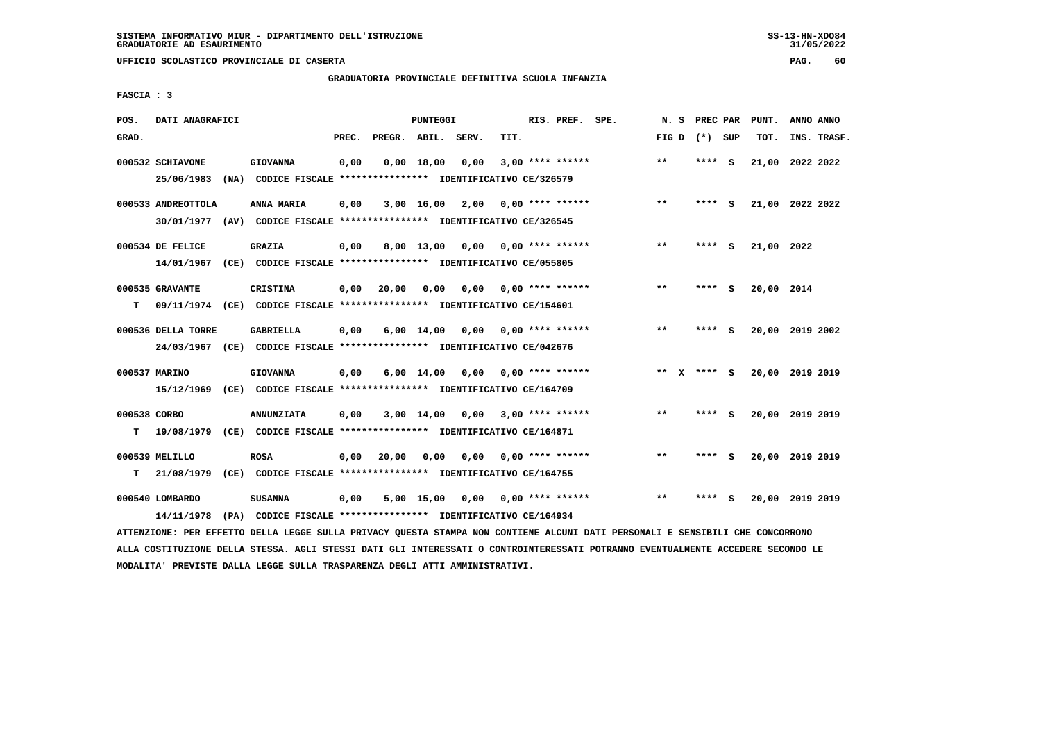SISTEMA INFORMATIVO MIUR - DIPARTIMENTO DELL'ISTRUZIONE
GRADUATORIE AD ESAURIMENTO

UFFICIO SCOLASTICO PROVINCIALE DI CASERTA

GRADUATORIA PROVINCIALE DEFINITIVA SCUOLA INFANZIA

FASCIA : 3

| POS. GRAD. | DATI ANAGRAFICI | | PREC. | PREGR. | ABIL. | SERV. | TIT. | RIS. PREF. SPE. | N. S FIG D | PREC PAR (*) SUP | PUNT. TOT. | ANNO INS. | ANNO TRASF. |
|---|---|---|---|---|---|---|---|---|---|---|---|---|---|
| 000532 | SCHIAVONE | GIOVANNA | 0,00 | 0,00 | 18,00 | 0,00 | 3,00 | **** ****** | ** | **** S | 21,00 | 2022 | 2022 |
| | 25/06/1983 (NA) CODICE FISCALE **************** IDENTIFICATIVO CE/326579 | | | | | | | | | | | | |
| 000533 | ANDREOTTOLA | ANNA MARIA | 0,00 | 3,00 | 16,00 | 2,00 | 0,00 | **** ****** | ** | **** S | 21,00 | 2022 | 2022 |
| | 30/01/1977 (AV) CODICE FISCALE **************** IDENTIFICATIVO CE/326545 | | | | | | | | | | | | |
| 000534 | DE FELICE | GRAZIA | 0,00 | 8,00 | 13,00 | 0,00 | 0,00 | **** ****** | ** | **** S | 21,00 | 2022 | |
| | 14/01/1967 (CE) CODICE FISCALE **************** IDENTIFICATIVO CE/055805 | | | | | | | | | | | | |
| 000535 | GRAVANTE | CRISTINA | 0,00 | 20,00 | 0,00 | 0,00 | 0,00 | **** ****** | ** | **** S | 20,00 | 2014 | |
| T | 09/11/1974 (CE) CODICE FISCALE **************** IDENTIFICATIVO CE/154601 | | | | | | | | | | | | |
| 000536 | DELLA TORRE | GABRIELLA | 0,00 | 6,00 | 14,00 | 0,00 | 0,00 | **** ****** | ** | **** S | 20,00 | 2019 | 2002 |
| | 24/03/1967 (CE) CODICE FISCALE **************** IDENTIFICATIVO CE/042676 | | | | | | | | | | | | |
| 000537 | MARINO | GIOVANNA | 0,00 | 6,00 | 14,00 | 0,00 | 0,00 | **** ****** | ** X | **** S | 20,00 | 2019 | 2019 |
| | 15/12/1969 (CE) CODICE FISCALE **************** IDENTIFICATIVO CE/164709 | | | | | | | | | | | | |
| 000538 | CORBO | ANNUNZIATA | 0,00 | 3,00 | 14,00 | 0,00 | 3,00 | **** ****** | ** | **** S | 20,00 | 2019 | 2019 |
| T | 19/08/1979 (CE) CODICE FISCALE **************** IDENTIFICATIVO CE/164871 | | | | | | | | | | | | |
| 000539 | MELILLO | ROSA | 0,00 | 20,00 | 0,00 | 0,00 | 0,00 | **** ****** | ** | **** S | 20,00 | 2019 | 2019 |
| T | 21/08/1979 (CE) CODICE FISCALE **************** IDENTIFICATIVO CE/164755 | | | | | | | | | | | | |
| 000540 | LOMBARDO | SUSANNA | 0,00 | 5,00 | 15,00 | 0,00 | 0,00 | **** ****** | ** | **** S | 20,00 | 2019 | 2019 |
| | 14/11/1978 (PA) CODICE FISCALE **************** IDENTIFICATIVO CE/164934 | | | | | | | | | | | | |

ATTENZIONE: PER EFFETTO DELLA LEGGE SULLA PRIVACY QUESTA STAMPA NON CONTIENE ALCUNI DATI PERSONALI E SENSIBILI CHE CONCORRONO ALLA COSTITUZIONE DELLA STESSA. AGLI STESSI DATI GLI INTERESSATI O CONTROINTERESSATI POTRANNO EVENTUALMENTE ACCEDERE SECONDO LE MODALITA' PREVISTE DALLA LEGGE SULLA TRASPARENZA DEGLI ATTI AMMINISTRATIVI.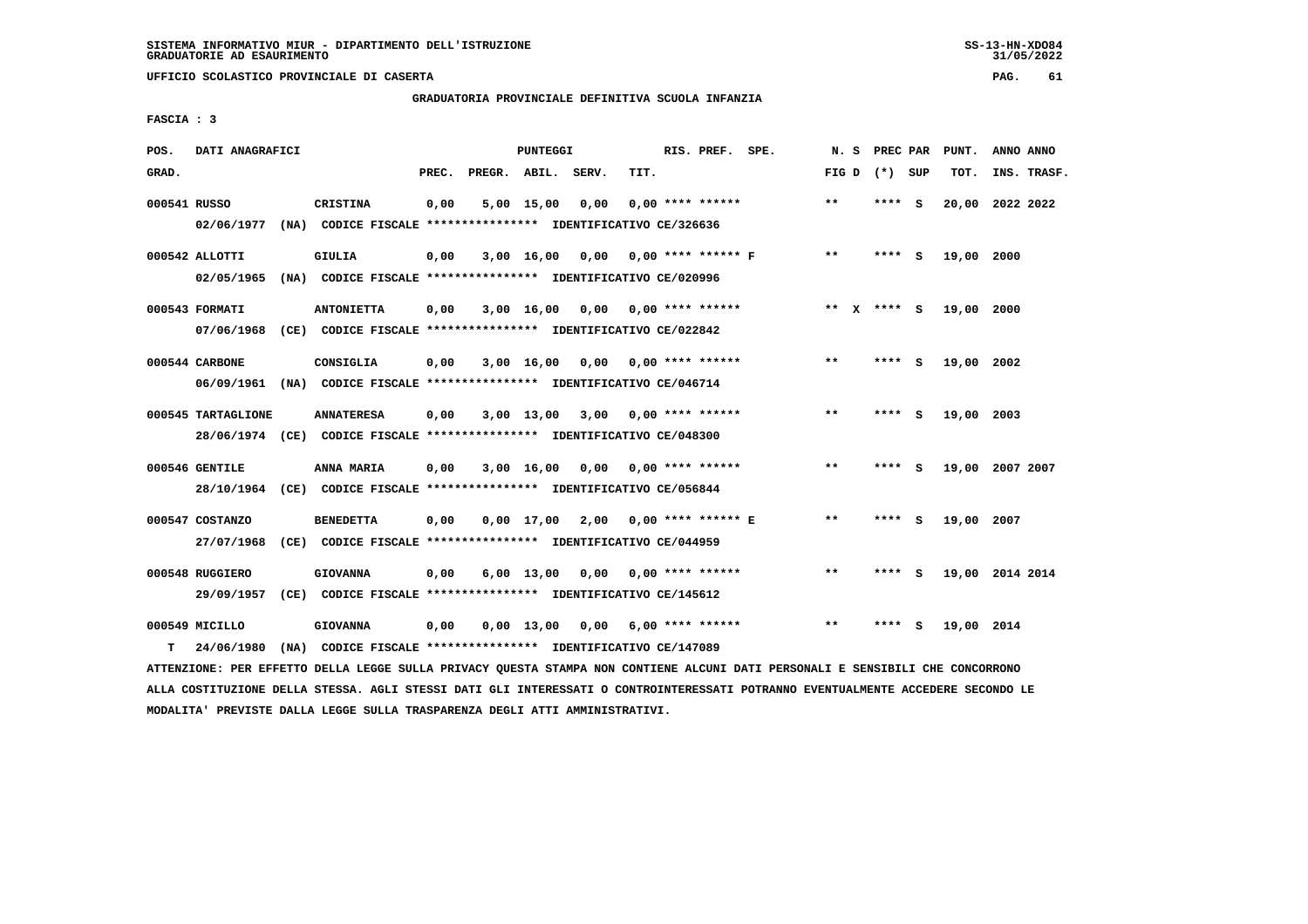SISTEMA INFORMATIVO MIUR - DIPARTIMENTO DELL'ISTRUZIONE
GRADUATORIE AD ESAURIMENTO

UFFICIO SCOLASTICO PROVINCIALE DI CASERTA

GRADUATORIA PROVINCIALE DEFINITIVA SCUOLA INFANZIA

FASCIA : 3

| POS. GRAD. | DATI ANAGRAFICI | | PREC. | PREGR. | ABIL. | SERV. | TIT. | RIS. PREF. SPE. | N. S FIG D | PREC PAR (*) SUP | PUNT. TOT. | ANNO ANNO INS. TRASF. |
|---|---|---|---|---|---|---|---|---|---|---|---|---|
| 000541 | RUSSO 02/06/1977 (NA) | CRISTINA CODICE FISCALE **************** IDENTIFICATIVO CE/326636 | 0,00 | 5,00 | 15,00 | 0,00 | 0,00 | **** ****** | ** | **** S | 20,00 | 2022 2022 |
| 000542 | ALLOTTI 02/05/1965 (NA) | GIULIA CODICE FISCALE **************** IDENTIFICATIVO CE/020996 | 0,00 | 3,00 | 16,00 | 0,00 | 0,00 | **** ****** F | ** | **** S | 19,00 | 2000 |
| 000543 | FORMATI 07/06/1968 (CE) | ANTONIETTA CODICE FISCALE **************** IDENTIFICATIVO CE/022842 | 0,00 | 3,00 | 16,00 | 0,00 | 0,00 | **** ****** | ** X | **** S | 19,00 | 2000 |
| 000544 | CARBONE 06/09/1961 (NA) | CONSIGLIA CODICE FISCALE **************** IDENTIFICATIVO CE/046714 | 0,00 | 3,00 | 16,00 | 0,00 | 0,00 | **** ****** | ** | **** S | 19,00 | 2002 |
| 000545 | TARTAGLIONE 28/06/1974 (CE) | ANNATERESA CODICE FISCALE **************** IDENTIFICATIVO CE/048300 | 0,00 | 3,00 | 13,00 | 3,00 | 0,00 | **** ****** | ** | **** S | 19,00 | 2003 |
| 000546 | GENTILE 28/10/1964 (CE) | ANNA MARIA CODICE FISCALE **************** IDENTIFICATIVO CE/056844 | 0,00 | 3,00 | 16,00 | 0,00 | 0,00 | **** ****** | ** | **** S | 19,00 | 2007 2007 |
| 000547 | COSTANZO 27/07/1968 (CE) | BENEDETTA CODICE FISCALE **************** IDENTIFICATIVO CE/044959 | 0,00 | 0,00 | 17,00 | 2,00 | 0,00 | **** ****** E | ** | **** S | 19,00 | 2007 |
| 000548 | RUGGIERO 29/09/1957 (CE) | GIOVANNA CODICE FISCALE **************** IDENTIFICATIVO CE/145612 | 0,00 | 6,00 | 13,00 | 0,00 | 0,00 | **** ****** | ** | **** S | 19,00 | 2014 2014 |
| 000549 T | MICILLO 24/06/1980 (NA) | GIOVANNA CODICE FISCALE **************** IDENTIFICATIVO CE/147089 | 0,00 | 0,00 | 13,00 | 0,00 | 6,00 | **** ****** | ** | **** S | 19,00 | 2014 |

ATTENZIONE: PER EFFETTO DELLA LEGGE SULLA PRIVACY QUESTA STAMPA NON CONTIENE ALCUNI DATI PERSONALI E SENSIBILI CHE CONCORRONO ALLA COSTITUZIONE DELLA STESSA. AGLI STESSI DATI GLI INTERESSATI O CONTROINTERESSATI POTRANNO EVENTUALMENTE ACCEDERE SECONDO LE MODALITA' PREVISTE DALLA LEGGE SULLA TRASPARENZA DEGLI ATTI AMMINISTRATIVI.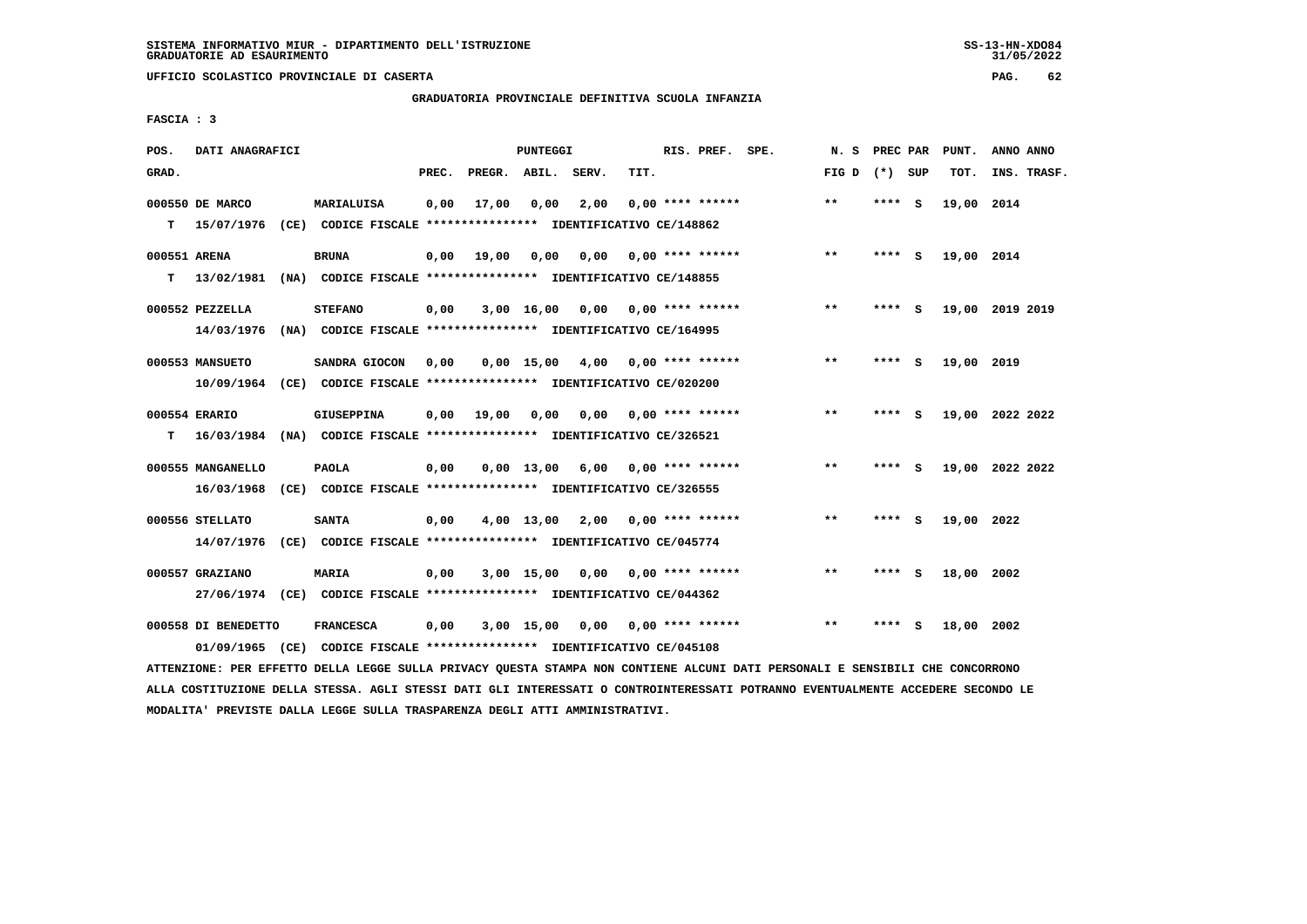SISTEMA INFORMATIVO MIUR - DIPARTIMENTO DELL'ISTRUZIONE
GRADUATORIE AD ESAURIMENTO

UFFICIO SCOLASTICO PROVINCIALE DI CASERTA

GRADUATORIA PROVINCIALE DEFINITIVA SCUOLA INFANZIA

FASCIA : 3

| POS. GRAD. | DATI ANAGRAFICI | | PREC. | PREGR. | ABIL. | SERV. | TIT. | RIS. PREF. SPE. | N. S FIG D | PREC PAR (*) SUP | PUNT. TOT. | ANNO ANNO INS. TRASF. |
|---|---|---|---|---|---|---|---|---|---|---|---|---|
| 000550 | DE MARCO | MARIALUISA | 0,00 | 17,00 | 0,00 | 2,00 | 0,00 | **** ****** | ** | **** S | 19,00 | 2014 |
| T | 15/07/1976 (CE) CODICE FISCALE **************** IDENTIFICATIVO CE/148862 | | | | | | | | | | | |
| 000551 | ARENA | BRUNA | 0,00 | 19,00 | 0,00 | 0,00 | 0,00 | **** ****** | ** | **** S | 19,00 | 2014 |
| T | 13/02/1981 (NA) CODICE FISCALE **************** IDENTIFICATIVO CE/148855 | | | | | | | | | | | |
| 000552 | PEZZELLA | STEFANO | 0,00 | 3,00 | 16,00 | 0,00 | 0,00 | **** ****** | ** | **** S | 19,00 | 2019 2019 |
| | 14/03/1976 (NA) CODICE FISCALE **************** IDENTIFICATIVO CE/164995 | | | | | | | | | | | |
| 000553 | MANSUETO | SANDRA GIOCON | 0,00 | 0,00 | 15,00 | 4,00 | 0,00 | **** ****** | ** | **** S | 19,00 | 2019 |
| | 10/09/1964 (CE) CODICE FISCALE **************** IDENTIFICATIVO CE/020200 | | | | | | | | | | | |
| 000554 | ERARIO | GIUSEPPINA | 0,00 | 19,00 | 0,00 | 0,00 | 0,00 | **** ****** | ** | **** S | 19,00 | 2022 2022 |
| T | 16/03/1984 (NA) CODICE FISCALE **************** IDENTIFICATIVO CE/326521 | | | | | | | | | | | |
| 000555 | MANGANELLO | PAOLA | 0,00 | 0,00 | 13,00 | 6,00 | 0,00 | **** ****** | ** | **** S | 19,00 | 2022 2022 |
| | 16/03/1968 (CE) CODICE FISCALE **************** IDENTIFICATIVO CE/326555 | | | | | | | | | | | |
| 000556 | STELLATO | SANTA | 0,00 | 4,00 | 13,00 | 2,00 | 0,00 | **** ****** | ** | **** S | 19,00 | 2022 |
| | 14/07/1976 (CE) CODICE FISCALE **************** IDENTIFICATIVO CE/045774 | | | | | | | | | | | |
| 000557 | GRAZIANO | MARIA | 0,00 | 3,00 | 15,00 | 0,00 | 0,00 | **** ****** | ** | **** S | 18,00 | 2002 |
| | 27/06/1974 (CE) CODICE FISCALE **************** IDENTIFICATIVO CE/044362 | | | | | | | | | | | |
| 000558 | DI BENEDETTO | FRANCESCA | 0,00 | 3,00 | 15,00 | 0,00 | 0,00 | **** ****** | ** | **** S | 18,00 | 2002 |
| | 01/09/1965 (CE) CODICE FISCALE **************** IDENTIFICATIVO CE/045108 | | | | | | | | | | | |

ATTENZIONE: PER EFFETTO DELLA LEGGE SULLA PRIVACY QUESTA STAMPA NON CONTIENE ALCUNI DATI PERSONALI E SENSIBILI CHE CONCORRONO ALLA COSTITUZIONE DELLA STESSA. AGLI STESSI DATI GLI INTERESSATI O CONTROINTERESSATI POTRANNO EVENTUALMENTE ACCEDERE SECONDO LE MODALITA' PREVISTE DALLA LEGGE SULLA TRASPARENZA DEGLI ATTI AMMINISTRATIVI.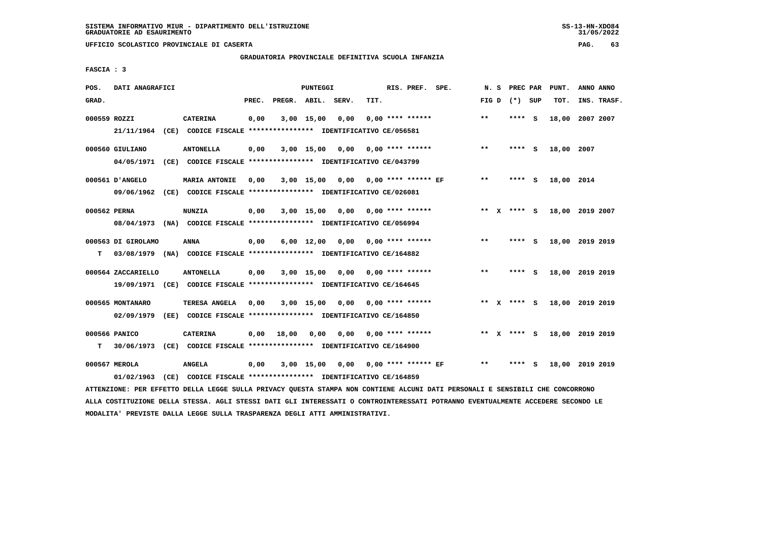SISTEMA INFORMATIVO MIUR - DIPARTIMENTO DELL'ISTRUZIONE
GRADUATORIE AD ESAURIMENTO

UFFICIO SCOLASTICO PROVINCIALE DI CASERTA

GRADUATORIA PROVINCIALE DEFINITIVA SCUOLA INFANZIA

FASCIA : 3

| POS. GRAD. | DATI ANAGRAFICI | | PREC. | PREGR. | ABIL. | SERV. | TIT. | RIS. PREF. SPE. | N. S FIG D | PREC PAR (*) SUP | PUNT. TOT. | ANNO INS. | ANNO TRASF. |
|---|---|---|---|---|---|---|---|---|---|---|---|---|---|
| 000559 | ROZZI | CATERINA | 0,00 | 3,00 | 15,00 | 0,00 | 0,00 | **** ****** | ** | **** S | 18,00 | 2007 | 2007 |
| | 21/11/1964 (CE) CODICE FISCALE **************** IDENTIFICATIVO CE/056581 | | | | | | | | | | | | |
| 000560 | GIULIANO | ANTONELLA | 0,00 | 3,00 | 15,00 | 0,00 | 0,00 | **** ****** | ** | **** S | 18,00 | 2007 | |
| | 04/05/1971 (CE) CODICE FISCALE **************** IDENTIFICATIVO CE/043799 | | | | | | | | | | | | |
| 000561 | D'ANGELO | MARIA ANTONIE | 0,00 | 3,00 | 15,00 | 0,00 | 0,00 | **** ****** EF | ** | **** S | 18,00 | 2014 | |
| | 09/06/1962 (CE) CODICE FISCALE **************** IDENTIFICATIVO CE/026081 | | | | | | | | | | | | |
| 000562 | PERNA | NUNZIA | 0,00 | 3,00 | 15,00 | 0,00 | 0,00 | **** ****** | ** X | **** S | 18,00 | 2019 | 2007 |
| | 08/04/1973 (NA) CODICE FISCALE **************** IDENTIFICATIVO CE/056994 | | | | | | | | | | | | |
| 000563 | DI GIROLAMO | ANNA | 0,00 | 6,00 | 12,00 | 0,00 | 0,00 | **** ****** | ** | **** S | 18,00 | 2019 | 2019 |
| T | 03/08/1979 (NA) CODICE FISCALE **************** IDENTIFICATIVO CE/164882 | | | | | | | | | | | | |
| 000564 | ZACCARIELLO | ANTONELLA | 0,00 | 3,00 | 15,00 | 0,00 | 0,00 | **** ****** | ** | **** S | 18,00 | 2019 | 2019 |
| | 19/09/1971 (CE) CODICE FISCALE **************** IDENTIFICATIVO CE/164645 | | | | | | | | | | | | |
| 000565 | MONTANARO | TERESA ANGELA | 0,00 | 3,00 | 15,00 | 0,00 | 0,00 | **** ****** | ** X | **** S | 18,00 | 2019 | 2019 |
| | 02/09/1979 (EE) CODICE FISCALE **************** IDENTIFICATIVO CE/164850 | | | | | | | | | | | | |
| 000566 | PANICO | CATERINA | 0,00 | 18,00 | 0,00 | 0,00 | 0,00 | **** ****** | ** X | **** S | 18,00 | 2019 | 2019 |
| T | 30/06/1973 (CE) CODICE FISCALE **************** IDENTIFICATIVO CE/164900 | | | | | | | | | | | | |
| 000567 | MEROLA | ANGELA | 0,00 | 3,00 | 15,00 | 0,00 | 0,00 | **** ****** EF | ** | **** S | 18,00 | 2019 | 2019 |
| | 01/02/1963 (CE) CODICE FISCALE **************** IDENTIFICATIVO CE/164859 | | | | | | | | | | | | |

ATTENZIONE: PER EFFETTO DELLA LEGGE SULLA PRIVACY QUESTA STAMPA NON CONTIENE ALCUNI DATI PERSONALI E SENSIBILI CHE CONCORRONO ALLA COSTITUZIONE DELLA STESSA. AGLI STESSI DATI GLI INTERESSATI O CONTROINTERESSATI POTRANNO EVENTUALMENTE ACCEDERE SECONDO LE MODALITA' PREVISTE DALLA LEGGE SULLA TRASPARENZA DEGLI ATTI AMMINISTRATIVI.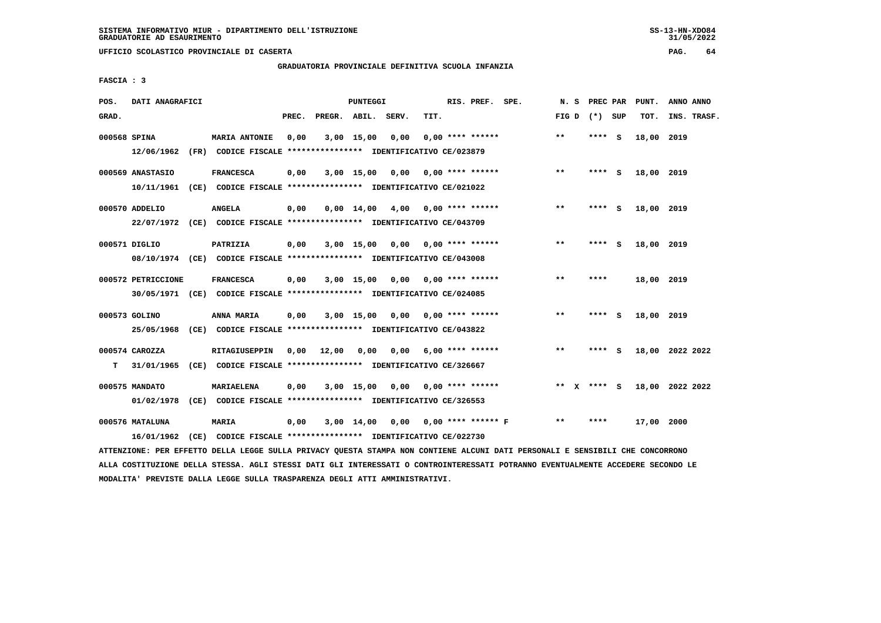SISTEMA INFORMATIVO MIUR - DIPARTIMENTO DELL'ISTRUZIONE
GRADUATORIE AD ESAURIMENTO

UFFICIO SCOLASTICO PROVINCIALE DI CASERTA

GRADUATORIA PROVINCIALE DEFINITIVA SCUOLA INFANZIA

FASCIA : 3

| POS. GRAD. | DATI ANAGRAFICI | | PREC. | PREGR. | ABIL. | SERV. | TIT. | RIS. PREF. SPE. | N. S FIG D | PREC PAR (*) SUP | PUNT. TOT. | ANNO ANNO INS. TRASF. |
|---|---|---|---|---|---|---|---|---|---|---|---|---|
| 000568 | SPINA | MARIA ANTONIE | 0,00 | 3,00 | 15,00 | 0,00 | 0,00 | **** ****** | ** | **** S | 18,00 | 2019 |
| | 12/06/1962 (FR) CODICE FISCALE **************** IDENTIFICATIVO CE/023879 | | | | | | | | | | | |
| 000569 | ANASTASIO | FRANCESCA | 0,00 | 3,00 | 15,00 | 0,00 | 0,00 | **** ****** | ** | **** S | 18,00 | 2019 |
| | 10/11/1961 (CE) CODICE FISCALE **************** IDENTIFICATIVO CE/021022 | | | | | | | | | | | |
| 000570 | ADDELIO | ANGELA | 0,00 | 0,00 | 14,00 | 4,00 | 0,00 | **** ****** | ** | **** S | 18,00 | 2019 |
| | 22/07/1972 (CE) CODICE FISCALE **************** IDENTIFICATIVO CE/043709 | | | | | | | | | | | |
| 000571 | DIGLIO | PATRIZIA | 0,00 | 3,00 | 15,00 | 0,00 | 0,00 | **** ****** | ** | **** S | 18,00 | 2019 |
| | 08/10/1974 (CE) CODICE FISCALE **************** IDENTIFICATIVO CE/043008 | | | | | | | | | | | |
| 000572 | PETRICCIONE | FRANCESCA | 0,00 | 3,00 | 15,00 | 0,00 | 0,00 | **** ****** | ** | **** | 18,00 | 2019 |
| | 30/05/1971 (CE) CODICE FISCALE **************** IDENTIFICATIVO CE/024085 | | | | | | | | | | | |
| 000573 | GOLINO | ANNA MARIA | 0,00 | 3,00 | 15,00 | 0,00 | 0,00 | **** ****** | ** | **** S | 18,00 | 2019 |
| | 25/05/1968 (CE) CODICE FISCALE **************** IDENTIFICATIVO CE/043822 | | | | | | | | | | | |
| 000574 | CAROZZA | RITAGIUSEPPIN | 0,00 | 12,00 | 0,00 | 0,00 | 6,00 | **** ****** | ** | **** S | 18,00 | 2022 2022 |
| T | 31/01/1965 (CE) CODICE FISCALE **************** IDENTIFICATIVO CE/326667 | | | | | | | | | | | |
| 000575 | MANDATO | MARIAELENA | 0,00 | 3,00 | 15,00 | 0,00 | 0,00 | **** ****** | ** X | **** S | 18,00 | 2022 2022 |
| | 01/02/1978 (CE) CODICE FISCALE **************** IDENTIFICATIVO CE/326553 | | | | | | | | | | | |
| 000576 | MATALUNA | MARIA | 0,00 | 3,00 | 14,00 | 0,00 | 0,00 | **** ****** F | ** | **** | 17,00 | 2000 |
| | 16/01/1962 (CE) CODICE FISCALE **************** IDENTIFICATIVO CE/022730 | | | | | | | | | | | |

ATTENZIONE: PER EFFETTO DELLA LEGGE SULLA PRIVACY QUESTA STAMPA NON CONTIENE ALCUNI DATI PERSONALI E SENSIBILI CHE CONCORRONO ALLA COSTITUZIONE DELLA STESSA. AGLI STESSI DATI GLI INTERESSATI O CONTROINTERESSATI POTRANNO EVENTUALMENTE ACCEDERE SECONDO LE MODALITA' PREVISTE DALLA LEGGE SULLA TRASPARENZA DEGLI ATTI AMMINISTRATIVI.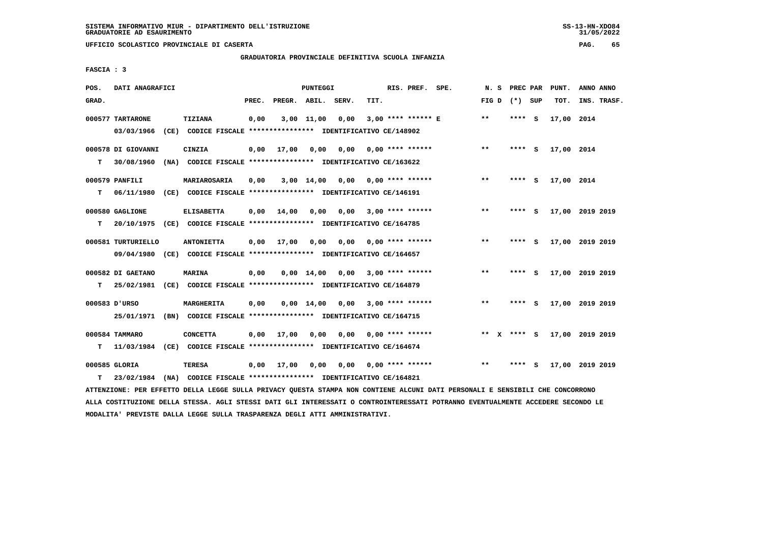SISTEMA INFORMATIVO MIUR - DIPARTIMENTO DELL'ISTRUZIONE
GRADUATORIE AD ESAURIMENTO

UFFICIO SCOLASTICO PROVINCIALE DI CASERTA

GRADUATORIA PROVINCIALE DEFINITIVA SCUOLA INFANZIA

FASCIA : 3

| POS. GRAD. | DATI ANAGRAFICI | | PREC. | PREGR. | ABIL. | SERV. | TIT. | RIS. PREF. SPE. | N. S FIG D | PREC PAR (*) SUP | PUNT. TOT. | ANNO INS. | ANNO TRASF. |
|---|---|---|---|---|---|---|---|---|---|---|---|---|---|
| 000577 | TARTARONE | TIZIANA | 0,00 | 3,00 | 11,00 | 0,00 | 3,00 | **** ****** E | ** | **** S | 17,00 | 2014 | |
| | 03/03/1966 (CE) CODICE FISCALE **************** IDENTIFICATIVO CE/148902 | | | | | | | | | | | | |
| 000578 | DI GIOVANNI | CINZIA | 0,00 | 17,00 | 0,00 | 0,00 | 0,00 | **** ****** | ** | **** S | 17,00 | 2014 | |
| T | 30/08/1960 (NA) CODICE FISCALE **************** IDENTIFICATIVO CE/163622 | | | | | | | | | | | | |
| 000579 | PANFILI | MARIAROSARIA | 0,00 | 3,00 | 14,00 | 0,00 | 0,00 | **** ****** | ** | **** S | 17,00 | 2014 | |
| T | 06/11/1980 (CE) CODICE FISCALE **************** IDENTIFICATIVO CE/146191 | | | | | | | | | | | | |
| 000580 | GAGLIONE | ELISABETTA | 0,00 | 14,00 | 0,00 | 0,00 | 3,00 | **** ****** | ** | **** S | 17,00 | 2019 | 2019 |
| T | 20/10/1975 (CE) CODICE FISCALE **************** IDENTIFICATIVO CE/164785 | | | | | | | | | | | | |
| 000581 | TURTURIELLO | ANTONIETTA | 0,00 | 17,00 | 0,00 | 0,00 | 0,00 | **** ****** | ** | **** S | 17,00 | 2019 | 2019 |
| | 09/04/1980 (CE) CODICE FISCALE **************** IDENTIFICATIVO CE/164657 | | | | | | | | | | | | |
| 000582 | DI GAETANO | MARINA | 0,00 | 0,00 | 14,00 | 0,00 | 3,00 | **** ****** | ** | **** S | 17,00 | 2019 | 2019 |
| T | 25/02/1981 (CE) CODICE FISCALE **************** IDENTIFICATIVO CE/164879 | | | | | | | | | | | | |
| 000583 | D'URSO | MARGHERITA | 0,00 | 0,00 | 14,00 | 0,00 | 3,00 | **** ****** | ** | **** S | 17,00 | 2019 | 2019 |
| | 25/01/1971 (BN) CODICE FISCALE **************** IDENTIFICATIVO CE/164715 | | | | | | | | | | | | |
| 000584 | TAMMARO | CONCETTA | 0,00 | 17,00 | 0,00 | 0,00 | 0,00 | **** ****** | ** X | **** S | 17,00 | 2019 | 2019 |
| T | 11/03/1984 (CE) CODICE FISCALE **************** IDENTIFICATIVO CE/164674 | | | | | | | | | | | | |
| 000585 | GLORIA | TERESA | 0,00 | 17,00 | 0,00 | 0,00 | 0,00 | **** ****** | ** | **** S | 17,00 | 2019 | 2019 |
| T | 23/02/1984 (NA) CODICE FISCALE **************** IDENTIFICATIVO CE/164821 | | | | | | | | | | | | |

ATTENZIONE: PER EFFETTO DELLA LEGGE SULLA PRIVACY QUESTA STAMPA NON CONTIENE ALCUNI DATI PERSONALI E SENSIBILI CHE CONCORRONO ALLA COSTITUZIONE DELLA STESSA. AGLI STESSI DATI GLI INTERESSATI O CONTROINTERESSATI POTRANNO EVENTUALMENTE ACCEDERE SECONDO LE MODALITA' PREVISTE DALLA LEGGE SULLA TRASPARENZA DEGLI ATTI AMMINISTRATIVI.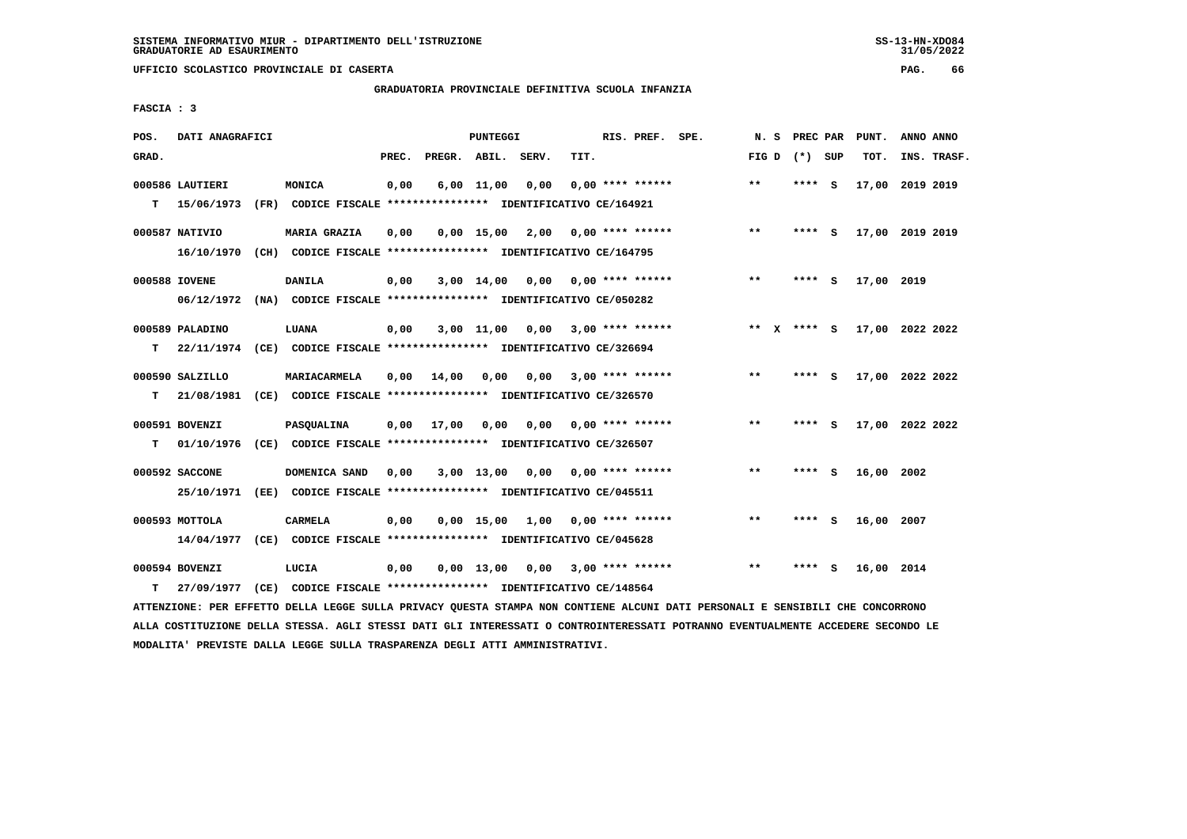SISTEMA INFORMATIVO MIUR - DIPARTIMENTO DELL'ISTRUZIONE
GRADUATORIE AD ESAURIMENTO

UFFICIO SCOLASTICO PROVINCIALE DI CASERTA

GRADUATORIA PROVINCIALE DEFINITIVA SCUOLA INFANZIA

FASCIA : 3

| POS. GRAD. | DATI ANAGRAFICI | | PREC. | PREGR. | ABIL. | SERV. | TIT. | RIS. PREF. SPE. | N. S FIG D | PREC PAR (*) SUP | PUNT. TOT. | ANNO ANNO INS. TRASF. |
|---|---|---|---|---|---|---|---|---|---|---|---|---|
| 000586 | LAUTIERI | MONICA | 0,00 | 6,00 | 11,00 | 0,00 | 0,00 | **** ****** | ** | **** S | 17,00 | 2019 2019 |
| T | 15/06/1973 (FR) | CODICE FISCALE **************** IDENTIFICATIVO CE/164921 | | | | | | | | | | |
| 000587 | NATIVIO | MARIA GRAZIA | 0,00 | 0,00 | 15,00 | 2,00 | 0,00 | **** ****** | ** | **** S | 17,00 | 2019 2019 |
| | 16/10/1970 (CH) | CODICE FISCALE **************** IDENTIFICATIVO CE/164795 | | | | | | | | | | |
| 000588 | IOVENE | DANILA | 0,00 | 3,00 | 14,00 | 0,00 | 0,00 | **** ****** | ** | **** S | 17,00 | 2019 |
| | 06/12/1972 (NA) | CODICE FISCALE **************** IDENTIFICATIVO CE/050282 | | | | | | | | | | |
| 000589 | PALADINO | LUANA | 0,00 | 3,00 | 11,00 | 0,00 | 3,00 | **** ****** | ** X | **** S | 17,00 | 2022 2022 |
| T | 22/11/1974 (CE) | CODICE FISCALE **************** IDENTIFICATIVO CE/326694 | | | | | | | | | | |
| 000590 | SALZILLO | MARIACARMELA | 0,00 | 14,00 | 0,00 | 0,00 | 3,00 | **** ****** | ** | **** S | 17,00 | 2022 2022 |
| T | 21/08/1981 (CE) | CODICE FISCALE **************** IDENTIFICATIVO CE/326570 | | | | | | | | | | |
| 000591 | BOVENZI | PASQUALINA | 0,00 | 17,00 | 0,00 | 0,00 | 0,00 | **** ****** | ** | **** S | 17,00 | 2022 2022 |
| T | 01/10/1976 (CE) | CODICE FISCALE **************** IDENTIFICATIVO CE/326507 | | | | | | | | | | |
| 000592 | SACCONE | DOMENICA SAND | 0,00 | 3,00 | 13,00 | 0,00 | 0,00 | **** ****** | ** | **** S | 16,00 | 2002 |
| | 25/10/1971 (EE) | CODICE FISCALE **************** IDENTIFICATIVO CE/045511 | | | | | | | | | | |
| 000593 | MOTTOLA | CARMELA | 0,00 | 0,00 | 15,00 | 1,00 | 0,00 | **** ****** | ** | **** S | 16,00 | 2007 |
| | 14/04/1977 (CE) | CODICE FISCALE **************** IDENTIFICATIVO CE/045628 | | | | | | | | | | |
| 000594 | BOVENZI | LUCIA | 0,00 | 0,00 | 13,00 | 0,00 | 3,00 | **** ****** | ** | **** S | 16,00 | 2014 |
| T | 27/09/1977 (CE) | CODICE FISCALE **************** IDENTIFICATIVO CE/148564 | | | | | | | | | | |

ATTENZIONE: PER EFFETTO DELLA LEGGE SULLA PRIVACY QUESTA STAMPA NON CONTIENE ALCUNI DATI PERSONALI E SENSIBILI CHE CONCORRONO ALLA COSTITUZIONE DELLA STESSA. AGLI STESSI DATI GLI INTERESSATI O CONTROINTERESSATI POTRANNO EVENTUALMENTE ACCEDERE SECONDO LE MODALITA' PREVISTE DALLA LEGGE SULLA TRASPARENZA DEGLI ATTI AMMINISTRATIVI.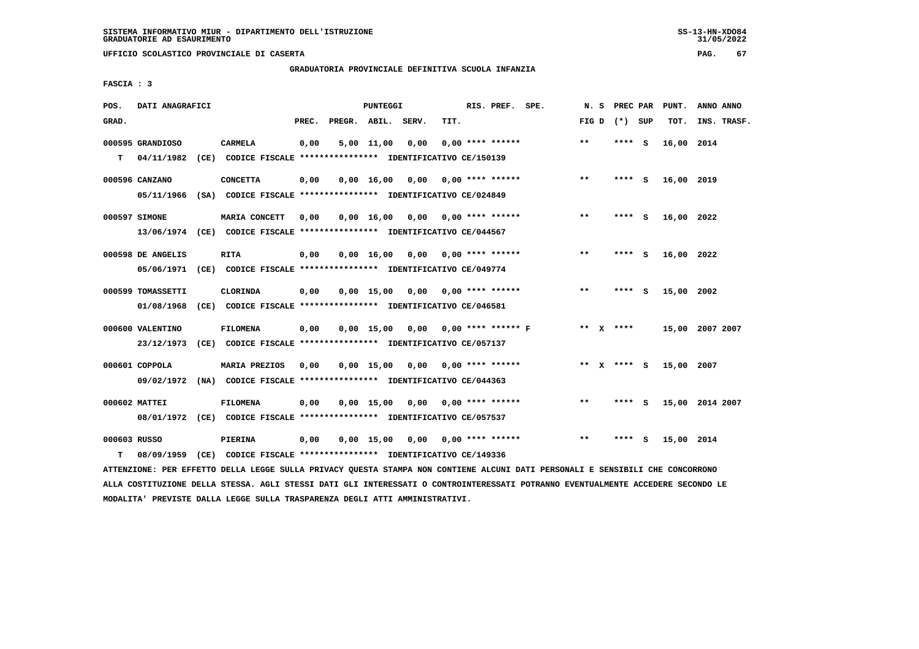SISTEMA INFORMATIVO MIUR - DIPARTIMENTO DELL'ISTRUZIONE
GRADUATORIE AD ESAURIMENTO

UFFICIO SCOLASTICO PROVINCIALE DI CASERTA

GRADUATORIA PROVINCIALE DEFINITIVA SCUOLA INFANZIA

FASCIA : 3

| POS. GRAD. | DATI ANAGRAFICI | | | PREC. | PREGR. | ABIL. | SERV. | TIT. | RIS. PREF. SPE. | N. S FIG D | PREC PAR (*) SUP | PUNT. TOT. | ANNO ANNO INS. TRASF. |
|---|---|---|---|---|---|---|---|---|---|---|---|---|---|
| 000595 | GRANDIOSO | CARMELA | | 0,00 | 5,00 | 11,00 | 0,00 | 0,00 | **** ****** | ** | **** S | 16,00 | 2014 |
| T | 04/11/1982 (CE) | CODICE FISCALE **************** | IDENTIFICATIVO CE/150139 | | | | | | | | | | |
| 000596 | CANZANO | CONCETTA | | 0,00 | 0,00 | 16,00 | 0,00 | 0,00 | **** ****** | ** | **** S | 16,00 | 2019 |
| | 05/11/1966 (SA) | CODICE FISCALE **************** | IDENTIFICATIVO CE/024849 | | | | | | | | | | |
| 000597 | SIMONE | MARIA CONCETT | | 0,00 | 0,00 | 16,00 | 0,00 | 0,00 | **** ****** | ** | **** S | 16,00 | 2022 |
| | 13/06/1974 (CE) | CODICE FISCALE **************** | IDENTIFICATIVO CE/044567 | | | | | | | | | | |
| 000598 | DE ANGELIS | RITA | | 0,00 | 0,00 | 16,00 | 0,00 | 0,00 | **** ****** | ** | **** S | 16,00 | 2022 |
| | 05/06/1971 (CE) | CODICE FISCALE **************** | IDENTIFICATIVO CE/049774 | | | | | | | | | | |
| 000599 | TOMASSETTI | CLORINDA | | 0,00 | 0,00 | 15,00 | 0,00 | 0,00 | **** ****** | ** | **** S | 15,00 | 2002 |
| | 01/08/1968 (CE) | CODICE FISCALE **************** | IDENTIFICATIVO CE/046581 | | | | | | | | | | |
| 000600 | VALENTINO | FILOMENA | | 0,00 | 0,00 | 15,00 | 0,00 | 0,00 | **** ****** F | ** X | **** | 15,00 | 2007 2007 |
| | 23/12/1973 (CE) | CODICE FISCALE **************** | IDENTIFICATIVO CE/057137 | | | | | | | | | | |
| 000601 | COPPOLA | MARIA PREZIOS | | 0,00 | 0,00 | 15,00 | 0,00 | 0,00 | **** ****** | ** X | **** S | 15,00 | 2007 |
| | 09/02/1972 (NA) | CODICE FISCALE **************** | IDENTIFICATIVO CE/044363 | | | | | | | | | | |
| 000602 | MATTEI | FILOMENA | | 0,00 | 0,00 | 15,00 | 0,00 | 0,00 | **** ****** | ** | **** S | 15,00 | 2014 2007 |
| | 08/01/1972 (CE) | CODICE FISCALE **************** | IDENTIFICATIVO CE/057537 | | | | | | | | | | |
| 000603 | RUSSO | PIERINA | | 0,00 | 0,00 | 15,00 | 0,00 | 0,00 | **** ****** | ** | **** S | 15,00 | 2014 |
| T | 08/09/1959 (CE) | CODICE FISCALE **************** | IDENTIFICATIVO CE/149336 | | | | | | | | | | |

ATTENZIONE: PER EFFETTO DELLA LEGGE SULLA PRIVACY QUESTA STAMPA NON CONTIENE ALCUNI DATI PERSONALI E SENSIBILI CHE CONCORRONO ALLA COSTITUZIONE DELLA STESSA. AGLI STESSI DATI GLI INTERESSATI O CONTROINTERESSATI POTRANNO EVENTUALMENTE ACCEDERE SECONDO LE MODALITA' PREVISTE DALLA LEGGE SULLA TRASPARENZA DEGLI ATTI AMMINISTRATIVI.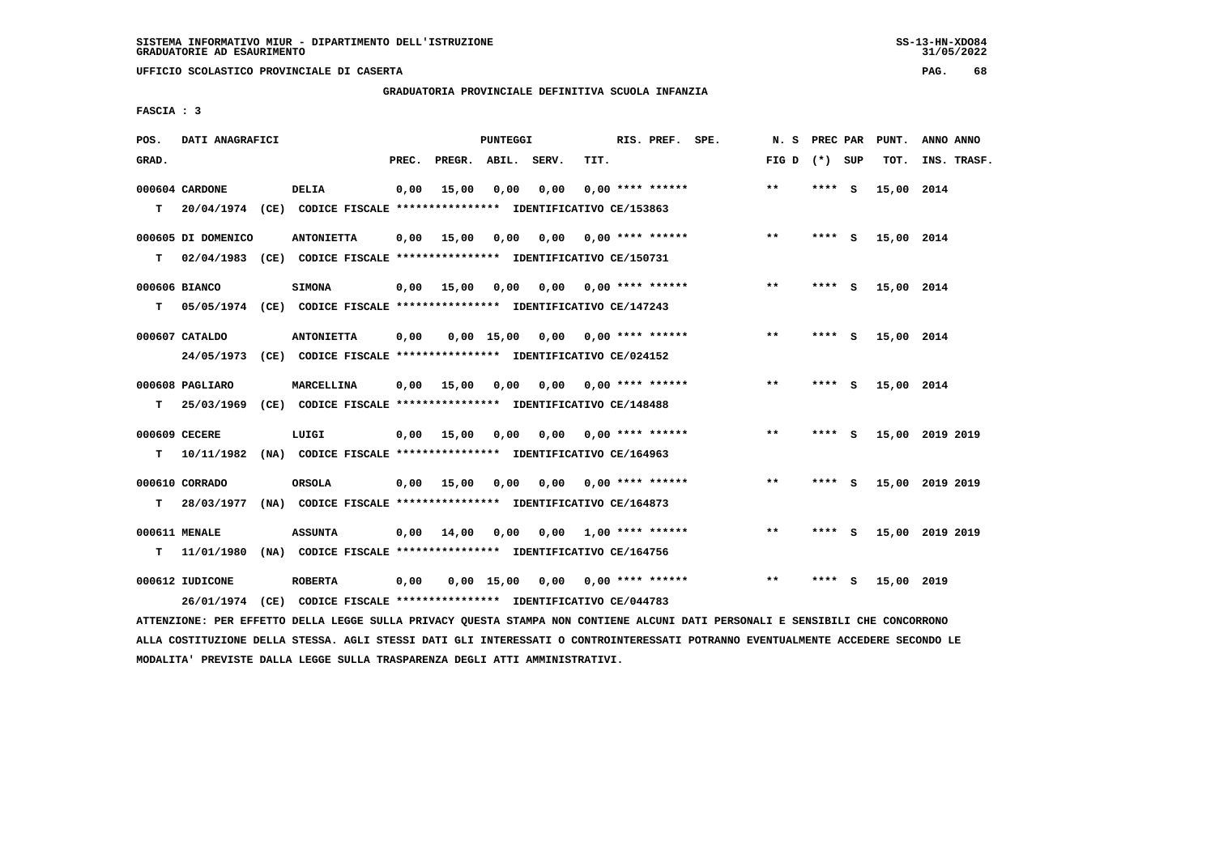SISTEMA INFORMATIVO MIUR - DIPARTIMENTO DELL'ISTRUZIONE
GRADUATORIE AD ESAURIMENTO

UFFICIO SCOLASTICO PROVINCIALE DI CASERTA

GRADUATORIA PROVINCIALE DEFINITIVA SCUOLA INFANZIA

FASCIA : 3

| POS. GRAD. | DATI ANAGRAFICI | | PREC. | PREGR. | ABIL. | SERV. | TIT. | RIS. PREF. SPE. | N. S FIG D | PREC PAR (*) SUP | PUNT. TOT. | ANNO ANNO INS. TRASF. |
|---|---|---|---|---|---|---|---|---|---|---|---|---|
| 000604 CARDONE | DELIA | | 0,00 | 15,00 | 0,00 | 0,00 | 0,00 | **** ****** | ** | **** S | 15,00 | 2014 |
| T | 20/04/1974 (CE) CODICE FISCALE **************** IDENTIFICATIVO CE/153863 | | | | | | | | | | | |
| 000605 DI DOMENICO | ANTONIETTA | | 0,00 | 15,00 | 0,00 | 0,00 | 0,00 | **** ****** | ** | **** S | 15,00 | 2014 |
| T | 02/04/1983 (CE) CODICE FISCALE **************** IDENTIFICATIVO CE/150731 | | | | | | | | | | | |
| 000606 BIANCO | SIMONA | | 0,00 | 15,00 | 0,00 | 0,00 | 0,00 | **** ****** | ** | **** S | 15,00 | 2014 |
| T | 05/05/1974 (CE) CODICE FISCALE **************** IDENTIFICATIVO CE/147243 | | | | | | | | | | | |
| 000607 CATALDO | ANTONIETTA | | 0,00 | 0,00 | 15,00 | 0,00 | 0,00 | **** ****** | ** | **** S | 15,00 | 2014 |
| | 24/05/1973 (CE) CODICE FISCALE **************** IDENTIFICATIVO CE/024152 | | | | | | | | | | | |
| 000608 PAGLIARO | MARCELLINA | | 0,00 | 15,00 | 0,00 | 0,00 | 0,00 | **** ****** | ** | **** S | 15,00 | 2014 |
| T | 25/03/1969 (CE) CODICE FISCALE **************** IDENTIFICATIVO CE/148488 | | | | | | | | | | | |
| 000609 CECERE | LUIGI | | 0,00 | 15,00 | 0,00 | 0,00 | 0,00 | **** ****** | ** | **** S | 15,00 | 2019 2019 |
| T | 10/11/1982 (NA) CODICE FISCALE **************** IDENTIFICATIVO CE/164963 | | | | | | | | | | | |
| 000610 CORRADO | ORSOLA | | 0,00 | 15,00 | 0,00 | 0,00 | 0,00 | **** ****** | ** | **** S | 15,00 | 2019 2019 |
| T | 28/03/1977 (NA) CODICE FISCALE **************** IDENTIFICATIVO CE/164873 | | | | | | | | | | | |
| 000611 MENALE | ASSUNTA | | 0,00 | 14,00 | 0,00 | 0,00 | 1,00 | **** ****** | ** | **** S | 15,00 | 2019 2019 |
| T | 11/01/1980 (NA) CODICE FISCALE **************** IDENTIFICATIVO CE/164756 | | | | | | | | | | | |
| 000612 IUDICONE | ROBERTA | | 0,00 | 0,00 | 15,00 | 0,00 | 0,00 | **** ****** | ** | **** S | 15,00 | 2019 |
| | 26/01/1974 (CE) CODICE FISCALE **************** IDENTIFICATIVO CE/044783 | | | | | | | | | | | |

ATTENZIONE: PER EFFETTO DELLA LEGGE SULLA PRIVACY QUESTA STAMPA NON CONTIENE ALCUNI DATI PERSONALI E SENSIBILI CHE CONCORRONO ALLA COSTITUZIONE DELLA STESSA. AGLI STESSI DATI GLI INTERESSATI O CONTROINTERESSATI POTRANNO EVENTUALMENTE ACCEDERE SECONDO LE MODALITA' PREVISTE DALLA LEGGE SULLA TRASPARENZA DEGLI ATTI AMMINISTRATIVI.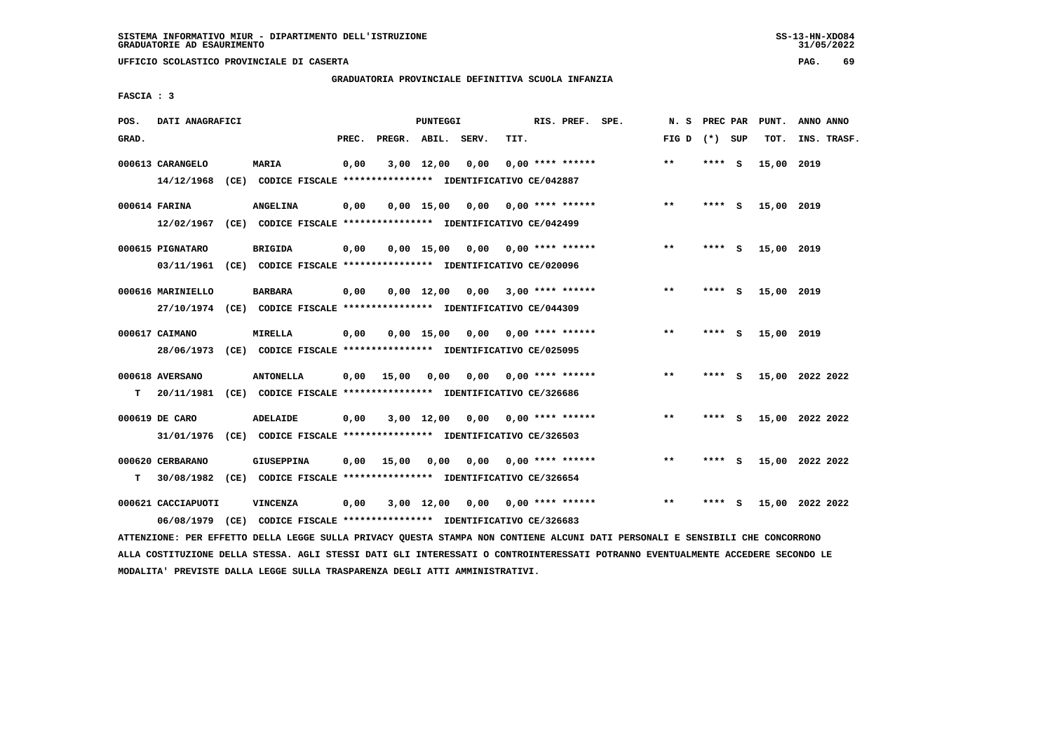SISTEMA INFORMATIVO MIUR - DIPARTIMENTO DELL'ISTRUZIONE
GRADUATORIE AD ESAURIMENTO

UFFICIO SCOLASTICO PROVINCIALE DI CASERTA

GRADUATORIA PROVINCIALE DEFINITIVA SCUOLA INFANZIA

FASCIA : 3

| POS. GRAD. | DATI ANAGRAFICI | | PREC. | PREGR. | ABIL. | SERV. | TIT. | RIS. PREF. SPE. | N. S FIG D | PREC PAR (*) SUP | PUNT. TOT. | ANNO ANNO INS. TRASF. |
|---|---|---|---|---|---|---|---|---|---|---|---|---|
| 000613 | CARANGELO | MARIA | 0,00 | 3,00 | 12,00 | 0,00 | 0,00 | **** ****** | ** | **** S | 15,00 | 2019 |
| | 14/12/1968 (CE) CODICE FISCALE **************** IDENTIFICATIVO CE/042887 | | | | | | | | | | | |
| 000614 | FARINA | ANGELINA | 0,00 | 0,00 | 15,00 | 0,00 | 0,00 | **** ****** | ** | **** S | 15,00 | 2019 |
| | 12/02/1967 (CE) CODICE FISCALE **************** IDENTIFICATIVO CE/042499 | | | | | | | | | | | |
| 000615 | PIGNATARO | BRIGIDA | 0,00 | 0,00 | 15,00 | 0,00 | 0,00 | **** ****** | ** | **** S | 15,00 | 2019 |
| | 03/11/1961 (CE) CODICE FISCALE **************** IDENTIFICATIVO CE/020096 | | | | | | | | | | | |
| 000616 | MARINIELLO | BARBARA | 0,00 | 0,00 | 12,00 | 0,00 | 3,00 | **** ****** | ** | **** S | 15,00 | 2019 |
| | 27/10/1974 (CE) CODICE FISCALE **************** IDENTIFICATIVO CE/044309 | | | | | | | | | | | |
| 000617 | CAIMANO | MIRELLA | 0,00 | 0,00 | 15,00 | 0,00 | 0,00 | **** ****** | ** | **** S | 15,00 | 2019 |
| | 28/06/1973 (CE) CODICE FISCALE **************** IDENTIFICATIVO CE/025095 | | | | | | | | | | | |
| 000618 | AVERSANO | ANTONELLA | 0,00 | 15,00 | 0,00 | 0,00 | 0,00 | **** ****** | ** | **** S | 15,00 | 2022 2022 |
| T | 20/11/1981 (CE) CODICE FISCALE **************** IDENTIFICATIVO CE/326686 | | | | | | | | | | | |
| 000619 | DE CARO | ADELAIDE | 0,00 | 3,00 | 12,00 | 0,00 | 0,00 | **** ****** | ** | **** S | 15,00 | 2022 2022 |
| | 31/01/1976 (CE) CODICE FISCALE **************** IDENTIFICATIVO CE/326503 | | | | | | | | | | | |
| 000620 | CERBARANO | GIUSEPPINA | 0,00 | 15,00 | 0,00 | 0,00 | 0,00 | **** ****** | ** | **** S | 15,00 | 2022 2022 |
| T | 30/08/1982 (CE) CODICE FISCALE **************** IDENTIFICATIVO CE/326654 | | | | | | | | | | | |
| 000621 | CACCIAPUOTI | VINCENZA | 0,00 | 3,00 | 12,00 | 0,00 | 0,00 | **** ****** | ** | **** S | 15,00 | 2022 2022 |
| | 06/08/1979 (CE) CODICE FISCALE **************** IDENTIFICATIVO CE/326683 | | | | | | | | | | | |

ATTENZIONE: PER EFFETTO DELLA LEGGE SULLA PRIVACY QUESTA STAMPA NON CONTIENE ALCUNI DATI PERSONALI E SENSIBILI CHE CONCORRONO ALLA COSTITUZIONE DELLA STESSA. AGLI STESSI DATI GLI INTERESSATI O CONTROINTERESSATI POTRANNO EVENTUALMENTE ACCEDERE SECONDO LE MODALITA' PREVISTE DALLA LEGGE SULLA TRASPARENZA DEGLI ATTI AMMINISTRATIVI.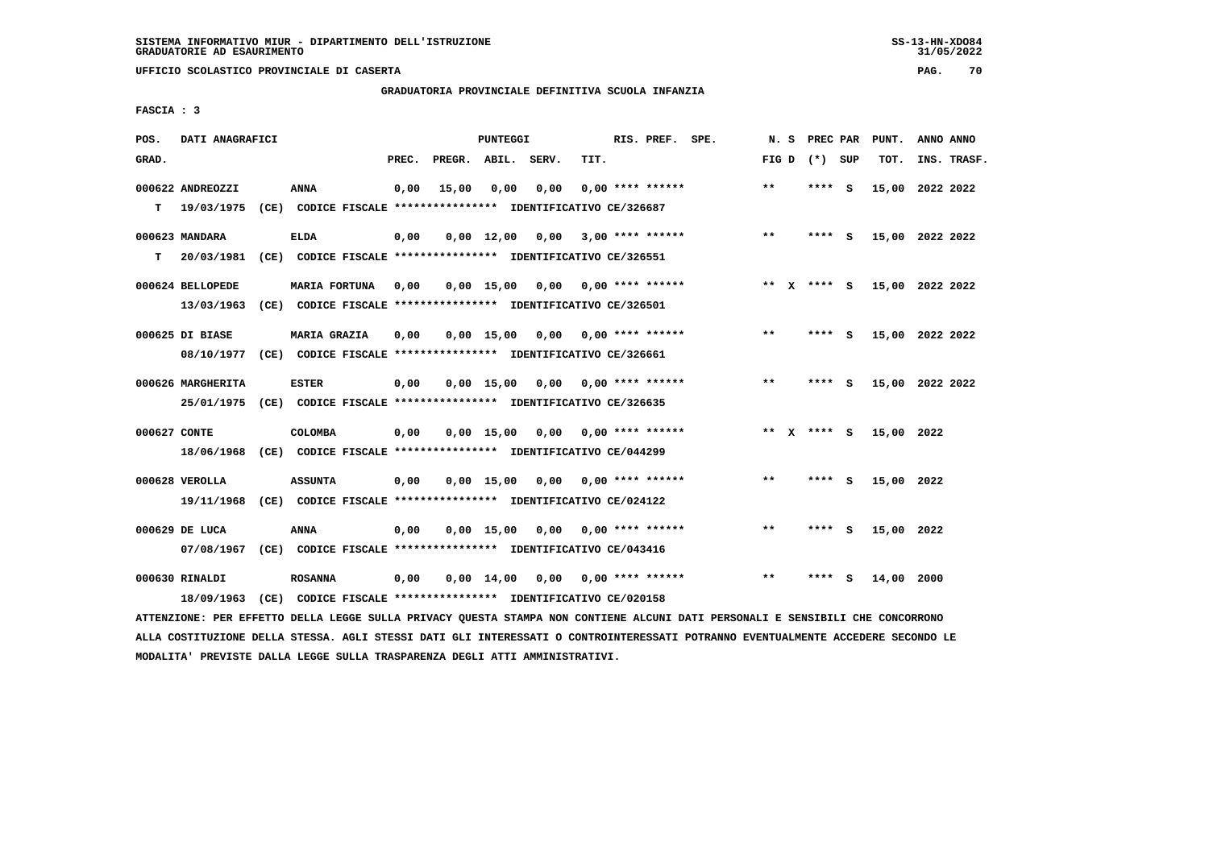SISTEMA INFORMATIVO MIUR - DIPARTIMENTO DELL'ISTRUZIONE
GRADUATORIE AD ESAURIMENTO

UFFICIO SCOLASTICO PROVINCIALE DI CASERTA

GRADUATORIA PROVINCIALE DEFINITIVA SCUOLA INFANZIA

FASCIA : 3

| POS. GRAD. | DATI ANAGRAFICI | | PREC. | PREGR. | ABIL. | SERV. | TIT. | RIS. PREF. SPE. | N. S FIG D | PREC PAR (*) SUP | PUNT. TOT. | ANNO ANNO INS. TRASF. |
|---|---|---|---|---|---|---|---|---|---|---|---|---|
| 000622 | ANDREOZZI | ANNA | 0,00 | 15,00 | 0,00 | 0,00 | 0,00 | **** ****** | ** | **** S | 15,00 | 2022 2022 |
| T | 19/03/1975 (CE) CODICE FISCALE **************** IDENTIFICATIVO CE/326687 | | | | | | | | | | | |
| 000623 | MANDARA | ELDA | 0,00 | 0,00 | 12,00 | 0,00 | 3,00 | **** ****** | ** | **** S | 15,00 | 2022 2022 |
| T | 20/03/1981 (CE) CODICE FISCALE **************** IDENTIFICATIVO CE/326551 | | | | | | | | | | | |
| 000624 | BELLOPEDE | MARIA FORTUNA | 0,00 | 0,00 | 15,00 | 0,00 | 0,00 | **** ****** | ** X | **** S | 15,00 | 2022 2022 |
| | 13/03/1963 (CE) CODICE FISCALE **************** IDENTIFICATIVO CE/326501 | | | | | | | | | | | |
| 000625 | DI BIASE | MARIA GRAZIA | 0,00 | 0,00 | 15,00 | 0,00 | 0,00 | **** ****** | ** | **** S | 15,00 | 2022 2022 |
| | 08/10/1977 (CE) CODICE FISCALE **************** IDENTIFICATIVO CE/326661 | | | | | | | | | | | |
| 000626 | MARGHERITA | ESTER | 0,00 | 0,00 | 15,00 | 0,00 | 0,00 | **** ****** | ** | **** S | 15,00 | 2022 2022 |
| | 25/01/1975 (CE) CODICE FISCALE **************** IDENTIFICATIVO CE/326635 | | | | | | | | | | | |
| 000627 | CONTE | COLOMBA | 0,00 | 0,00 | 15,00 | 0,00 | 0,00 | **** ****** | ** X | **** S | 15,00 | 2022 |
| | 18/06/1968 (CE) CODICE FISCALE **************** IDENTIFICATIVO CE/044299 | | | | | | | | | | | |
| 000628 | VEROLLA | ASSUNTA | 0,00 | 0,00 | 15,00 | 0,00 | 0,00 | **** ****** | ** | **** S | 15,00 | 2022 |
| | 19/11/1968 (CE) CODICE FISCALE **************** IDENTIFICATIVO CE/024122 | | | | | | | | | | | |
| 000629 | DE LUCA | ANNA | 0,00 | 0,00 | 15,00 | 0,00 | 0,00 | **** ****** | ** | **** S | 15,00 | 2022 |
| | 07/08/1967 (CE) CODICE FISCALE **************** IDENTIFICATIVO CE/043416 | | | | | | | | | | | |
| 000630 | RINALDI | ROSANNA | 0,00 | 0,00 | 14,00 | 0,00 | 0,00 | **** ****** | ** | **** S | 14,00 | 2000 |
| | 18/09/1963 (CE) CODICE FISCALE **************** IDENTIFICATIVO CE/020158 | | | | | | | | | | | |

ATTENZIONE: PER EFFETTO DELLA LEGGE SULLA PRIVACY QUESTA STAMPA NON CONTIENE ALCUNI DATI PERSONALI E SENSIBILI CHE CONCORRONO ALLA COSTITUZIONE DELLA STESSA. AGLI STESSI DATI GLI INTERESSATI O CONTROINTERESSATI POTRANNO EVENTUALMENTE ACCEDERE SECONDO LE MODALITA' PREVISTE DALLA LEGGE SULLA TRASPARENZA DEGLI ATTI AMMINISTRATIVI.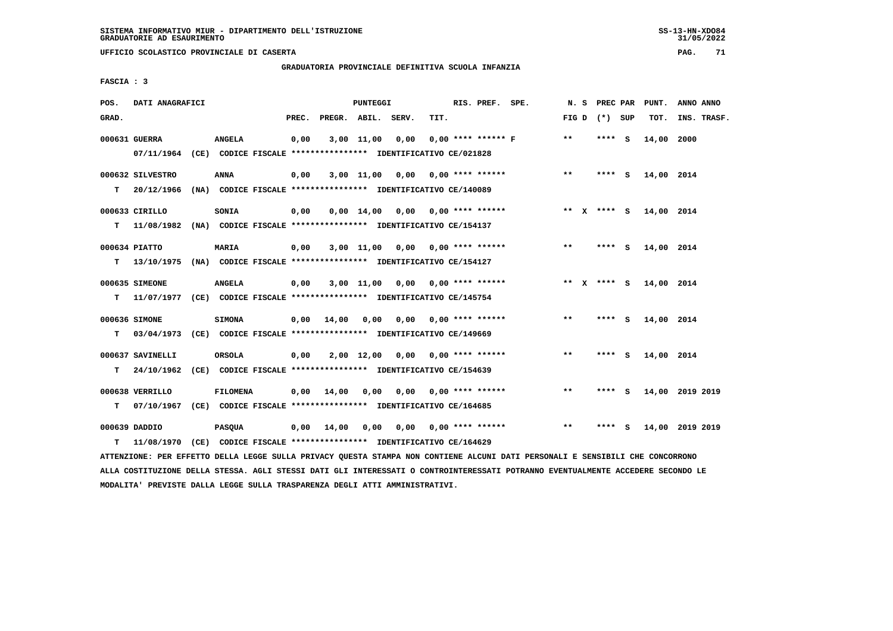SISTEMA INFORMATIVO MIUR - DIPARTIMENTO DELL'ISTRUZIONE
GRADUATORIE AD ESAURIMENTO

UFFICIO SCOLASTICO PROVINCIALE DI CASERTA

GRADUATORIA PROVINCIALE DEFINITIVA SCUOLA INFANZIA

FASCIA : 3

| POS. GRAD. | DATI ANAGRAFICI | | PREC. | PREGR. | ABIL. | SERV. | TIT. | RIS. PREF. SPE. | N. S FIG D | PREC PAR (*) SUP | PUNT. TOT. | ANNO ANNO INS. TRASF. |
|---|---|---|---|---|---|---|---|---|---|---|---|---|
| 000631 GUERRA | ANGELA | | 0,00 | 3,00 | 11,00 | 0,00 | 0,00 | **** ****** F | ** | **** S | 14,00 | 2000 |
| | 07/11/1964 (CE) CODICE FISCALE **************** IDENTIFICATIVO CE/021828 | | | | | | | | | | | |
| 000632 SILVESTRO | ANNA | | 0,00 | 3,00 | 11,00 | 0,00 | 0,00 | **** ****** | ** | **** S | 14,00 | 2014 |
| T | 20/12/1966 (NA) CODICE FISCALE **************** IDENTIFICATIVO CE/140089 | | | | | | | | | | | |
| 000633 CIRILLO | SONIA | | 0,00 | 0,00 | 14,00 | 0,00 | 0,00 | **** ****** | ** X | **** S | 14,00 | 2014 |
| T | 11/08/1982 (NA) CODICE FISCALE **************** IDENTIFICATIVO CE/154137 | | | | | | | | | | | |
| 000634 PIATTO | MARIA | | 0,00 | 3,00 | 11,00 | 0,00 | 0,00 | **** ****** | ** | **** S | 14,00 | 2014 |
| T | 13/10/1975 (NA) CODICE FISCALE **************** IDENTIFICATIVO CE/154127 | | | | | | | | | | | |
| 000635 SIMEONE | ANGELA | | 0,00 | 3,00 | 11,00 | 0,00 | 0,00 | **** ****** | ** X | **** S | 14,00 | 2014 |
| T | 11/07/1977 (CE) CODICE FISCALE **************** IDENTIFICATIVO CE/145754 | | | | | | | | | | | |
| 000636 SIMONE | SIMONA | | 0,00 | 14,00 | 0,00 | 0,00 | 0,00 | **** ****** | ** | **** S | 14,00 | 2014 |
| T | 03/04/1973 (CE) CODICE FISCALE **************** IDENTIFICATIVO CE/149669 | | | | | | | | | | | |
| 000637 SAVINELLI | ORSOLA | | 0,00 | 2,00 | 12,00 | 0,00 | 0,00 | **** ****** | ** | **** S | 14,00 | 2014 |
| T | 24/10/1962 (CE) CODICE FISCALE **************** IDENTIFICATIVO CE/154639 | | | | | | | | | | | |
| 000638 VERRILLO | FILOMENA | | 0,00 | 14,00 | 0,00 | 0,00 | 0,00 | **** ****** | ** | **** S | 14,00 | 2019 2019 |
| T | 07/10/1967 (CE) CODICE FISCALE **************** IDENTIFICATIVO CE/164685 | | | | | | | | | | | |
| 000639 DADDIO | PASQUA | | 0,00 | 14,00 | 0,00 | 0,00 | 0,00 | **** ****** | ** | **** S | 14,00 | 2019 2019 |
| T | 11/08/1970 (CE) CODICE FISCALE **************** IDENTIFICATIVO CE/164629 | | | | | | | | | | | |

ATTENZIONE: PER EFFETTO DELLA LEGGE SULLA PRIVACY QUESTA STAMPA NON CONTIENE ALCUNI DATI PERSONALI E SENSIBILI CHE CONCORRONO ALLA COSTITUZIONE DELLA STESSA. AGLI STESSI DATI GLI INTERESSATI O CONTROINTERESSATI POTRANNO EVENTUALMENTE ACCEDERE SECONDO LE MODALITA' PREVISTE DALLA LEGGE SULLA TRASPARENZA DEGLI ATTI AMMINISTRATIVI.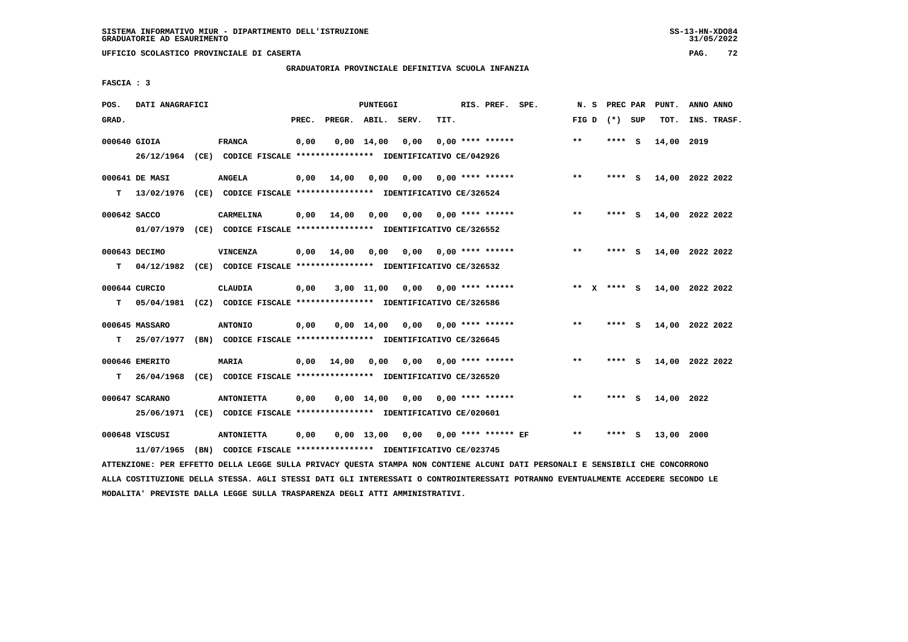SISTEMA INFORMATIVO MIUR - DIPARTIMENTO DELL'ISTRUZIONE
GRADUATORIE AD ESAURIMENTO

UFFICIO SCOLASTICO PROVINCIALE DI CASERTA

GRADUATORIA PROVINCIALE DEFINITIVA SCUOLA INFANZIA

FASCIA : 3

| POS. GRAD. | DATI ANAGRAFICI | | PUNTEGGI PREC. | PREGR. | ABIL. | SERV. | TIT. | RIS. PREF. SPE. | N. S FIG D | PREC PAR (*) SUP | PUNT. TOT. | ANNO ANNO INS. TRASF. |
|---|---|---|---|---|---|---|---|---|---|---|---|---|
| 000640 | GIOIA | FRANCA | 0,00 | 0,00 | 14,00 | 0,00 | 0,00 | **** ****** | ** | **** S | 14,00 | 2019 |
| | 26/12/1964 (CE) CODICE FISCALE **************** IDENTIFICATIVO CE/042926 | | | | | | | | | | | |
| 000641 | DE MASI | ANGELA | 0,00 | 14,00 | 0,00 | 0,00 | 0,00 | **** ****** | ** | **** S | 14,00 | 2022 2022 |
| T | 13/02/1976 (CE) CODICE FISCALE **************** IDENTIFICATIVO CE/326524 | | | | | | | | | | | |
| 000642 | SACCO | CARMELINA | 0,00 | 14,00 | 0,00 | 0,00 | 0,00 | **** ****** | ** | **** S | 14,00 | 2022 2022 |
| | 01/07/1979 (CE) CODICE FISCALE **************** IDENTIFICATIVO CE/326552 | | | | | | | | | | | |
| 000643 | DECIMO | VINCENZA | 0,00 | 14,00 | 0,00 | 0,00 | 0,00 | **** ****** | ** | **** S | 14,00 | 2022 2022 |
| T | 04/12/1982 (CE) CODICE FISCALE **************** IDENTIFICATIVO CE/326532 | | | | | | | | | | | |
| 000644 | CURCIO | CLAUDIA | 0,00 | 3,00 | 11,00 | 0,00 | 0,00 | **** ****** | ** X | **** S | 14,00 | 2022 2022 |
| T | 05/04/1981 (CZ) CODICE FISCALE **************** IDENTIFICATIVO CE/326586 | | | | | | | | | | | |
| 000645 | MASSARO | ANTONIO | 0,00 | 0,00 | 14,00 | 0,00 | 0,00 | **** ****** | ** | **** S | 14,00 | 2022 2022 |
| T | 25/07/1977 (BN) CODICE FISCALE **************** IDENTIFICATIVO CE/326645 | | | | | | | | | | | |
| 000646 | EMERITO | MARIA | 0,00 | 14,00 | 0,00 | 0,00 | 0,00 | **** ****** | ** | **** S | 14,00 | 2022 2022 |
| T | 26/04/1968 (CE) CODICE FISCALE **************** IDENTIFICATIVO CE/326520 | | | | | | | | | | | |
| 000647 | SCARANO | ANTONIETTA | 0,00 | 0,00 | 14,00 | 0,00 | 0,00 | **** ****** | ** | **** S | 14,00 | 2022 |
| | 25/06/1971 (CE) CODICE FISCALE **************** IDENTIFICATIVO CE/020601 | | | | | | | | | | | |
| 000648 | VISCUSI | ANTONIETTA | 0,00 | 0,00 | 13,00 | 0,00 | 0,00 | **** ****** EF | ** | **** S | 13,00 | 2000 |
| | 11/07/1965 (BN) CODICE FISCALE **************** IDENTIFICATIVO CE/023745 | | | | | | | | | | | |

ATTENZIONE: PER EFFETTO DELLA LEGGE SULLA PRIVACY QUESTA STAMPA NON CONTIENE ALCUNI DATI PERSONALI E SENSIBILI CHE CONCORRONO ALLA COSTITUZIONE DELLA STESSA. AGLI STESSI DATI GLI INTERESSATI O CONTROINTERESSATI POTRANNO EVENTUALMENTE ACCEDERE SECONDO LE MODALITA' PREVISTE DALLA LEGGE SULLA TRASPARENZA DEGLI ATTI AMMINISTRATIVI.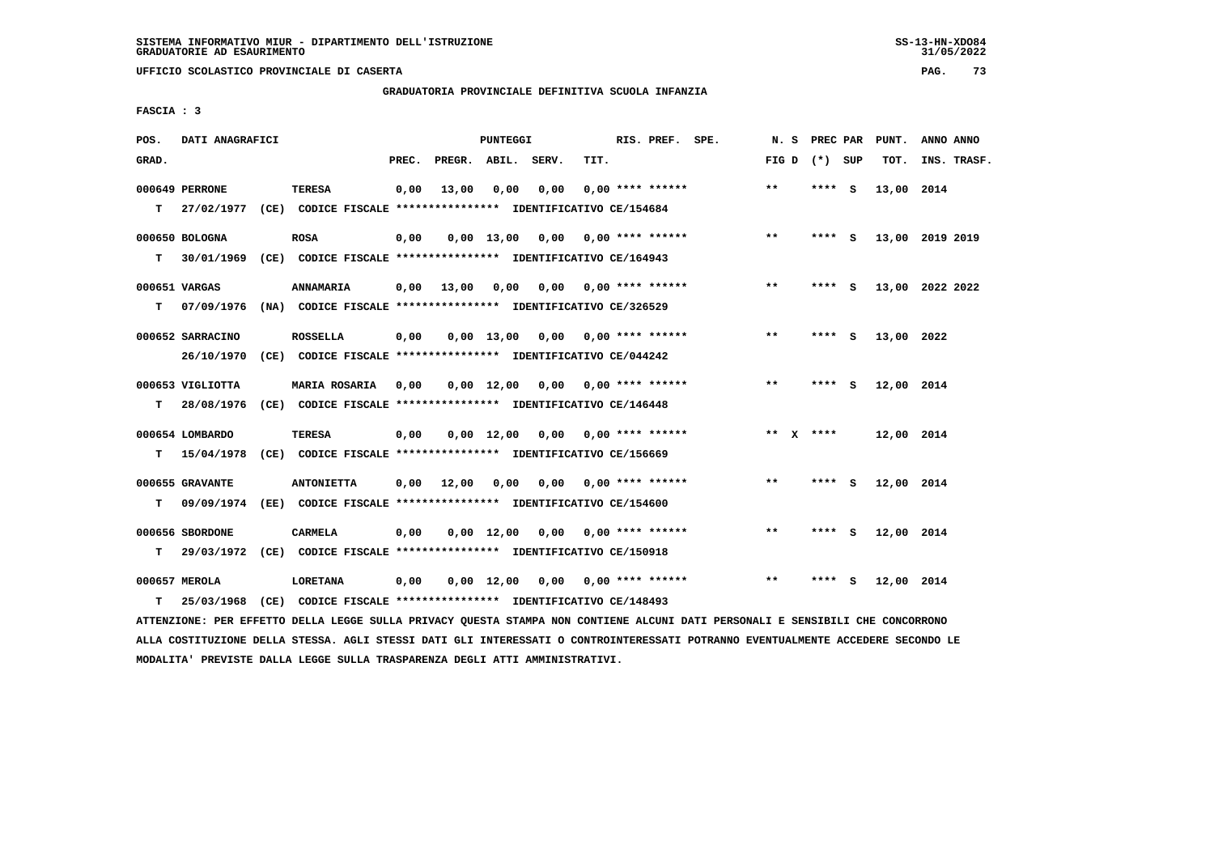GRADUATORIA PROVINCIALE DEFINITIVA SCUOLA INFANZIA

FASCIA : 3

| POS. GRAD. | DATI ANAGRAFICI | | PREC. | PREGR. | ABIL. | SERV. | TIT. | RIS. PREF. SPE. | N. S FIG D | PREC PAR (*) SUP | PUNT. TOT. | ANNO ANNO INS. TRASF. |
|---|---|---|---|---|---|---|---|---|---|---|---|---|
| 000649 PERRONE | | TERESA | 0,00 | 13,00 | 0,00 | 0,00 | 0,00 | **** ****** | ** | **** S | 13,00 | 2014 |
| T | 27/02/1977 (CE) CODICE FISCALE **************** IDENTIFICATIVO CE/154684 | | | | | | | | | | | |
| 000650 BOLOGNA | | ROSA | 0,00 | 0,00 | 13,00 | 0,00 | 0,00 | **** ****** | ** | **** S | 13,00 | 2019 2019 |
| T | 30/01/1969 (CE) CODICE FISCALE **************** IDENTIFICATIVO CE/164943 | | | | | | | | | | | |
| 000651 VARGAS | | ANNAMARIA | 0,00 | 13,00 | 0,00 | 0,00 | 0,00 | **** ****** | ** | **** S | 13,00 | 2022 2022 |
| T | 07/09/1976 (NA) CODICE FISCALE **************** IDENTIFICATIVO CE/326529 | | | | | | | | | | | |
| 000652 SARRACINO | | ROSSELLA | 0,00 | 0,00 | 13,00 | 0,00 | 0,00 | **** ****** | ** | **** S | 13,00 | 2022 |
| | 26/10/1970 (CE) CODICE FISCALE **************** IDENTIFICATIVO CE/044242 | | | | | | | | | | | |
| 000653 VIGLIOTTA | | MARIA ROSARIA | 0,00 | 0,00 | 12,00 | 0,00 | 0,00 | **** ****** | ** | **** S | 12,00 | 2014 |
| T | 28/08/1976 (CE) CODICE FISCALE **************** IDENTIFICATIVO CE/146448 | | | | | | | | | | | |
| 000654 LOMBARDO | | TERESA | 0,00 | 0,00 | 12,00 | 0,00 | 0,00 | **** ****** | ** X | **** | 12,00 | 2014 |
| T | 15/04/1978 (CE) CODICE FISCALE **************** IDENTIFICATIVO CE/156669 | | | | | | | | | | | |
| 000655 GRAVANTE | | ANTONIETTA | 0,00 | 12,00 | 0,00 | 0,00 | 0,00 | **** ****** | ** | **** S | 12,00 | 2014 |
| T | 09/09/1974 (EE) CODICE FISCALE **************** IDENTIFICATIVO CE/154600 | | | | | | | | | | | |
| 000656 SBORDONE | | CARMELA | 0,00 | 0,00 | 12,00 | 0,00 | 0,00 | **** ****** | ** | **** S | 12,00 | 2014 |
| T | 29/03/1972 (CE) CODICE FISCALE **************** IDENTIFICATIVO CE/150918 | | | | | | | | | | | |
| 000657 MEROLA | | LORETANA | 0,00 | 0,00 | 12,00 | 0,00 | 0,00 | **** ****** | ** | **** S | 12,00 | 2014 |
| T | 25/03/1968 (CE) CODICE FISCALE **************** IDENTIFICATIVO CE/148493 | | | | | | | | | | | |

ATTENZIONE: PER EFFETTO DELLA LEGGE SULLA PRIVACY QUESTA STAMPA NON CONTIENE ALCUNI DATI PERSONALI E SENSIBILI CHE CONCORRONO ALLA COSTITUZIONE DELLA STESSA. AGLI STESSI DATI GLI INTERESSATI O CONTROINTERESSATI POTRANNO EVENTUALMENTE ACCEDERE SECONDO LE MODALITA' PREVISTE DALLA LEGGE SULLA TRASPARENZA DEGLI ATTI AMMINISTRATIVI.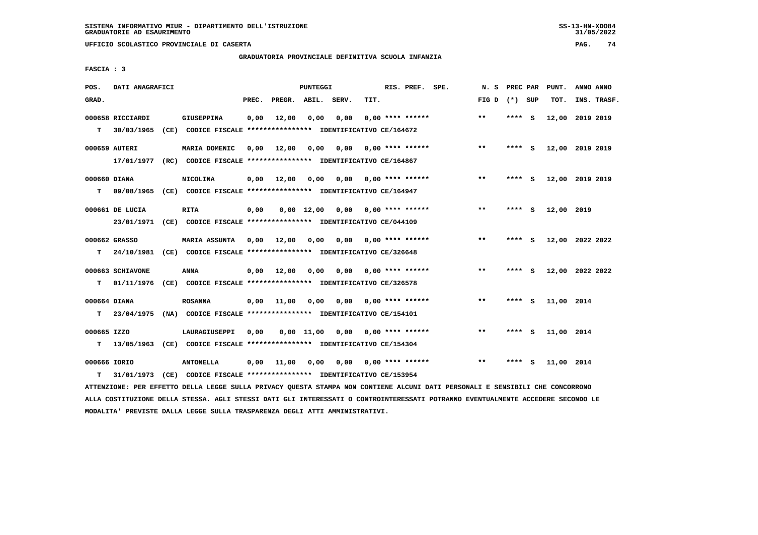SISTEMA INFORMATIVO MIUR - DIPARTIMENTO DELL'ISTRUZIONE
GRADUATORIE AD ESAURIMENTO

UFFICIO SCOLASTICO PROVINCIALE DI CASERTA

GRADUATORIA PROVINCIALE DEFINITIVA SCUOLA INFANZIA

FASCIA : 3

| POS. GRAD. | DATI ANAGRAFICI | | PREC. | PREGR. | ABIL. | SERV. | TIT. | RIS. PREF. SPE. | N. S FIG D | PREC PAR (*) SUP | PUNT. TOT. | ANNO ANNO INS. TRASF. |
|---|---|---|---|---|---|---|---|---|---|---|---|---|
| 000658 RICCIARDI | | GIUSEPPINA | 0,00 | 12,00 | 0,00 | 0,00 | 0,00 | **** ****** | ** | **** S | 12,00 | 2019 2019 |
| T | 30/03/1965 (CE) CODICE FISCALE **************** IDENTIFICATIVO CE/164672 | | | | | | | | | | | |
| 000659 AUTERI | | MARIA DOMENIC | 0,00 | 12,00 | 0,00 | 0,00 | 0,00 | **** ****** | ** | **** S | 12,00 | 2019 2019 |
| | 17/01/1977 (RC) CODICE FISCALE **************** IDENTIFICATIVO CE/164867 | | | | | | | | | | | |
| 000660 DIANA | | NICOLINA | 0,00 | 12,00 | 0,00 | 0,00 | 0,00 | **** ****** | ** | **** S | 12,00 | 2019 2019 |
| T | 09/08/1965 (CE) CODICE FISCALE **************** IDENTIFICATIVO CE/164947 | | | | | | | | | | | |
| 000661 DE LUCIA | | RITA | 0,00 | 0,00 | 12,00 | 0,00 | 0,00 | **** ****** | ** | **** S | 12,00 | 2019 |
| | 23/01/1971 (CE) CODICE FISCALE **************** IDENTIFICATIVO CE/044109 | | | | | | | | | | | |
| 000662 GRASSO | | MARIA ASSUNTA | 0,00 | 12,00 | 0,00 | 0,00 | 0,00 | **** ****** | ** | **** S | 12,00 | 2022 2022 |
| T | 24/10/1981 (CE) CODICE FISCALE **************** IDENTIFICATIVO CE/326648 | | | | | | | | | | | |
| 000663 SCHIAVONE | | ANNA | 0,00 | 12,00 | 0,00 | 0,00 | 0,00 | **** ****** | ** | **** S | 12,00 | 2022 2022 |
| T | 01/11/1976 (CE) CODICE FISCALE **************** IDENTIFICATIVO CE/326578 | | | | | | | | | | | |
| 000664 DIANA | | ROSANNA | 0,00 | 11,00 | 0,00 | 0,00 | 0,00 | **** ****** | ** | **** S | 11,00 | 2014 |
| T | 23/04/1975 (NA) CODICE FISCALE **************** IDENTIFICATIVO CE/154101 | | | | | | | | | | | |
| 000665 IZZO | | LAURAGIUSEPPI | 0,00 | 0,00 | 11,00 | 0,00 | 0,00 | **** ****** | ** | **** S | 11,00 | 2014 |
| T | 13/05/1963 (CE) CODICE FISCALE **************** IDENTIFICATIVO CE/154304 | | | | | | | | | | | |
| 000666 IORIO | | ANTONELLA | 0,00 | 11,00 | 0,00 | 0,00 | 0,00 | **** ****** | ** | **** S | 11,00 | 2014 |
| T | 31/01/1973 (CE) CODICE FISCALE **************** IDENTIFICATIVO CE/153954 | | | | | | | | | | | |

ATTENZIONE: PER EFFETTO DELLA LEGGE SULLA PRIVACY QUESTA STAMPA NON CONTIENE ALCUNI DATI PERSONALI E SENSIBILI CHE CONCORRONO ALLA COSTITUZIONE DELLA STESSA. AGLI STESSI DATI GLI INTERESSATI O CONTROINTERESSATI POTRANNO EVENTUALMENTE ACCEDERE SECONDO LE MODALITA' PREVISTE DALLA LEGGE SULLA TRASPARENZA DEGLI ATTI AMMINISTRATIVI.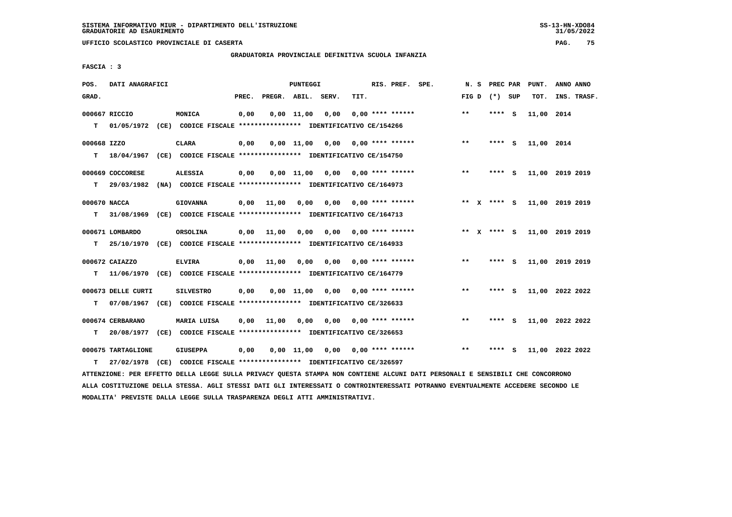UFFICIO SCOLASTICO PROVINCIALE DI CASERTA

GRADUATORIA PROVINCIALE DEFINITIVA SCUOLA INFANZIA

FASCIA : 3

| POS. GRAD. | DATI ANAGRAFICI | | PREC. | PREGR. | ABIL. | SERV. | TIT. | RIS. PREF. SPE. | N. S FIG D | PREC PAR (*) SUP | PUNT. TOT. | ANNO ANNO INS. TRASF. |
|---|---|---|---|---|---|---|---|---|---|---|---|---|
| 000667 | RICCIO | MONICA | 0,00 | 0,00 | 11,00 | 0,00 | 0,00 | **** ****** | ** | **** S | 11,00 | 2014 |
| T | 01/05/1972 (CE) CODICE FISCALE **************** IDENTIFICATIVO CE/154266 | | | | | | | | | | | |
| 000668 | IZZO | CLARA | 0,00 | 0,00 | 11,00 | 0,00 | 0,00 | **** ****** | ** | **** S | 11,00 | 2014 |
| T | 18/04/1967 (CE) CODICE FISCALE **************** IDENTIFICATIVO CE/154750 | | | | | | | | | | | |
| 000669 | COCCORESE | ALESSIA | 0,00 | 0,00 | 11,00 | 0,00 | 0,00 | **** ****** | ** | **** S | 11,00 | 2019 2019 |
| T | 29/03/1982 (NA) CODICE FISCALE **************** IDENTIFICATIVO CE/164973 | | | | | | | | | | | |
| 000670 | NACCA | GIOVANNA | 0,00 | 11,00 | 0,00 | 0,00 | 0,00 | **** ****** | ** X | **** S | 11,00 | 2019 2019 |
| T | 31/08/1969 (CE) CODICE FISCALE **************** IDENTIFICATIVO CE/164713 | | | | | | | | | | | |
| 000671 | LOMBARDO | ORSOLINA | 0,00 | 11,00 | 0,00 | 0,00 | 0,00 | **** ****** | ** X | **** S | 11,00 | 2019 2019 |
| T | 25/10/1970 (CE) CODICE FISCALE **************** IDENTIFICATIVO CE/164933 | | | | | | | | | | | |
| 000672 | CAIAZZO | ELVIRA | 0,00 | 11,00 | 0,00 | 0,00 | 0,00 | **** ****** | ** | **** S | 11,00 | 2019 2019 |
| T | 11/06/1970 (CE) CODICE FISCALE **************** IDENTIFICATIVO CE/164779 | | | | | | | | | | | |
| 000673 | DELLE CURTI | SILVESTRO | 0,00 | 0,00 | 11,00 | 0,00 | 0,00 | **** ****** | ** | **** S | 11,00 | 2022 2022 |
| T | 07/08/1967 (CE) CODICE FISCALE **************** IDENTIFICATIVO CE/326633 | | | | | | | | | | | |
| 000674 | CERBARANO | MARIA LUISA | 0,00 | 11,00 | 0,00 | 0,00 | 0,00 | **** ****** | ** | **** S | 11,00 | 2022 2022 |
| T | 20/08/1977 (CE) CODICE FISCALE **************** IDENTIFICATIVO CE/326653 | | | | | | | | | | | |
| 000675 | TARTAGLIONE | GIUSEPPA | 0,00 | 0,00 | 11,00 | 0,00 | 0,00 | **** ****** | ** | **** S | 11,00 | 2022 2022 |
| T | 27/02/1978 (CE) CODICE FISCALE **************** IDENTIFICATIVO CE/326597 | | | | | | | | | | | |

ATTENZIONE: PER EFFETTO DELLA LEGGE SULLA PRIVACY QUESTA STAMPA NON CONTIENE ALCUNI DATI PERSONALI E SENSIBILI CHE CONCORRONO ALLA COSTITUZIONE DELLA STESSA. AGLI STESSI DATI GLI INTERESSATI O CONTROINTERESSATI POTRANNO EVENTUALMENTE ACCEDERE SECONDO LE MODALITA' PREVISTE DALLA LEGGE SULLA TRASPARENZA DEGLI ATTI AMMINISTRATIVI.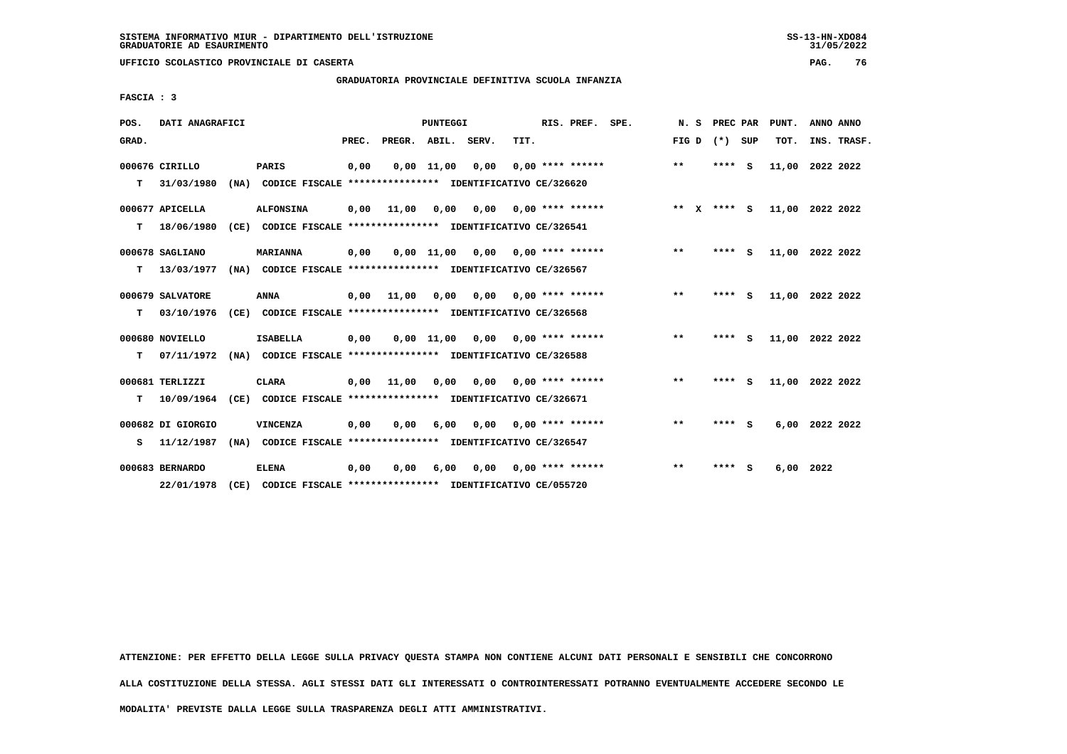SISTEMA INFORMATIVO MIUR - DIPARTIMENTO DELL'ISTRUZIONE
GRADUATORIE AD ESAURIMENTO

UFFICIO SCOLASTICO PROVINCIALE DI CASERTA

GRADUATORIA PROVINCIALE DEFINITIVA SCUOLA INFANZIA

FASCIA : 3

| POS. GRAD. | DATI ANAGRAFICI | | PREC. | PREGR. | ABIL. | SERV. | TIT. | RIS. PREF. | SPE. | N. S FIG D | PREC PAR (*) SUP | PUNT. TOT. | ANNO ANNO INS. TRASF. |
|---|---|---|---|---|---|---|---|---|---|---|---|---|---|
| 000676 | CIRILLO | PARIS | 0,00 | 0,00 | 11,00 | 0,00 | 0,00 | **** ****** | | ** | **** S | 11,00 | 2022 2022 |
| T | 31/03/1980 (NA) | CODICE FISCALE **************** IDENTIFICATIVO CE/326620 | | | | | | | | | | | |
| 000677 | APICELLA | ALFONSINA | 0,00 | 11,00 | 0,00 | 0,00 | 0,00 | **** ****** | | ** X | **** S | 11,00 | 2022 2022 |
| T | 18/06/1980 (CE) | CODICE FISCALE **************** IDENTIFICATIVO CE/326541 | | | | | | | | | | | |
| 000678 | SAGLIANO | MARIANNA | 0,00 | 0,00 | 11,00 | 0,00 | 0,00 | **** ****** | | ** | **** S | 11,00 | 2022 2022 |
| T | 13/03/1977 (NA) | CODICE FISCALE **************** IDENTIFICATIVO CE/326567 | | | | | | | | | | | |
| 000679 | SALVATORE | ANNA | 0,00 | 11,00 | 0,00 | 0,00 | 0,00 | **** ****** | | ** | **** S | 11,00 | 2022 2022 |
| T | 03/10/1976 (CE) | CODICE FISCALE **************** IDENTIFICATIVO CE/326568 | | | | | | | | | | | |
| 000680 | NOVIELLO | ISABELLA | 0,00 | 0,00 | 11,00 | 0,00 | 0,00 | **** ****** | | ** | **** S | 11,00 | 2022 2022 |
| T | 07/11/1972 (NA) | CODICE FISCALE **************** IDENTIFICATIVO CE/326588 | | | | | | | | | | | |
| 000681 | TERLIZZI | CLARA | 0,00 | 11,00 | 0,00 | 0,00 | 0,00 | **** ****** | | ** | **** S | 11,00 | 2022 2022 |
| T | 10/09/1964 (CE) | CODICE FISCALE **************** IDENTIFICATIVO CE/326671 | | | | | | | | | | | |
| 000682 | DI GIORGIO | VINCENZA | 0,00 | 0,00 | 6,00 | 0,00 | 0,00 | **** ****** | | ** | **** S | 6,00 | 2022 2022 |
| S | 11/12/1987 (NA) | CODICE FISCALE **************** IDENTIFICATIVO CE/326547 | | | | | | | | | | | |
| 000683 | BERNARDO | ELENA | 0,00 | 0,00 | 6,00 | 0,00 | 0,00 | **** ****** | | ** | **** S | 6,00 | 2022 |
| | 22/01/1978 (CE) | CODICE FISCALE **************** IDENTIFICATIVO CE/055720 | | | | | | | | | | | |

ATTENZIONE: PER EFFETTO DELLA LEGGE SULLA PRIVACY QUESTA STAMPA NON CONTIENE ALCUNI DATI PERSONALI E SENSIBILI CHE CONCORRONO ALLA COSTITUZIONE DELLA STESSA. AGLI STESSI DATI GLI INTERESSATI O CONTROINTERESSATI POTRANNO EVENTUALMENTE ACCEDERE SECONDO LE MODALITA' PREVISTE DALLA LEGGE SULLA TRASPARENZA DEGLI ATTI AMMINISTRATIVI.